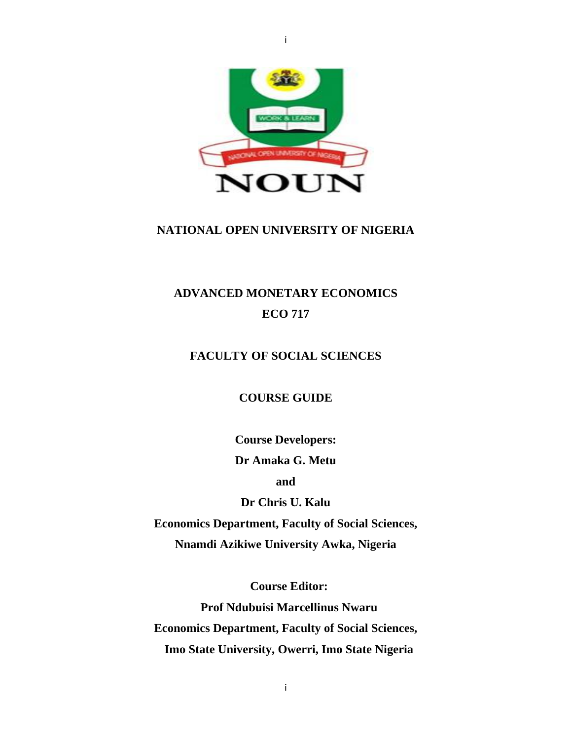**NATIONAL OPEN UNIVERSITY OF NIGERIA**

# ADVANCED MONETARY ECONOMICS

# ECO 717

**FACULTY OF SOCIAL SCIENCES**

**COURSE GUIDE**

**Course Developers:**

**Dr Amaka G. Metu**

**and**

**Dr Chris U. Kalu**

**Economics Department, Faculty of Social Sciences,**

**Nnamdi Azikiwe University Awka, Nigeria**

**Course Editor:**

**Prof Ndubuisi Marcellinus Nwaru**

**Economics Department, Faculty of Social Sciences,**

**Imo State University, Owerri, Imo State Nigeria**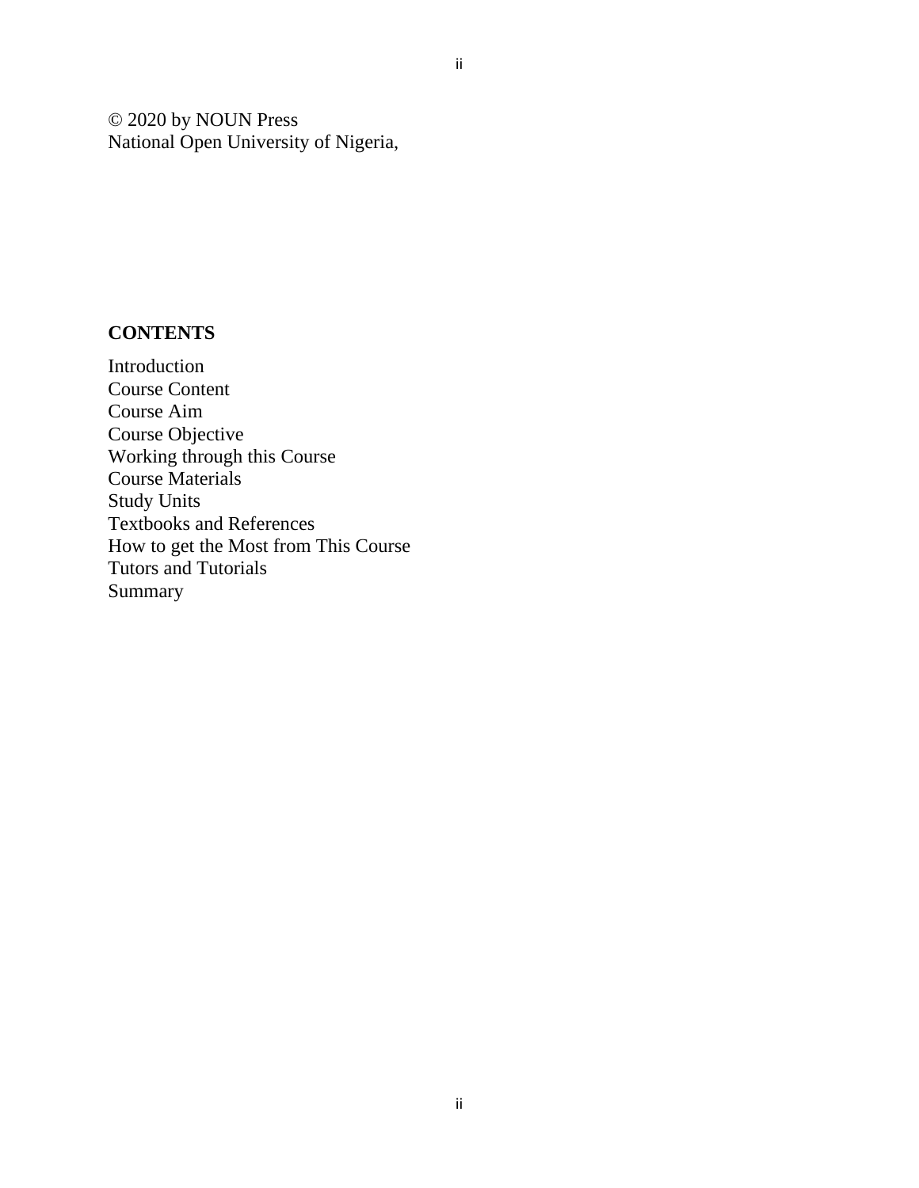© 2020 by NOUN Press
National Open University of Nigeria,

## CONTENTS

Introduction
Course Content
Course Aim
Course Objective
Working through this Course
Course Materials
Study Units
Textbooks and References
How to get the Most from This Course
Tutors and Tutorials
Summary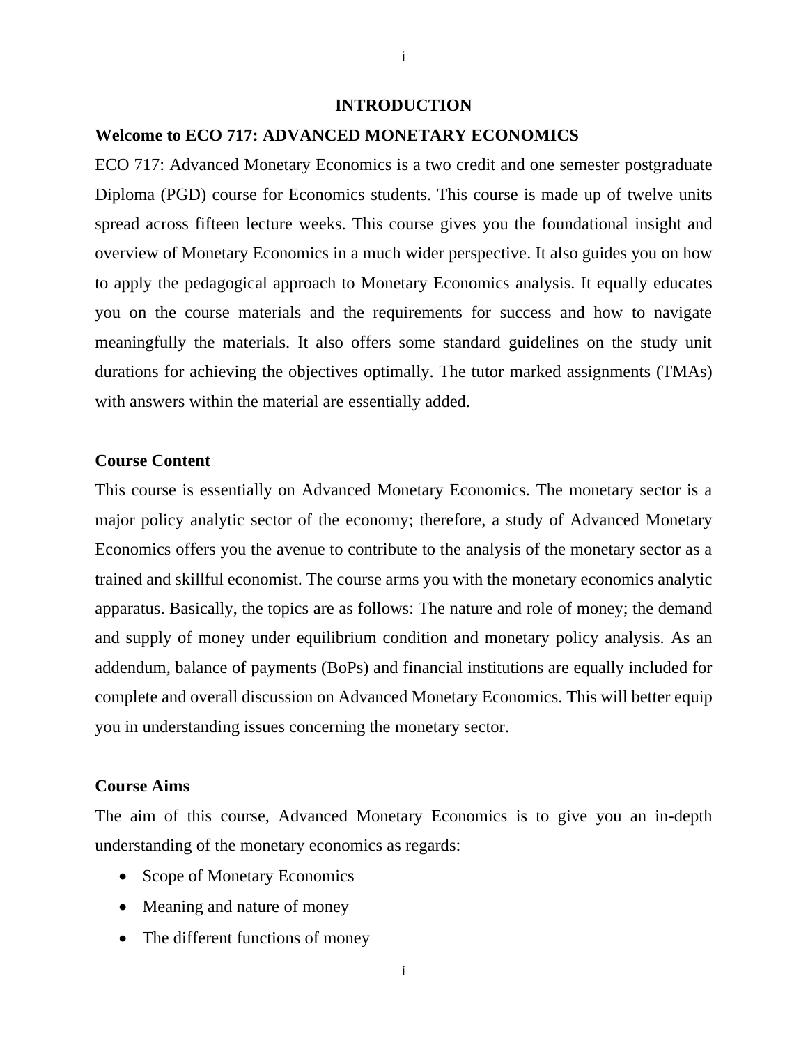# INTRODUCTION

## Welcome to ECO 717: ADVANCED MONETARY ECONOMICS

ECO 717: Advanced Monetary Economics is a two credit and one semester postgraduate Diploma (PGD) course for Economics students. This course is made up of twelve units spread across fifteen lecture weeks. This course gives you the foundational insight and overview of Monetary Economics in a much wider perspective. It also guides you on how to apply the pedagogical approach to Monetary Economics analysis. It equally educates you on the course materials and the requirements for success and how to navigate meaningfully the materials. It also offers some standard guidelines on the study unit durations for achieving the objectives optimally. The tutor marked assignments (TMAs) with answers within the material are essentially added.

### Course Content

This course is essentially on Advanced Monetary Economics. The monetary sector is a major policy analytic sector of the economy; therefore, a study of Advanced Monetary Economics offers you the avenue to contribute to the analysis of the monetary sector as a trained and skillful economist. The course arms you with the monetary economics analytic apparatus. Basically, the topics are as follows: The nature and role of money; the demand and supply of money under equilibrium condition and monetary policy analysis. As an addendum, balance of payments (BoPs) and financial institutions are equally included for complete and overall discussion on Advanced Monetary Economics. This will better equip you in understanding issues concerning the monetary sector.

### Course Aims

The aim of this course, Advanced Monetary Economics is to give you an in-depth understanding of the monetary economics as regards:

- Scope of Monetary Economics
- Meaning and nature of money
- The different functions of money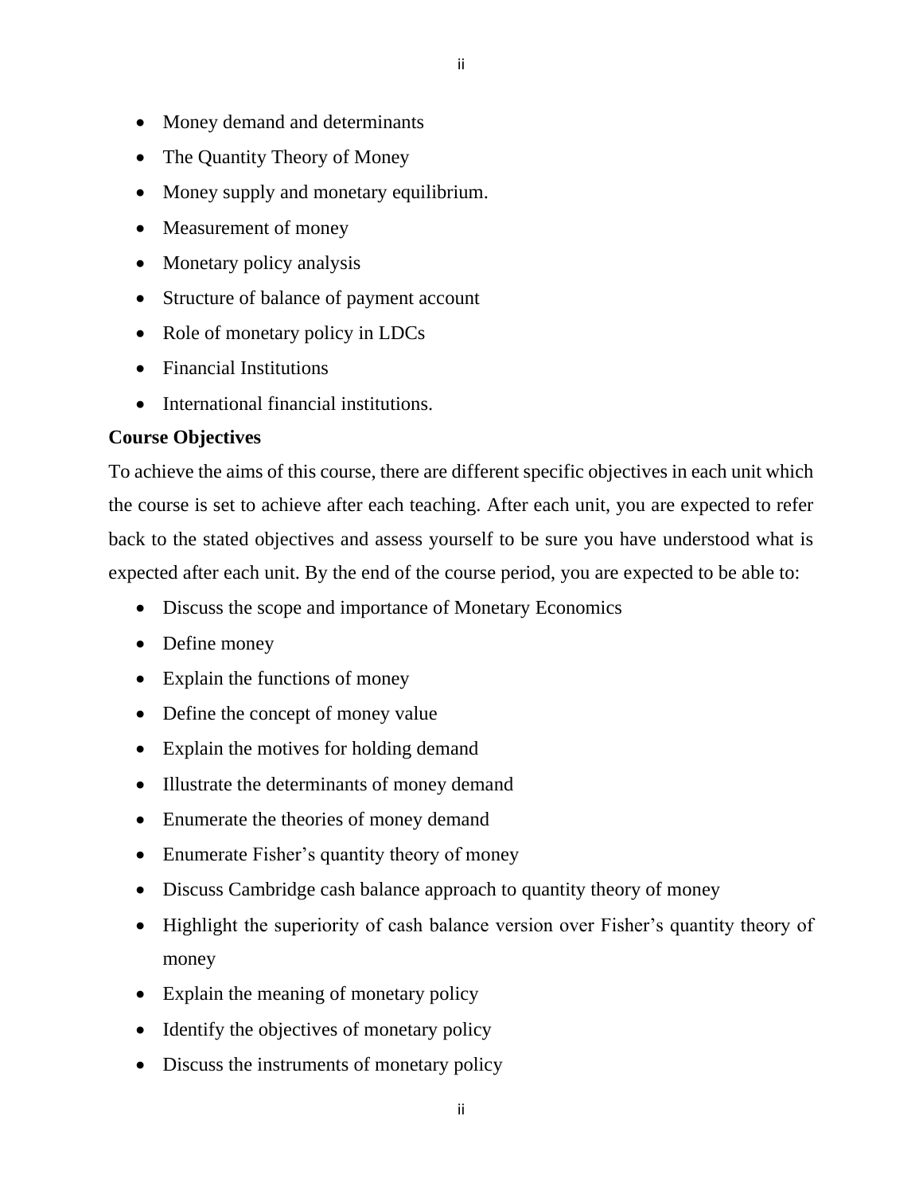- Money demand and determinants
- The Quantity Theory of Money
- Money supply and monetary equilibrium.
- Measurement of money
- Monetary policy analysis
- Structure of balance of payment account
- Role of monetary policy in LDCs
- Financial Institutions
- International financial institutions.

**Course Objectives**

To achieve the aims of this course, there are different specific objectives in each unit which the course is set to achieve after each teaching. After each unit, you are expected to refer back to the stated objectives and assess yourself to be sure you have understood what is expected after each unit. By the end of the course period, you are expected to be able to:

- Discuss the scope and importance of Monetary Economics
- Define money
- Explain the functions of money
- Define the concept of money value
- Explain the motives for holding demand
- Illustrate the determinants of money demand
- Enumerate the theories of money demand
- Enumerate Fisher's quantity theory of money
- Discuss Cambridge cash balance approach to quantity theory of money
- Highlight the superiority of cash balance version over Fisher's quantity theory of money
- Explain the meaning of monetary policy
- Identify the objectives of monetary policy
- Discuss the instruments of monetary policy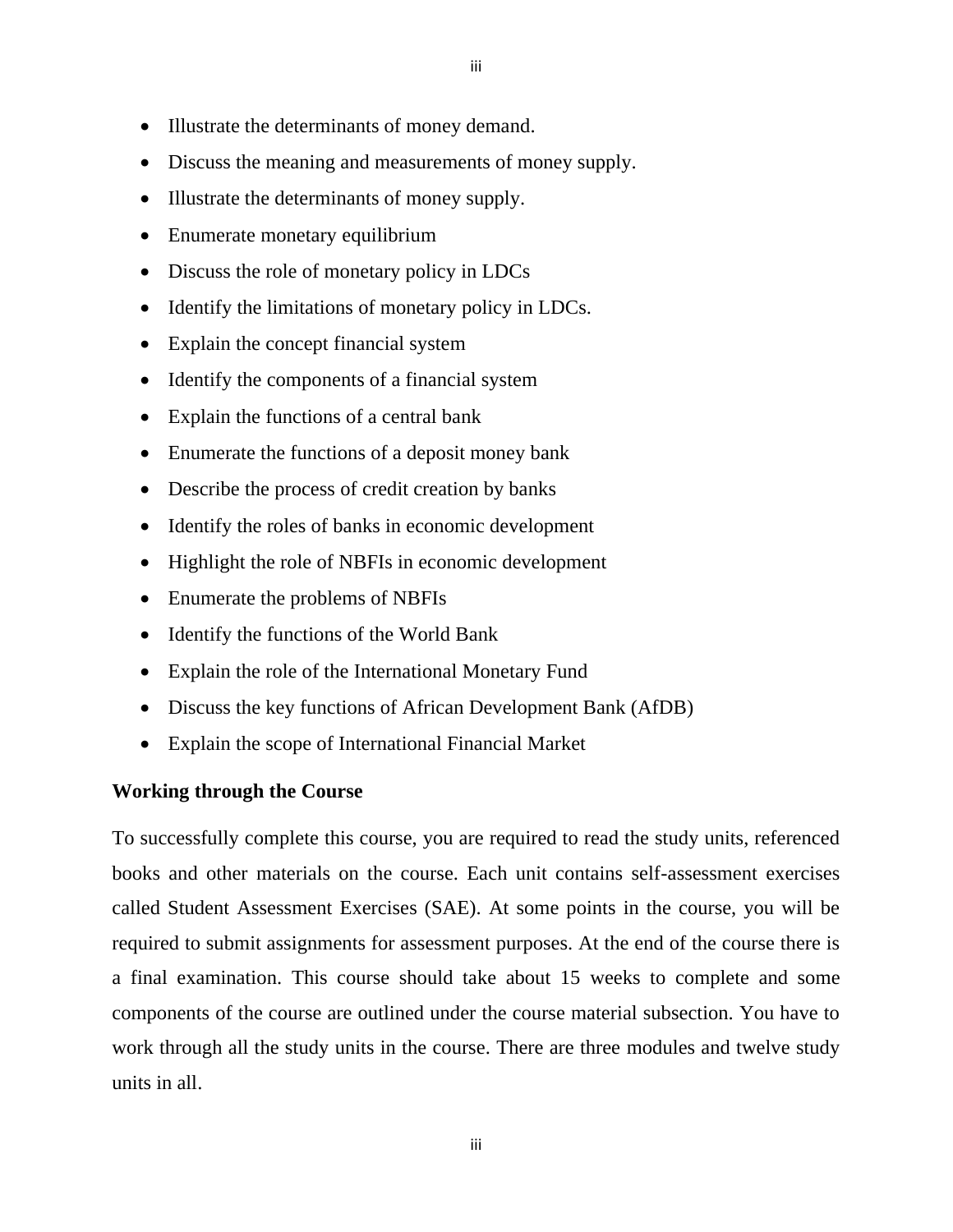- Illustrate the determinants of money demand.
- Discuss the meaning and measurements of money supply.
- Illustrate the determinants of money supply.
- Enumerate monetary equilibrium
- Discuss the role of monetary policy in LDCs
- Identify the limitations of monetary policy in LDCs.
- Explain the concept financial system
- Identify the components of a financial system
- Explain the functions of a central bank
- Enumerate the functions of a deposit money bank
- Describe the process of credit creation by banks
- Identify the roles of banks in economic development
- Highlight the role of NBFIs in economic development
- Enumerate the problems of NBFIs
- Identify the functions of the World Bank
- Explain the role of the International Monetary Fund
- Discuss the key functions of African Development Bank (AfDB)
- Explain the scope of International Financial Market

**Working through the Course**

To successfully complete this course, you are required to read the study units, referenced books and other materials on the course. Each unit contains self-assessment exercises called Student Assessment Exercises (SAE). At some points in the course, you will be required to submit assignments for assessment purposes. At the end of the course there is a final examination. This course should take about 15 weeks to complete and some components of the course are outlined under the course material subsection. You have to work through all the study units in the course. There are three modules and twelve study units in all.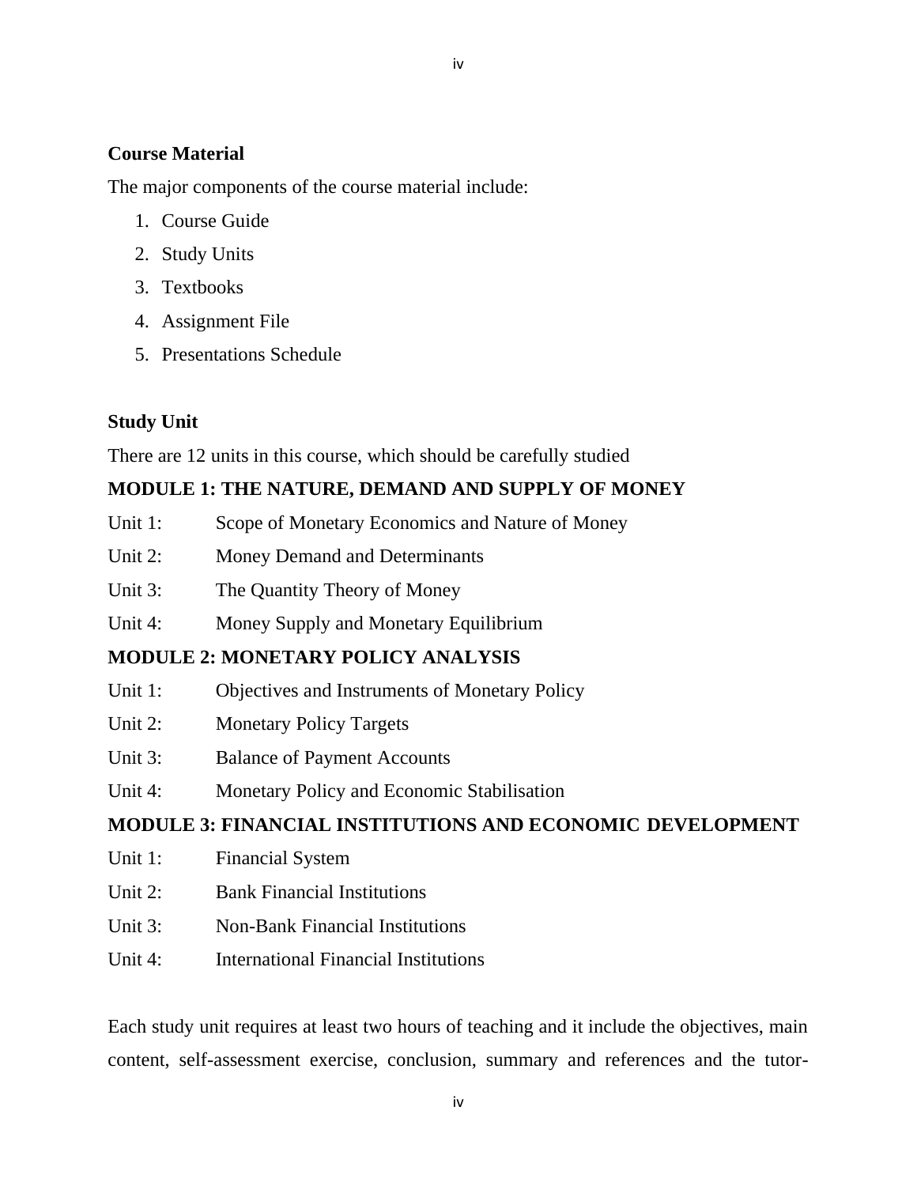**Course Material**

The major components of the course material include:

1. Course Guide
2. Study Units
3. Textbooks
4. Assignment File
5. Presentations Schedule

**Study Unit**

There are 12 units in this course, which should be carefully studied

**MODULE 1: THE NATURE, DEMAND AND SUPPLY OF MONEY**

Unit 1: Scope of Monetary Economics and Nature of Money

Unit 2: Money Demand and Determinants

Unit 3: The Quantity Theory of Money

Unit 4: Money Supply and Monetary Equilibrium

**MODULE 2: MONETARY POLICY ANALYSIS**

Unit 1: Objectives and Instruments of Monetary Policy

Unit 2: Monetary Policy Targets

Unit 3: Balance of Payment Accounts

Unit 4: Monetary Policy and Economic Stabilisation

**MODULE 3: FINANCIAL INSTITUTIONS AND ECONOMIC DEVELOPMENT**

Unit 1: Financial System

Unit 2: Bank Financial Institutions

Unit 3: Non-Bank Financial Institutions

Unit 4: International Financial Institutions

Each study unit requires at least two hours of teaching and it include the objectives, main content, self-assessment exercise, conclusion, summary and references and the tutor-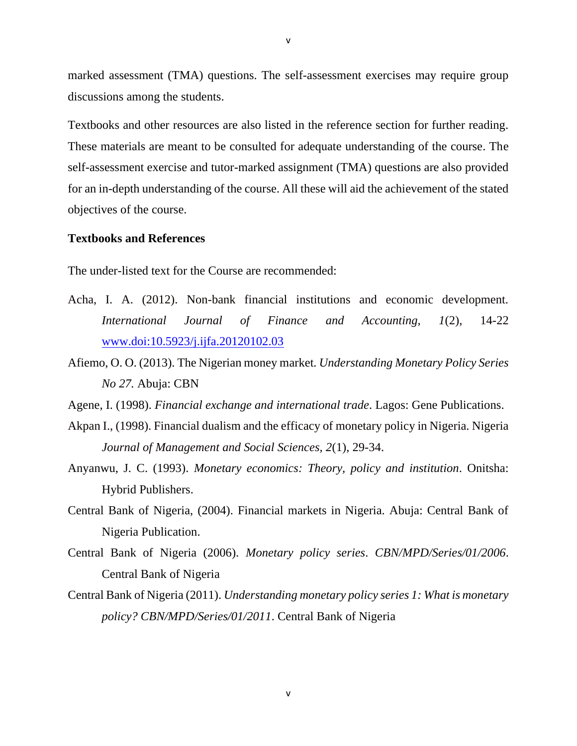marked assessment (TMA) questions. The self-assessment exercises may require group discussions among the students.

Textbooks and other resources are also listed in the reference section for further reading. These materials are meant to be consulted for adequate understanding of the course. The self-assessment exercise and tutor-marked assignment (TMA) questions are also provided for an in-depth understanding of the course. All these will aid the achievement of the stated objectives of the course.

**Textbooks and References**

The under-listed text for the Course are recommended:

Acha, I. A. (2012). Non-bank financial institutions and economic development. *International Journal of Finance and Accounting, 1*(2), 14-22 www.doi:10.5923/j.ijfa.20120102.03

Afiemo, O. O. (2013). The Nigerian money market. *Understanding Monetary Policy Series No 27.* Abuja: CBN

Agene, I. (1998). *Financial exchange and international trade*. Lagos: Gene Publications.

Akpan I., (1998). Financial dualism and the efficacy of monetary policy in Nigeria. Nigeria *Journal of Management and Social Sciences, 2*(1), 29-34.

Anyanwu, J. C. (1993). *Monetary economics: Theory, policy and institution*. Onitsha: Hybrid Publishers.

Central Bank of Nigeria, (2004). Financial markets in Nigeria. Abuja: Central Bank of Nigeria Publication.

Central Bank of Nigeria (2006). *Monetary policy series*. *CBN/MPD/Series/01/2006*. Central Bank of Nigeria

Central Bank of Nigeria (2011). *Understanding monetary policy series 1: What is monetary policy? CBN/MPD/Series/01/2011*. Central Bank of Nigeria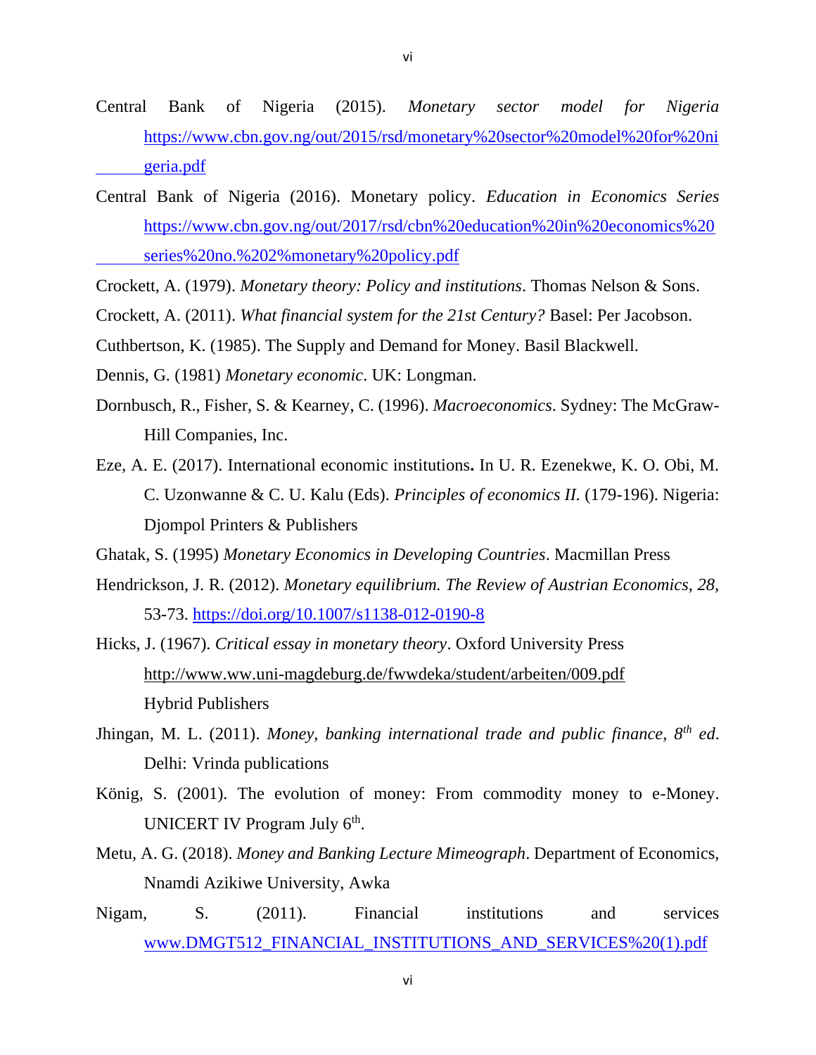Central Bank of Nigeria (2015). *Monetary sector model for Nigeria* https://www.cbn.gov.ng/out/2015/rsd/monetary%20sector%20model%20for%20nigeria.pdf

Central Bank of Nigeria (2016). Monetary policy. *Education in Economics Series* https://www.cbn.gov.ng/out/2017/rsd/cbn%20education%20in%20economics%20series%20no.%202%monetary%20policy.pdf

Crockett, A. (1979). *Monetary theory: Policy and institutions*. Thomas Nelson & Sons.

Crockett, A. (2011). *What financial system for the 21st Century?* Basel: Per Jacobson.

Cuthbertson, K. (1985). The Supply and Demand for Money. Basil Blackwell.

Dennis, G. (1981) *Monetary economic*. UK: Longman.

Dornbusch, R., Fisher, S. & Kearney, C. (1996). *Macroeconomics*. Sydney: The McGraw-Hill Companies, Inc.

Eze, A. E. (2017). International economic institutions**.** In U. R. Ezenekwe, K. O. Obi, M. C. Uzonwanne & C. U. Kalu (Eds). *Principles of economics II.* (179-196). Nigeria: Djompol Printers & Publishers

Ghatak, S. (1995) *Monetary Economics in Developing Countries*. Macmillan Press

Hendrickson, J. R. (2012). *Monetary equilibrium. The Review of Austrian Economics, 28,* 53-73. https://doi.org/10.1007/s1138-012-0190-8

Hicks, J. (1967). *Critical essay in monetary theory*. Oxford University Press http://www.ww.uni-magdeburg.de/fwwdeka/student/arbeiten/009.pdf Hybrid Publishers

Jhingan, M. L. (2011). *Money, banking international trade and public finance, 8th ed*. Delhi: Vrinda publications

König, S. (2001). The evolution of money: From commodity money to e-Money. UNICERT IV Program July 6th.

Metu, A. G. (2018). *Money and Banking Lecture Mimeograph*. Department of Economics, Nnamdi Azikiwe University, Awka

Nigam, S. (2011). Financial institutions and services www.DMGT512_FINANCIAL_INSTITUTIONS_AND_SERVICES%20(1).pdf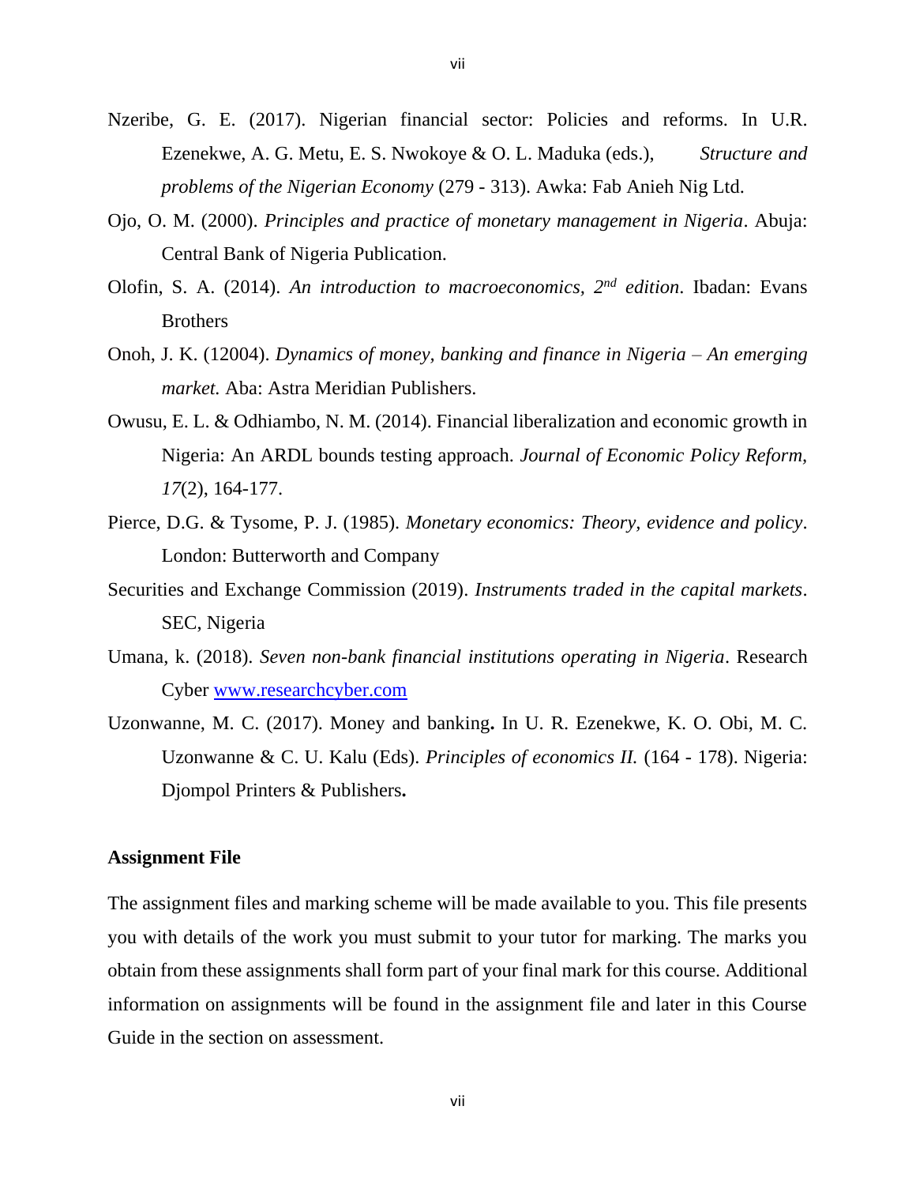Nzeribe, G. E. (2017). Nigerian financial sector: Policies and reforms. In U.R. Ezenekwe, A. G. Metu, E. S. Nwokoye & O. L. Maduka (eds.), *Structure and problems of the Nigerian Economy* (279 - 313). Awka: Fab Anieh Nig Ltd.

Ojo, O. M. (2000). *Principles and practice of monetary management in Nigeria*. Abuja: Central Bank of Nigeria Publication.

Olofin, S. A. (2014). *An introduction to macroeconomics, 2nd edition*. Ibadan: Evans Brothers

Onoh, J. K. (12004). *Dynamics of money, banking and finance in Nigeria – An emerging market.* Aba: Astra Meridian Publishers.

Owusu, E. L. & Odhiambo, N. M. (2014). Financial liberalization and economic growth in Nigeria: An ARDL bounds testing approach. *Journal of Economic Policy Reform, 17*(2), 164-177.

Pierce, D.G. & Tysome, P. J. (1985). *Monetary economics: Theory, evidence and policy*. London: Butterworth and Company

Securities and Exchange Commission (2019). *Instruments traded in the capital markets*. SEC, Nigeria

Umana, k. (2018). *Seven non-bank financial institutions operating in Nigeria*. Research Cyber [www.researchcyber.com](www.researchcyber.com)

Uzonwanne, M. C. (2017). Money and banking**.** In U. R. Ezenekwe, K. O. Obi, M. C. Uzonwanne & C. U. Kalu (Eds). *Principles of economics II.* (164 - 178). Nigeria: Djompol Printers & Publishers**.**

**Assignment File**

The assignment files and marking scheme will be made available to you. This file presents you with details of the work you must submit to your tutor for marking. The marks you obtain from these assignments shall form part of your final mark for this course. Additional information on assignments will be found in the assignment file and later in this Course Guide in the section on assessment.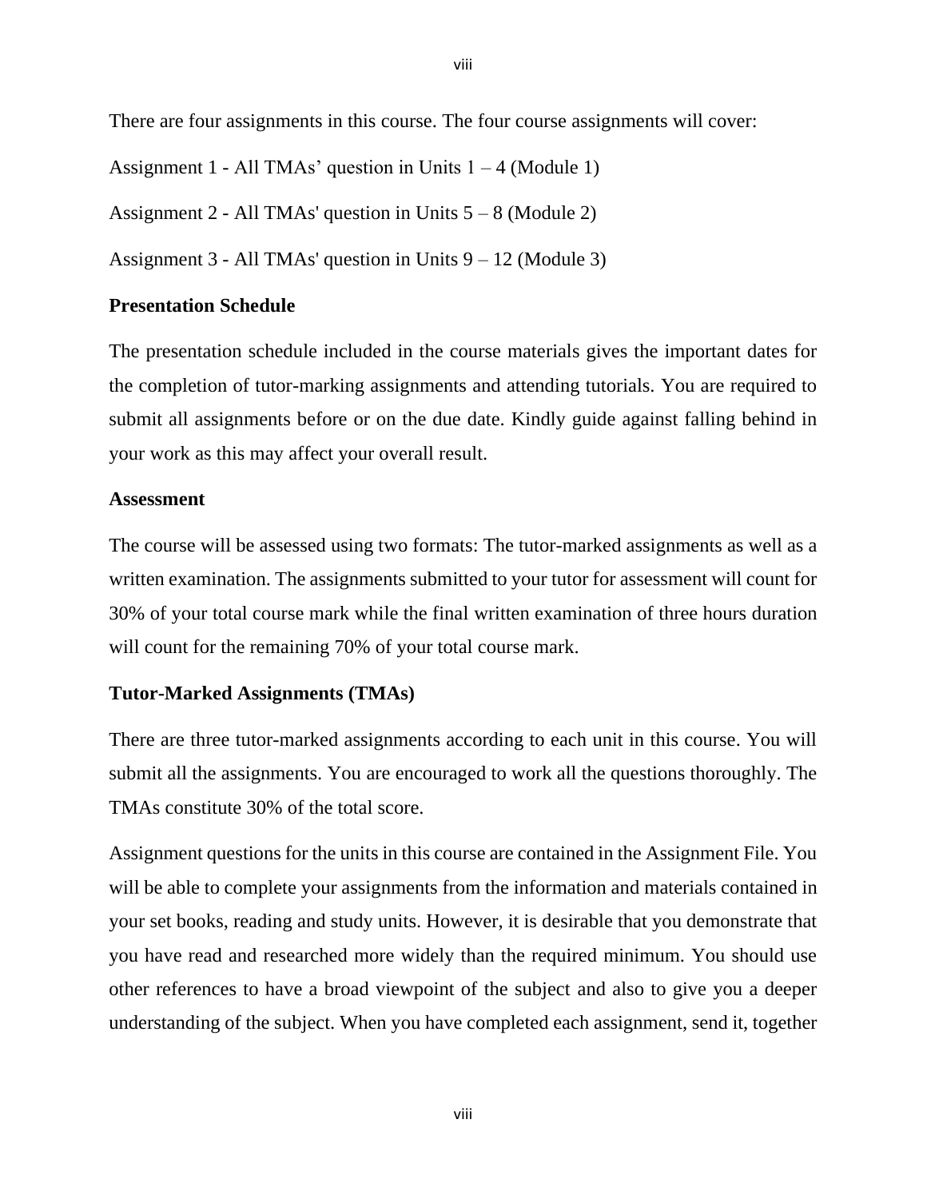There are four assignments in this course. The four course assignments will cover:

Assignment 1 - All TMAs' question in Units 1 – 4 (Module 1)

Assignment 2 - All TMAs' question in Units 5 – 8 (Module 2)

Assignment 3 - All TMAs' question in Units 9 – 12 (Module 3)

**Presentation Schedule**

The presentation schedule included in the course materials gives the important dates for the completion of tutor-marking assignments and attending tutorials. You are required to submit all assignments before or on the due date. Kindly guide against falling behind in your work as this may affect your overall result.

**Assessment**

The course will be assessed using two formats: The tutor-marked assignments as well as a written examination. The assignments submitted to your tutor for assessment will count for 30% of your total course mark while the final written examination of three hours duration will count for the remaining 70% of your total course mark.

**Tutor-Marked Assignments (TMAs)**

There are three tutor-marked assignments according to each unit in this course. You will submit all the assignments. You are encouraged to work all the questions thoroughly. The TMAs constitute 30% of the total score.

Assignment questions for the units in this course are contained in the Assignment File. You will be able to complete your assignments from the information and materials contained in your set books, reading and study units. However, it is desirable that you demonstrate that you have read and researched more widely than the required minimum. You should use other references to have a broad viewpoint of the subject and also to give you a deeper understanding of the subject. When you have completed each assignment, send it, together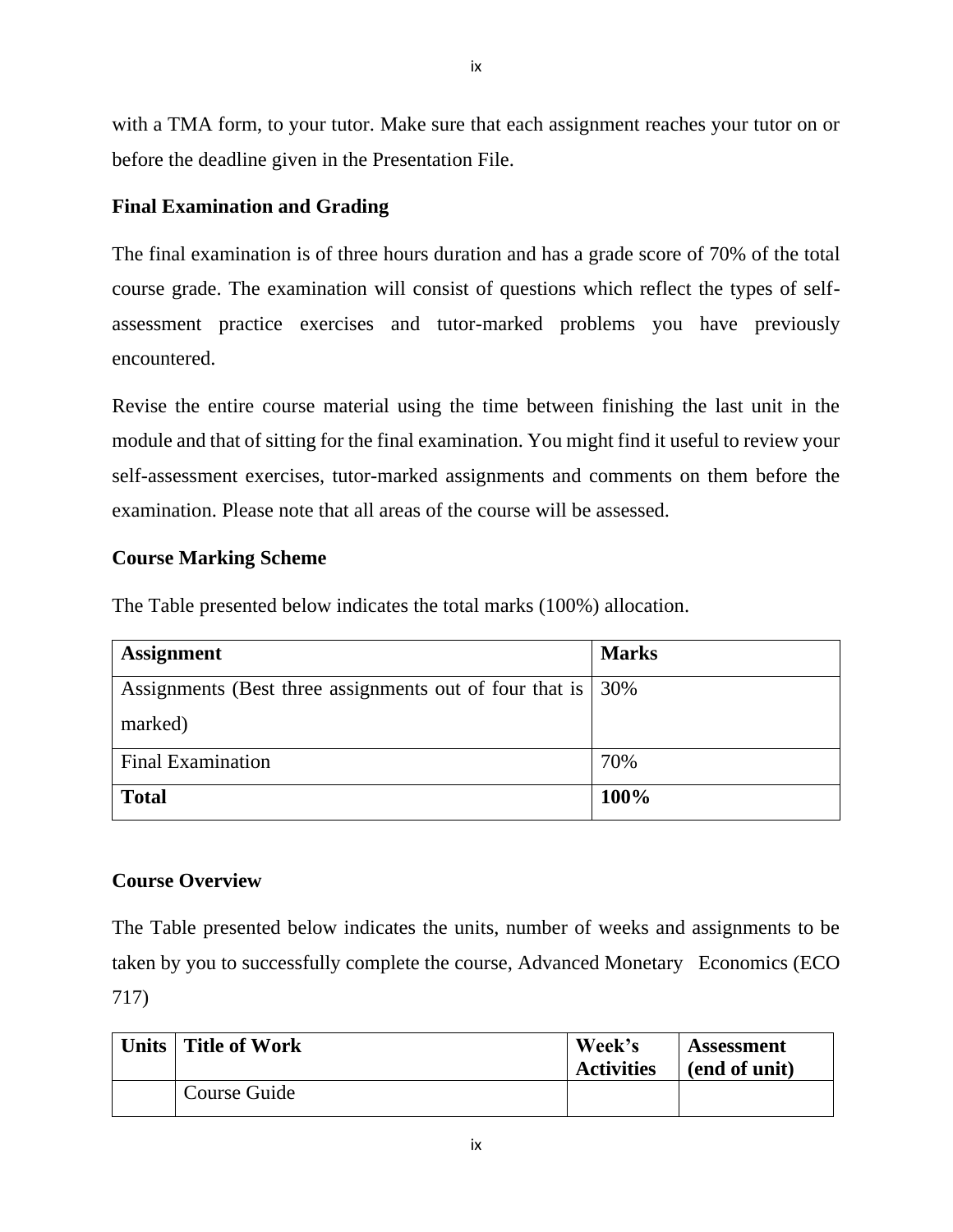with a TMA form, to your tutor. Make sure that each assignment reaches your tutor on or before the deadline given in the Presentation File.

**Final Examination and Grading**

The final examination is of three hours duration and has a grade score of 70% of the total course grade. The examination will consist of questions which reflect the types of self-assessment practice exercises and tutor-marked problems you have previously encountered.

Revise the entire course material using the time between finishing the last unit in the module and that of sitting for the final examination. You might find it useful to review your self-assessment exercises, tutor-marked assignments and comments on them before the examination. Please note that all areas of the course will be assessed.

**Course Marking Scheme**

The Table presented below indicates the total marks (100%) allocation.

| **Assignment** | **Marks** |
|---|---|
| Assignments (Best three assignments out of four that is marked) | 30% |
| Final Examination | 70% |
| **Total** | **100%** |

**Course Overview**

The Table presented below indicates the units, number of weeks and assignments to be taken by you to successfully complete the course, Advanced Monetary Economics (ECO 717)

| **Units** | **Title of Work** | **Week's Activities** | **Assessment (end of unit)** |
|---|---|---|---|
| | Course Guide | | |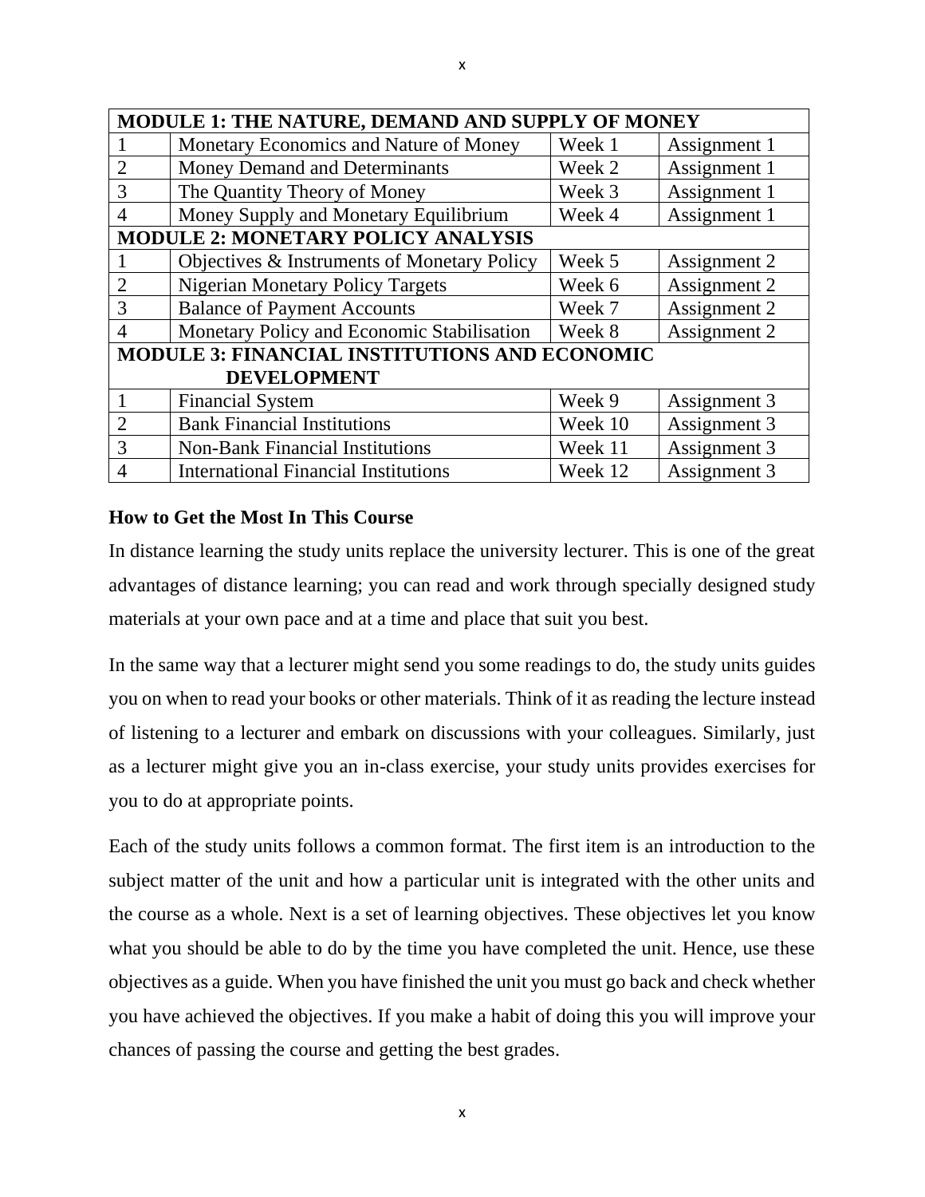| MODULE 1: THE NATURE, DEMAND AND SUPPLY OF MONEY | | | |
|---|---|---|---|
| 1 | Monetary Economics and Nature of Money | Week 1 | Assignment 1 |
| 2 | Money Demand and Determinants | Week 2 | Assignment 1 |
| 3 | The Quantity Theory of Money | Week 3 | Assignment 1 |
| 4 | Money Supply and Monetary Equilibrium | Week 4 | Assignment 1 |
| **MODULE 2: MONETARY POLICY ANALYSIS** | | | |
| 1 | Objectives & Instruments of Monetary Policy | Week 5 | Assignment 2 |
| 2 | Nigerian Monetary Policy Targets | Week 6 | Assignment 2 |
| 3 | Balance of Payment Accounts | Week 7 | Assignment 2 |
| 4 | Monetary Policy and Economic Stabilisation | Week 8 | Assignment 2 |
| **MODULE 3: FINANCIAL INSTITUTIONS AND ECONOMIC DEVELOPMENT** | | | |
| 1 | Financial System | Week 9 | Assignment 3 |
| 2 | Bank Financial Institutions | Week 10 | Assignment 3 |
| 3 | Non-Bank Financial Institutions | Week 11 | Assignment 3 |
| 4 | International Financial Institutions | Week 12 | Assignment 3 |

**How to Get the Most In This Course**

In distance learning the study units replace the university lecturer. This is one of the great advantages of distance learning; you can read and work through specially designed study materials at your own pace and at a time and place that suit you best.

In the same way that a lecturer might send you some readings to do, the study units guides you on when to read your books or other materials. Think of it as reading the lecture instead of listening to a lecturer and embark on discussions with your colleagues. Similarly, just as a lecturer might give you an in-class exercise, your study units provides exercises for you to do at appropriate points.

Each of the study units follows a common format. The first item is an introduction to the subject matter of the unit and how a particular unit is integrated with the other units and the course as a whole. Next is a set of learning objectives. These objectives let you know what you should be able to do by the time you have completed the unit. Hence, use these objectives as a guide. When you have finished the unit you must go back and check whether you have achieved the objectives. If you make a habit of doing this you will improve your chances of passing the course and getting the best grades.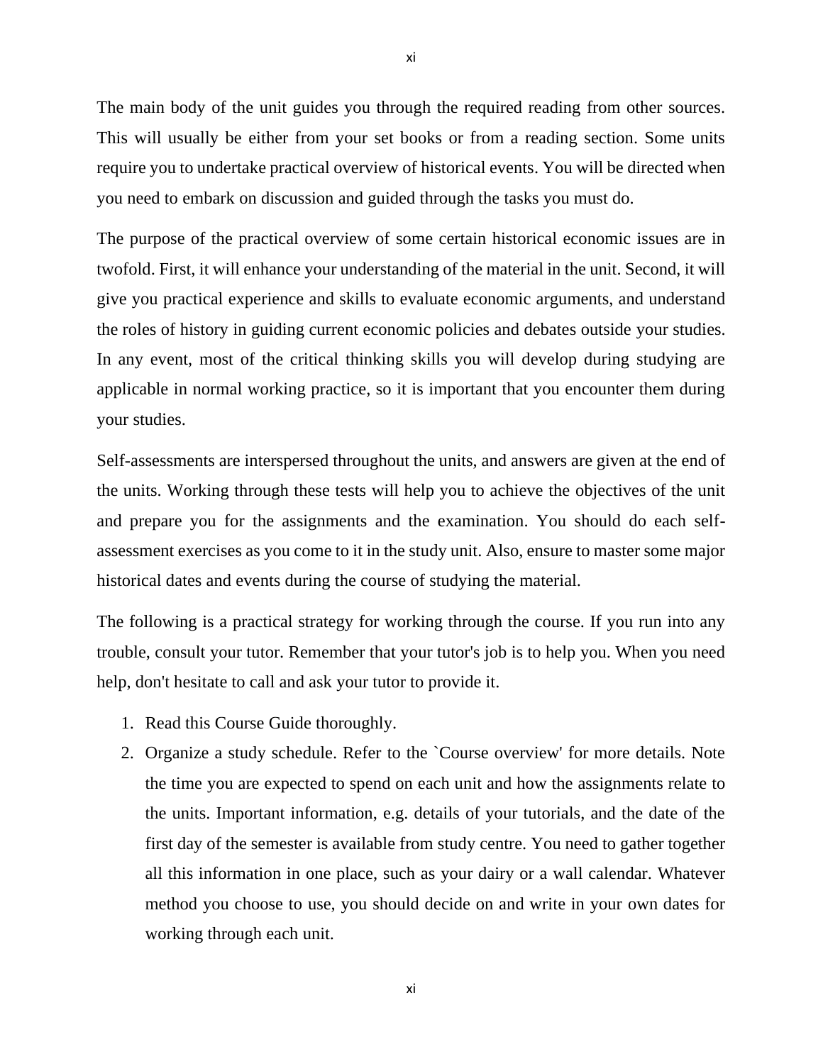The main body of the unit guides you through the required reading from other sources. This will usually be either from your set books or from a reading section. Some units require you to undertake practical overview of historical events. You will be directed when you need to embark on discussion and guided through the tasks you must do.

The purpose of the practical overview of some certain historical economic issues are in twofold. First, it will enhance your understanding of the material in the unit. Second, it will give you practical experience and skills to evaluate economic arguments, and understand the roles of history in guiding current economic policies and debates outside your studies. In any event, most of the critical thinking skills you will develop during studying are applicable in normal working practice, so it is important that you encounter them during your studies.

Self-assessments are interspersed throughout the units, and answers are given at the end of the units. Working through these tests will help you to achieve the objectives of the unit and prepare you for the assignments and the examination. You should do each self-assessment exercises as you come to it in the study unit. Also, ensure to master some major historical dates and events during the course of studying the material.

The following is a practical strategy for working through the course. If you run into any trouble, consult your tutor. Remember that your tutor's job is to help you. When you need help, don't hesitate to call and ask your tutor to provide it.

1. Read this Course Guide thoroughly.
2. Organize a study schedule. Refer to the `Course overview' for more details. Note the time you are expected to spend on each unit and how the assignments relate to the units. Important information, e.g. details of your tutorials, and the date of the first day of the semester is available from study centre. You need to gather together all this information in one place, such as your dairy or a wall calendar. Whatever method you choose to use, you should decide on and write in your own dates for working through each unit.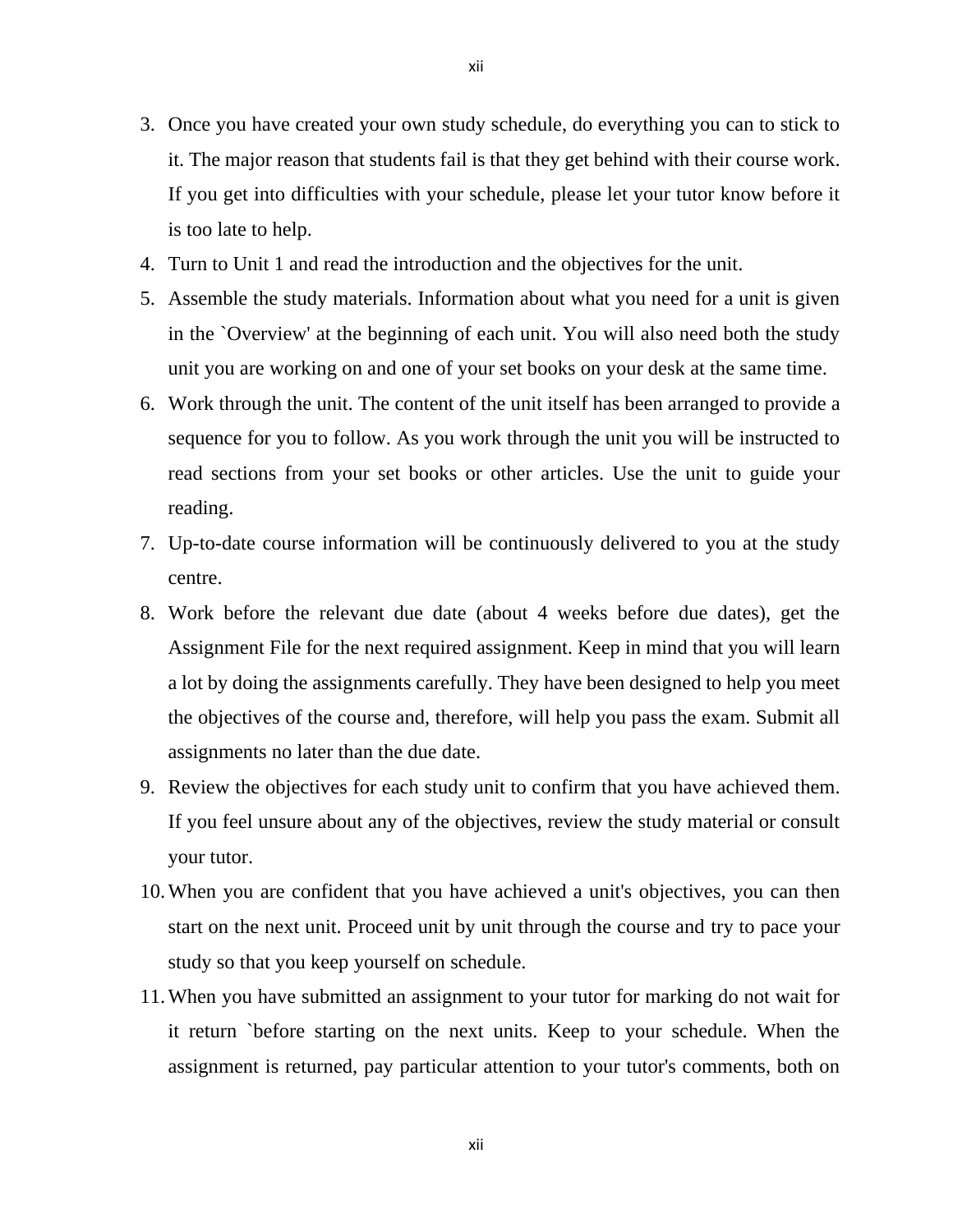3. Once you have created your own study schedule, do everything you can to stick to it. The major reason that students fail is that they get behind with their course work. If you get into difficulties with your schedule, please let your tutor know before it is too late to help.
4. Turn to Unit 1 and read the introduction and the objectives for the unit.
5. Assemble the study materials. Information about what you need for a unit is given in the `Overview' at the beginning of each unit. You will also need both the study unit you are working on and one of your set books on your desk at the same time.
6. Work through the unit. The content of the unit itself has been arranged to provide a sequence for you to follow. As you work through the unit you will be instructed to read sections from your set books or other articles. Use the unit to guide your reading.
7. Up-to-date course information will be continuously delivered to you at the study centre.
8. Work before the relevant due date (about 4 weeks before due dates), get the Assignment File for the next required assignment. Keep in mind that you will learn a lot by doing the assignments carefully. They have been designed to help you meet the objectives of the course and, therefore, will help you pass the exam. Submit all assignments no later than the due date.
9. Review the objectives for each study unit to confirm that you have achieved them. If you feel unsure about any of the objectives, review the study material or consult your tutor.
10. When you are confident that you have achieved a unit's objectives, you can then start on the next unit. Proceed unit by unit through the course and try to pace your study so that you keep yourself on schedule.
11. When you have submitted an assignment to your tutor for marking do not wait for it return `before starting on the next units. Keep to your schedule. When the assignment is returned, pay particular attention to your tutor's comments, both on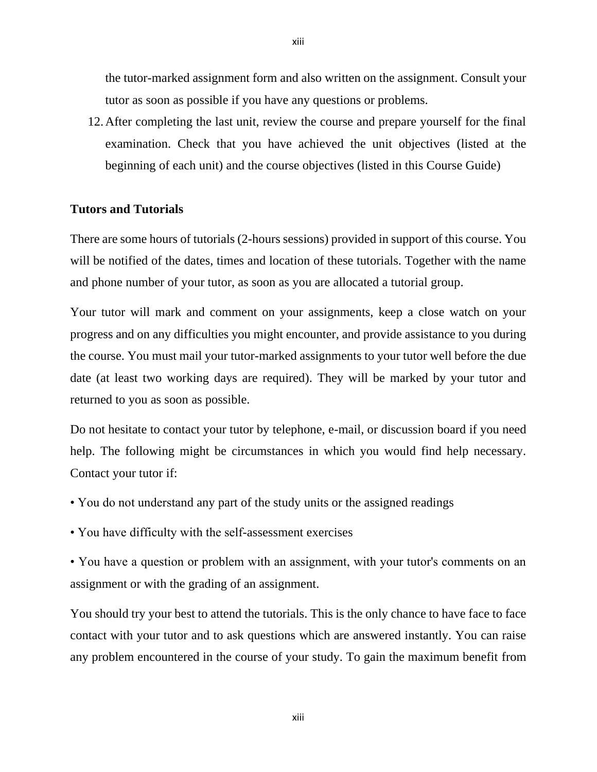the tutor-marked assignment form and also written on the assignment. Consult your tutor as soon as possible if you have any questions or problems.

12. After completing the last unit, review the course and prepare yourself for the final examination. Check that you have achieved the unit objectives (listed at the beginning of each unit) and the course objectives (listed in this Course Guide)

**Tutors and Tutorials**

There are some hours of tutorials (2-hours sessions) provided in support of this course. You will be notified of the dates, times and location of these tutorials. Together with the name and phone number of your tutor, as soon as you are allocated a tutorial group.

Your tutor will mark and comment on your assignments, keep a close watch on your progress and on any difficulties you might encounter, and provide assistance to you during the course. You must mail your tutor-marked assignments to your tutor well before the due date (at least two working days are required). They will be marked by your tutor and returned to you as soon as possible.

Do not hesitate to contact your tutor by telephone, e-mail, or discussion board if you need help. The following might be circumstances in which you would find help necessary. Contact your tutor if:

• You do not understand any part of the study units or the assigned readings

• You have difficulty with the self-assessment exercises

• You have a question or problem with an assignment, with your tutor's comments on an assignment or with the grading of an assignment.

You should try your best to attend the tutorials. This is the only chance to have face to face contact with your tutor and to ask questions which are answered instantly. You can raise any problem encountered in the course of your study. To gain the maximum benefit from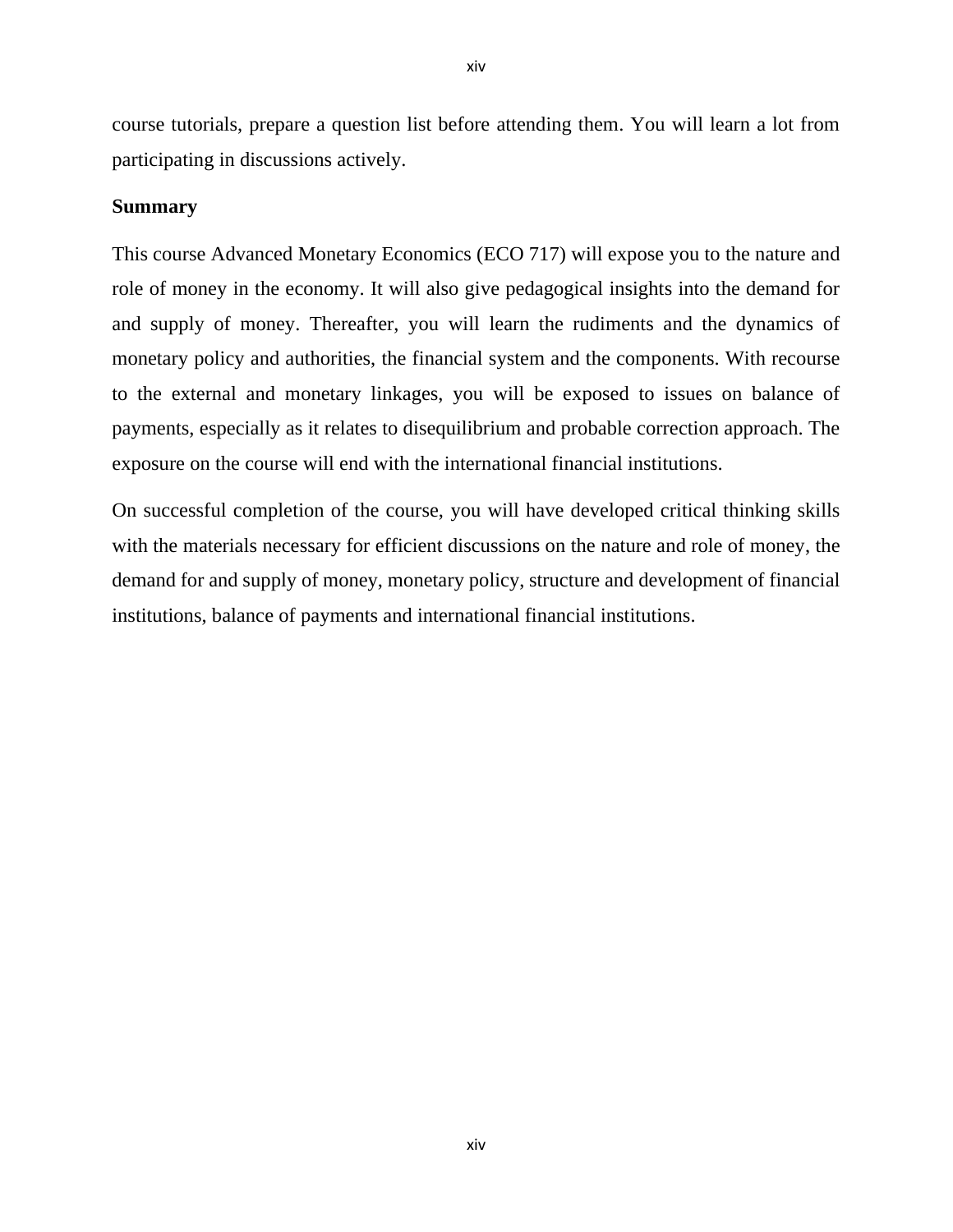course tutorials, prepare a question list before attending them. You will learn a lot from participating in discussions actively.

**Summary**

This course Advanced Monetary Economics (ECO 717) will expose you to the nature and role of money in the economy. It will also give pedagogical insights into the demand for and supply of money. Thereafter, you will learn the rudiments and the dynamics of monetary policy and authorities, the financial system and the components. With recourse to the external and monetary linkages, you will be exposed to issues on balance of payments, especially as it relates to disequilibrium and probable correction approach. The exposure on the course will end with the international financial institutions.

On successful completion of the course, you will have developed critical thinking skills with the materials necessary for efficient discussions on the nature and role of money, the demand for and supply of money, monetary policy, structure and development of financial institutions, balance of payments and international financial institutions.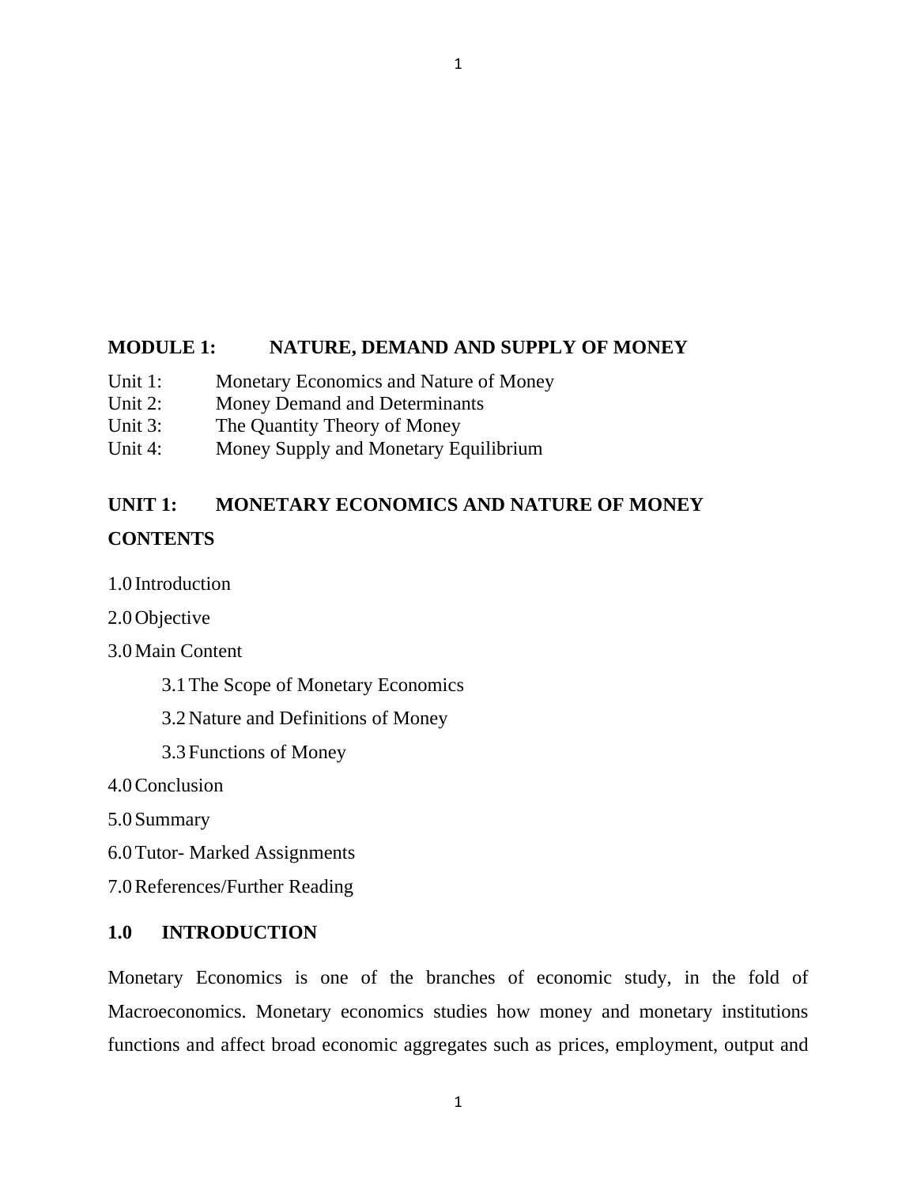## MODULE 1: NATURE, DEMAND AND SUPPLY OF MONEY

Unit 1: Monetary Economics and Nature of Money
Unit 2: Money Demand and Determinants
Unit 3: The Quantity Theory of Money
Unit 4: Money Supply and Monetary Equilibrium

## UNIT 1: MONETARY ECONOMICS AND NATURE OF MONEY

**CONTENTS**

1.0 Introduction

2.0 Objective

3.0 Main Content

- 3.1 The Scope of Monetary Economics
- 3.2 Nature and Definitions of Money
- 3.3 Functions of Money

4.0 Conclusion

5.0 Summary

6.0 Tutor- Marked Assignments

7.0 References/Further Reading

### 1.0 INTRODUCTION

Monetary Economics is one of the branches of economic study, in the fold of Macroeconomics. Monetary economics studies how money and monetary institutions functions and affect broad economic aggregates such as prices, employment, output and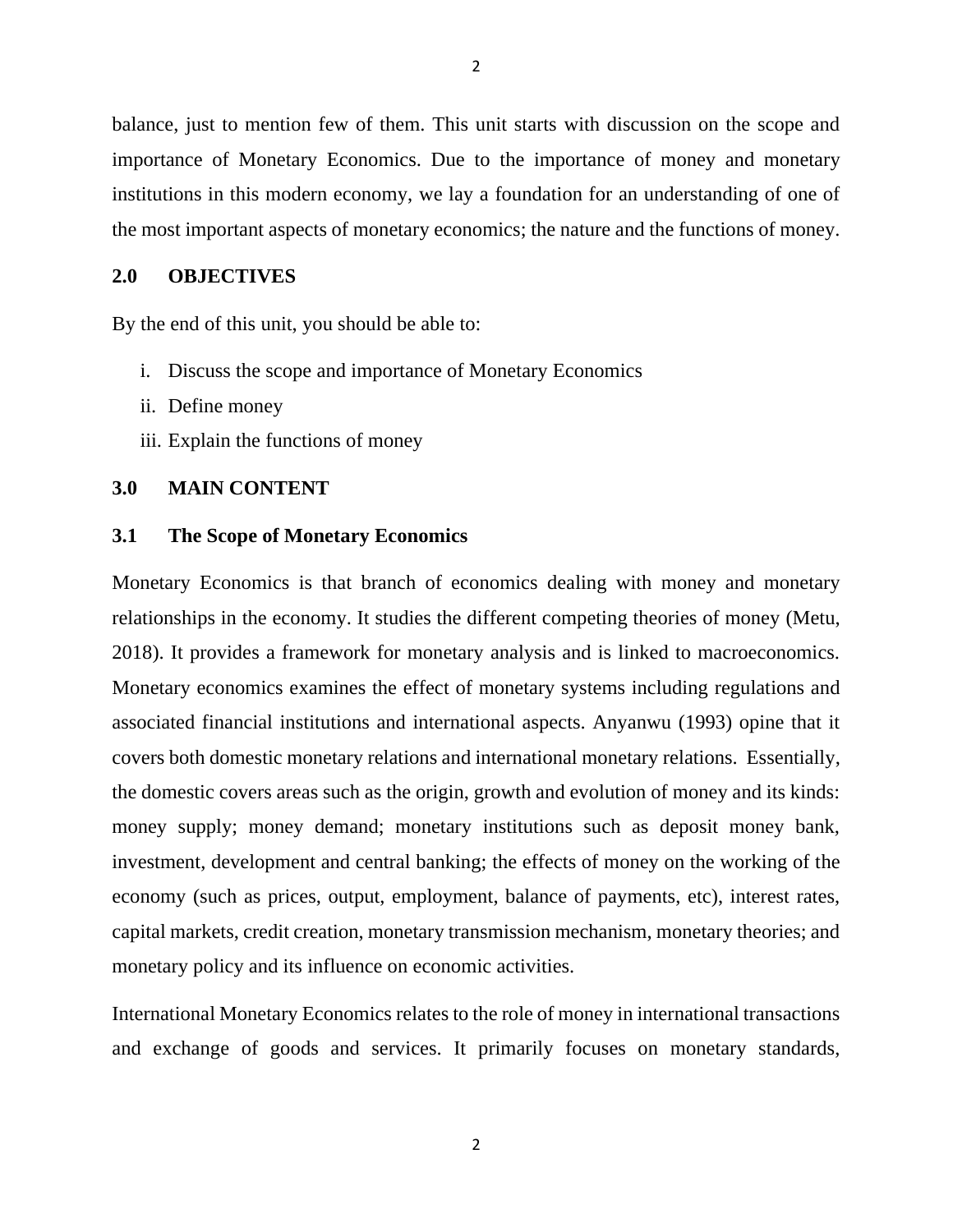balance, just to mention few of them. This unit starts with discussion on the scope and importance of Monetary Economics. Due to the importance of money and monetary institutions in this modern economy, we lay a foundation for an understanding of one of the most important aspects of monetary economics; the nature and the functions of money.

## 2.0 OBJECTIVES

By the end of this unit, you should be able to:

i. Discuss the scope and importance of Monetary Economics
ii. Define money
iii. Explain the functions of money

## 3.0 MAIN CONTENT

### 3.1 The Scope of Monetary Economics

Monetary Economics is that branch of economics dealing with money and monetary relationships in the economy. It studies the different competing theories of money (Metu, 2018). It provides a framework for monetary analysis and is linked to macroeconomics. Monetary economics examines the effect of monetary systems including regulations and associated financial institutions and international aspects. Anyanwu (1993) opine that it covers both domestic monetary relations and international monetary relations. Essentially, the domestic covers areas such as the origin, growth and evolution of money and its kinds: money supply; money demand; monetary institutions such as deposit money bank, investment, development and central banking; the effects of money on the working of the economy (such as prices, output, employment, balance of payments, etc), interest rates, capital markets, credit creation, monetary transmission mechanism, monetary theories; and monetary policy and its influence on economic activities.

International Monetary Economics relates to the role of money in international transactions and exchange of goods and services. It primarily focuses on monetary standards,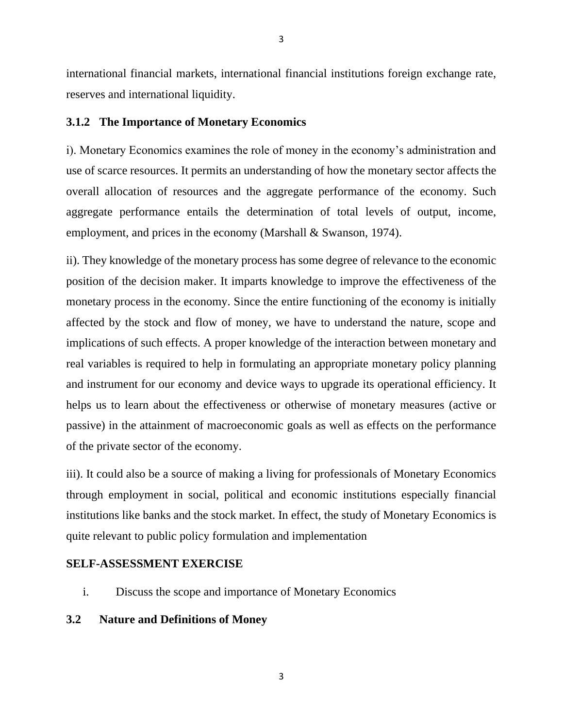international financial markets, international financial institutions foreign exchange rate, reserves and international liquidity.

### 3.1.2 The Importance of Monetary Economics

i). Monetary Economics examines the role of money in the economy's administration and use of scarce resources. It permits an understanding of how the monetary sector affects the overall allocation of resources and the aggregate performance of the economy. Such aggregate performance entails the determination of total levels of output, income, employment, and prices in the economy (Marshall & Swanson, 1974).

ii). They knowledge of the monetary process has some degree of relevance to the economic position of the decision maker. It imparts knowledge to improve the effectiveness of the monetary process in the economy. Since the entire functioning of the economy is initially affected by the stock and flow of money, we have to understand the nature, scope and implications of such effects. A proper knowledge of the interaction between monetary and real variables is required to help in formulating an appropriate monetary policy planning and instrument for our economy and device ways to upgrade its operational efficiency. It helps us to learn about the effectiveness or otherwise of monetary measures (active or passive) in the attainment of macroeconomic goals as well as effects on the performance of the private sector of the economy.

iii). It could also be a source of making a living for professionals of Monetary Economics through employment in social, political and economic institutions especially financial institutions like banks and the stock market. In effect, the study of Monetary Economics is quite relevant to public policy formulation and implementation

**SELF-ASSESSMENT EXERCISE**

i. Discuss the scope and importance of Monetary Economics

## 3.2 Nature and Definitions of Money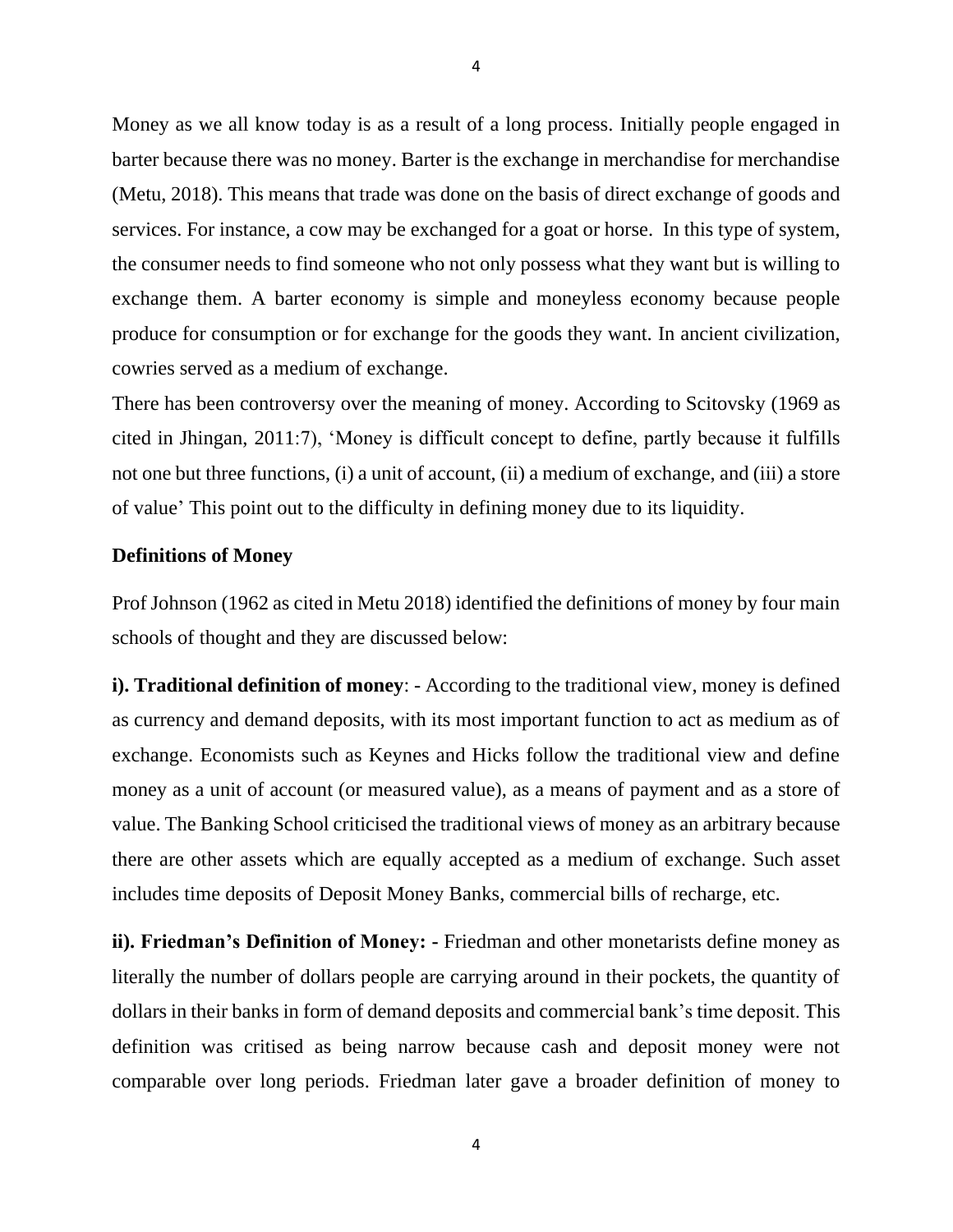Money as we all know today is as a result of a long process. Initially people engaged in barter because there was no money. Barter is the exchange in merchandise for merchandise (Metu, 2018). This means that trade was done on the basis of direct exchange of goods and services. For instance, a cow may be exchanged for a goat or horse. In this type of system, the consumer needs to find someone who not only possess what they want but is willing to exchange them. A barter economy is simple and moneyless economy because people produce for consumption or for exchange for the goods they want. In ancient civilization, cowries served as a medium of exchange.

There has been controversy over the meaning of money. According to Scitovsky (1969 as cited in Jhingan, 2011:7), 'Money is difficult concept to define, partly because it fulfills not one but three functions, (i) a unit of account, (ii) a medium of exchange, and (iii) a store of value' This point out to the difficulty in defining money due to its liquidity.

**Definitions of Money**

Prof Johnson (1962 as cited in Metu 2018) identified the definitions of money by four main schools of thought and they are discussed below:

**i). Traditional definition of money**: - According to the traditional view, money is defined as currency and demand deposits, with its most important function to act as medium as of exchange. Economists such as Keynes and Hicks follow the traditional view and define money as a unit of account (or measured value), as a means of payment and as a store of value. The Banking School criticised the traditional views of money as an arbitrary because there are other assets which are equally accepted as a medium of exchange. Such asset includes time deposits of Deposit Money Banks, commercial bills of recharge, etc.

**ii). Friedman's Definition of Money: -** Friedman and other monetarists define money as literally the number of dollars people are carrying around in their pockets, the quantity of dollars in their banks in form of demand deposits and commercial bank's time deposit. This definition was critised as being narrow because cash and deposit money were not comparable over long periods. Friedman later gave a broader definition of money to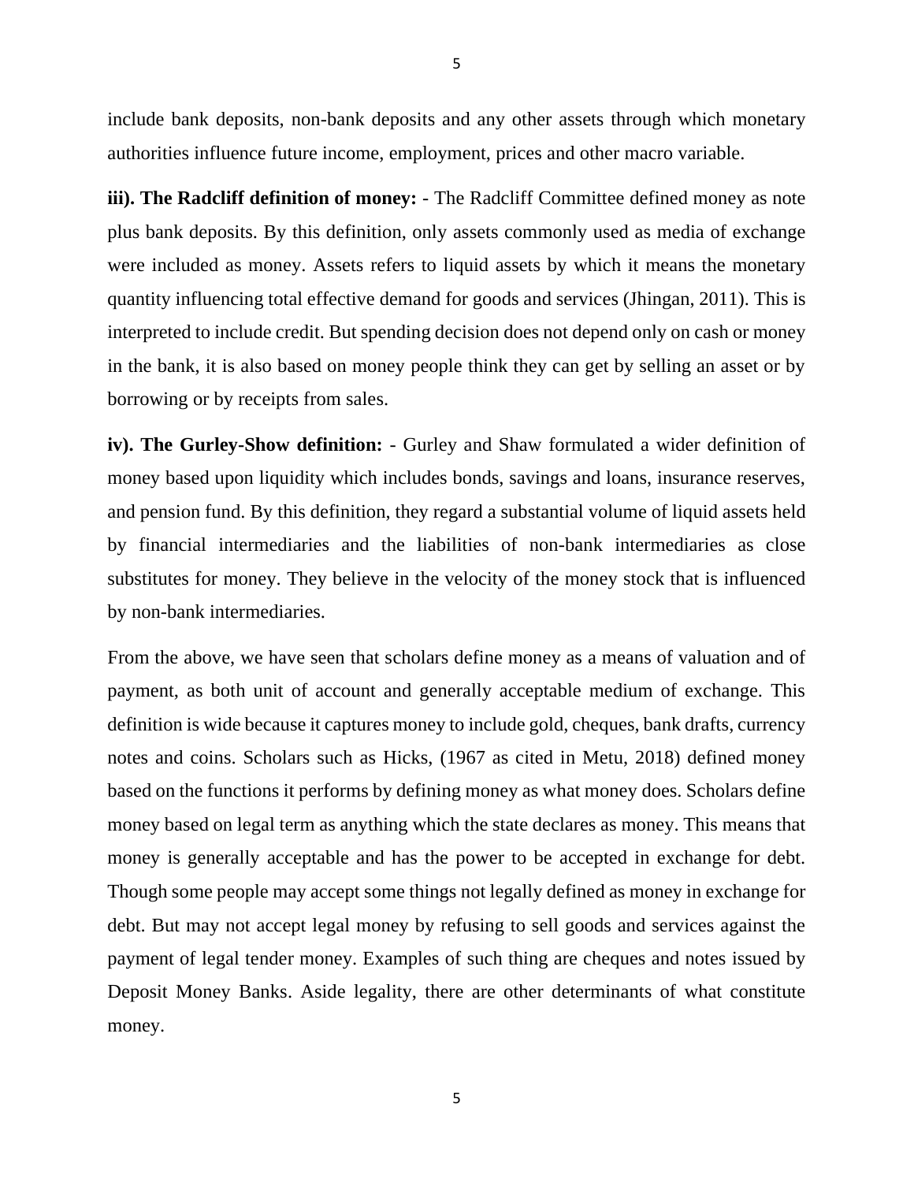include bank deposits, non-bank deposits and any other assets through which monetary authorities influence future income, employment, prices and other macro variable.

**iii). The Radcliff definition of money:** - The Radcliff Committee defined money as note plus bank deposits. By this definition, only assets commonly used as media of exchange were included as money. Assets refers to liquid assets by which it means the monetary quantity influencing total effective demand for goods and services (Jhingan, 2011). This is interpreted to include credit. But spending decision does not depend only on cash or money in the bank, it is also based on money people think they can get by selling an asset or by borrowing or by receipts from sales.

**iv). The Gurley-Show definition:** - Gurley and Shaw formulated a wider definition of money based upon liquidity which includes bonds, savings and loans, insurance reserves, and pension fund. By this definition, they regard a substantial volume of liquid assets held by financial intermediaries and the liabilities of non-bank intermediaries as close substitutes for money. They believe in the velocity of the money stock that is influenced by non-bank intermediaries.

From the above, we have seen that scholars define money as a means of valuation and of payment, as both unit of account and generally acceptable medium of exchange. This definition is wide because it captures money to include gold, cheques, bank drafts, currency notes and coins. Scholars such as Hicks, (1967 as cited in Metu, 2018) defined money based on the functions it performs by defining money as what money does. Scholars define money based on legal term as anything which the state declares as money. This means that money is generally acceptable and has the power to be accepted in exchange for debt. Though some people may accept some things not legally defined as money in exchange for debt. But may not accept legal money by refusing to sell goods and services against the payment of legal tender money. Examples of such thing are cheques and notes issued by Deposit Money Banks. Aside legality, there are other determinants of what constitute money.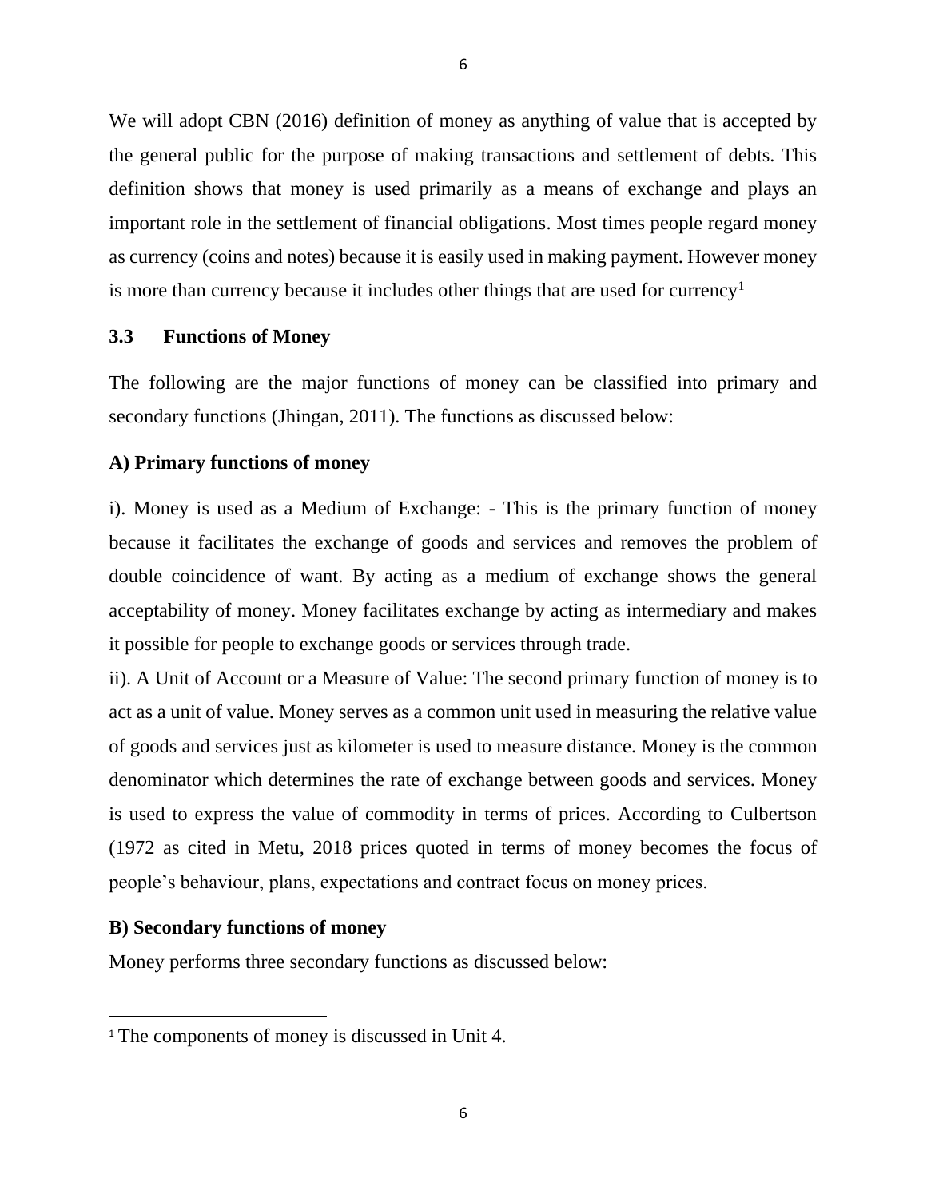We will adopt CBN (2016) definition of money as anything of value that is accepted by the general public for the purpose of making transactions and settlement of debts. This definition shows that money is used primarily as a means of exchange and plays an important role in the settlement of financial obligations. Most times people regard money as currency (coins and notes) because it is easily used in making payment. However money is more than currency because it includes other things that are used for currency[1]

## 3.3 Functions of Money

The following are the major functions of money can be classified into primary and secondary functions (Jhingan, 2011). The functions as discussed below:

### A) Primary functions of money

i). Money is used as a Medium of Exchange: - This is the primary function of money because it facilitates the exchange of goods and services and removes the problem of double coincidence of want. By acting as a medium of exchange shows the general acceptability of money. Money facilitates exchange by acting as intermediary and makes it possible for people to exchange goods or services through trade.

ii). A Unit of Account or a Measure of Value: The second primary function of money is to act as a unit of value. Money serves as a common unit used in measuring the relative value of goods and services just as kilometer is used to measure distance. Money is the common denominator which determines the rate of exchange between goods and services. Money is used to express the value of commodity in terms of prices. According to Culbertson (1972 as cited in Metu, 2018 prices quoted in terms of money becomes the focus of people's behaviour, plans, expectations and contract focus on money prices.

### B) Secondary functions of money

Money performs three secondary functions as discussed below:

---

[1] The components of money is discussed in Unit 4.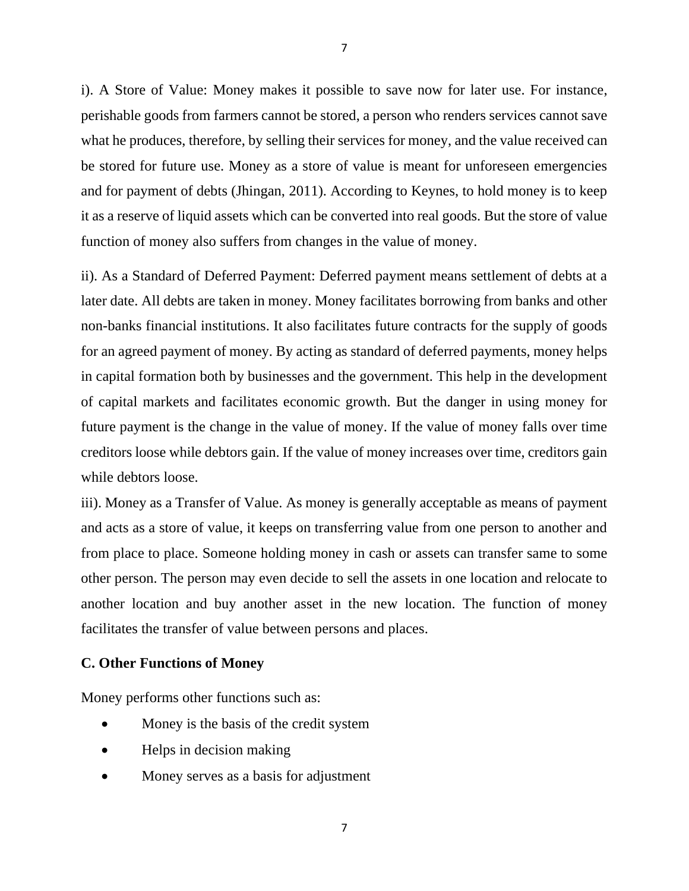i). A Store of Value: Money makes it possible to save now for later use. For instance, perishable goods from farmers cannot be stored, a person who renders services cannot save what he produces, therefore, by selling their services for money, and the value received can be stored for future use. Money as a store of value is meant for unforeseen emergencies and for payment of debts (Jhingan, 2011). According to Keynes, to hold money is to keep it as a reserve of liquid assets which can be converted into real goods. But the store of value function of money also suffers from changes in the value of money.

ii). As a Standard of Deferred Payment: Deferred payment means settlement of debts at a later date. All debts are taken in money. Money facilitates borrowing from banks and other non-banks financial institutions. It also facilitates future contracts for the supply of goods for an agreed payment of money. By acting as standard of deferred payments, money helps in capital formation both by businesses and the government. This help in the development of capital markets and facilitates economic growth. But the danger in using money for future payment is the change in the value of money. If the value of money falls over time creditors loose while debtors gain. If the value of money increases over time, creditors gain while debtors loose.

iii). Money as a Transfer of Value. As money is generally acceptable as means of payment and acts as a store of value, it keeps on transferring value from one person to another and from place to place. Someone holding money in cash or assets can transfer same to some other person. The person may even decide to sell the assets in one location and relocate to another location and buy another asset in the new location. The function of money facilitates the transfer of value between persons and places.

**C. Other Functions of Money**

Money performs other functions such as:

- Money is the basis of the credit system
- Helps in decision making
- Money serves as a basis for adjustment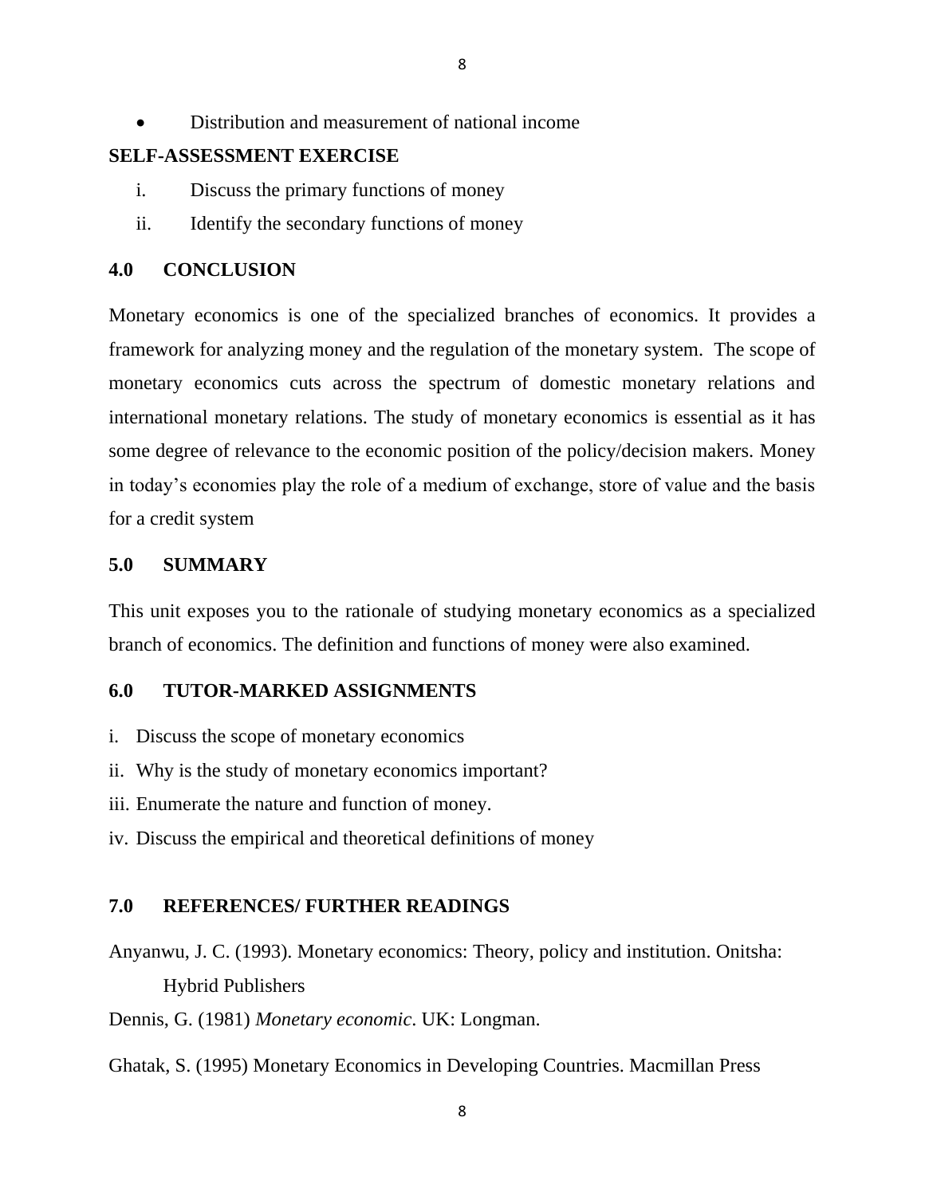- Distribution and measurement of national income

**SELF-ASSESSMENT EXERCISE**

i. Discuss the primary functions of money
ii. Identify the secondary functions of money

## 4.0 CONCLUSION

Monetary economics is one of the specialized branches of economics. It provides a framework for analyzing money and the regulation of the monetary system. The scope of monetary economics cuts across the spectrum of domestic monetary relations and international monetary relations. The study of monetary economics is essential as it has some degree of relevance to the economic position of the policy/decision makers. Money in today's economies play the role of a medium of exchange, store of value and the basis for a credit system

## 5.0 SUMMARY

This unit exposes you to the rationale of studying monetary economics as a specialized branch of economics. The definition and functions of money were also examined.

## 6.0 TUTOR-MARKED ASSIGNMENTS

i. Discuss the scope of monetary economics
ii. Why is the study of monetary economics important?
iii. Enumerate the nature and function of money.
iv. Discuss the empirical and theoretical definitions of money

## 7.0 REFERENCES/ FURTHER READINGS

Anyanwu, J. C. (1993). Monetary economics: Theory, policy and institution. Onitsha: Hybrid Publishers

Dennis, G. (1981) *Monetary economic*. UK: Longman.

Ghatak, S. (1995) Monetary Economics in Developing Countries. Macmillan Press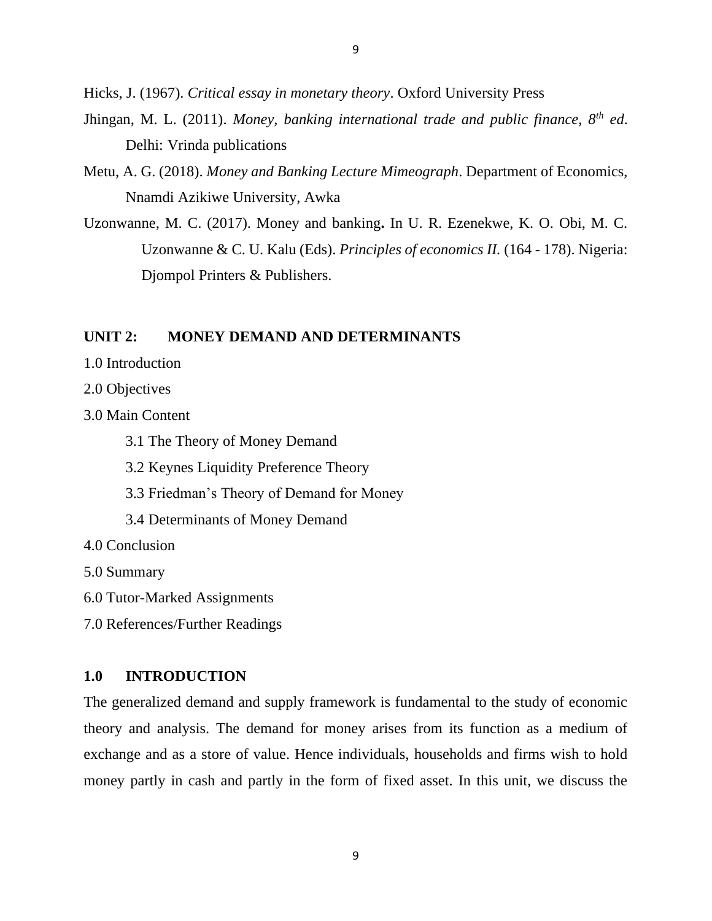Hicks, J. (1967). *Critical essay in monetary theory*. Oxford University Press

Jhingan, M. L. (2011). *Money, banking international trade and public finance, 8th ed*. Delhi: Vrinda publications

Metu, A. G. (2018). *Money and Banking Lecture Mimeograph*. Department of Economics, Nnamdi Azikiwe University, Awka

Uzonwanne, M. C. (2017). Money and banking**.** In U. R. Ezenekwe, K. O. Obi, M. C. Uzonwanne & C. U. Kalu (Eds). *Principles of economics II.* (164 - 178). Nigeria: Djompol Printers & Publishers.

## UNIT 2: MONEY DEMAND AND DETERMINANTS

1.0 Introduction

2.0 Objectives

3.0 Main Content

- 3.1 The Theory of Money Demand
- 3.2 Keynes Liquidity Preference Theory
- 3.3 Friedman's Theory of Demand for Money
- 3.4 Determinants of Money Demand

4.0 Conclusion

5.0 Summary

6.0 Tutor-Marked Assignments

7.0 References/Further Readings

### 1.0 INTRODUCTION

The generalized demand and supply framework is fundamental to the study of economic theory and analysis. The demand for money arises from its function as a medium of exchange and as a store of value. Hence individuals, households and firms wish to hold money partly in cash and partly in the form of fixed asset. In this unit, we discuss the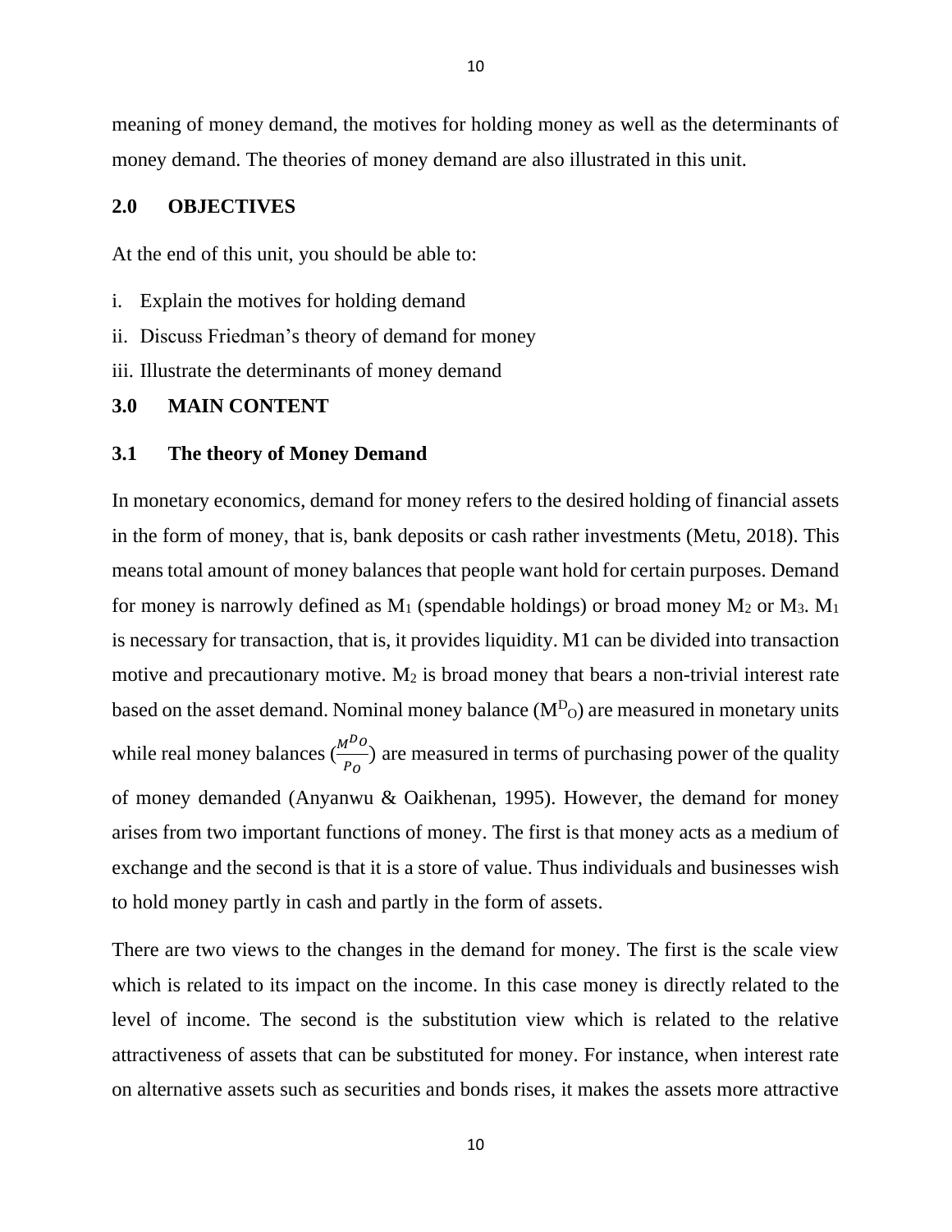meaning of money demand, the motives for holding money as well as the determinants of money demand. The theories of money demand are also illustrated in this unit.

## 2.0 OBJECTIVES

At the end of this unit, you should be able to:

i. Explain the motives for holding demand
ii. Discuss Friedman's theory of demand for money
iii. Illustrate the determinants of money demand

## 3.0 MAIN CONTENT

### 3.1 The theory of Money Demand

In monetary economics, demand for money refers to the desired holding of financial assets in the form of money, that is, bank deposits or cash rather investments (Metu, 2018). This means total amount of money balances that people want hold for certain purposes. Demand for money is narrowly defined as $M_1$ (spendable holdings) or broad money $M_2$ or $M_3$. $M_1$ is necessary for transaction, that is, it provides liquidity. M1 can be divided into transaction motive and precautionary motive. $M_2$ is broad money that bears a non-trivial interest rate based on the asset demand. Nominal money balance ($M^D_O$) are measured in monetary units while real money balances ($\frac{M^{D}O}{P_O}$) are measured in terms of purchasing power of the quality of money demanded (Anyanwu & Oaikhenan, 1995). However, the demand for money arises from two important functions of money. The first is that money acts as a medium of exchange and the second is that it is a store of value. Thus individuals and businesses wish to hold money partly in cash and partly in the form of assets.

There are two views to the changes in the demand for money. The first is the scale view which is related to its impact on the income. In this case money is directly related to the level of income. The second is the substitution view which is related to the relative attractiveness of assets that can be substituted for money. For instance, when interest rate on alternative assets such as securities and bonds rises, it makes the assets more attractive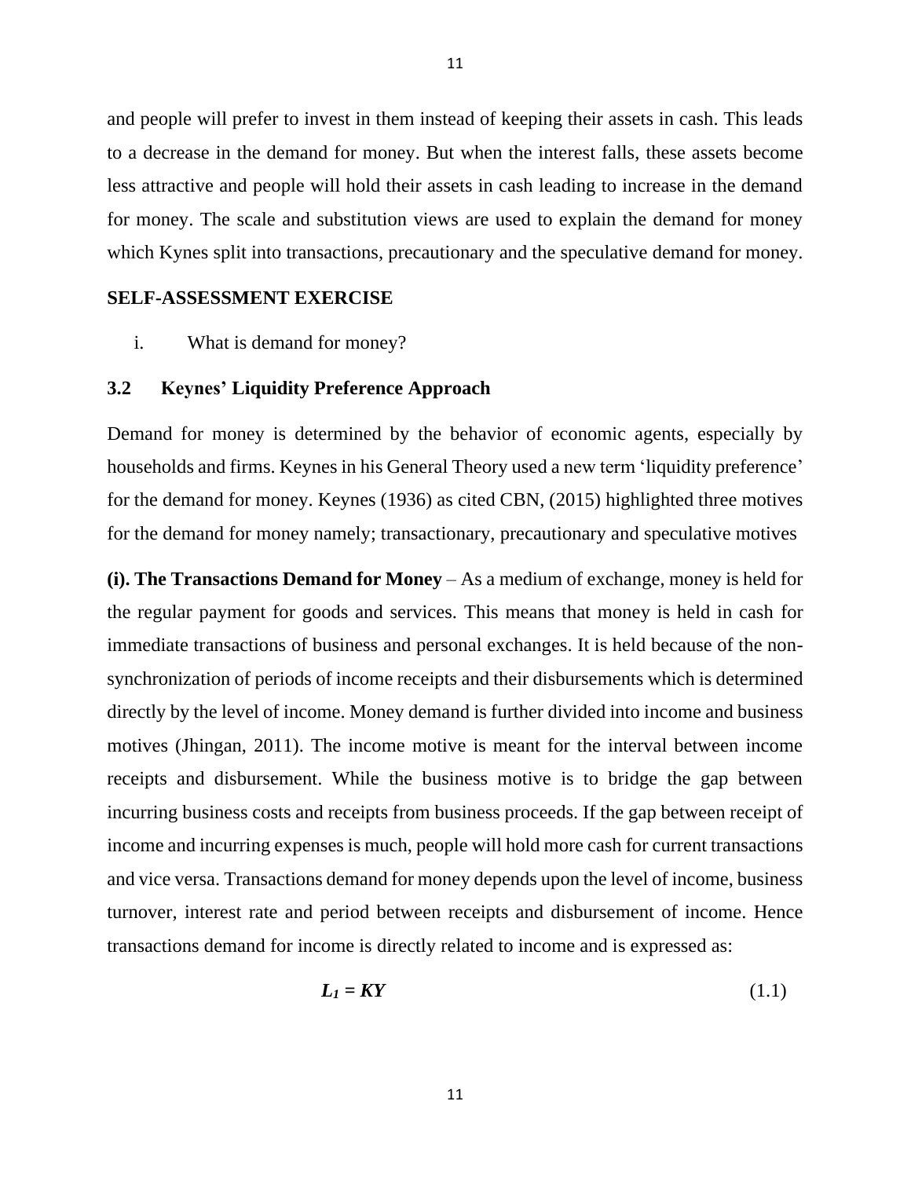and people will prefer to invest in them instead of keeping their assets in cash. This leads to a decrease in the demand for money. But when the interest falls, these assets become less attractive and people will hold their assets in cash leading to increase in the demand for money. The scale and substitution views are used to explain the demand for money which Kynes split into transactions, precautionary and the speculative demand for money.

**SELF-ASSESSMENT EXERCISE**

i. What is demand for money?

### 3.2 Keynes' Liquidity Preference Approach

Demand for money is determined by the behavior of economic agents, especially by households and firms. Keynes in his General Theory used a new term 'liquidity preference' for the demand for money. Keynes (1936) as cited CBN, (2015) highlighted three motives for the demand for money namely; transactionary, precautionary and speculative motives

**(i). The Transactions Demand for Money** – As a medium of exchange, money is held for the regular payment for goods and services. This means that money is held in cash for immediate transactions of business and personal exchanges. It is held because of the non-synchronization of periods of income receipts and their disbursements which is determined directly by the level of income. Money demand is further divided into income and business motives (Jhingan, 2011). The income motive is meant for the interval between income receipts and disbursement. While the business motive is to bridge the gap between incurring business costs and receipts from business proceeds. If the gap between receipt of income and incurring expenses is much, people will hold more cash for current transactions and vice versa. Transactions demand for money depends upon the level of income, business turnover, interest rate and period between receipts and disbursement of income. Hence transactions demand for income is directly related to income and is expressed as:

$$L_1 = KY \tag{1.1}$$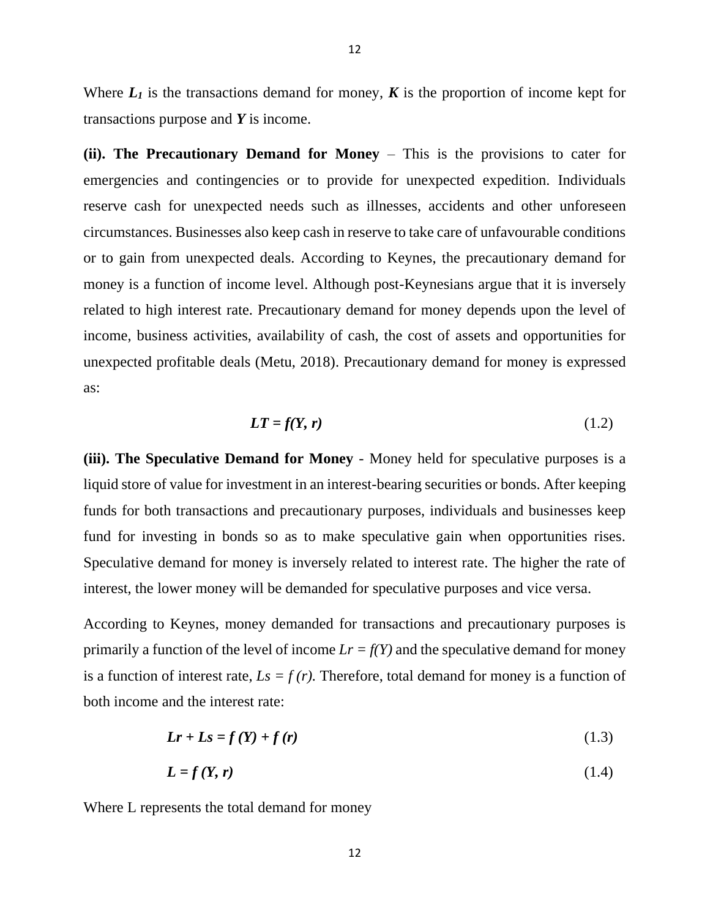Where $L_1$ is the transactions demand for money, $K$ is the proportion of income kept for transactions purpose and $Y$ is income.

**(ii). The Precautionary Demand for Money** – This is the provisions to cater for emergencies and contingencies or to provide for unexpected expedition. Individuals reserve cash for unexpected needs such as illnesses, accidents and other unforeseen circumstances. Businesses also keep cash in reserve to take care of unfavourable conditions or to gain from unexpected deals. According to Keynes, the precautionary demand for money is a function of income level. Although post-Keynesians argue that it is inversely related to high interest rate. Precautionary demand for money depends upon the level of income, business activities, availability of cash, the cost of assets and opportunities for unexpected profitable deals (Metu, 2018). Precautionary demand for money is expressed as:

$$LT = f(Y, r) \tag{1.2}$$

**(iii). The Speculative Demand for Money** - Money held for speculative purposes is a liquid store of value for investment in an interest-bearing securities or bonds. After keeping funds for both transactions and precautionary purposes, individuals and businesses keep fund for investing in bonds so as to make speculative gain when opportunities rises. Speculative demand for money is inversely related to interest rate. The higher the rate of interest, the lower money will be demanded for speculative purposes and vice versa.

According to Keynes, money demanded for transactions and precautionary purposes is primarily a function of the level of income $Lr = f(Y)$ and the speculative demand for money is a function of interest rate, $Ls = f(r)$. Therefore, total demand for money is a function of both income and the interest rate:

$$Lr + Ls = f(Y) + f(r) \tag{1.3}$$

$$L = f(Y, r) \tag{1.4}$$

Where L represents the total demand for money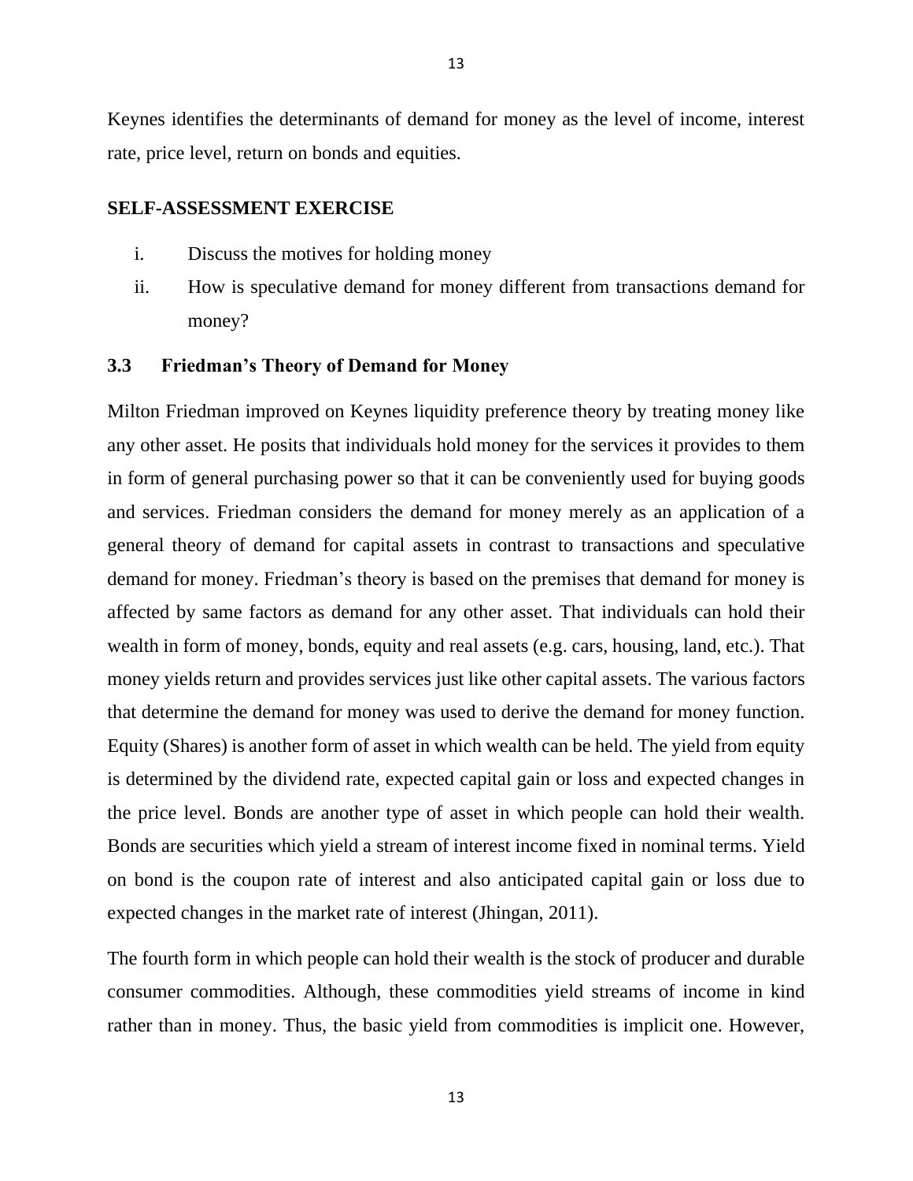Keynes identifies the determinants of demand for money as the level of income, interest rate, price level, return on bonds and equities.

**SELF-ASSESSMENT EXERCISE**

i. Discuss the motives for holding money
ii. How is speculative demand for money different from transactions demand for money?

### 3.3 Friedman's Theory of Demand for Money

Milton Friedman improved on Keynes liquidity preference theory by treating money like any other asset. He posits that individuals hold money for the services it provides to them in form of general purchasing power so that it can be conveniently used for buying goods and services. Friedman considers the demand for money merely as an application of a general theory of demand for capital assets in contrast to transactions and speculative demand for money. Friedman's theory is based on the premises that demand for money is affected by same factors as demand for any other asset. That individuals can hold their wealth in form of money, bonds, equity and real assets (e.g. cars, housing, land, etc.). That money yields return and provides services just like other capital assets. The various factors that determine the demand for money was used to derive the demand for money function. Equity (Shares) is another form of asset in which wealth can be held. The yield from equity is determined by the dividend rate, expected capital gain or loss and expected changes in the price level. Bonds are another type of asset in which people can hold their wealth. Bonds are securities which yield a stream of interest income fixed in nominal terms. Yield on bond is the coupon rate of interest and also anticipated capital gain or loss due to expected changes in the market rate of interest (Jhingan, 2011).

The fourth form in which people can hold their wealth is the stock of producer and durable consumer commodities. Although, these commodities yield streams of income in kind rather than in money. Thus, the basic yield from commodities is implicit one. However,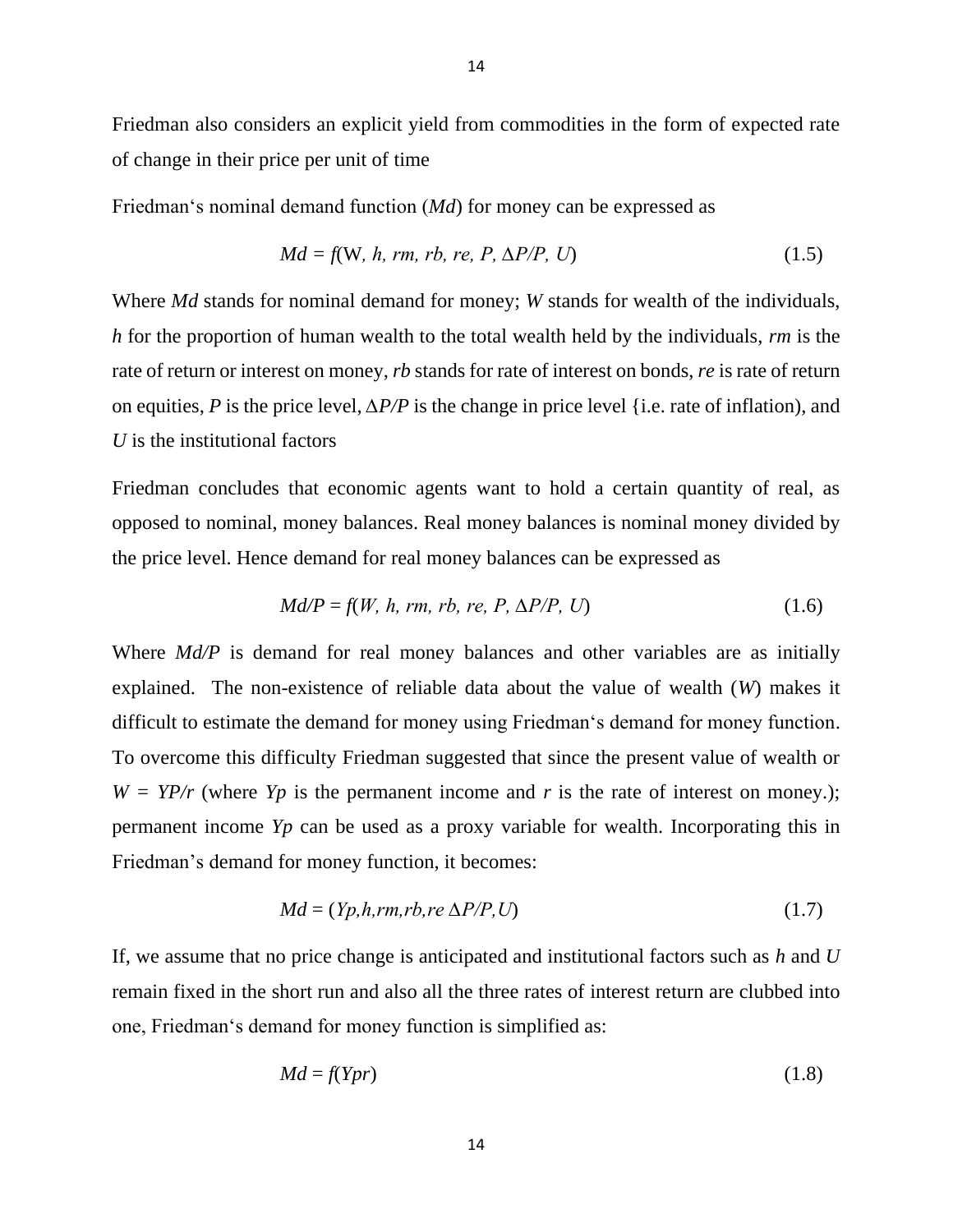Friedman also considers an explicit yield from commodities in the form of expected rate of change in their price per unit of time

Friedman‘s nominal demand function (*Md*) for money can be expressed as

$$Md = f(W, h, rm, rb, re, P, \Delta P/P, U) \tag{1.5}$$

Where *Md* stands for nominal demand for money; *W* stands for wealth of the individuals, *h* for the proportion of human wealth to the total wealth held by the individuals, *rm* is the rate of return or interest on money, *rb* stands for rate of interest on bonds, *re* is rate of return on equities, *P* is the price level, $\Delta P/P$ is the change in price level {i.e. rate of inflation), and *U* is the institutional factors

Friedman concludes that economic agents want to hold a certain quantity of real, as opposed to nominal, money balances. Real money balances is nominal money divided by the price level. Hence demand for real money balances can be expressed as

$$Md/P = f(W, h, rm, rb, re, P, \Delta P/P, U) \tag{1.6}$$

Where *Md/P* is demand for real money balances and other variables are as initially explained. The non-existence of reliable data about the value of wealth (*W*) makes it difficult to estimate the demand for money using Friedman‘s demand for money function. To overcome this difficulty Friedman suggested that since the present value of wealth or $W = YP/r$ (where *Yp* is the permanent income and *r* is the rate of interest on money.); permanent income *Yp* can be used as a proxy variable for wealth. Incorporating this in Friedman's demand for money function, it becomes:

$$Md = (Yp, h, rm, rb, re\ \Delta P/P, U) \tag{1.7}$$

If, we assume that no price change is anticipated and institutional factors such as *h* and *U* remain fixed in the short run and also all the three rates of interest return are clubbed into one, Friedman‘s demand for money function is simplified as:

$$Md = f(Ypr) \tag{1.8}$$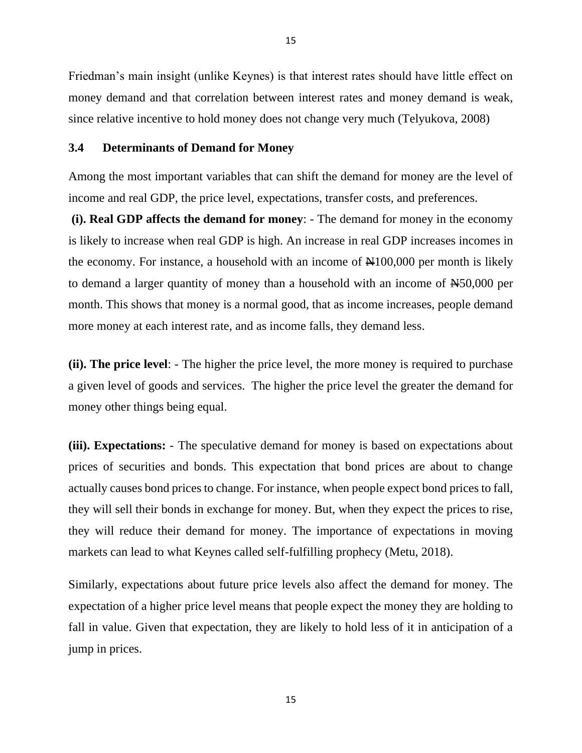Friedman's main insight (unlike Keynes) is that interest rates should have little effect on money demand and that correlation between interest rates and money demand is weak, since relative incentive to hold money does not change very much (Telyukova, 2008)

### 3.4 Determinants of Demand for Money

Among the most important variables that can shift the demand for money are the level of income and real GDP, the price level, expectations, transfer costs, and preferences.

**(i). Real GDP affects the demand for money**: - The demand for money in the economy is likely to increase when real GDP is high. An increase in real GDP increases incomes in the economy. For instance, a household with an income of ₦100,000 per month is likely to demand a larger quantity of money than a household with an income of ₦50,000 per month. This shows that money is a normal good, that as income increases, people demand more money at each interest rate, and as income falls, they demand less.

**(ii). The price level**: - The higher the price level, the more money is required to purchase a given level of goods and services. The higher the price level the greater the demand for money other things being equal.

**(iii). Expectations:** - The speculative demand for money is based on expectations about prices of securities and bonds. This expectation that bond prices are about to change actually causes bond prices to change. For instance, when people expect bond prices to fall, they will sell their bonds in exchange for money. But, when they expect the prices to rise, they will reduce their demand for money. The importance of expectations in moving markets can lead to what Keynes called self-fulfilling prophecy (Metu, 2018).

Similarly, expectations about future price levels also affect the demand for money. The expectation of a higher price level means that people expect the money they are holding to fall in value. Given that expectation, they are likely to hold less of it in anticipation of a jump in prices.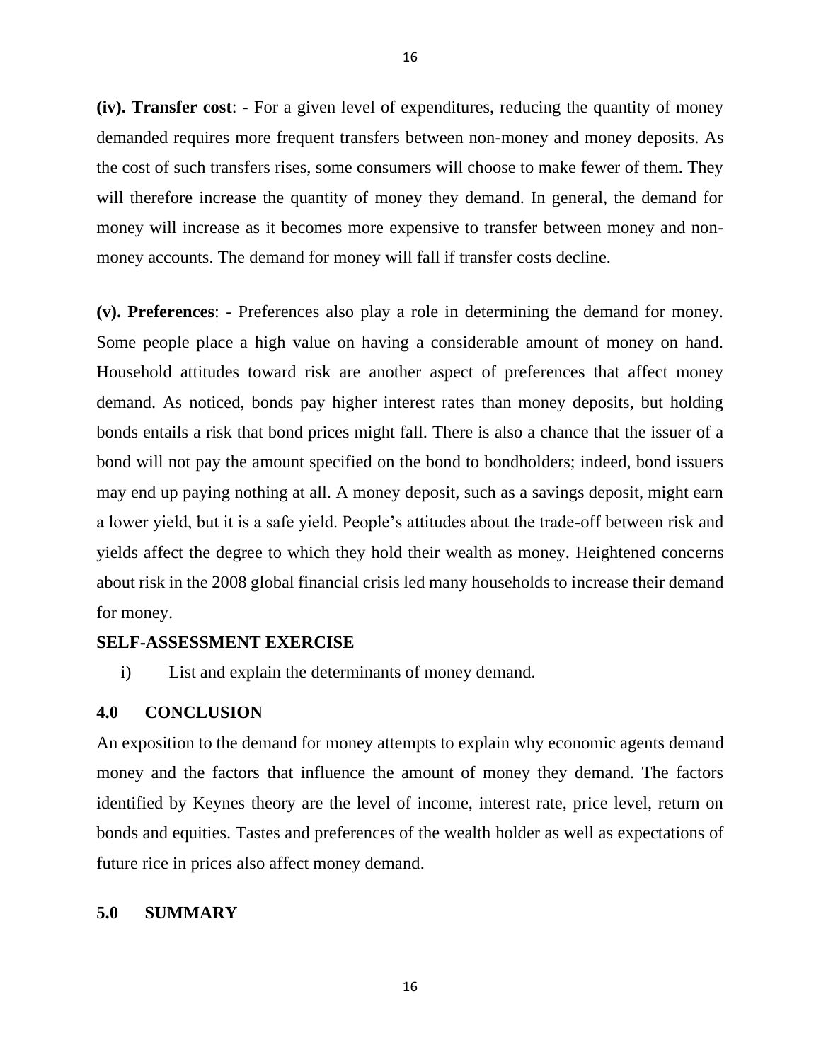**(iv). Transfer cost**: - For a given level of expenditures, reducing the quantity of money demanded requires more frequent transfers between non-money and money deposits. As the cost of such transfers rises, some consumers will choose to make fewer of them. They will therefore increase the quantity of money they demand. In general, the demand for money will increase as it becomes more expensive to transfer between money and non-money accounts. The demand for money will fall if transfer costs decline.

**(v). Preferences**: - Preferences also play a role in determining the demand for money. Some people place a high value on having a considerable amount of money on hand. Household attitudes toward risk are another aspect of preferences that affect money demand. As noticed, bonds pay higher interest rates than money deposits, but holding bonds entails a risk that bond prices might fall. There is also a chance that the issuer of a bond will not pay the amount specified on the bond to bondholders; indeed, bond issuers may end up paying nothing at all. A money deposit, such as a savings deposit, might earn a lower yield, but it is a safe yield. People's attitudes about the trade-off between risk and yields affect the degree to which they hold their wealth as money. Heightened concerns about risk in the 2008 global financial crisis led many households to increase their demand for money.

**SELF-ASSESSMENT EXERCISE**

i) List and explain the determinants of money demand.

## 4.0 CONCLUSION

An exposition to the demand for money attempts to explain why economic agents demand money and the factors that influence the amount of money they demand. The factors identified by Keynes theory are the level of income, interest rate, price level, return on bonds and equities. Tastes and preferences of the wealth holder as well as expectations of future rice in prices also affect money demand.

## 5.0 SUMMARY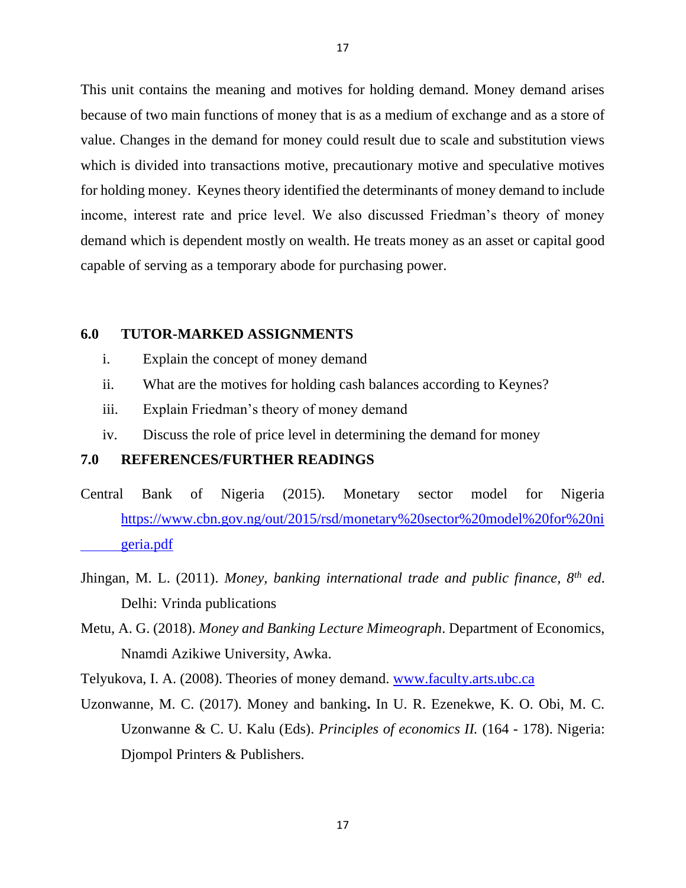This unit contains the meaning and motives for holding demand. Money demand arises because of two main functions of money that is as a medium of exchange and as a store of value. Changes in the demand for money could result due to scale and substitution views which is divided into transactions motive, precautionary motive and speculative motives for holding money. Keynes theory identified the determinants of money demand to include income, interest rate and price level. We also discussed Friedman's theory of money demand which is dependent mostly on wealth. He treats money as an asset or capital good capable of serving as a temporary abode for purchasing power.

## 6.0 TUTOR-MARKED ASSIGNMENTS

i. Explain the concept of money demand
ii. What are the motives for holding cash balances according to Keynes?
iii. Explain Friedman's theory of money demand
iv. Discuss the role of price level in determining the demand for money

## 7.0 REFERENCES/FURTHER READINGS

Central Bank of Nigeria (2015). Monetary sector model for Nigeria https://www.cbn.gov.ng/out/2015/rsd/monetary%20sector%20model%20for%20nigeria.pdf

Jhingan, M. L. (2011). *Money, banking international trade and public finance, 8th ed*. Delhi: Vrinda publications

Metu, A. G. (2018). *Money and Banking Lecture Mimeograph*. Department of Economics, Nnamdi Azikiwe University, Awka.

Telyukova, I. A. (2008). Theories of money demand. www.faculty.arts.ubc.ca

Uzonwanne, M. C. (2017). Money and banking**.** In U. R. Ezenekwe, K. O. Obi, M. C. Uzonwanne & C. U. Kalu (Eds). *Principles of economics II.* (164 - 178). Nigeria: Djompol Printers & Publishers.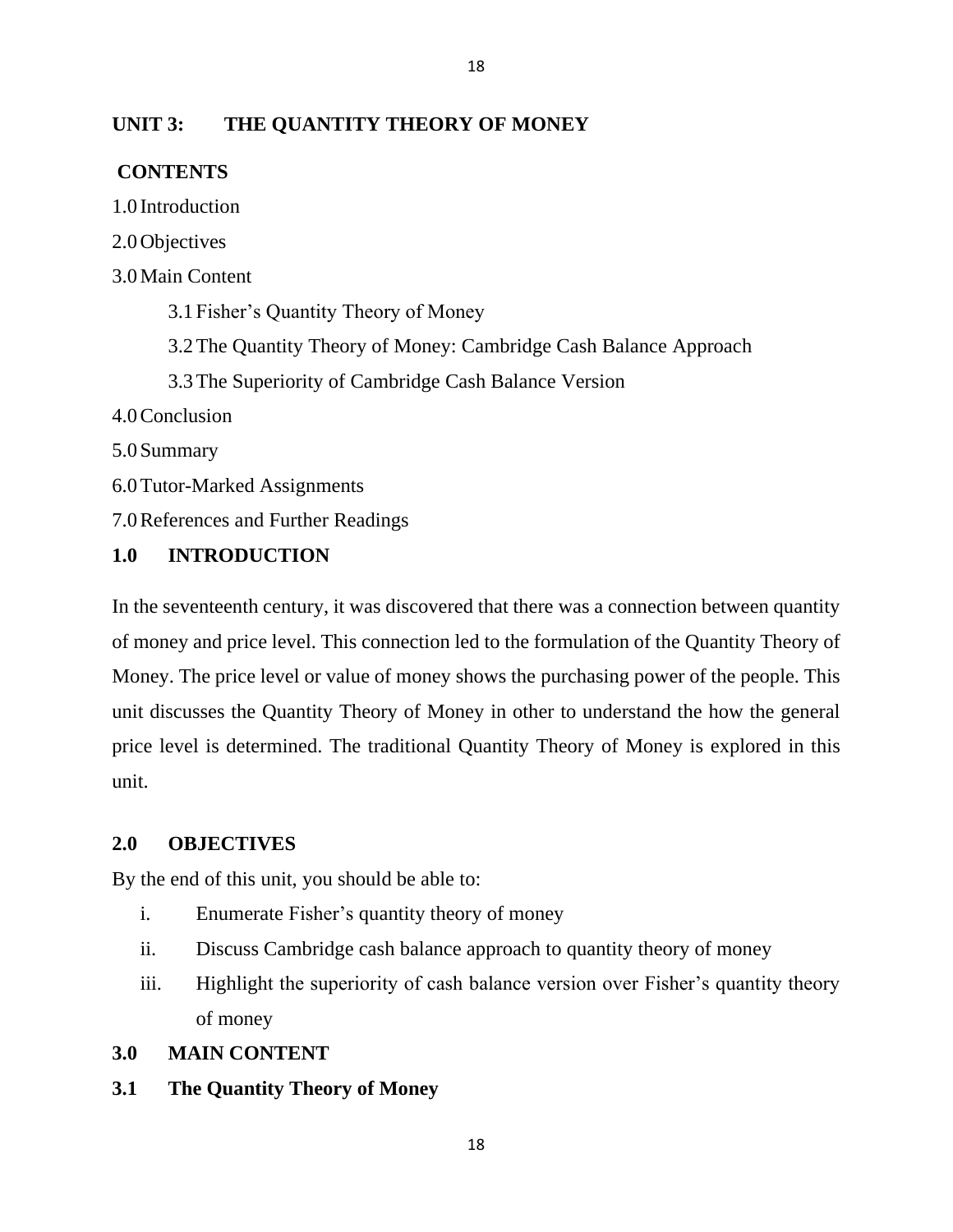## UNIT 3: THE QUANTITY THEORY OF MONEY

**CONTENTS**

1.0 Introduction

2.0 Objectives

3.0 Main Content

- 3.1 Fisher's Quantity Theory of Money
- 3.2 The Quantity Theory of Money: Cambridge Cash Balance Approach
- 3.3 The Superiority of Cambridge Cash Balance Version

4.0 Conclusion

5.0 Summary

6.0 Tutor-Marked Assignments

7.0 References and Further Readings

### 1.0 INTRODUCTION

In the seventeenth century, it was discovered that there was a connection between quantity of money and price level. This connection led to the formulation of the Quantity Theory of Money. The price level or value of money shows the purchasing power of the people. This unit discusses the Quantity Theory of Money in other to understand the how the general price level is determined. The traditional Quantity Theory of Money is explored in this unit.

### 2.0 OBJECTIVES

By the end of this unit, you should be able to:

i. Enumerate Fisher's quantity theory of money

ii. Discuss Cambridge cash balance approach to quantity theory of money

iii. Highlight the superiority of cash balance version over Fisher's quantity theory of money

### 3.0 MAIN CONTENT

### 3.1 The Quantity Theory of Money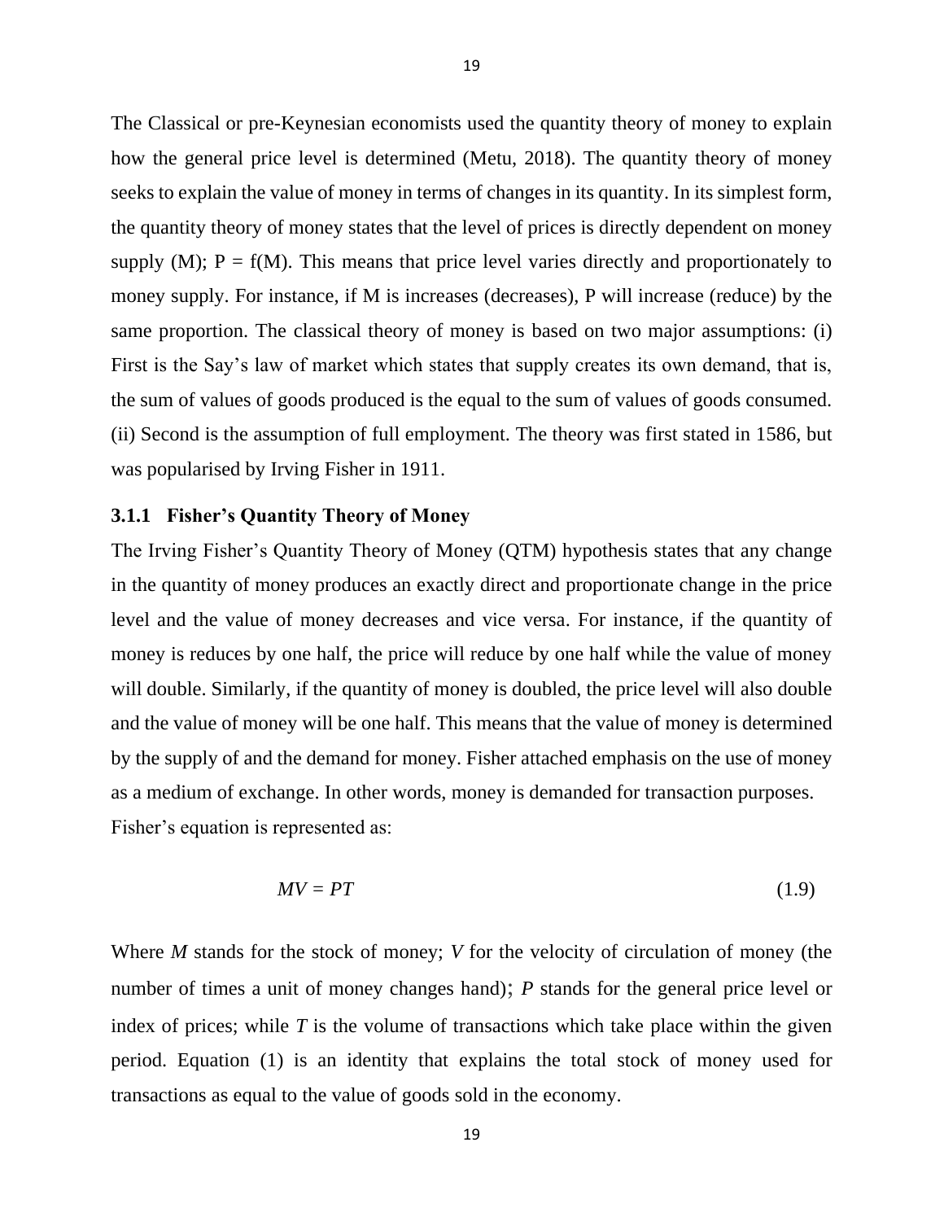The Classical or pre-Keynesian economists used the quantity theory of money to explain how the general price level is determined (Metu, 2018). The quantity theory of money seeks to explain the value of money in terms of changes in its quantity. In its simplest form, the quantity theory of money states that the level of prices is directly dependent on money supply (M); P = f(M). This means that price level varies directly and proportionately to money supply. For instance, if M is increases (decreases), P will increase (reduce) by the same proportion. The classical theory of money is based on two major assumptions: (i) First is the Say's law of market which states that supply creates its own demand, that is, the sum of values of goods produced is the equal to the sum of values of goods consumed. (ii) Second is the assumption of full employment. The theory was first stated in 1586, but was popularised by Irving Fisher in 1911.

### 3.1.1 Fisher's Quantity Theory of Money

The Irving Fisher's Quantity Theory of Money (QTM) hypothesis states that any change in the quantity of money produces an exactly direct and proportionate change in the price level and the value of money decreases and vice versa. For instance, if the quantity of money is reduces by one half, the price will reduce by one half while the value of money will double. Similarly, if the quantity of money is doubled, the price level will also double and the value of money will be one half. This means that the value of money is determined by the supply of and the demand for money. Fisher attached emphasis on the use of money as a medium of exchange. In other words, money is demanded for transaction purposes.

Fisher's equation is represented as:

$$MV = PT \tag{1.9}$$

Where *M* stands for the stock of money; *V* for the velocity of circulation of money (the number of times a unit of money changes hand); *P* stands for the general price level or index of prices; while *T* is the volume of transactions which take place within the given period. Equation (1) is an identity that explains the total stock of money used for transactions as equal to the value of goods sold in the economy.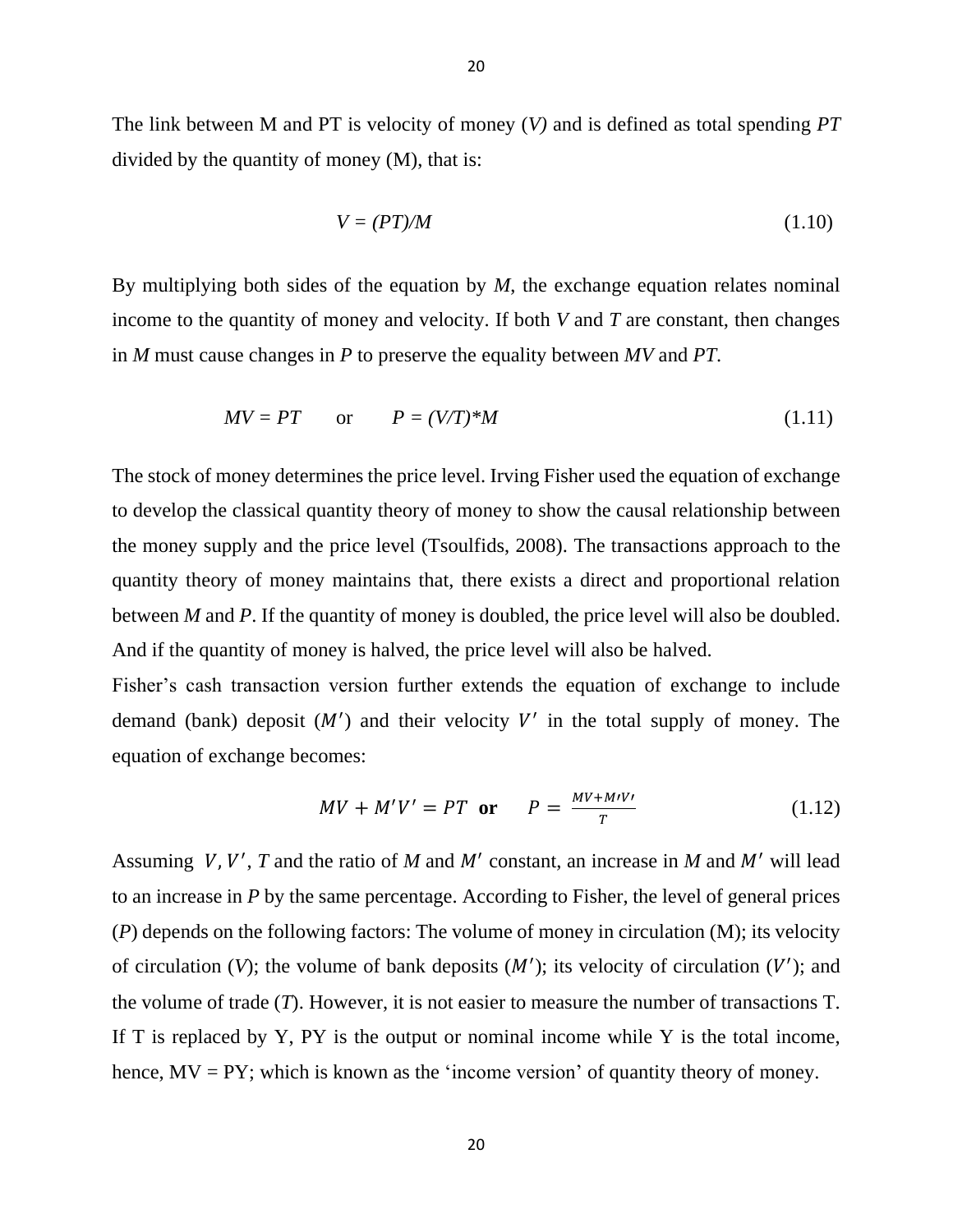The link between M and PT is velocity of money ($V$) and is defined as total spending $PT$ divided by the quantity of money (M), that is:

$$V = (PT)/M \tag{1.10}$$

By multiplying both sides of the equation by $M$, the exchange equation relates nominal income to the quantity of money and velocity. If both $V$ and $T$ are constant, then changes in $M$ must cause changes in $P$ to preserve the equality between $MV$ and $PT$.

$$MV = PT \quad \text{or} \quad P = (V/T)*M \tag{1.11}$$

The stock of money determines the price level. Irving Fisher used the equation of exchange to develop the classical quantity theory of money to show the causal relationship between the money supply and the price level (Tsoulfids, 2008). The transactions approach to the quantity theory of money maintains that, there exists a direct and proportional relation between $M$ and $P$. If the quantity of money is doubled, the price level will also be doubled. And if the quantity of money is halved, the price level will also be halved.

Fisher's cash transaction version further extends the equation of exchange to include demand (bank) deposit ($M'$) and their velocity $V'$ in the total supply of money. The equation of exchange becomes:

$$MV + M'V' = PT \quad \textbf{or} \quad P = \frac{MV + M'V'}{T} \tag{1.12}$$

Assuming $V, V'$, $T$ and the ratio of $M$ and $M'$ constant, an increase in $M$ and $M'$ will lead to an increase in $P$ by the same percentage. According to Fisher, the level of general prices ($P$) depends on the following factors: The volume of money in circulation (M); its velocity of circulation ($V$); the volume of bank deposits ($M'$); its velocity of circulation ($V'$); and the volume of trade ($T$). However, it is not easier to measure the number of transactions T. If T is replaced by Y, PY is the output or nominal income while Y is the total income, hence, MV = PY; which is known as the 'income version' of quantity theory of money.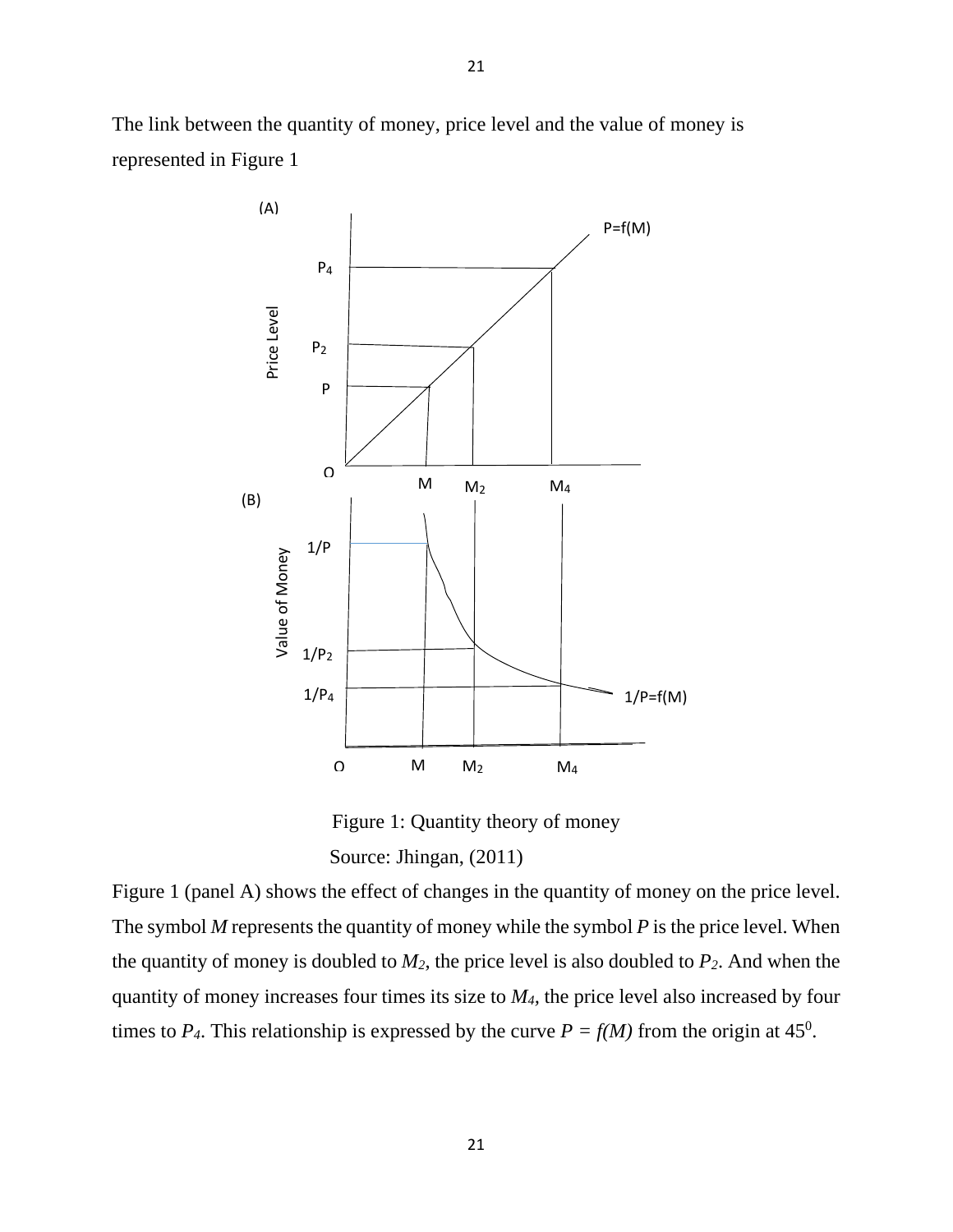The link between the quantity of money, price level and the value of money is represented in Figure 1

Figure 1: Quantity theory of money

Source: Jhingan, (2011)

Figure 1 (panel A) shows the effect of changes in the quantity of money on the price level. The symbol *M* represents the quantity of money while the symbol *P* is the price level. When the quantity of money is doubled to $M_2$, the price level is also doubled to $P_2$. And when the quantity of money increases four times its size to $M_4$, the price level also increased by four times to $P_4$. This relationship is expressed by the curve $P = f(M)$ from the origin at $45^0$.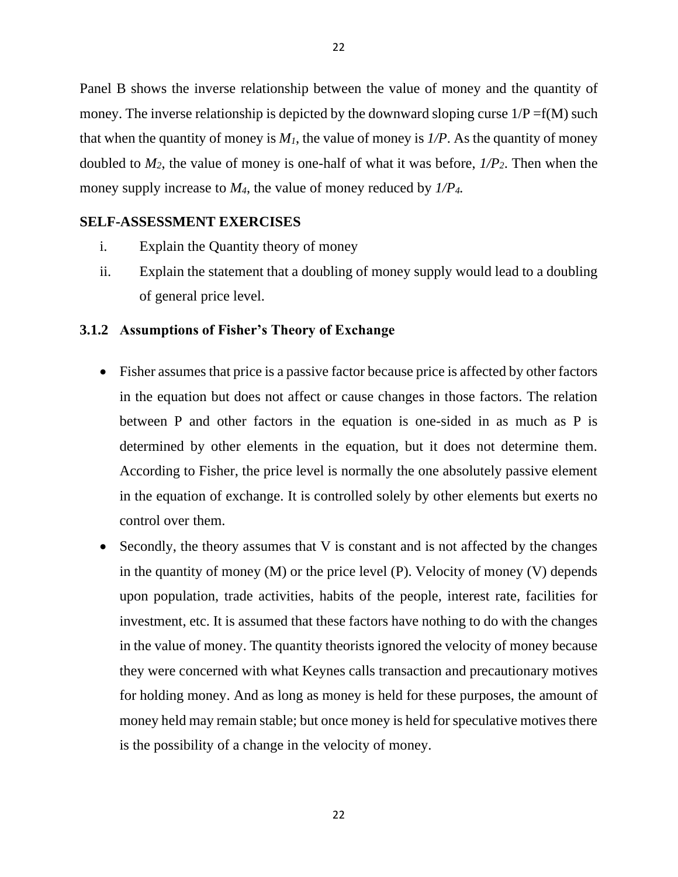Panel B shows the inverse relationship between the value of money and the quantity of money. The inverse relationship is depicted by the downward sloping curse $1/P = f(M)$ such that when the quantity of money is $M_1$, the value of money is $1/P$. As the quantity of money doubled to $M_2$, the value of money is one-half of what it was before, $1/P_2$. Then when the money supply increase to $M_4$, the value of money reduced by $1/P_4$.

**SELF-ASSESSMENT EXERCISES**

i. Explain the Quantity theory of money
ii. Explain the statement that a doubling of money supply would lead to a doubling of general price level.

### 3.1.2 Assumptions of Fisher's Theory of Exchange

- Fisher assumes that price is a passive factor because price is affected by other factors in the equation but does not affect or cause changes in those factors. The relation between P and other factors in the equation is one-sided in as much as P is determined by other elements in the equation, but it does not determine them. According to Fisher, the price level is normally the one absolutely passive element in the equation of exchange. It is controlled solely by other elements but exerts no control over them.
- Secondly, the theory assumes that V is constant and is not affected by the changes in the quantity of money (M) or the price level (P). Velocity of money (V) depends upon population, trade activities, habits of the people, interest rate, facilities for investment, etc. It is assumed that these factors have nothing to do with the changes in the value of money. The quantity theorists ignored the velocity of money because they were concerned with what Keynes calls transaction and precautionary motives for holding money. And as long as money is held for these purposes, the amount of money held may remain stable; but once money is held for speculative motives there is the possibility of a change in the velocity of money.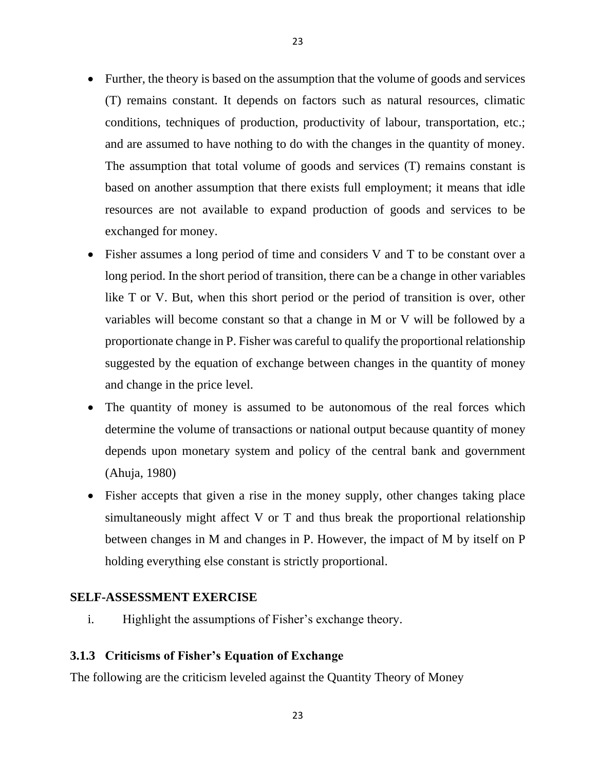- Further, the theory is based on the assumption that the volume of goods and services (T) remains constant. It depends on factors such as natural resources, climatic conditions, techniques of production, productivity of labour, transportation, etc.; and are assumed to have nothing to do with the changes in the quantity of money. The assumption that total volume of goods and services (T) remains constant is based on another assumption that there exists full employment; it means that idle resources are not available to expand production of goods and services to be exchanged for money.
- Fisher assumes a long period of time and considers V and T to be constant over a long period. In the short period of transition, there can be a change in other variables like T or V. But, when this short period or the period of transition is over, other variables will become constant so that a change in M or V will be followed by a proportionate change in P. Fisher was careful to qualify the proportional relationship suggested by the equation of exchange between changes in the quantity of money and change in the price level.
- The quantity of money is assumed to be autonomous of the real forces which determine the volume of transactions or national output because quantity of money depends upon monetary system and policy of the central bank and government (Ahuja, 1980)
- Fisher accepts that given a rise in the money supply, other changes taking place simultaneously might affect V or T and thus break the proportional relationship between changes in M and changes in P. However, the impact of M by itself on P holding everything else constant is strictly proportional.

**SELF-ASSESSMENT EXERCISE**

i. Highlight the assumptions of Fisher's exchange theory.

### 3.1.3 Criticisms of Fisher's Equation of Exchange

The following are the criticism leveled against the Quantity Theory of Money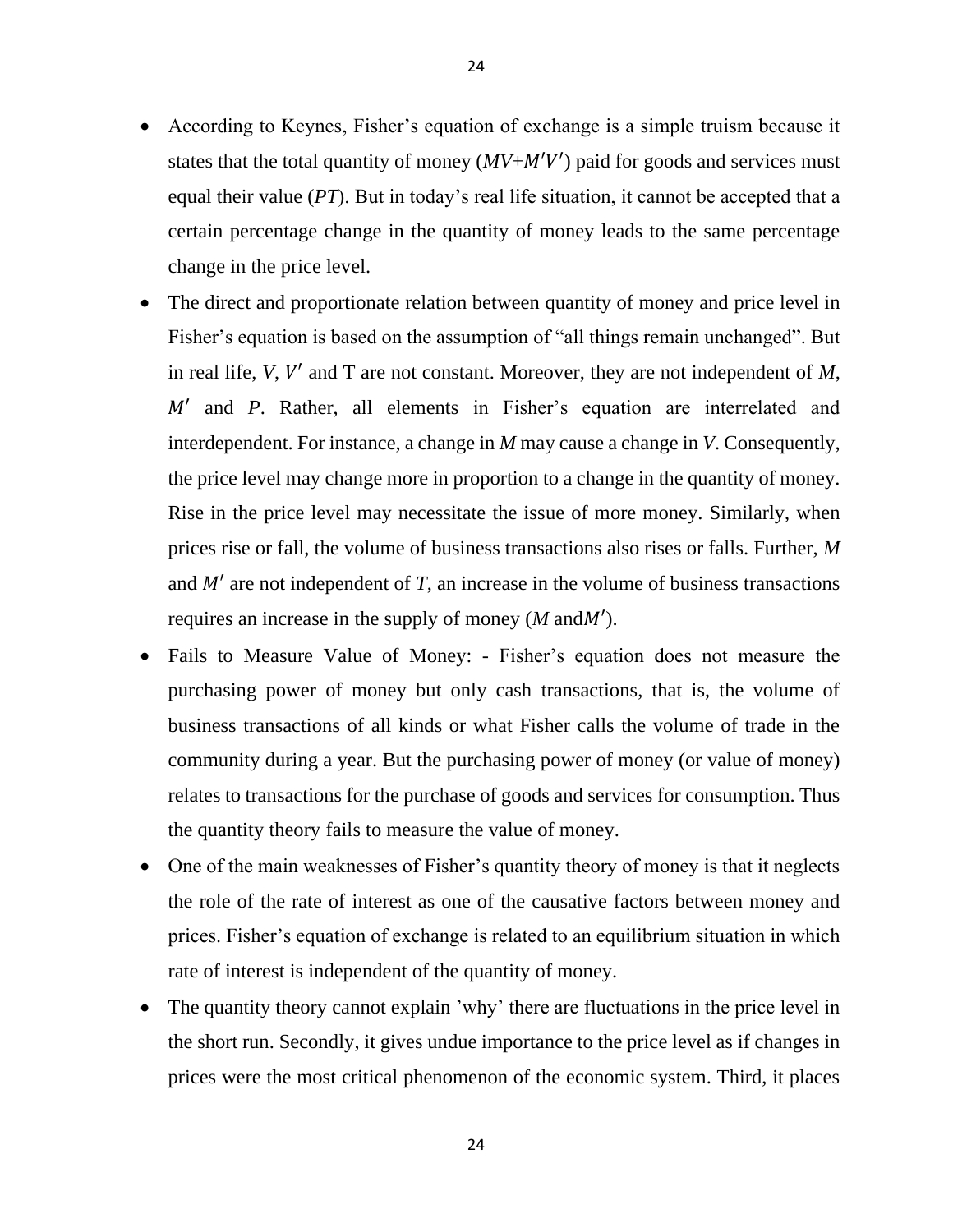- According to Keynes, Fisher's equation of exchange is a simple truism because it states that the total quantity of money ($MV+M'V'$) paid for goods and services must equal their value ($PT$). But in today's real life situation, it cannot be accepted that a certain percentage change in the quantity of money leads to the same percentage change in the price level.
- The direct and proportionate relation between quantity of money and price level in Fisher's equation is based on the assumption of "all things remain unchanged". But in real life, $V$, $V'$ and T are not constant. Moreover, they are not independent of $M$, $M'$ and $P$. Rather, all elements in Fisher's equation are interrelated and interdependent. For instance, a change in $M$ may cause a change in $V$. Consequently, the price level may change more in proportion to a change in the quantity of money. Rise in the price level may necessitate the issue of more money. Similarly, when prices rise or fall, the volume of business transactions also rises or falls. Further, $M$ and $M'$ are not independent of $T$, an increase in the volume of business transactions requires an increase in the supply of money ($M$ and$M'$).
- Fails to Measure Value of Money: - Fisher's equation does not measure the purchasing power of money but only cash transactions, that is, the volume of business transactions of all kinds or what Fisher calls the volume of trade in the community during a year. But the purchasing power of money (or value of money) relates to transactions for the purchase of goods and services for consumption. Thus the quantity theory fails to measure the value of money.
- One of the main weaknesses of Fisher's quantity theory of money is that it neglects the role of the rate of interest as one of the causative factors between money and prices. Fisher's equation of exchange is related to an equilibrium situation in which rate of interest is independent of the quantity of money.
- The quantity theory cannot explain 'why' there are fluctuations in the price level in the short run. Secondly, it gives undue importance to the price level as if changes in prices were the most critical phenomenon of the economic system. Third, it places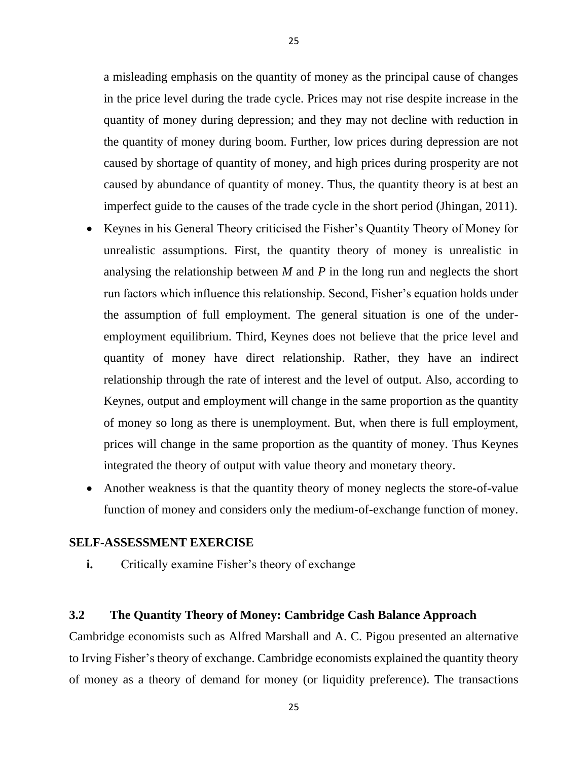a misleading emphasis on the quantity of money as the principal cause of changes in the price level during the trade cycle. Prices may not rise despite increase in the quantity of money during depression; and they may not decline with reduction in the quantity of money during boom. Further, low prices during depression are not caused by shortage of quantity of money, and high prices during prosperity are not caused by abundance of quantity of money. Thus, the quantity theory is at best an imperfect guide to the causes of the trade cycle in the short period (Jhingan, 2011).

- Keynes in his General Theory criticised the Fisher's Quantity Theory of Money for unrealistic assumptions. First, the quantity theory of money is unrealistic in analysing the relationship between $M$ and $P$ in the long run and neglects the short run factors which influence this relationship. Second, Fisher's equation holds under the assumption of full employment. The general situation is one of the under-employment equilibrium. Third, Keynes does not believe that the price level and quantity of money have direct relationship. Rather, they have an indirect relationship through the rate of interest and the level of output. Also, according to Keynes, output and employment will change in the same proportion as the quantity of money so long as there is unemployment. But, when there is full employment, prices will change in the same proportion as the quantity of money. Thus Keynes integrated the theory of output with value theory and monetary theory.
- Another weakness is that the quantity theory of money neglects the store-of-value function of money and considers only the medium-of-exchange function of money.

**SELF-ASSESSMENT EXERCISE**

**i.** Critically examine Fisher's theory of exchange

### 3.2 The Quantity Theory of Money: Cambridge Cash Balance Approach

Cambridge economists such as Alfred Marshall and A. C. Pigou presented an alternative to Irving Fisher's theory of exchange. Cambridge economists explained the quantity theory of money as a theory of demand for money (or liquidity preference). The transactions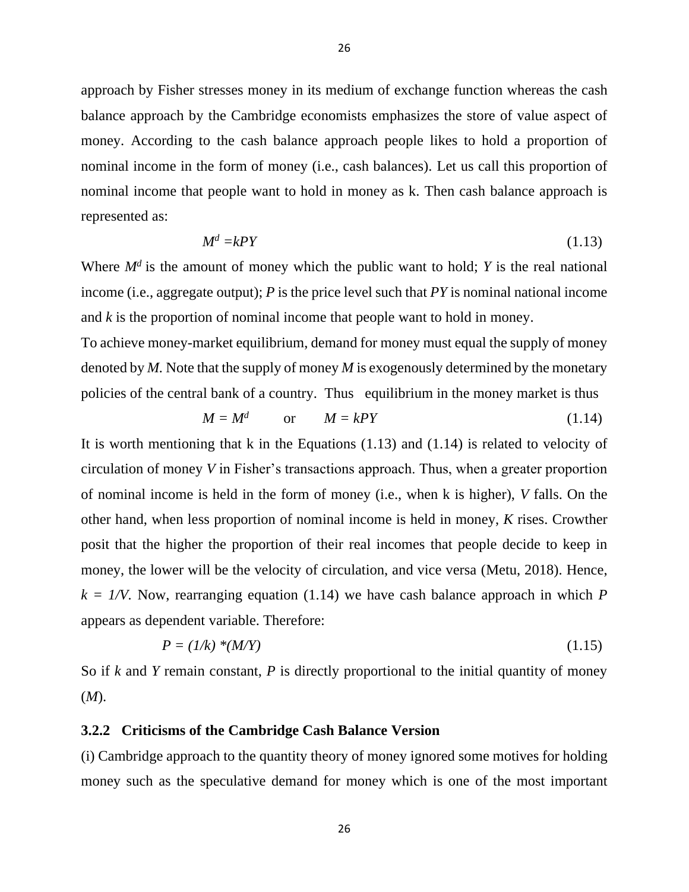approach by Fisher stresses money in its medium of exchange function whereas the cash balance approach by the Cambridge economists emphasizes the store of value aspect of money. According to the cash balance approach people likes to hold a proportion of nominal income in the form of money (i.e., cash balances). Let us call this proportion of nominal income that people want to hold in money as k. Then cash balance approach is represented as:

$$M^d = kPY \tag{1.13}$$

Where $M^d$ is the amount of money which the public want to hold; $Y$ is the real national income (i.e., aggregate output); $P$ is the price level such that $PY$ is nominal national income and $k$ is the proportion of nominal income that people want to hold in money.

To achieve money-market equilibrium, demand for money must equal the supply of money denoted by $M$. Note that the supply of money $M$ is exogenously determined by the monetary policies of the central bank of a country. Thus equilibrium in the money market is thus

$$M = M^d \quad \text{or} \quad M = kPY \tag{1.14}$$

It is worth mentioning that k in the Equations (1.13) and (1.14) is related to velocity of circulation of money $V$ in Fisher's transactions approach. Thus, when a greater proportion of nominal income is held in the form of money (i.e., when k is higher), $V$ falls. On the other hand, when less proportion of nominal income is held in money, $K$ rises. Crowther posit that the higher the proportion of their real incomes that people decide to keep in money, the lower will be the velocity of circulation, and vice versa (Metu, 2018). Hence, $k = 1/V$. Now, rearranging equation (1.14) we have cash balance approach in which $P$ appears as dependent variable. Therefore:

$$P = (1/k) * (M/Y) \tag{1.15}$$

So if $k$ and $Y$ remain constant, $P$ is directly proportional to the initial quantity of money ($M$).

### 3.2.2 Criticisms of the Cambridge Cash Balance Version

(i) Cambridge approach to the quantity theory of money ignored some motives for holding money such as the speculative demand for money which is one of the most important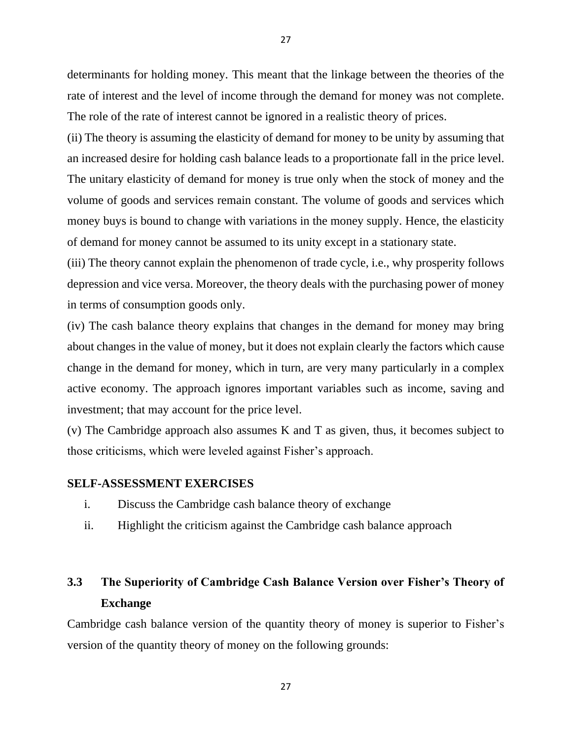determinants for holding money. This meant that the linkage between the theories of the rate of interest and the level of income through the demand for money was not complete. The role of the rate of interest cannot be ignored in a realistic theory of prices.

(ii) The theory is assuming the elasticity of demand for money to be unity by assuming that an increased desire for holding cash balance leads to a proportionate fall in the price level. The unitary elasticity of demand for money is true only when the stock of money and the volume of goods and services remain constant. The volume of goods and services which money buys is bound to change with variations in the money supply. Hence, the elasticity of demand for money cannot be assumed to its unity except in a stationary state.

(iii) The theory cannot explain the phenomenon of trade cycle, i.e., why prosperity follows depression and vice versa. Moreover, the theory deals with the purchasing power of money in terms of consumption goods only.

(iv) The cash balance theory explains that changes in the demand for money may bring about changes in the value of money, but it does not explain clearly the factors which cause change in the demand for money, which in turn, are very many particularly in a complex active economy. The approach ignores important variables such as income, saving and investment; that may account for the price level.

(v) The Cambridge approach also assumes K and T as given, thus, it becomes subject to those criticisms, which were leveled against Fisher's approach.

**SELF-ASSESSMENT EXERCISES**

i. Discuss the Cambridge cash balance theory of exchange
ii. Highlight the criticism against the Cambridge cash balance approach

### 3.3 The Superiority of Cambridge Cash Balance Version over Fisher's Theory of Exchange

Cambridge cash balance version of the quantity theory of money is superior to Fisher's version of the quantity theory of money on the following grounds: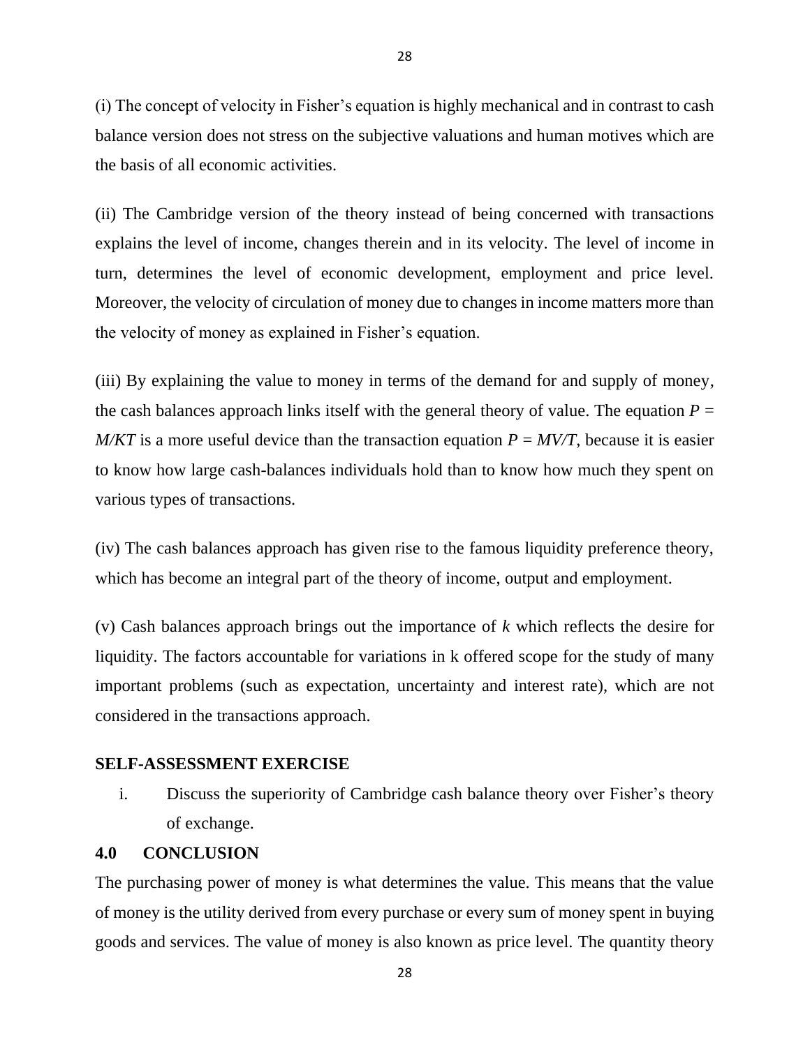(i) The concept of velocity in Fisher's equation is highly mechanical and in contrast to cash balance version does not stress on the subjective valuations and human motives which are the basis of all economic activities.

(ii) The Cambridge version of the theory instead of being concerned with transactions explains the level of income, changes therein and in its velocity. The level of income in turn, determines the level of economic development, employment and price level. Moreover, the velocity of circulation of money due to changes in income matters more than the velocity of money as explained in Fisher's equation.

(iii) By explaining the value to money in terms of the demand for and supply of money, the cash balances approach links itself with the general theory of value. The equation $P = M/KT$ is a more useful device than the transaction equation $P = MV/T$, because it is easier to know how large cash-balances individuals hold than to know how much they spent on various types of transactions.

(iv) The cash balances approach has given rise to the famous liquidity preference theory, which has become an integral part of the theory of income, output and employment.

(v) Cash balances approach brings out the importance of $k$ which reflects the desire for liquidity. The factors accountable for variations in k offered scope for the study of many important problems (such as expectation, uncertainty and interest rate), which are not considered in the transactions approach.

**SELF-ASSESSMENT EXERCISE**

i. Discuss the superiority of Cambridge cash balance theory over Fisher's theory of exchange.

## 4.0 CONCLUSION

The purchasing power of money is what determines the value. This means that the value of money is the utility derived from every purchase or every sum of money spent in buying goods and services. The value of money is also known as price level. The quantity theory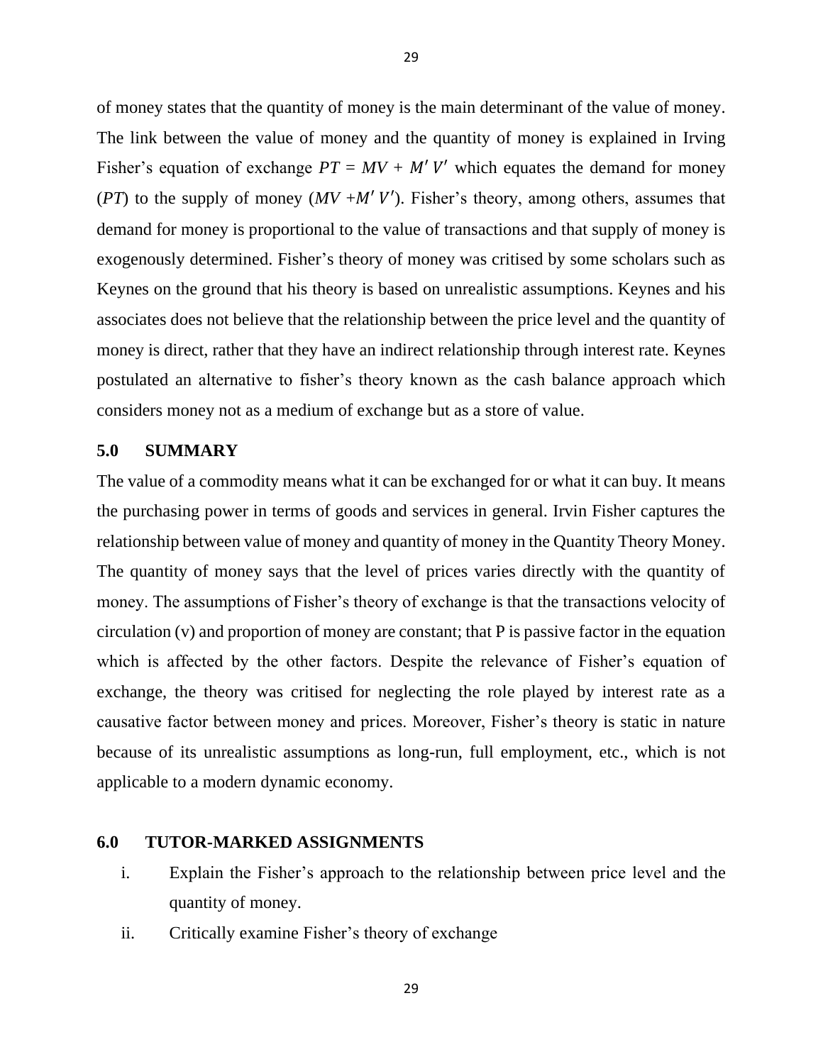of money states that the quantity of money is the main determinant of the value of money. The link between the value of money and the quantity of money is explained in Irving Fisher's equation of exchange $PT = MV + M'V'$ which equates the demand for money ($PT$) to the supply of money ($MV + M'V'$). Fisher's theory, among others, assumes that demand for money is proportional to the value of transactions and that supply of money is exogenously determined. Fisher's theory of money was critised by some scholars such as Keynes on the ground that his theory is based on unrealistic assumptions. Keynes and his associates does not believe that the relationship between the price level and the quantity of money is direct, rather that they have an indirect relationship through interest rate. Keynes postulated an alternative to fisher's theory known as the cash balance approach which considers money not as a medium of exchange but as a store of value.

## 5.0 SUMMARY

The value of a commodity means what it can be exchanged for or what it can buy. It means the purchasing power in terms of goods and services in general. Irvin Fisher captures the relationship between value of money and quantity of money in the Quantity Theory Money. The quantity of money says that the level of prices varies directly with the quantity of money. The assumptions of Fisher's theory of exchange is that the transactions velocity of circulation (v) and proportion of money are constant; that P is passive factor in the equation which is affected by the other factors. Despite the relevance of Fisher's equation of exchange, the theory was critised for neglecting the role played by interest rate as a causative factor between money and prices. Moreover, Fisher's theory is static in nature because of its unrealistic assumptions as long-run, full employment, etc., which is not applicable to a modern dynamic economy.

## 6.0 TUTOR-MARKED ASSIGNMENTS

i. Explain the Fisher's approach to the relationship between price level and the quantity of money.

ii. Critically examine Fisher's theory of exchange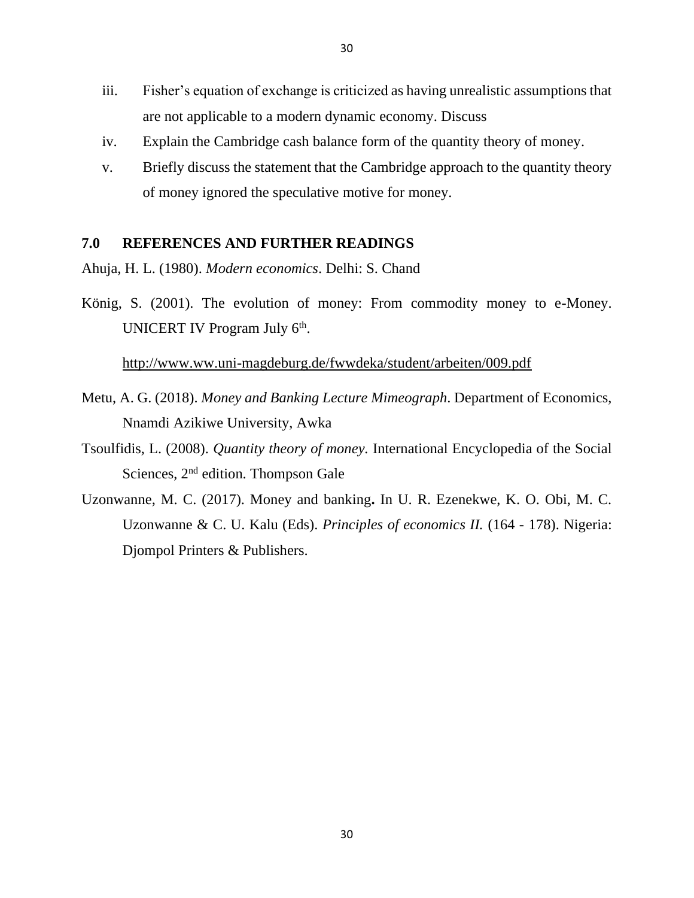iii. Fisher's equation of exchange is criticized as having unrealistic assumptions that are not applicable to a modern dynamic economy. Discuss

iv. Explain the Cambridge cash balance form of the quantity theory of money.

v. Briefly discuss the statement that the Cambridge approach to the quantity theory of money ignored the speculative motive for money.

## 7.0 REFERENCES AND FURTHER READINGS

Ahuja, H. L. (1980). *Modern economics*. Delhi: S. Chand

König, S. (2001). The evolution of money: From commodity money to e-Money. UNICERT IV Program July 6th.

http://www.ww.uni-magdeburg.de/fwwdeka/student/arbeiten/009.pdf

Metu, A. G. (2018). *Money and Banking Lecture Mimeograph*. Department of Economics, Nnamdi Azikiwe University, Awka

Tsoulfidis, L. (2008). *Quantity theory of money.* International Encyclopedia of the Social Sciences, 2nd edition. Thompson Gale

Uzonwanne, M. C. (2017). Money and banking**.** In U. R. Ezenekwe, K. O. Obi, M. C. Uzonwanne & C. U. Kalu (Eds). *Principles of economics II.* (164 - 178). Nigeria: Djompol Printers & Publishers.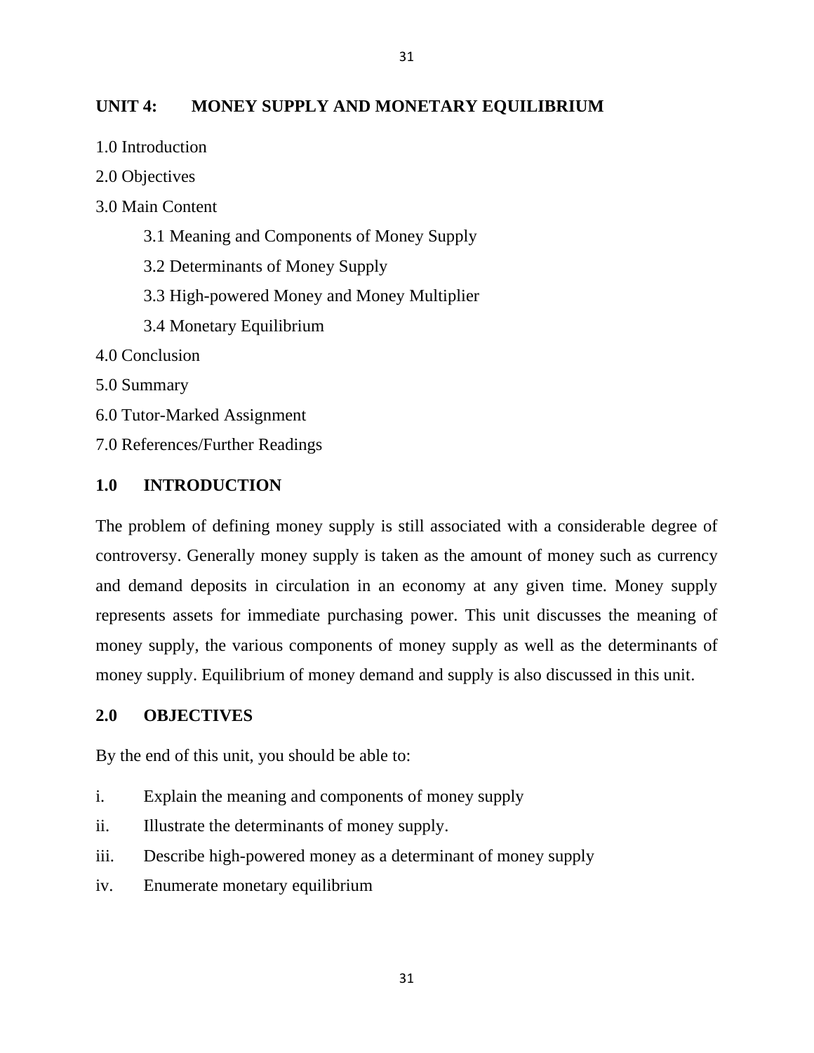## UNIT 4: MONEY SUPPLY AND MONETARY EQUILIBRIUM

1.0 Introduction

2.0 Objectives

3.0 Main Content

- 3.1 Meaning and Components of Money Supply
- 3.2 Determinants of Money Supply
- 3.3 High-powered Money and Money Multiplier
- 3.4 Monetary Equilibrium

4.0 Conclusion

5.0 Summary

6.0 Tutor-Marked Assignment

7.0 References/Further Readings

### 1.0 INTRODUCTION

The problem of defining money supply is still associated with a considerable degree of controversy. Generally money supply is taken as the amount of money such as currency and demand deposits in circulation in an economy at any given time. Money supply represents assets for immediate purchasing power. This unit discusses the meaning of money supply, the various components of money supply as well as the determinants of money supply. Equilibrium of money demand and supply is also discussed in this unit.

### 2.0 OBJECTIVES

By the end of this unit, you should be able to:

- i. Explain the meaning and components of money supply
- ii. Illustrate the determinants of money supply.
- iii. Describe high-powered money as a determinant of money supply
- iv. Enumerate monetary equilibrium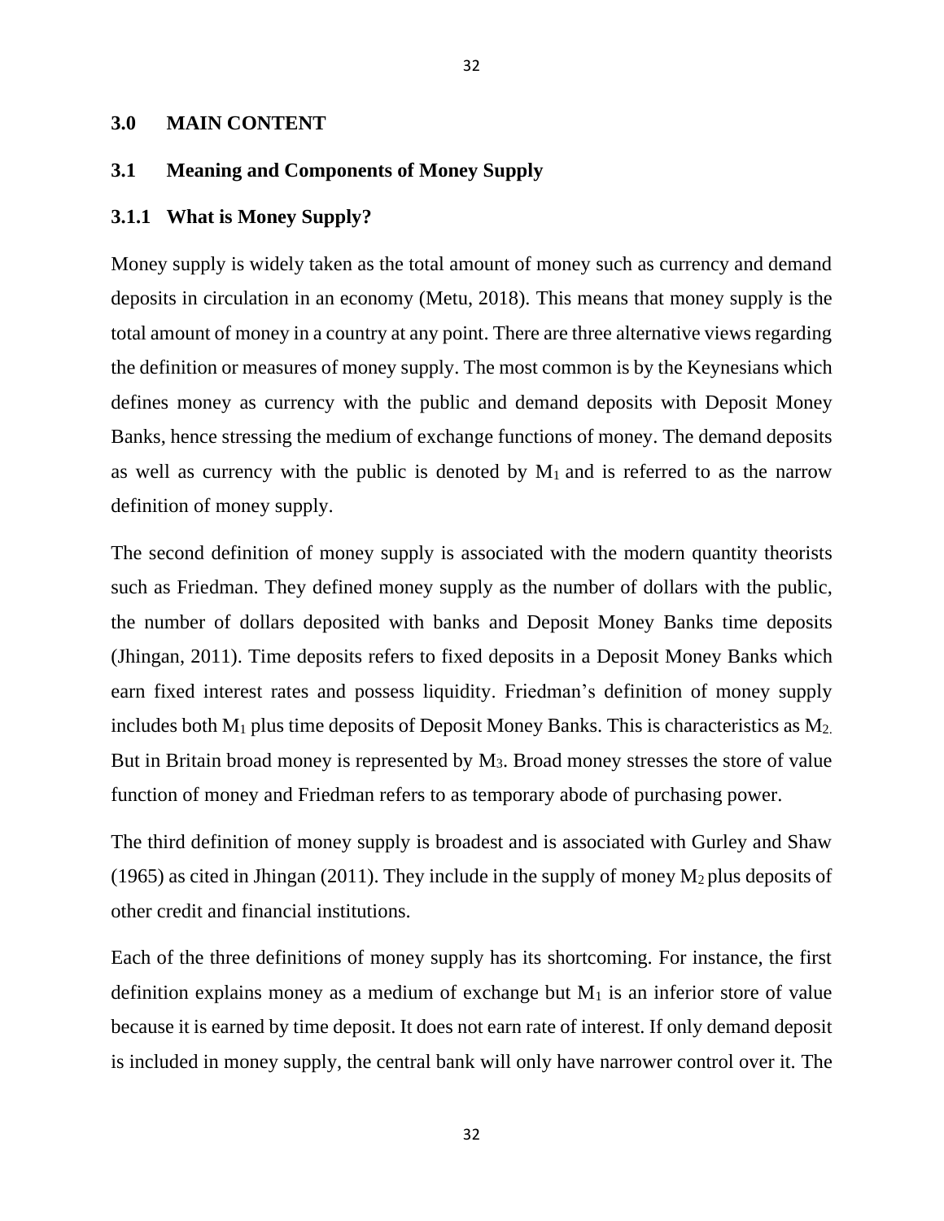## 3.0 MAIN CONTENT

### 3.1 Meaning and Components of Money Supply

#### 3.1.1 What is Money Supply?

Money supply is widely taken as the total amount of money such as currency and demand deposits in circulation in an economy (Metu, 2018). This means that money supply is the total amount of money in a country at any point. There are three alternative views regarding the definition or measures of money supply. The most common is by the Keynesians which defines money as currency with the public and demand deposits with Deposit Money Banks, hence stressing the medium of exchange functions of money. The demand deposits as well as currency with the public is denoted by $M_1$ and is referred to as the narrow definition of money supply.

The second definition of money supply is associated with the modern quantity theorists such as Friedman. They defined money supply as the number of dollars with the public, the number of dollars deposited with banks and Deposit Money Banks time deposits (Jhingan, 2011). Time deposits refers to fixed deposits in a Deposit Money Banks which earn fixed interest rates and possess liquidity. Friedman's definition of money supply includes both $M_1$ plus time deposits of Deposit Money Banks. This is characteristics as $M_2$. But in Britain broad money is represented by $M_3$. Broad money stresses the store of value function of money and Friedman refers to as temporary abode of purchasing power.

The third definition of money supply is broadest and is associated with Gurley and Shaw (1965) as cited in Jhingan (2011). They include in the supply of money $M_2$ plus deposits of other credit and financial institutions.

Each of the three definitions of money supply has its shortcoming. For instance, the first definition explains money as a medium of exchange but $M_1$ is an inferior store of value because it is earned by time deposit. It does not earn rate of interest. If only demand deposit is included in money supply, the central bank will only have narrower control over it. The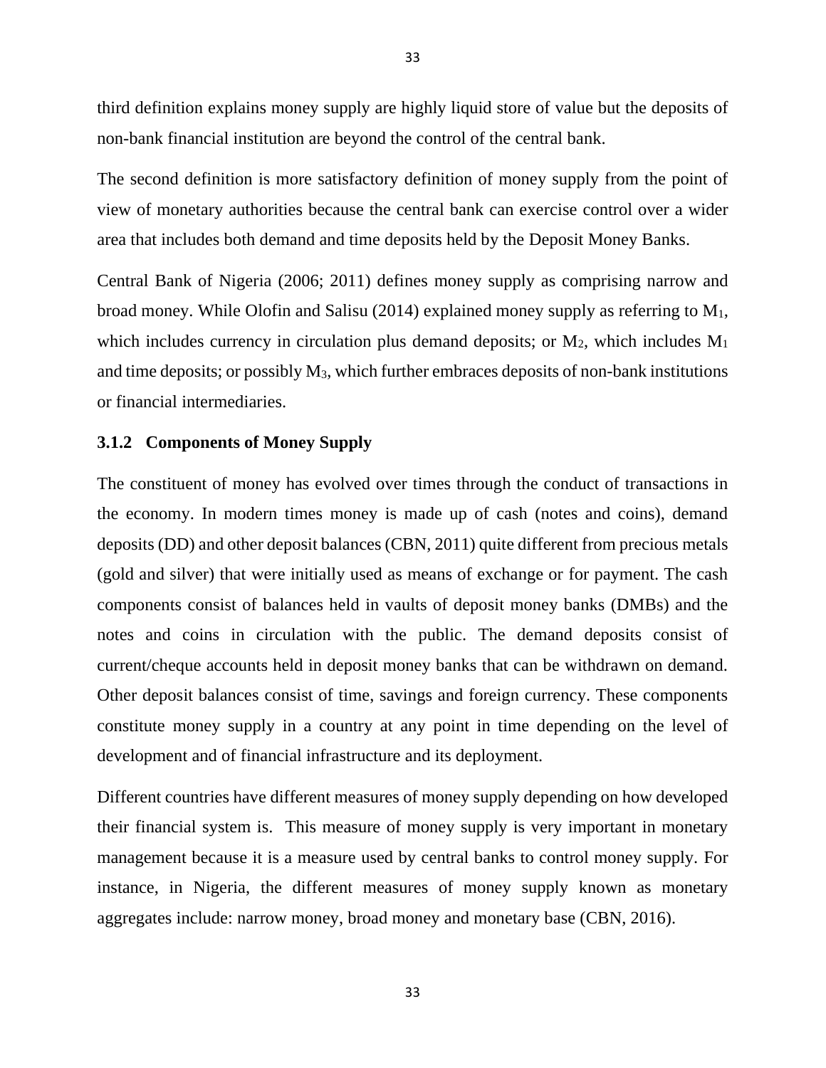third definition explains money supply are highly liquid store of value but the deposits of non-bank financial institution are beyond the control of the central bank.

The second definition is more satisfactory definition of money supply from the point of view of monetary authorities because the central bank can exercise control over a wider area that includes both demand and time deposits held by the Deposit Money Banks.

Central Bank of Nigeria (2006; 2011) defines money supply as comprising narrow and broad money. While Olofin and Salisu (2014) explained money supply as referring to $M_1$, which includes currency in circulation plus demand deposits; or $M_2$, which includes $M_1$ and time deposits; or possibly $M_3$, which further embraces deposits of non-bank institutions or financial intermediaries.

### 3.1.2 Components of Money Supply

The constituent of money has evolved over times through the conduct of transactions in the economy. In modern times money is made up of cash (notes and coins), demand deposits (DD) and other deposit balances (CBN, 2011) quite different from precious metals (gold and silver) that were initially used as means of exchange or for payment. The cash components consist of balances held in vaults of deposit money banks (DMBs) and the notes and coins in circulation with the public. The demand deposits consist of current/cheque accounts held in deposit money banks that can be withdrawn on demand. Other deposit balances consist of time, savings and foreign currency. These components constitute money supply in a country at any point in time depending on the level of development and of financial infrastructure and its deployment.

Different countries have different measures of money supply depending on how developed their financial system is. This measure of money supply is very important in monetary management because it is a measure used by central banks to control money supply. For instance, in Nigeria, the different measures of money supply known as monetary aggregates include: narrow money, broad money and monetary base (CBN, 2016).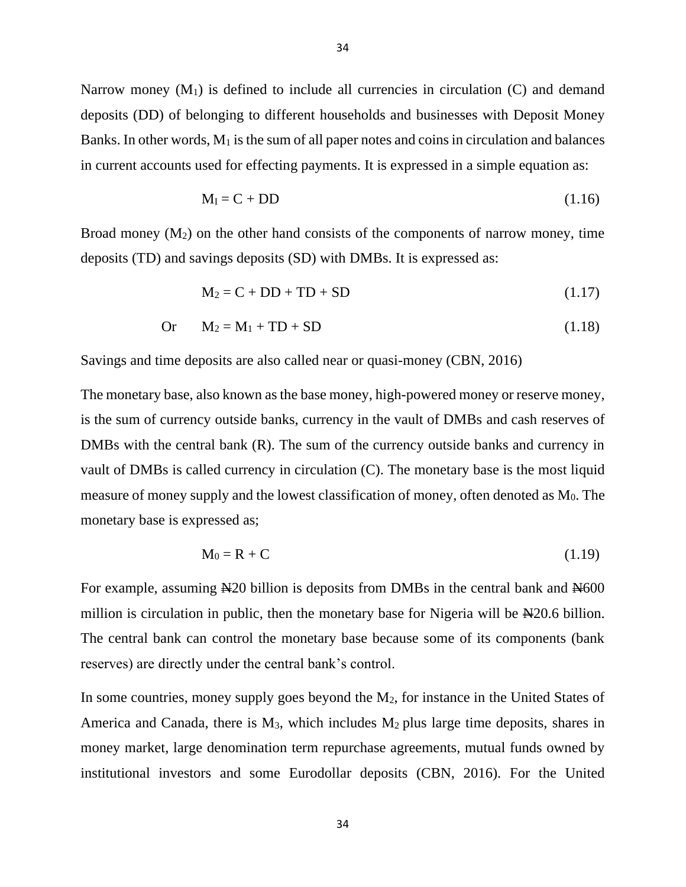Narrow money ($M_1$) is defined to include all currencies in circulation (C) and demand deposits (DD) of belonging to different households and businesses with Deposit Money Banks. In other words, $M_1$ is the sum of all paper notes and coins in circulation and balances in current accounts used for effecting payments. It is expressed in a simple equation as:

$$M_I = C + DD \tag{1.16}$$

Broad money ($M_2$) on the other hand consists of the components of narrow money, time deposits (TD) and savings deposits (SD) with DMBs. It is expressed as:

$$M_2 = C + DD + TD + SD \tag{1.17}$$

Or

$$M_2 = M_1 + TD + SD \tag{1.18}$$

Savings and time deposits are also called near or quasi-money (CBN, 2016)

The monetary base, also known as the base money, high-powered money or reserve money, is the sum of currency outside banks, currency in the vault of DMBs and cash reserves of DMBs with the central bank (R). The sum of the currency outside banks and currency in vault of DMBs is called currency in circulation (C). The monetary base is the most liquid measure of money supply and the lowest classification of money, often denoted as $M_0$. The monetary base is expressed as;

$$M_0 = R + C \tag{1.19}$$

For example, assuming ₦20 billion is deposits from DMBs in the central bank and ₦600 million is circulation in public, then the monetary base for Nigeria will be ₦20.6 billion. The central bank can control the monetary base because some of its components (bank reserves) are directly under the central bank's control.

In some countries, money supply goes beyond the $M_2$, for instance in the United States of America and Canada, there is $M_3$, which includes $M_2$ plus large time deposits, shares in money market, large denomination term repurchase agreements, mutual funds owned by institutional investors and some Eurodollar deposits (CBN, 2016). For the United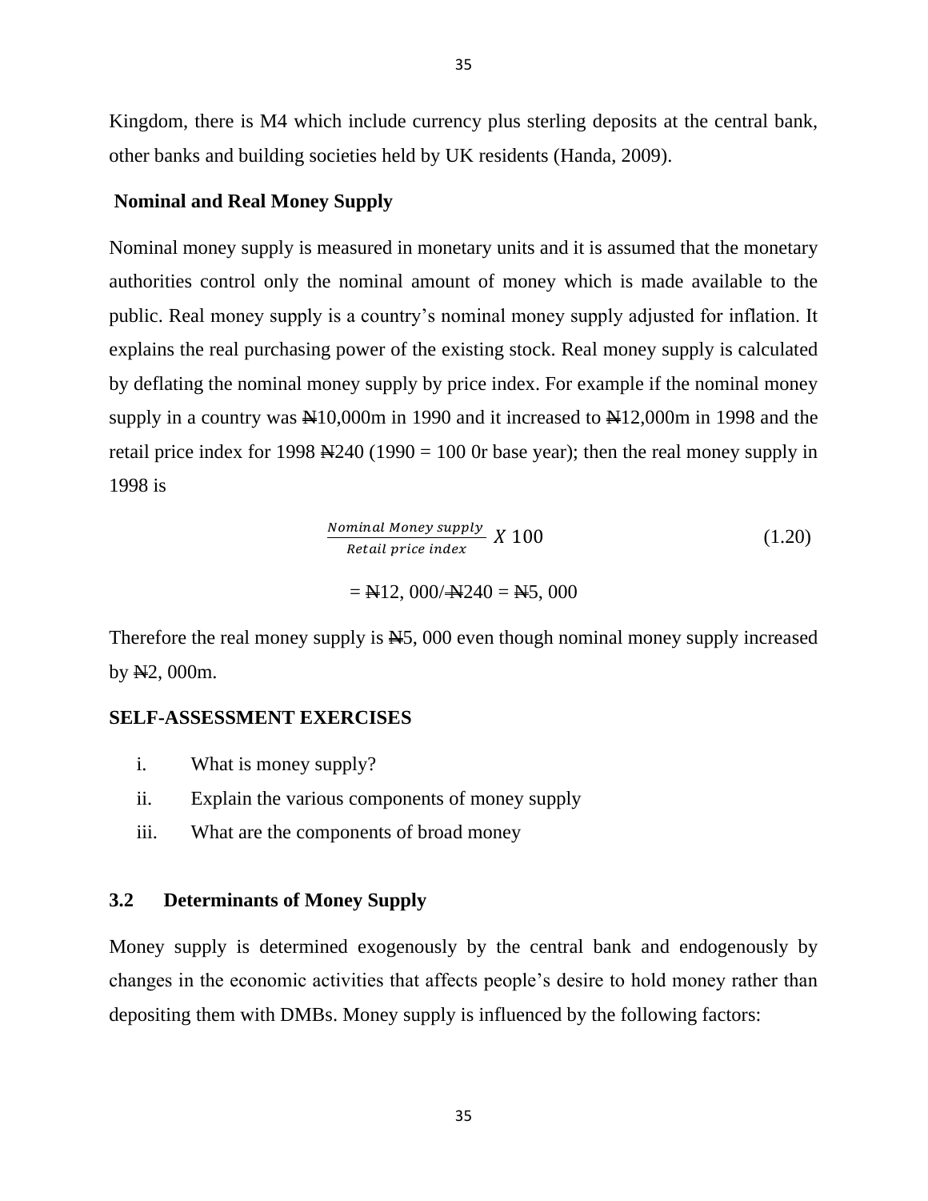Kingdom, there is M4 which include currency plus sterling deposits at the central bank, other banks and building societies held by UK residents (Handa, 2009).

**Nominal and Real Money Supply**

Nominal money supply is measured in monetary units and it is assumed that the monetary authorities control only the nominal amount of money which is made available to the public. Real money supply is a country's nominal money supply adjusted for inflation. It explains the real purchasing power of the existing stock. Real money supply is calculated by deflating the nominal money supply by price index. For example if the nominal money supply in a country was ₦10,000m in 1990 and it increased to ₦12,000m in 1998 and the retail price index for 1998 ₦240 (1990 = 100 0r base year); then the real money supply in 1998 is

$$\frac{Nominal\ Money\ supply}{Retail\ price\ index}\ X\ 100 \tag{1.20}$$

= ₦12, 000/₦240 = ₦5, 000

Therefore the real money supply is ₦5, 000 even though nominal money supply increased by ₦2, 000m.

**SELF-ASSESSMENT EXERCISES**

i. What is money supply?
ii. Explain the various components of money supply
iii. What are the components of broad money

### 3.2 Determinants of Money Supply

Money supply is determined exogenously by the central bank and endogenously by changes in the economic activities that affects people's desire to hold money rather than depositing them with DMBs. Money supply is influenced by the following factors: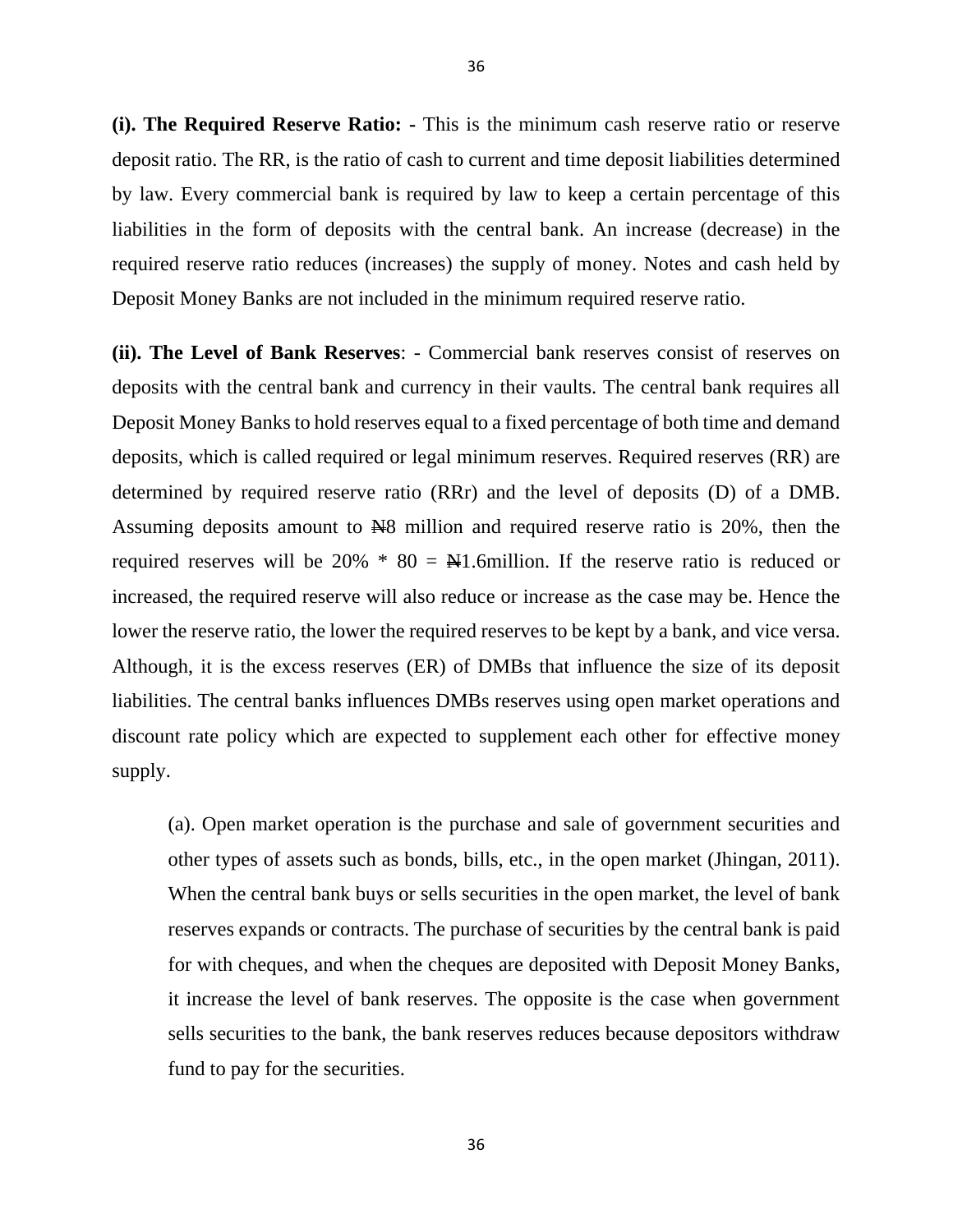**(i). The Required Reserve Ratio: -** This is the minimum cash reserve ratio or reserve deposit ratio. The RR, is the ratio of cash to current and time deposit liabilities determined by law. Every commercial bank is required by law to keep a certain percentage of this liabilities in the form of deposits with the central bank. An increase (decrease) in the required reserve ratio reduces (increases) the supply of money. Notes and cash held by Deposit Money Banks are not included in the minimum required reserve ratio.

**(ii). The Level of Bank Reserves**: - Commercial bank reserves consist of reserves on deposits with the central bank and currency in their vaults. The central bank requires all Deposit Money Banks to hold reserves equal to a fixed percentage of both time and demand deposits, which is called required or legal minimum reserves. Required reserves (RR) are determined by required reserve ratio (RRr) and the level of deposits (D) of a DMB. Assuming deposits amount to ₦8 million and required reserve ratio is 20%, then the required reserves will be 20% * 80 = ₦1.6million. If the reserve ratio is reduced or increased, the required reserve will also reduce or increase as the case may be. Hence the lower the reserve ratio, the lower the required reserves to be kept by a bank, and vice versa. Although, it is the excess reserves (ER) of DMBs that influence the size of its deposit liabilities. The central banks influences DMBs reserves using open market operations and discount rate policy which are expected to supplement each other for effective money supply.

(a). Open market operation is the purchase and sale of government securities and other types of assets such as bonds, bills, etc., in the open market (Jhingan, 2011). When the central bank buys or sells securities in the open market, the level of bank reserves expands or contracts. The purchase of securities by the central bank is paid for with cheques, and when the cheques are deposited with Deposit Money Banks, it increase the level of bank reserves. The opposite is the case when government sells securities to the bank, the bank reserves reduces because depositors withdraw fund to pay for the securities.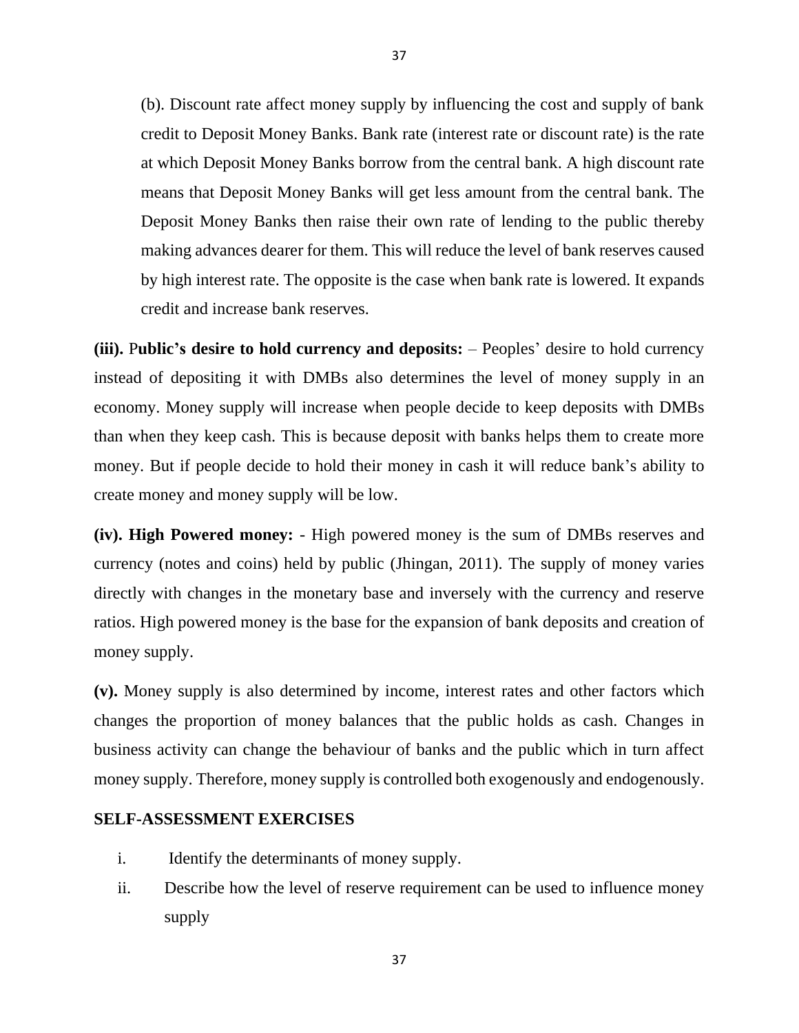(b). Discount rate affect money supply by influencing the cost and supply of bank credit to Deposit Money Banks. Bank rate (interest rate or discount rate) is the rate at which Deposit Money Banks borrow from the central bank. A high discount rate means that Deposit Money Banks will get less amount from the central bank. The Deposit Money Banks then raise their own rate of lending to the public thereby making advances dearer for them. This will reduce the level of bank reserves caused by high interest rate. The opposite is the case when bank rate is lowered. It expands credit and increase bank reserves.

**(iii). Public's desire to hold currency and deposits:** – Peoples' desire to hold currency instead of depositing it with DMBs also determines the level of money supply in an economy. Money supply will increase when people decide to keep deposits with DMBs than when they keep cash. This is because deposit with banks helps them to create more money. But if people decide to hold their money in cash it will reduce bank's ability to create money and money supply will be low.

**(iv). High Powered money:** - High powered money is the sum of DMBs reserves and currency (notes and coins) held by public (Jhingan, 2011). The supply of money varies directly with changes in the monetary base and inversely with the currency and reserve ratios. High powered money is the base for the expansion of bank deposits and creation of money supply.

**(v).** Money supply is also determined by income, interest rates and other factors which changes the proportion of money balances that the public holds as cash. Changes in business activity can change the behaviour of banks and the public which in turn affect money supply. Therefore, money supply is controlled both exogenously and endogenously.

**SELF-ASSESSMENT EXERCISES**

i. Identify the determinants of money supply.

ii. Describe how the level of reserve requirement can be used to influence money supply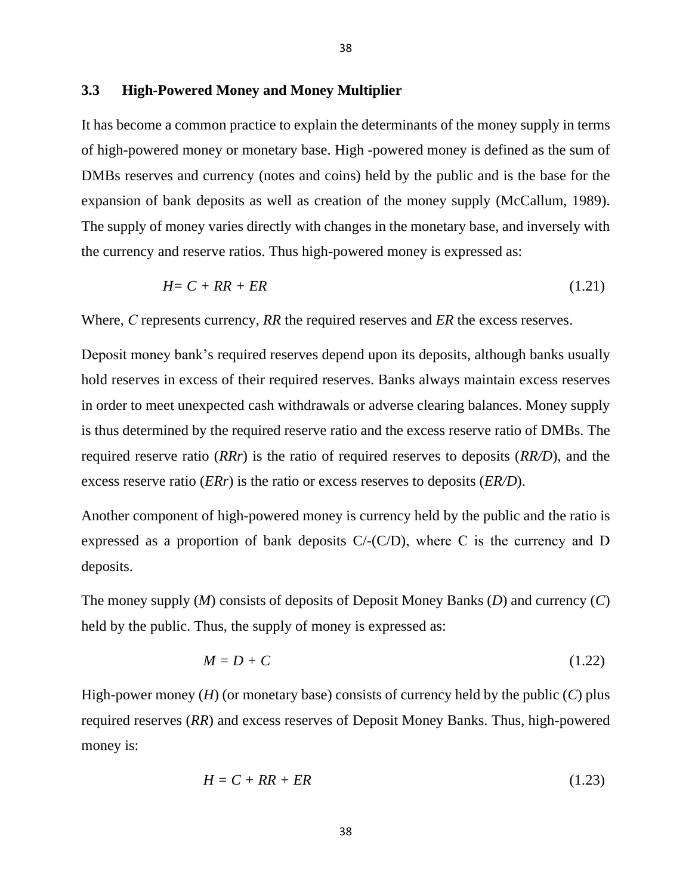### 3.3 High-Powered Money and Money Multiplier

It has become a common practice to explain the determinants of the money supply in terms of high-powered money or monetary base. High -powered money is defined as the sum of DMBs reserves and currency (notes and coins) held by the public and is the base for the expansion of bank deposits as well as creation of the money supply (McCallum, 1989). The supply of money varies directly with changes in the monetary base, and inversely with the currency and reserve ratios. Thus high-powered money is expressed as:

$$H = C + RR + ER \tag{1.21}$$

Where, $C$ represents currency, $RR$ the required reserves and $ER$ the excess reserves.

Deposit money bank's required reserves depend upon its deposits, although banks usually hold reserves in excess of their required reserves. Banks always maintain excess reserves in order to meet unexpected cash withdrawals or adverse clearing balances. Money supply is thus determined by the required reserve ratio and the excess reserve ratio of DMBs. The required reserve ratio ($RRr$) is the ratio of required reserves to deposits ($RR/D$), and the excess reserve ratio ($ERr$) is the ratio or excess reserves to deposits ($ER/D$).

Another component of high-powered money is currency held by the public and the ratio is expressed as a proportion of bank deposits C/-(C/D), where C is the currency and D deposits.

The money supply ($M$) consists of deposits of Deposit Money Banks ($D$) and currency ($C$) held by the public. Thus, the supply of money is expressed as:

$$M = D + C \tag{1.22}$$

High-power money ($H$) (or monetary base) consists of currency held by the public ($C$) plus required reserves ($RR$) and excess reserves of Deposit Money Banks. Thus, high-powered money is:

$$H = C + RR + ER \tag{1.23}$$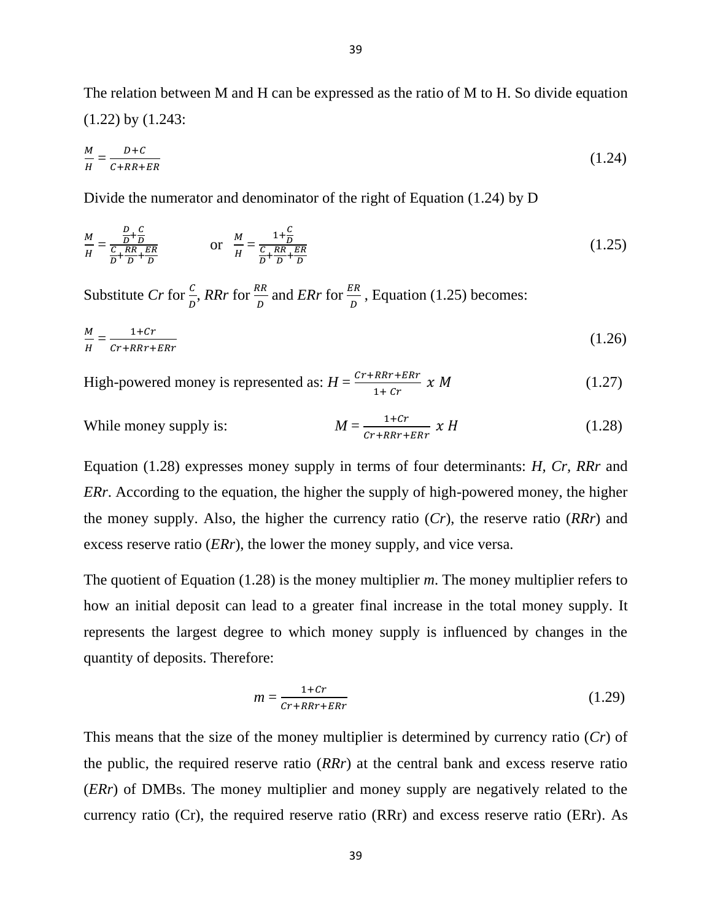The relation between M and H can be expressed as the ratio of M to H. So divide equation (1.22) by (1.243:

$$\frac{M}{H} = \frac{D+C}{C+RR+ER} \tag{1.24}$$

Divide the numerator and denominator of the right of Equation (1.24) by D

$$\frac{M}{H} = \frac{\frac{D}{D}+\frac{C}{D}}{\frac{C}{D}+\frac{RR}{D}+\frac{ER}{D}} \qquad \text{or} \qquad \frac{M}{H} = \frac{1+\frac{C}{D}}{\frac{C}{D}+\frac{RR}{D}+\frac{ER}{D}} \tag{1.25}$$

Substitute *Cr* for $\frac{C}{D}$, *RRr* for $\frac{RR}{D}$ and *ERr* for $\frac{ER}{D}$, Equation (1.25) becomes:

$$\frac{M}{H} = \frac{1+Cr}{Cr+RRr+ERr} \tag{1.26}$$

High-powered money is represented as: $H = \frac{Cr+RRr+ERr}{1+\,Cr}\ x\ M$ (1.27)

While money supply is: $M = \frac{1+Cr}{Cr+RRr+ERr}\ x\ H$ (1.28)

Equation (1.28) expresses money supply in terms of four determinants: *H*, *Cr*, *RRr* and *ERr*. According to the equation, the higher the supply of high-powered money, the higher the money supply. Also, the higher the currency ratio (*Cr*), the reserve ratio (*RRr*) and excess reserve ratio (*ERr*), the lower the money supply, and vice versa.

The quotient of Equation (1.28) is the money multiplier *m*. The money multiplier refers to how an initial deposit can lead to a greater final increase in the total money supply. It represents the largest degree to which money supply is influenced by changes in the quantity of deposits. Therefore:

$$m = \frac{1+Cr}{Cr+RRr+ERr} \tag{1.29}$$

This means that the size of the money multiplier is determined by currency ratio (*Cr*) of the public, the required reserve ratio (*RRr*) at the central bank and excess reserve ratio (*ERr*) of DMBs. The money multiplier and money supply are negatively related to the currency ratio (Cr), the required reserve ratio (RRr) and excess reserve ratio (ERr). As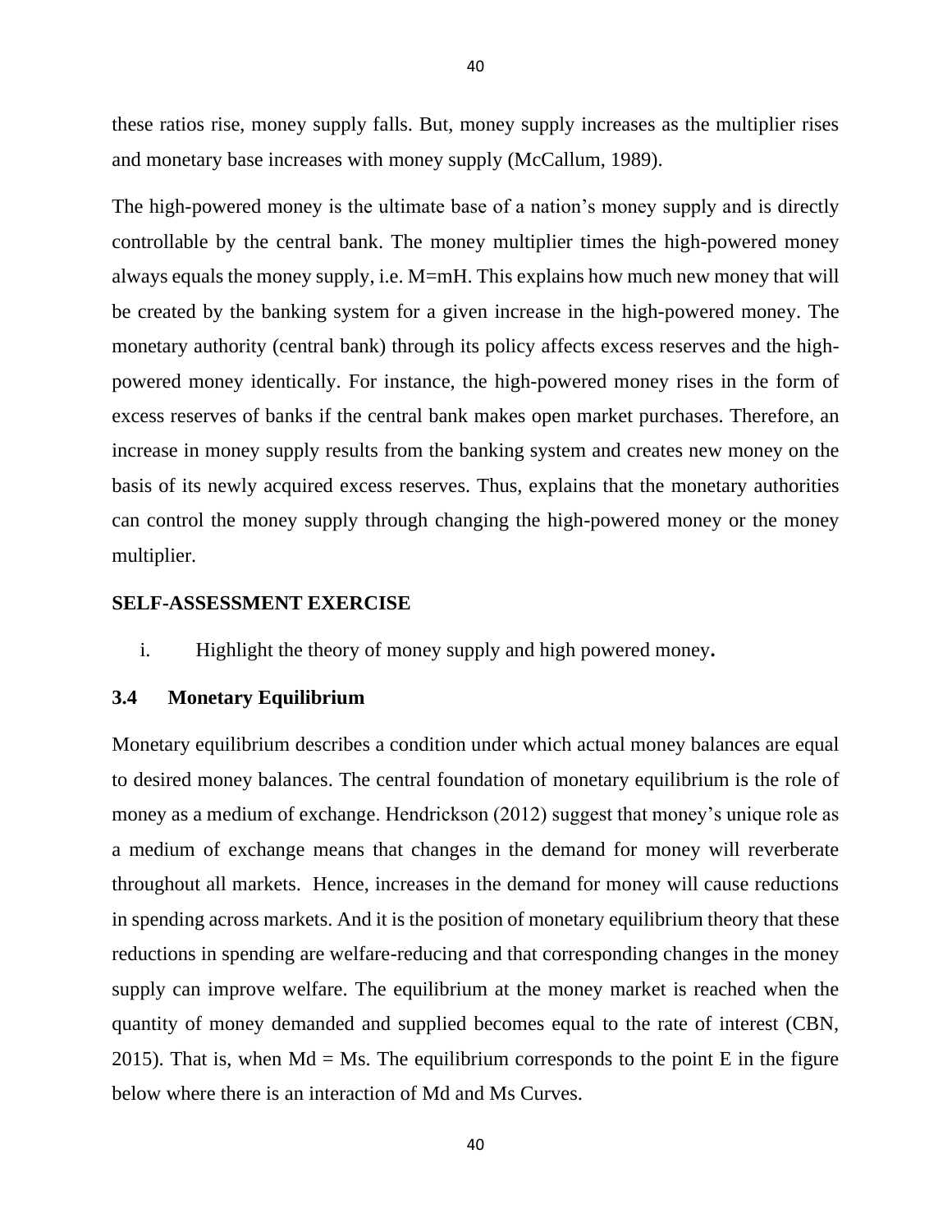these ratios rise, money supply falls. But, money supply increases as the multiplier rises and monetary base increases with money supply (McCallum, 1989).

The high-powered money is the ultimate base of a nation's money supply and is directly controllable by the central bank. The money multiplier times the high-powered money always equals the money supply, i.e. M=mH. This explains how much new money that will be created by the banking system for a given increase in the high-powered money. The monetary authority (central bank) through its policy affects excess reserves and the high-powered money identically. For instance, the high-powered money rises in the form of excess reserves of banks if the central bank makes open market purchases. Therefore, an increase in money supply results from the banking system and creates new money on the basis of its newly acquired excess reserves. Thus, explains that the monetary authorities can control the money supply through changing the high-powered money or the money multiplier.

**SELF-ASSESSMENT EXERCISE**

i. Highlight the theory of money supply and high powered money**.**

### 3.4 Monetary Equilibrium

Monetary equilibrium describes a condition under which actual money balances are equal to desired money balances. The central foundation of monetary equilibrium is the role of money as a medium of exchange. Hendrickson (2012) suggest that money's unique role as a medium of exchange means that changes in the demand for money will reverberate throughout all markets. Hence, increases in the demand for money will cause reductions in spending across markets. And it is the position of monetary equilibrium theory that these reductions in spending are welfare-reducing and that corresponding changes in the money supply can improve welfare. The equilibrium at the money market is reached when the quantity of money demanded and supplied becomes equal to the rate of interest (CBN, 2015). That is, when Md = Ms. The equilibrium corresponds to the point E in the figure below where there is an interaction of Md and Ms Curves.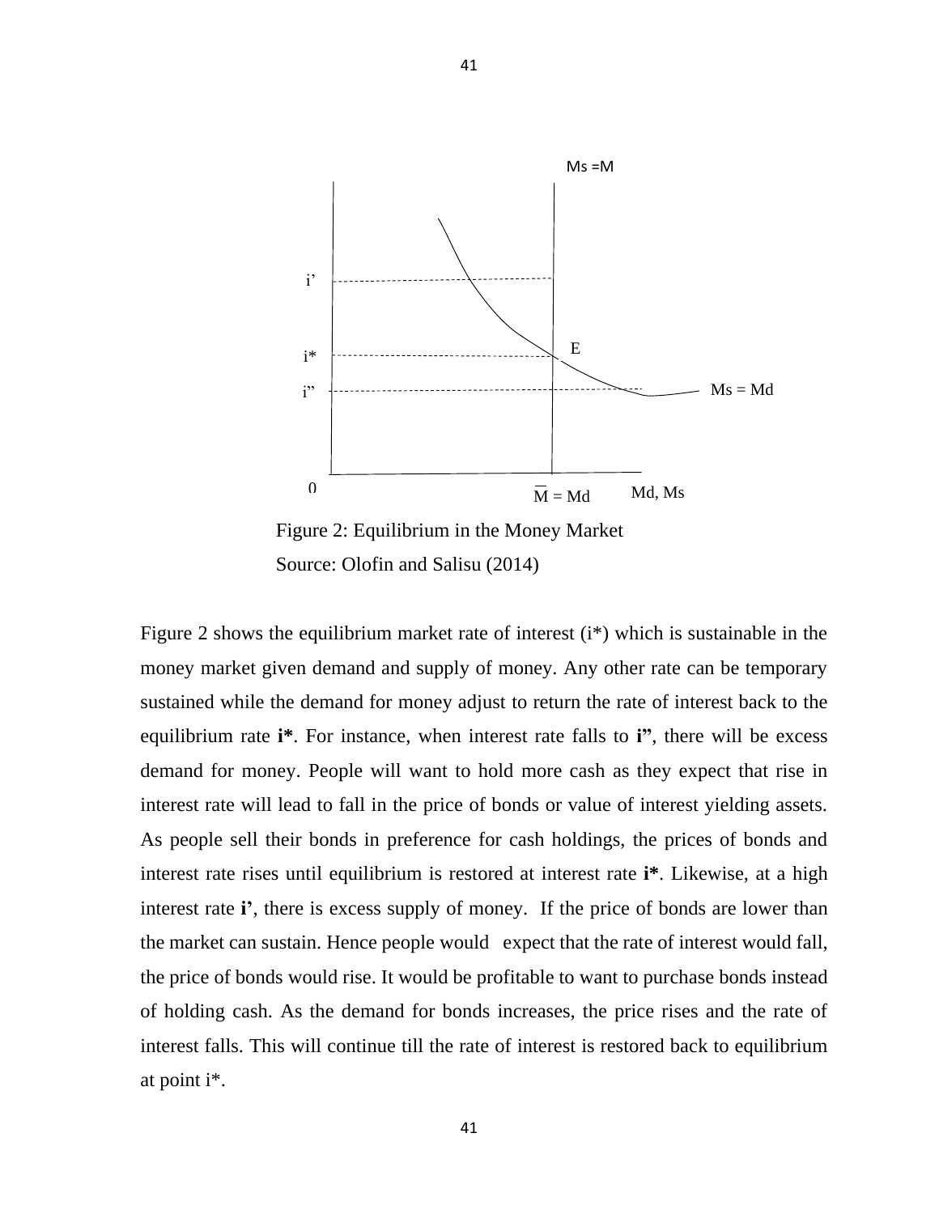Figure 2: Equilibrium in the Money Market

Source: Olofin and Salisu (2014)

Figure 2 shows the equilibrium market rate of interest (i*) which is sustainable in the money market given demand and supply of money. Any other rate can be temporary sustained while the demand for money adjust to return the rate of interest back to the equilibrium rate **i***. For instance, when interest rate falls to **i"**, there will be excess demand for money. People will want to hold more cash as they expect that rise in interest rate will lead to fall in the price of bonds or value of interest yielding assets. As people sell their bonds in preference for cash holdings, the prices of bonds and interest rate rises until equilibrium is restored at interest rate **i***. Likewise, at a high interest rate **i'**, there is excess supply of money. If the price of bonds are lower than the market can sustain. Hence people would expect that the rate of interest would fall, the price of bonds would rise. It would be profitable to want to purchase bonds instead of holding cash. As the demand for bonds increases, the price rises and the rate of interest falls. This will continue till the rate of interest is restored back to equilibrium at point i*.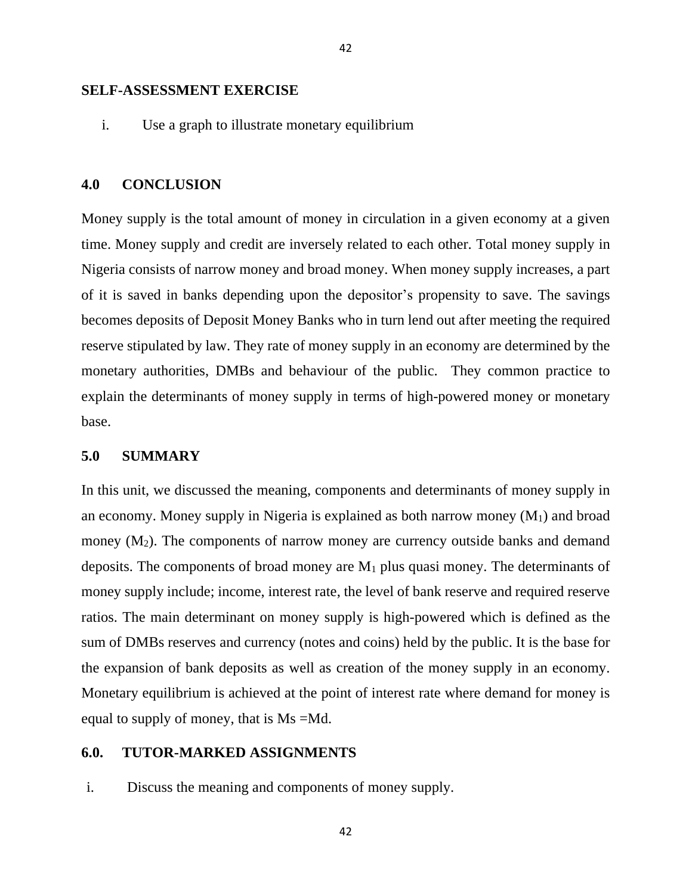## SELF-ASSESSMENT EXERCISE

i. Use a graph to illustrate monetary equilibrium

## 4.0 CONCLUSION

Money supply is the total amount of money in circulation in a given economy at a given time. Money supply and credit are inversely related to each other. Total money supply in Nigeria consists of narrow money and broad money. When money supply increases, a part of it is saved in banks depending upon the depositor's propensity to save. The savings becomes deposits of Deposit Money Banks who in turn lend out after meeting the required reserve stipulated by law. They rate of money supply in an economy are determined by the monetary authorities, DMBs and behaviour of the public. They common practice to explain the determinants of money supply in terms of high-powered money or monetary base.

## 5.0 SUMMARY

In this unit, we discussed the meaning, components and determinants of money supply in an economy. Money supply in Nigeria is explained as both narrow money ($M_1$) and broad money ($M_2$). The components of narrow money are currency outside banks and demand deposits. The components of broad money are $M_1$ plus quasi money. The determinants of money supply include; income, interest rate, the level of bank reserve and required reserve ratios. The main determinant on money supply is high-powered which is defined as the sum of DMBs reserves and currency (notes and coins) held by the public. It is the base for the expansion of bank deposits as well as creation of the money supply in an economy. Monetary equilibrium is achieved at the point of interest rate where demand for money is equal to supply of money, that is Ms =Md.

## 6.0. TUTOR-MARKED ASSIGNMENTS

i. Discuss the meaning and components of money supply.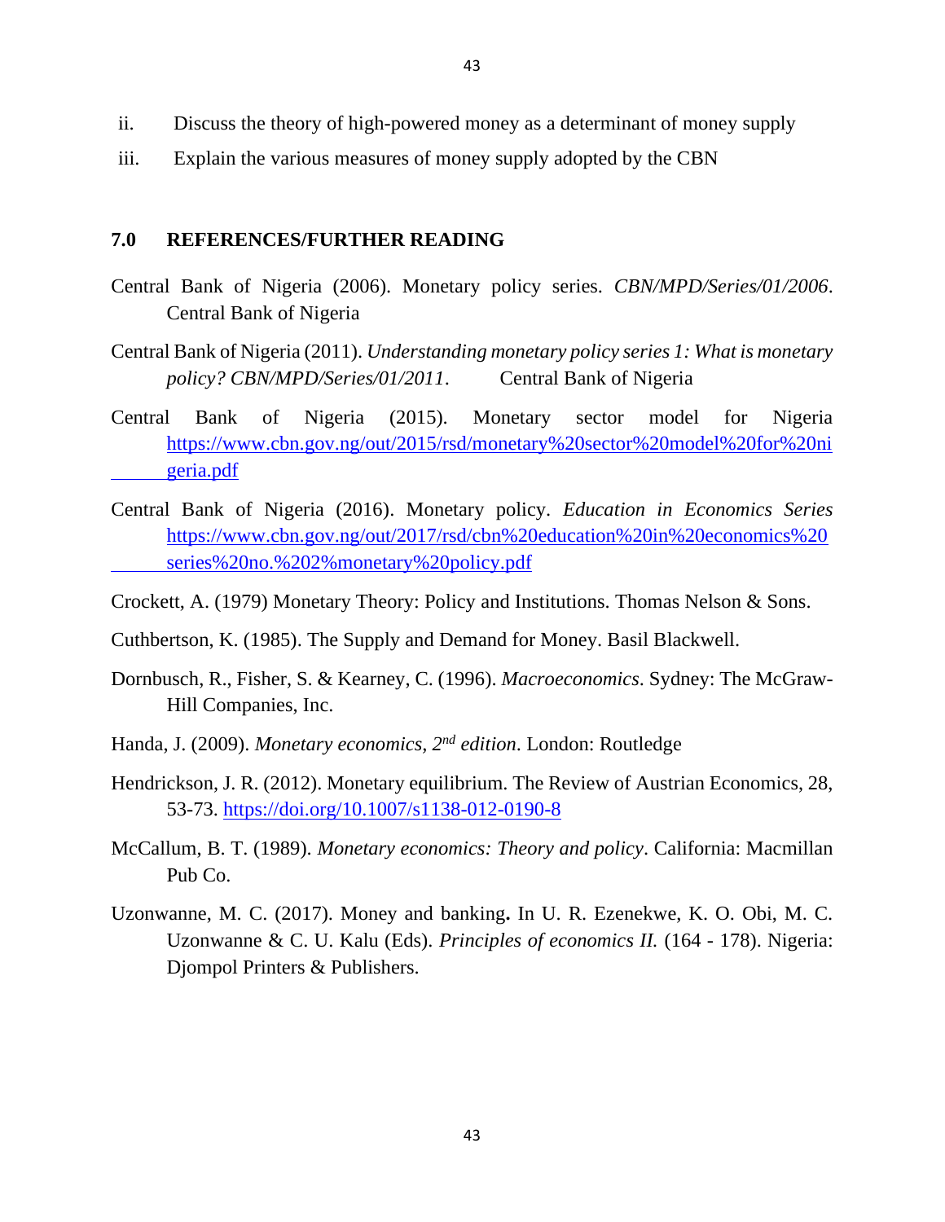ii. Discuss the theory of high-powered money as a determinant of money supply

iii. Explain the various measures of money supply adopted by the CBN

## 7.0 REFERENCES/FURTHER READING

Central Bank of Nigeria (2006). Monetary policy series. *CBN/MPD/Series/01/2006*. Central Bank of Nigeria

Central Bank of Nigeria (2011). *Understanding monetary policy series 1: What is monetary policy? CBN/MPD/Series/01/2011*. Central Bank of Nigeria

Central Bank of Nigeria (2015). Monetary sector model for Nigeria https://www.cbn.gov.ng/out/2015/rsd/monetary%20sector%20model%20for%20nigeria.pdf

Central Bank of Nigeria (2016). Monetary policy. *Education in Economics Series* https://www.cbn.gov.ng/out/2017/rsd/cbn%20education%20in%20economics%20series%20no.%202%monetary%20policy.pdf

Crockett, A. (1979) Monetary Theory: Policy and Institutions. Thomas Nelson & Sons.

Cuthbertson, K. (1985). The Supply and Demand for Money. Basil Blackwell.

Dornbusch, R., Fisher, S. & Kearney, C. (1996). *Macroeconomics*. Sydney: The McGraw-Hill Companies, Inc.

Handa, J. (2009). *Monetary economics, 2nd edition*. London: Routledge

Hendrickson, J. R. (2012). Monetary equilibrium. The Review of Austrian Economics, 28, 53-73. https://doi.org/10.1007/s1138-012-0190-8

McCallum, B. T. (1989). *Monetary economics: Theory and policy*. California: Macmillan Pub Co.

Uzonwanne, M. C. (2017). Money and banking**.** In U. R. Ezenekwe, K. O. Obi, M. C. Uzonwanne & C. U. Kalu (Eds). *Principles of economics II.* (164 - 178). Nigeria: Djompol Printers & Publishers.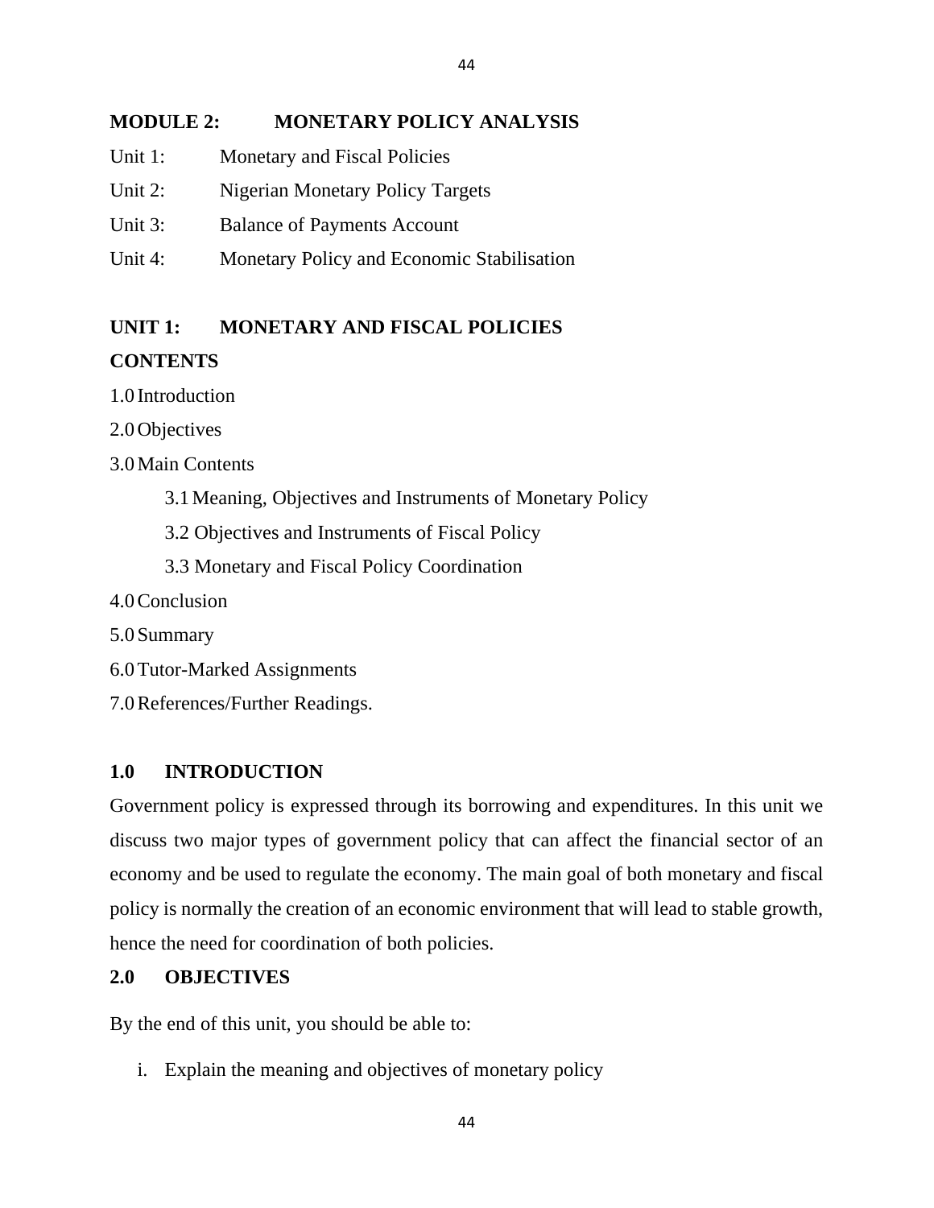## MODULE 2: MONETARY POLICY ANALYSIS

Unit 1: Monetary and Fiscal Policies

Unit 2: Nigerian Monetary Policy Targets

Unit 3: Balance of Payments Account

Unit 4: Monetary Policy and Economic Stabilisation

## UNIT 1: MONETARY AND FISCAL POLICIES

**CONTENTS**

1.0 Introduction

2.0 Objectives

3.0 Main Contents

- 3.1 Meaning, Objectives and Instruments of Monetary Policy
- 3.2 Objectives and Instruments of Fiscal Policy
- 3.3 Monetary and Fiscal Policy Coordination

4.0 Conclusion

5.0 Summary

6.0 Tutor-Marked Assignments

7.0 References/Further Readings.

### 1.0 INTRODUCTION

Government policy is expressed through its borrowing and expenditures. In this unit we discuss two major types of government policy that can affect the financial sector of an economy and be used to regulate the economy. The main goal of both monetary and fiscal policy is normally the creation of an economic environment that will lead to stable growth, hence the need for coordination of both policies.

### 2.0 OBJECTIVES

By the end of this unit, you should be able to:

i. Explain the meaning and objectives of monetary policy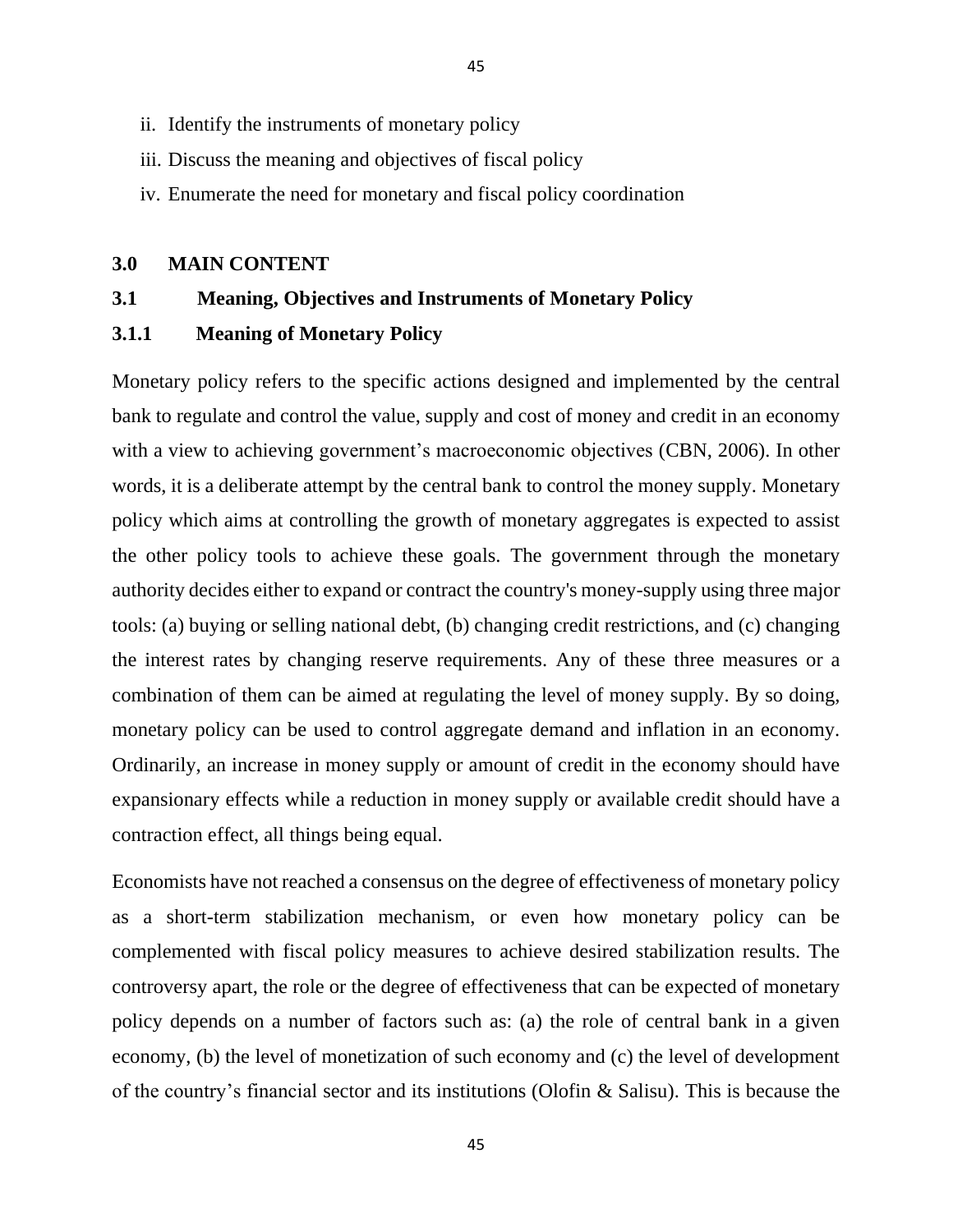ii. Identify the instruments of monetary policy
iii. Discuss the meaning and objectives of fiscal policy
iv. Enumerate the need for monetary and fiscal policy coordination

## 3.0 MAIN CONTENT

### 3.1 Meaning, Objectives and Instruments of Monetary Policy

#### 3.1.1 Meaning of Monetary Policy

Monetary policy refers to the specific actions designed and implemented by the central bank to regulate and control the value, supply and cost of money and credit in an economy with a view to achieving government's macroeconomic objectives (CBN, 2006). In other words, it is a deliberate attempt by the central bank to control the money supply. Monetary policy which aims at controlling the growth of monetary aggregates is expected to assist the other policy tools to achieve these goals. The government through the monetary authority decides either to expand or contract the country's money-supply using three major tools: (a) buying or selling national debt, (b) changing credit restrictions, and (c) changing the interest rates by changing reserve requirements. Any of these three measures or a combination of them can be aimed at regulating the level of money supply. By so doing, monetary policy can be used to control aggregate demand and inflation in an economy. Ordinarily, an increase in money supply or amount of credit in the economy should have expansionary effects while a reduction in money supply or available credit should have a contraction effect, all things being equal.

Economists have not reached a consensus on the degree of effectiveness of monetary policy as a short-term stabilization mechanism, or even how monetary policy can be complemented with fiscal policy measures to achieve desired stabilization results. The controversy apart, the role or the degree of effectiveness that can be expected of monetary policy depends on a number of factors such as: (a) the role of central bank in a given economy, (b) the level of monetization of such economy and (c) the level of development of the country's financial sector and its institutions (Olofin & Salisu). This is because the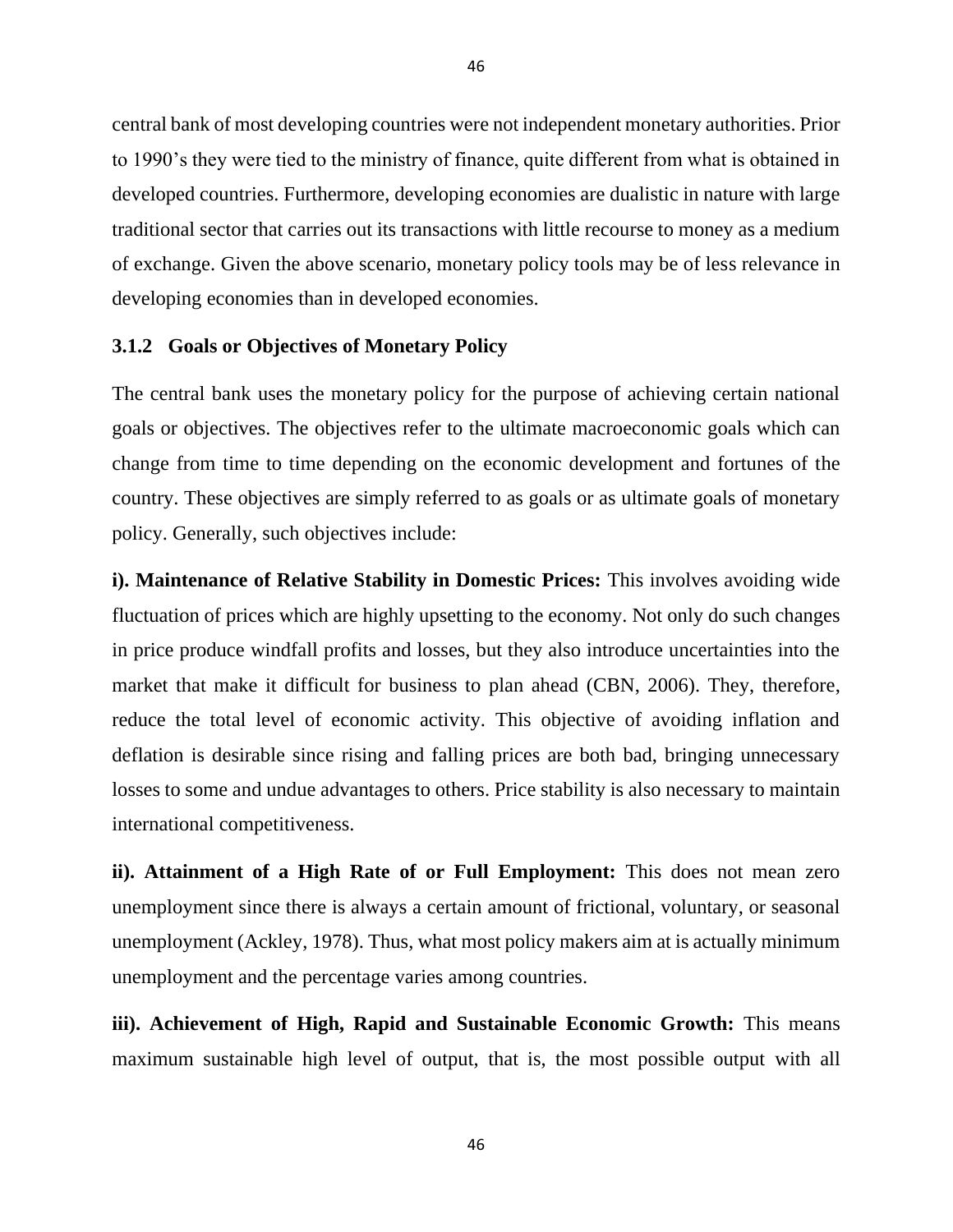central bank of most developing countries were not independent monetary authorities. Prior to 1990's they were tied to the ministry of finance, quite different from what is obtained in developed countries. Furthermore, developing economies are dualistic in nature with large traditional sector that carries out its transactions with little recourse to money as a medium of exchange. Given the above scenario, monetary policy tools may be of less relevance in developing economies than in developed economies.

### 3.1.2 Goals or Objectives of Monetary Policy

The central bank uses the monetary policy for the purpose of achieving certain national goals or objectives. The objectives refer to the ultimate macroeconomic goals which can change from time to time depending on the economic development and fortunes of the country. These objectives are simply referred to as goals or as ultimate goals of monetary policy. Generally, such objectives include:

**i). Maintenance of Relative Stability in Domestic Prices:** This involves avoiding wide fluctuation of prices which are highly upsetting to the economy. Not only do such changes in price produce windfall profits and losses, but they also introduce uncertainties into the market that make it difficult for business to plan ahead (CBN, 2006). They, therefore, reduce the total level of economic activity. This objective of avoiding inflation and deflation is desirable since rising and falling prices are both bad, bringing unnecessary losses to some and undue advantages to others. Price stability is also necessary to maintain international competitiveness.

**ii). Attainment of a High Rate of or Full Employment:** This does not mean zero unemployment since there is always a certain amount of frictional, voluntary, or seasonal unemployment (Ackley, 1978). Thus, what most policy makers aim at is actually minimum unemployment and the percentage varies among countries.

**iii). Achievement of High, Rapid and Sustainable Economic Growth:** This means maximum sustainable high level of output, that is, the most possible output with all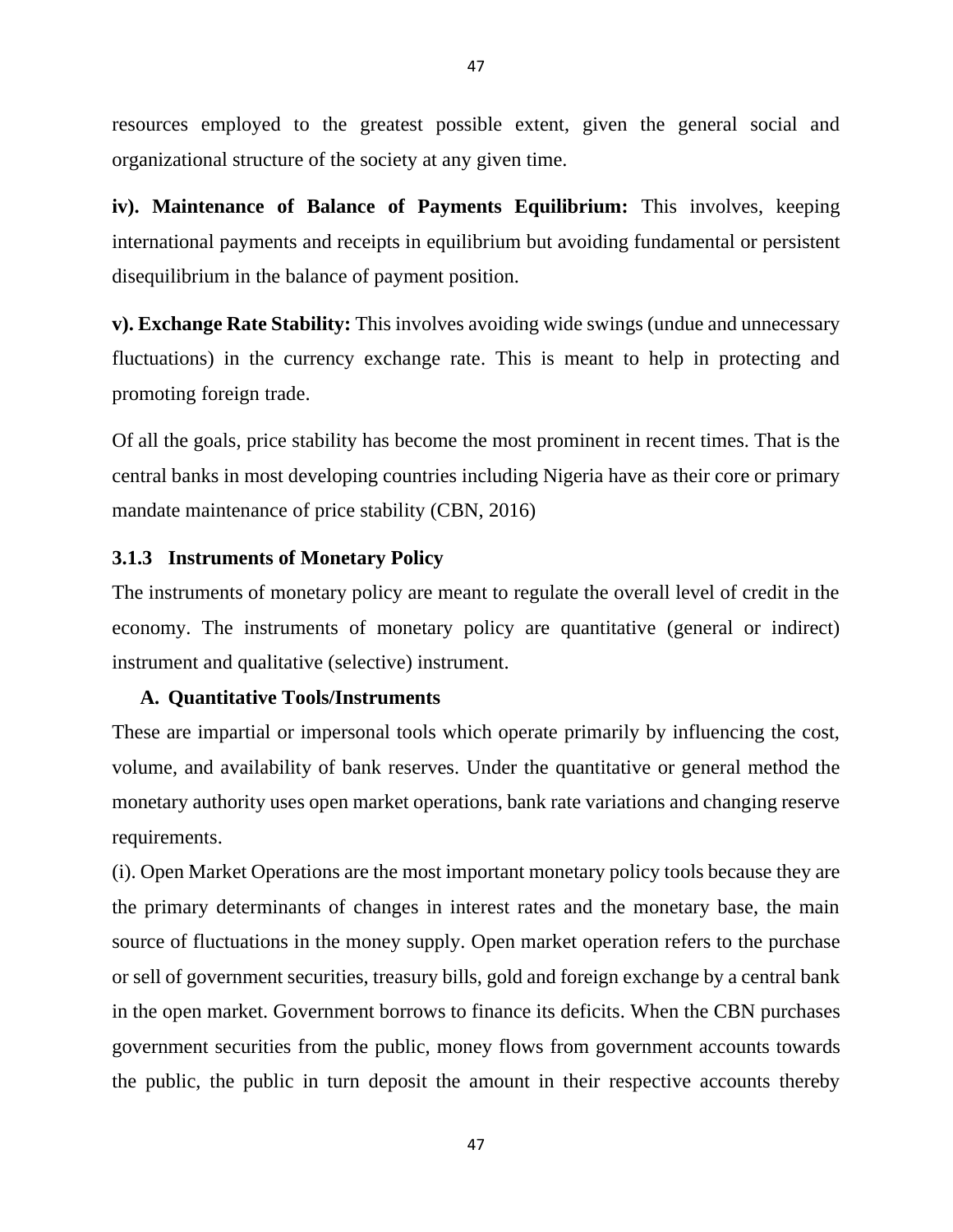resources employed to the greatest possible extent, given the general social and organizational structure of the society at any given time.

**iv). Maintenance of Balance of Payments Equilibrium:** This involves, keeping international payments and receipts in equilibrium but avoiding fundamental or persistent disequilibrium in the balance of payment position.

**v). Exchange Rate Stability:** This involves avoiding wide swings (undue and unnecessary fluctuations) in the currency exchange rate. This is meant to help in protecting and promoting foreign trade.

Of all the goals, price stability has become the most prominent in recent times. That is the central banks in most developing countries including Nigeria have as their core or primary mandate maintenance of price stability (CBN, 2016)

### 3.1.3 Instruments of Monetary Policy

The instruments of monetary policy are meant to regulate the overall level of credit in the economy. The instruments of monetary policy are quantitative (general or indirect) instrument and qualitative (selective) instrument.

**A. Quantitative Tools/Instruments**

These are impartial or impersonal tools which operate primarily by influencing the cost, volume, and availability of bank reserves. Under the quantitative or general method the monetary authority uses open market operations, bank rate variations and changing reserve requirements.

(i). Open Market Operations are the most important monetary policy tools because they are the primary determinants of changes in interest rates and the monetary base, the main source of fluctuations in the money supply. Open market operation refers to the purchase or sell of government securities, treasury bills, gold and foreign exchange by a central bank in the open market. Government borrows to finance its deficits. When the CBN purchases government securities from the public, money flows from government accounts towards the public, the public in turn deposit the amount in their respective accounts thereby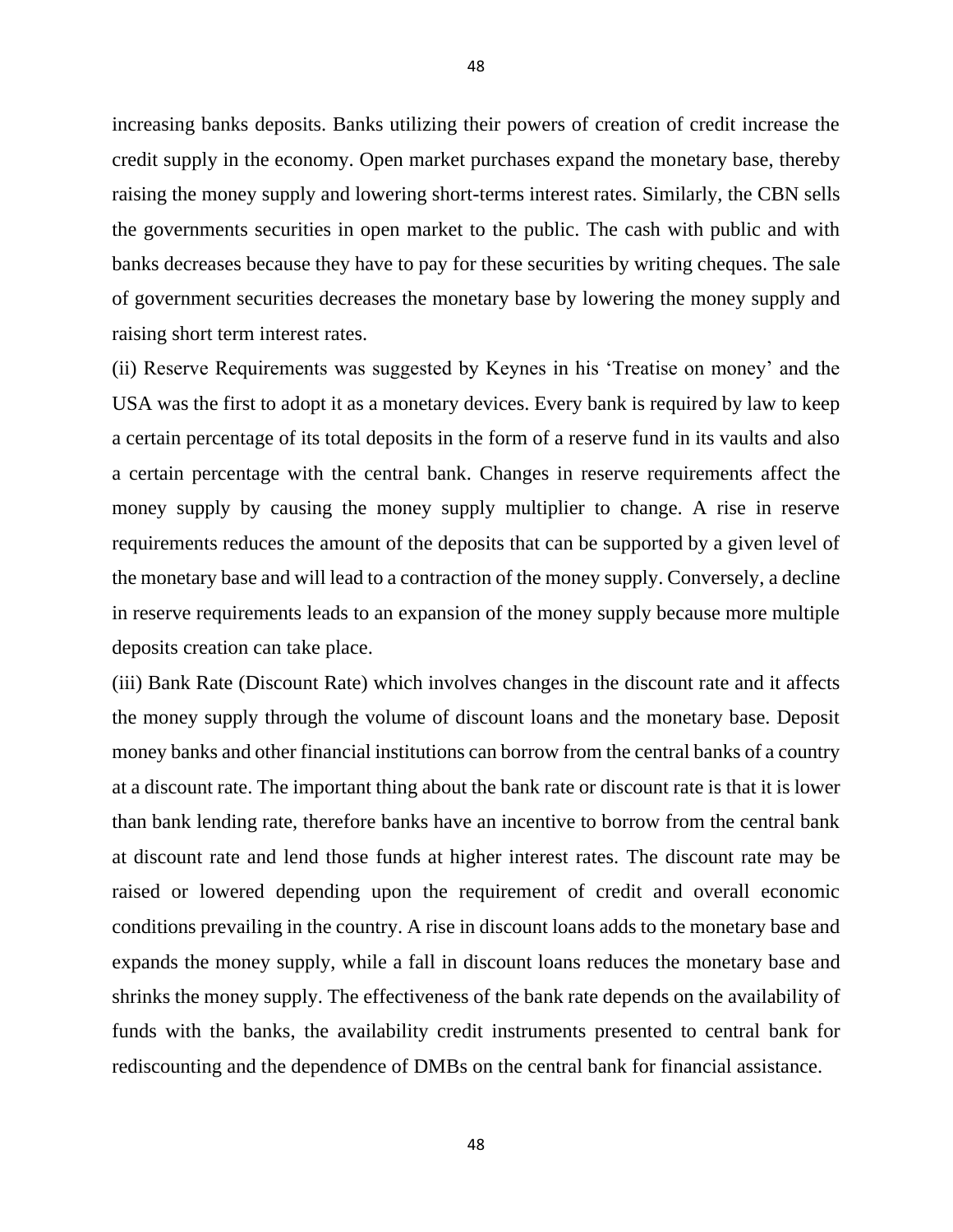increasing banks deposits. Banks utilizing their powers of creation of credit increase the credit supply in the economy. Open market purchases expand the monetary base, thereby raising the money supply and lowering short-terms interest rates. Similarly, the CBN sells the governments securities in open market to the public. The cash with public and with banks decreases because they have to pay for these securities by writing cheques. The sale of government securities decreases the monetary base by lowering the money supply and raising short term interest rates.

(ii) Reserve Requirements was suggested by Keynes in his 'Treatise on money' and the USA was the first to adopt it as a monetary devices. Every bank is required by law to keep a certain percentage of its total deposits in the form of a reserve fund in its vaults and also a certain percentage with the central bank. Changes in reserve requirements affect the money supply by causing the money supply multiplier to change. A rise in reserve requirements reduces the amount of the deposits that can be supported by a given level of the monetary base and will lead to a contraction of the money supply. Conversely, a decline in reserve requirements leads to an expansion of the money supply because more multiple deposits creation can take place.

(iii) Bank Rate (Discount Rate) which involves changes in the discount rate and it affects the money supply through the volume of discount loans and the monetary base. Deposit money banks and other financial institutions can borrow from the central banks of a country at a discount rate. The important thing about the bank rate or discount rate is that it is lower than bank lending rate, therefore banks have an incentive to borrow from the central bank at discount rate and lend those funds at higher interest rates. The discount rate may be raised or lowered depending upon the requirement of credit and overall economic conditions prevailing in the country. A rise in discount loans adds to the monetary base and expands the money supply, while a fall in discount loans reduces the monetary base and shrinks the money supply. The effectiveness of the bank rate depends on the availability of funds with the banks, the availability credit instruments presented to central bank for rediscounting and the dependence of DMBs on the central bank for financial assistance.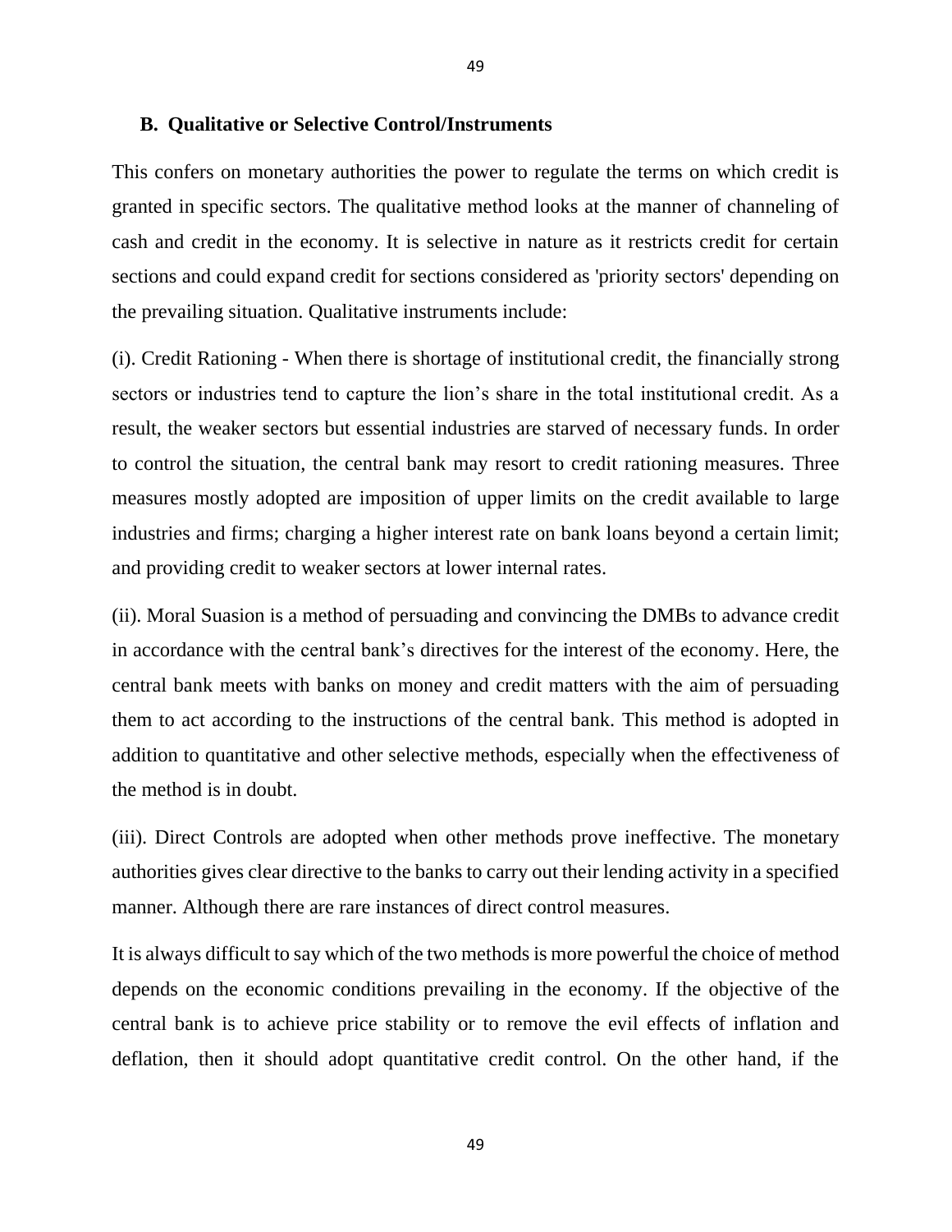### B. Qualitative or Selective Control/Instruments

This confers on monetary authorities the power to regulate the terms on which credit is granted in specific sectors. The qualitative method looks at the manner of channeling of cash and credit in the economy. It is selective in nature as it restricts credit for certain sections and could expand credit for sections considered as 'priority sectors' depending on the prevailing situation. Qualitative instruments include:

(i). Credit Rationing - When there is shortage of institutional credit, the financially strong sectors or industries tend to capture the lion's share in the total institutional credit. As a result, the weaker sectors but essential industries are starved of necessary funds. In order to control the situation, the central bank may resort to credit rationing measures. Three measures mostly adopted are imposition of upper limits on the credit available to large industries and firms; charging a higher interest rate on bank loans beyond a certain limit; and providing credit to weaker sectors at lower internal rates.

(ii). Moral Suasion is a method of persuading and convincing the DMBs to advance credit in accordance with the central bank's directives for the interest of the economy. Here, the central bank meets with banks on money and credit matters with the aim of persuading them to act according to the instructions of the central bank. This method is adopted in addition to quantitative and other selective methods, especially when the effectiveness of the method is in doubt.

(iii). Direct Controls are adopted when other methods prove ineffective. The monetary authorities gives clear directive to the banks to carry out their lending activity in a specified manner. Although there are rare instances of direct control measures.

It is always difficult to say which of the two methods is more powerful the choice of method depends on the economic conditions prevailing in the economy. If the objective of the central bank is to achieve price stability or to remove the evil effects of inflation and deflation, then it should adopt quantitative credit control. On the other hand, if the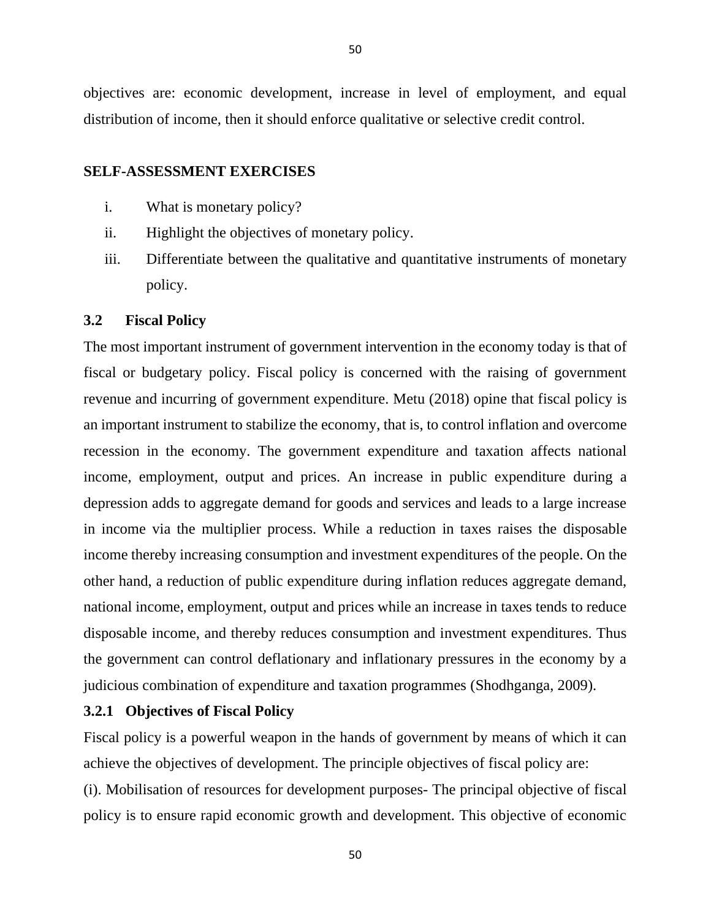objectives are: economic development, increase in level of employment, and equal distribution of income, then it should enforce qualitative or selective credit control.

**SELF-ASSESSMENT EXERCISES**

i. What is monetary policy?
ii. Highlight the objectives of monetary policy.
iii. Differentiate between the qualitative and quantitative instruments of monetary policy.

### 3.2 Fiscal Policy

The most important instrument of government intervention in the economy today is that of fiscal or budgetary policy. Fiscal policy is concerned with the raising of government revenue and incurring of government expenditure. Metu (2018) opine that fiscal policy is an important instrument to stabilize the economy, that is, to control inflation and overcome recession in the economy. The government expenditure and taxation affects national income, employment, output and prices. An increase in public expenditure during a depression adds to aggregate demand for goods and services and leads to a large increase in income via the multiplier process. While a reduction in taxes raises the disposable income thereby increasing consumption and investment expenditures of the people. On the other hand, a reduction of public expenditure during inflation reduces aggregate demand, national income, employment, output and prices while an increase in taxes tends to reduce disposable income, and thereby reduces consumption and investment expenditures. Thus the government can control deflationary and inflationary pressures in the economy by a judicious combination of expenditure and taxation programmes (Shodhganga, 2009).

#### 3.2.1 Objectives of Fiscal Policy

Fiscal policy is a powerful weapon in the hands of government by means of which it can achieve the objectives of development. The principle objectives of fiscal policy are:

(i). Mobilisation of resources for development purposes- The principal objective of fiscal policy is to ensure rapid economic growth and development. This objective of economic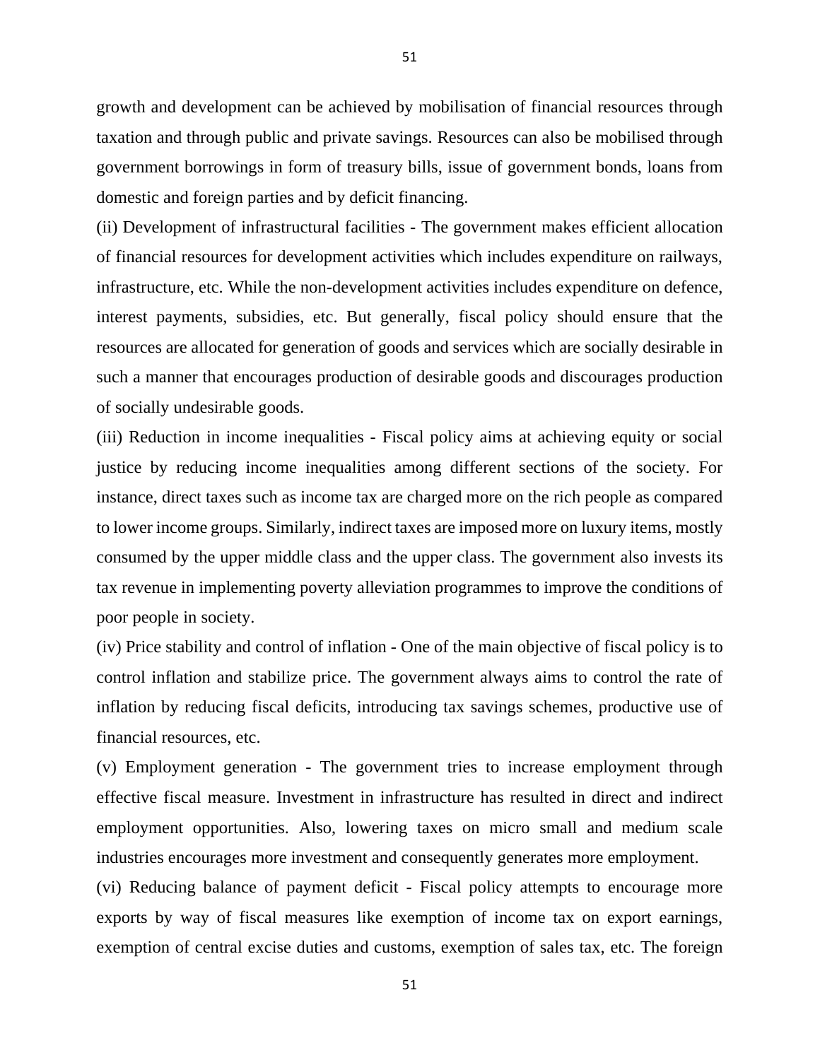growth and development can be achieved by mobilisation of financial resources through taxation and through public and private savings. Resources can also be mobilised through government borrowings in form of treasury bills, issue of government bonds, loans from domestic and foreign parties and by deficit financing.

(ii) Development of infrastructural facilities - The government makes efficient allocation of financial resources for development activities which includes expenditure on railways, infrastructure, etc. While the non-development activities includes expenditure on defence, interest payments, subsidies, etc. But generally, fiscal policy should ensure that the resources are allocated for generation of goods and services which are socially desirable in such a manner that encourages production of desirable goods and discourages production of socially undesirable goods.

(iii) Reduction in income inequalities - Fiscal policy aims at achieving equity or social justice by reducing income inequalities among different sections of the society. For instance, direct taxes such as income tax are charged more on the rich people as compared to lower income groups. Similarly, indirect taxes are imposed more on luxury items, mostly consumed by the upper middle class and the upper class. The government also invests its tax revenue in implementing poverty alleviation programmes to improve the conditions of poor people in society.

(iv) Price stability and control of inflation - One of the main objective of fiscal policy is to control inflation and stabilize price. The government always aims to control the rate of inflation by reducing fiscal deficits, introducing tax savings schemes, productive use of financial resources, etc.

(v) Employment generation - The government tries to increase employment through effective fiscal measure. Investment in infrastructure has resulted in direct and indirect employment opportunities. Also, lowering taxes on micro small and medium scale industries encourages more investment and consequently generates more employment.

(vi) Reducing balance of payment deficit - Fiscal policy attempts to encourage more exports by way of fiscal measures like exemption of income tax on export earnings, exemption of central excise duties and customs, exemption of sales tax, etc. The foreign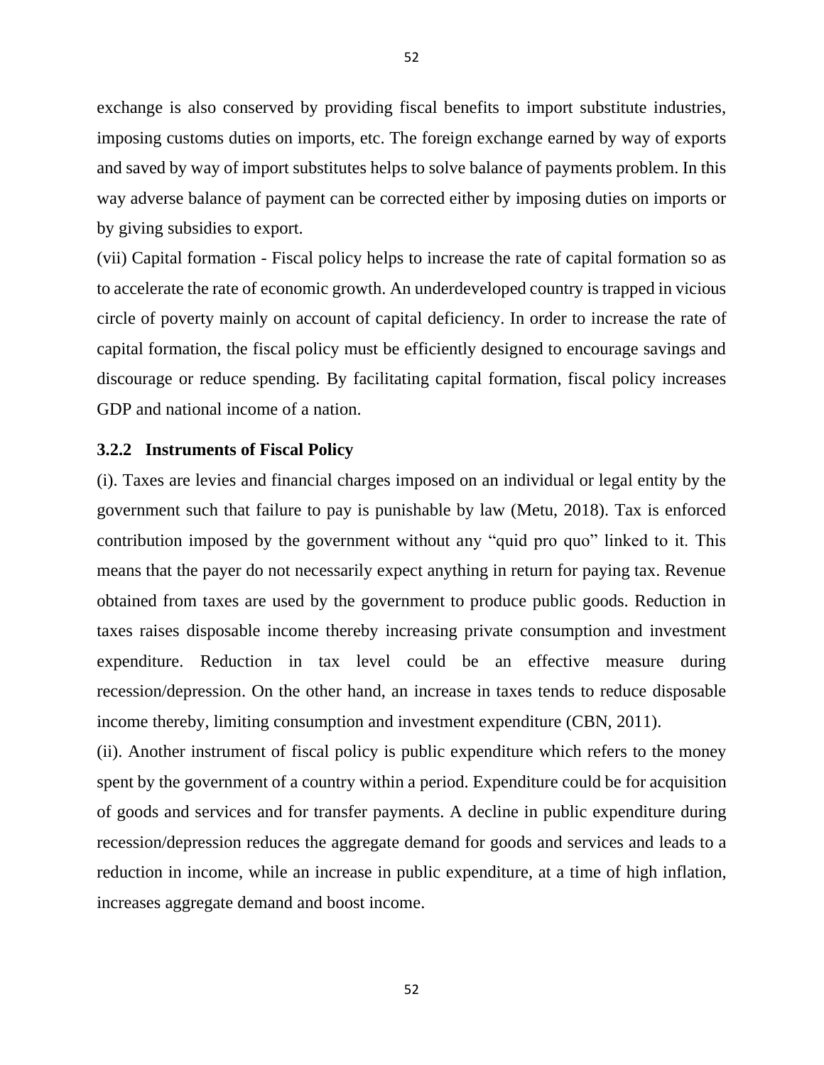exchange is also conserved by providing fiscal benefits to import substitute industries, imposing customs duties on imports, etc. The foreign exchange earned by way of exports and saved by way of import substitutes helps to solve balance of payments problem. In this way adverse balance of payment can be corrected either by imposing duties on imports or by giving subsidies to export.

(vii) Capital formation - Fiscal policy helps to increase the rate of capital formation so as to accelerate the rate of economic growth. An underdeveloped country is trapped in vicious circle of poverty mainly on account of capital deficiency. In order to increase the rate of capital formation, the fiscal policy must be efficiently designed to encourage savings and discourage or reduce spending. By facilitating capital formation, fiscal policy increases GDP and national income of a nation.

### 3.2.2 Instruments of Fiscal Policy

(i). Taxes are levies and financial charges imposed on an individual or legal entity by the government such that failure to pay is punishable by law (Metu, 2018). Tax is enforced contribution imposed by the government without any "quid pro quo" linked to it. This means that the payer do not necessarily expect anything in return for paying tax. Revenue obtained from taxes are used by the government to produce public goods. Reduction in taxes raises disposable income thereby increasing private consumption and investment expenditure. Reduction in tax level could be an effective measure during recession/depression. On the other hand, an increase in taxes tends to reduce disposable income thereby, limiting consumption and investment expenditure (CBN, 2011).

(ii). Another instrument of fiscal policy is public expenditure which refers to the money spent by the government of a country within a period. Expenditure could be for acquisition of goods and services and for transfer payments. A decline in public expenditure during recession/depression reduces the aggregate demand for goods and services and leads to a reduction in income, while an increase in public expenditure, at a time of high inflation, increases aggregate demand and boost income.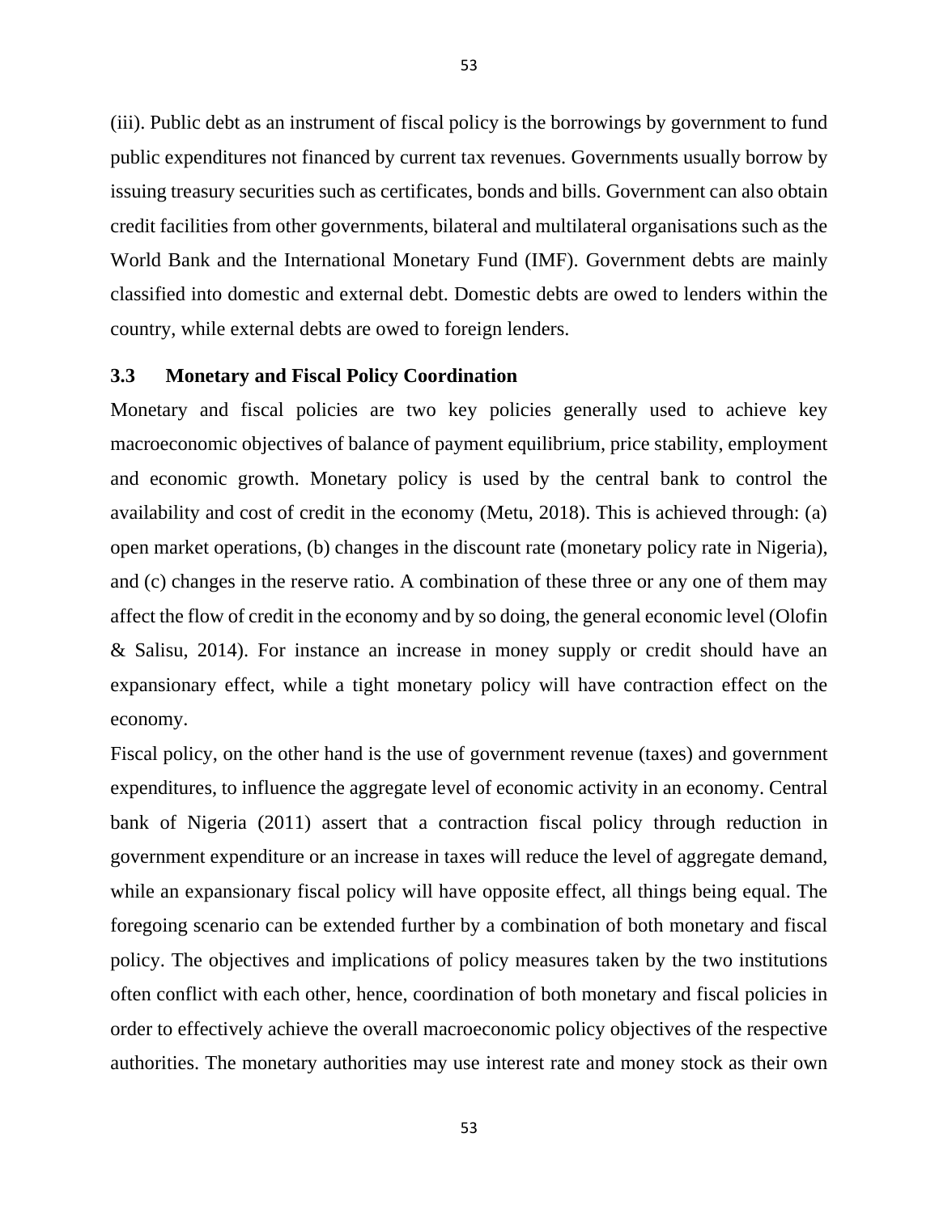(iii). Public debt as an instrument of fiscal policy is the borrowings by government to fund public expenditures not financed by current tax revenues. Governments usually borrow by issuing treasury securities such as certificates, bonds and bills. Government can also obtain credit facilities from other governments, bilateral and multilateral organisations such as the World Bank and the International Monetary Fund (IMF). Government debts are mainly classified into domestic and external debt. Domestic debts are owed to lenders within the country, while external debts are owed to foreign lenders.

### 3.3 Monetary and Fiscal Policy Coordination

Monetary and fiscal policies are two key policies generally used to achieve key macroeconomic objectives of balance of payment equilibrium, price stability, employment and economic growth. Monetary policy is used by the central bank to control the availability and cost of credit in the economy (Metu, 2018). This is achieved through: (a) open market operations, (b) changes in the discount rate (monetary policy rate in Nigeria), and (c) changes in the reserve ratio. A combination of these three or any one of them may affect the flow of credit in the economy and by so doing, the general economic level (Olofin & Salisu, 2014). For instance an increase in money supply or credit should have an expansionary effect, while a tight monetary policy will have contraction effect on the economy.

Fiscal policy, on the other hand is the use of government revenue (taxes) and government expenditures, to influence the aggregate level of economic activity in an economy. Central bank of Nigeria (2011) assert that a contraction fiscal policy through reduction in government expenditure or an increase in taxes will reduce the level of aggregate demand, while an expansionary fiscal policy will have opposite effect, all things being equal. The foregoing scenario can be extended further by a combination of both monetary and fiscal policy. The objectives and implications of policy measures taken by the two institutions often conflict with each other, hence, coordination of both monetary and fiscal policies in order to effectively achieve the overall macroeconomic policy objectives of the respective authorities. The monetary authorities may use interest rate and money stock as their own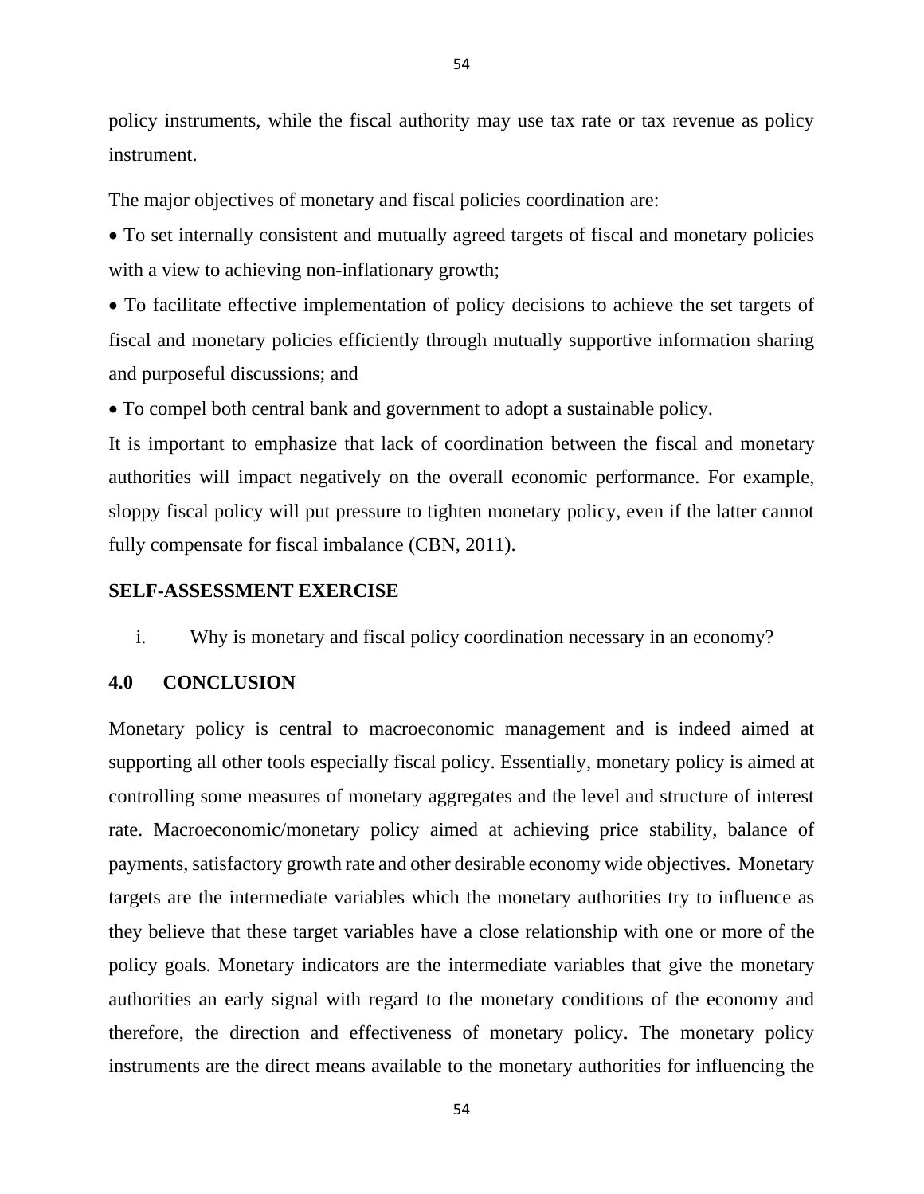policy instruments, while the fiscal authority may use tax rate or tax revenue as policy instrument.

The major objectives of monetary and fiscal policies coordination are:

- To set internally consistent and mutually agreed targets of fiscal and monetary policies with a view to achieving non-inflationary growth;
- To facilitate effective implementation of policy decisions to achieve the set targets of fiscal and monetary policies efficiently through mutually supportive information sharing and purposeful discussions; and
- To compel both central bank and government to adopt a sustainable policy.

It is important to emphasize that lack of coordination between the fiscal and monetary authorities will impact negatively on the overall economic performance. For example, sloppy fiscal policy will put pressure to tighten monetary policy, even if the latter cannot fully compensate for fiscal imbalance (CBN, 2011).

**SELF-ASSESSMENT EXERCISE**

i. Why is monetary and fiscal policy coordination necessary in an economy?

## 4.0 CONCLUSION

Monetary policy is central to macroeconomic management and is indeed aimed at supporting all other tools especially fiscal policy. Essentially, monetary policy is aimed at controlling some measures of monetary aggregates and the level and structure of interest rate. Macroeconomic/monetary policy aimed at achieving price stability, balance of payments, satisfactory growth rate and other desirable economy wide objectives. Monetary targets are the intermediate variables which the monetary authorities try to influence as they believe that these target variables have a close relationship with one or more of the policy goals. Monetary indicators are the intermediate variables that give the monetary authorities an early signal with regard to the monetary conditions of the economy and therefore, the direction and effectiveness of monetary policy. The monetary policy instruments are the direct means available to the monetary authorities for influencing the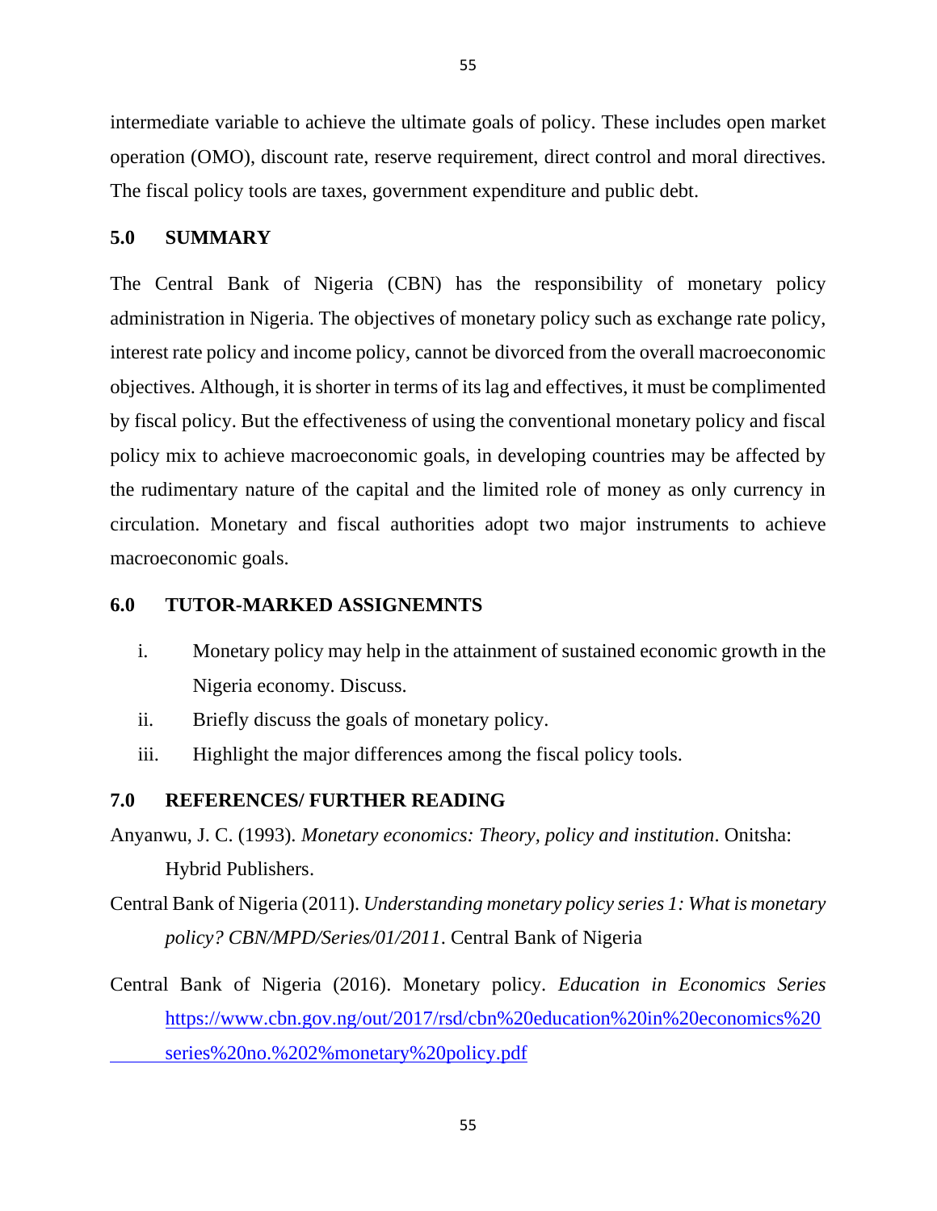intermediate variable to achieve the ultimate goals of policy. These includes open market operation (OMO), discount rate, reserve requirement, direct control and moral directives. The fiscal policy tools are taxes, government expenditure and public debt.

## 5.0 SUMMARY

The Central Bank of Nigeria (CBN) has the responsibility of monetary policy administration in Nigeria. The objectives of monetary policy such as exchange rate policy, interest rate policy and income policy, cannot be divorced from the overall macroeconomic objectives. Although, it is shorter in terms of its lag and effectives, it must be complimented by fiscal policy. But the effectiveness of using the conventional monetary policy and fiscal policy mix to achieve macroeconomic goals, in developing countries may be affected by the rudimentary nature of the capital and the limited role of money as only currency in circulation. Monetary and fiscal authorities adopt two major instruments to achieve macroeconomic goals.

## 6.0 TUTOR-MARKED ASSIGENEMNTS

i. Monetary policy may help in the attainment of sustained economic growth in the Nigeria economy. Discuss.

ii. Briefly discuss the goals of monetary policy.

iii. Highlight the major differences among the fiscal policy tools.

## 7.0 REFERENCES/ FURTHER READING

Anyanwu, J. C. (1993). *Monetary economics: Theory, policy and institution*. Onitsha: Hybrid Publishers.

Central Bank of Nigeria (2011). *Understanding monetary policy series 1: What is monetary policy? CBN/MPD/Series/01/2011*. Central Bank of Nigeria

Central Bank of Nigeria (2016). Monetary policy. *Education in Economics Series* https://www.cbn.gov.ng/out/2017/rsd/cbn%20education%20in%20economics%20series%20no.%202%monetary%20policy.pdf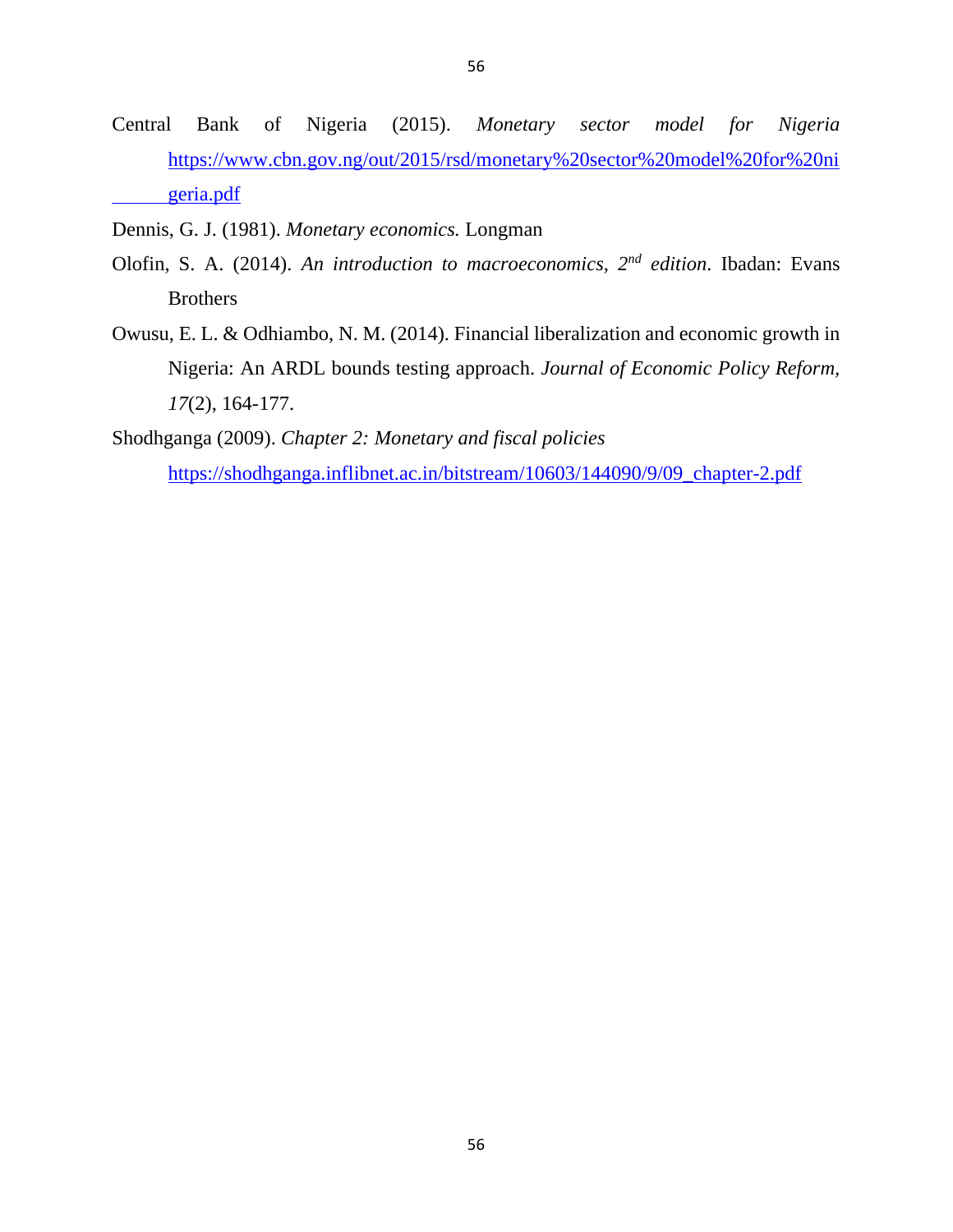Central Bank of Nigeria (2015). *Monetary sector model for Nigeria* https://www.cbn.gov.ng/out/2015/rsd/monetary%20sector%20model%20for%20nigeria.pdf

Dennis, G. J. (1981). *Monetary economics.* Longman

Olofin, S. A. (2014). *An introduction to macroeconomics, 2nd edition*. Ibadan: Evans Brothers

Owusu, E. L. & Odhiambo, N. M. (2014). Financial liberalization and economic growth in Nigeria: An ARDL bounds testing approach. *Journal of Economic Policy Reform, 17*(2), 164-177.

Shodhganga (2009). *Chapter 2: Monetary and fiscal policies* https://shodhganga.inflibnet.ac.in/bitstream/10603/144090/9/09_chapter-2.pdf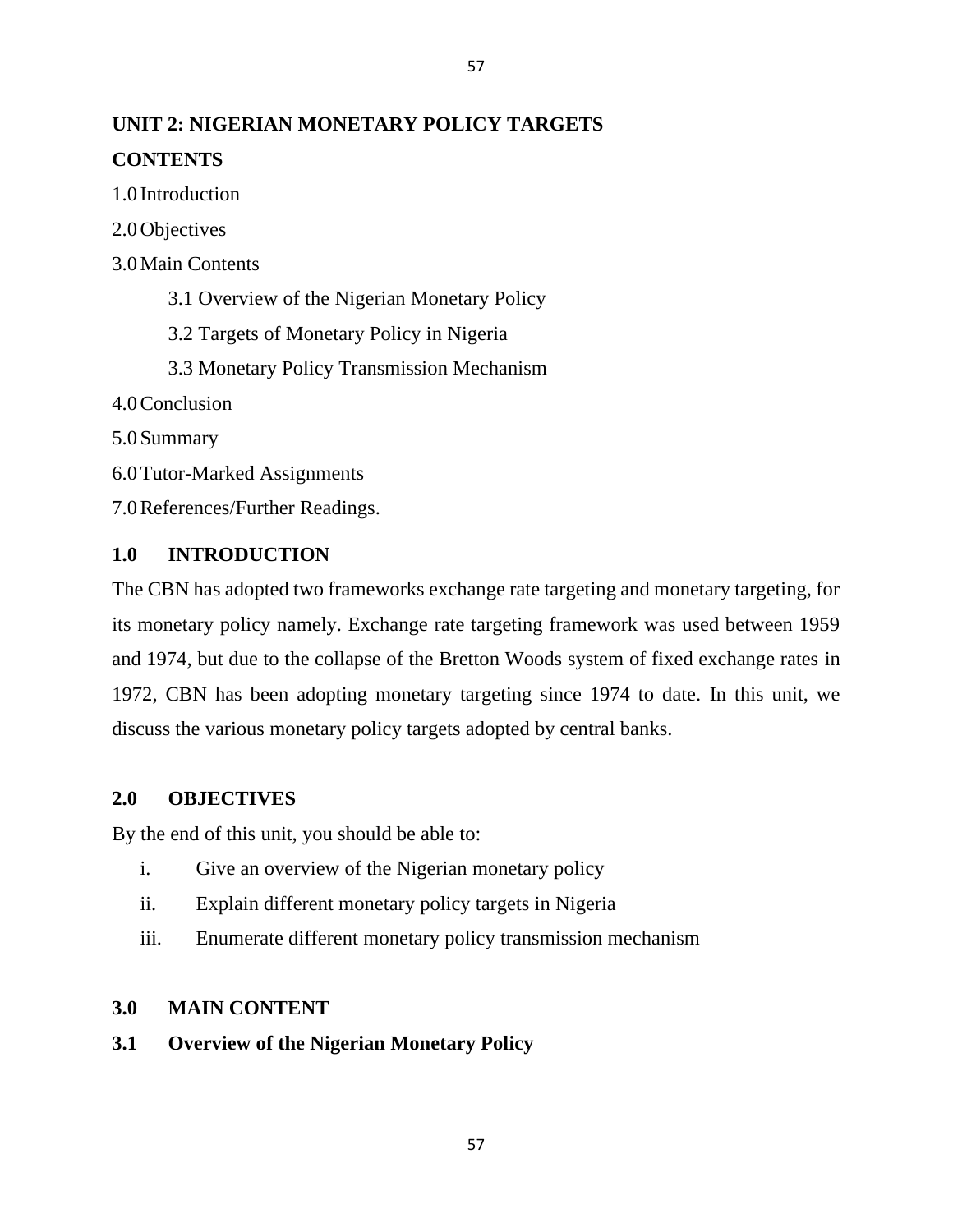**UNIT 2: NIGERIAN MONETARY POLICY TARGETS**

**CONTENTS**

1.0 Introduction

2.0 Objectives

3.0 Main Contents

3.1 Overview of the Nigerian Monetary Policy

3.2 Targets of Monetary Policy in Nigeria

3.3 Monetary Policy Transmission Mechanism

4.0 Conclusion

5.0 Summary

6.0 Tutor-Marked Assignments

7.0 References/Further Readings.

## 1.0 INTRODUCTION

The CBN has adopted two frameworks exchange rate targeting and monetary targeting, for its monetary policy namely. Exchange rate targeting framework was used between 1959 and 1974, but due to the collapse of the Bretton Woods system of fixed exchange rates in 1972, CBN has been adopting monetary targeting since 1974 to date. In this unit, we discuss the various monetary policy targets adopted by central banks.

## 2.0 OBJECTIVES

By the end of this unit, you should be able to:

i. Give an overview of the Nigerian monetary policy

ii. Explain different monetary policy targets in Nigeria

iii. Enumerate different monetary policy transmission mechanism

## 3.0 MAIN CONTENT

### 3.1 Overview of the Nigerian Monetary Policy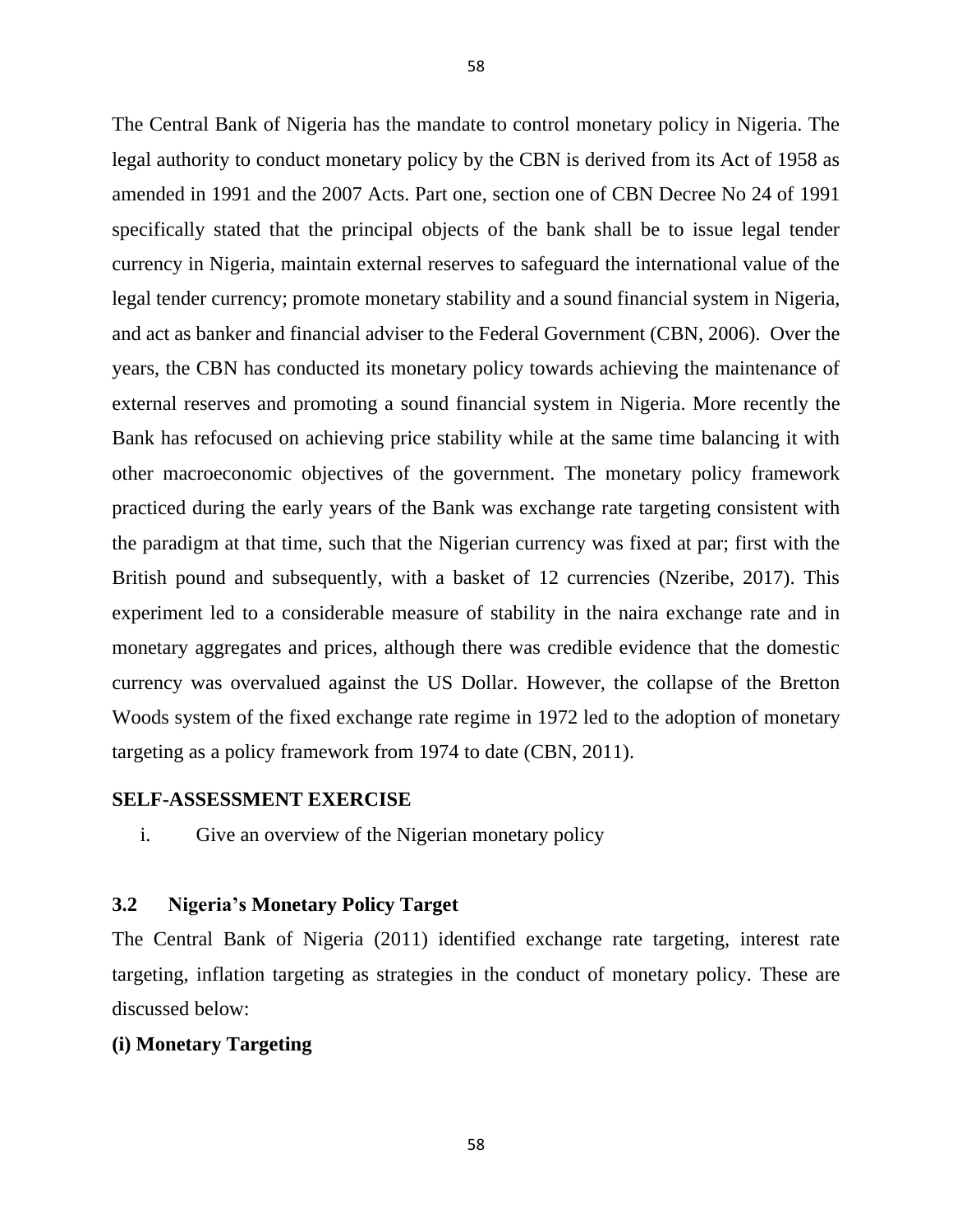The Central Bank of Nigeria has the mandate to control monetary policy in Nigeria. The legal authority to conduct monetary policy by the CBN is derived from its Act of 1958 as amended in 1991 and the 2007 Acts. Part one, section one of CBN Decree No 24 of 1991 specifically stated that the principal objects of the bank shall be to issue legal tender currency in Nigeria, maintain external reserves to safeguard the international value of the legal tender currency; promote monetary stability and a sound financial system in Nigeria, and act as banker and financial adviser to the Federal Government (CBN, 2006). Over the years, the CBN has conducted its monetary policy towards achieving the maintenance of external reserves and promoting a sound financial system in Nigeria. More recently the Bank has refocused on achieving price stability while at the same time balancing it with other macroeconomic objectives of the government. The monetary policy framework practiced during the early years of the Bank was exchange rate targeting consistent with the paradigm at that time, such that the Nigerian currency was fixed at par; first with the British pound and subsequently, with a basket of 12 currencies (Nzeribe, 2017). This experiment led to a considerable measure of stability in the naira exchange rate and in monetary aggregates and prices, although there was credible evidence that the domestic currency was overvalued against the US Dollar. However, the collapse of the Bretton Woods system of the fixed exchange rate regime in 1972 led to the adoption of monetary targeting as a policy framework from 1974 to date (CBN, 2011).

**SELF-ASSESSMENT EXERCISE**

i. Give an overview of the Nigerian monetary policy

### 3.2 Nigeria's Monetary Policy Target

The Central Bank of Nigeria (2011) identified exchange rate targeting, interest rate targeting, inflation targeting as strategies in the conduct of monetary policy. These are discussed below:

**(i) Monetary Targeting**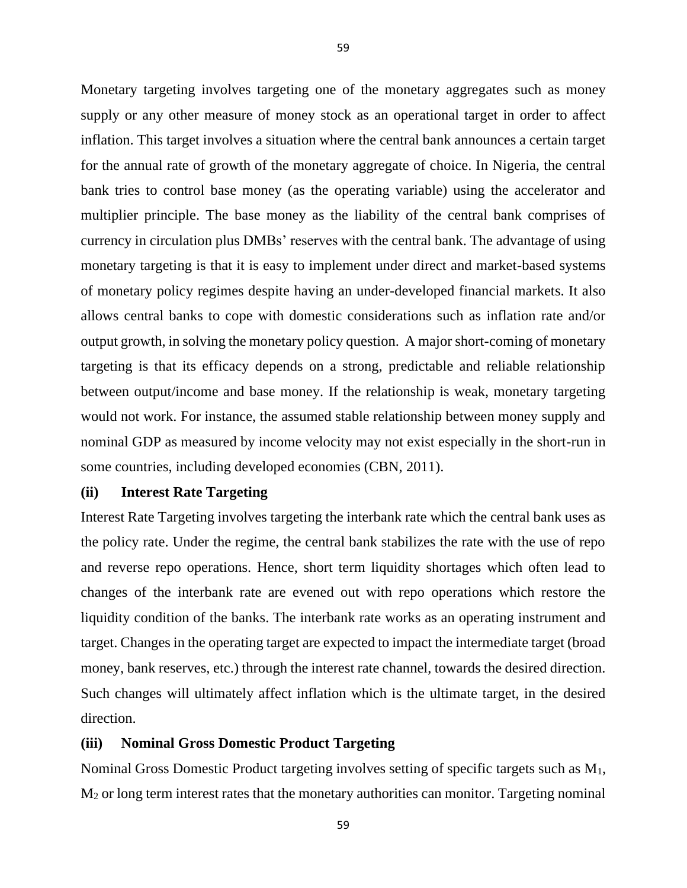Monetary targeting involves targeting one of the monetary aggregates such as money supply or any other measure of money stock as an operational target in order to affect inflation. This target involves a situation where the central bank announces a certain target for the annual rate of growth of the monetary aggregate of choice. In Nigeria, the central bank tries to control base money (as the operating variable) using the accelerator and multiplier principle. The base money as the liability of the central bank comprises of currency in circulation plus DMBs' reserves with the central bank. The advantage of using monetary targeting is that it is easy to implement under direct and market-based systems of monetary policy regimes despite having an under-developed financial markets. It also allows central banks to cope with domestic considerations such as inflation rate and/or output growth, in solving the monetary policy question. A major short-coming of monetary targeting is that its efficacy depends on a strong, predictable and reliable relationship between output/income and base money. If the relationship is weak, monetary targeting would not work. For instance, the assumed stable relationship between money supply and nominal GDP as measured by income velocity may not exist especially in the short-run in some countries, including developed economies (CBN, 2011).

**(ii) Interest Rate Targeting**

Interest Rate Targeting involves targeting the interbank rate which the central bank uses as the policy rate. Under the regime, the central bank stabilizes the rate with the use of repo and reverse repo operations. Hence, short term liquidity shortages which often lead to changes of the interbank rate are evened out with repo operations which restore the liquidity condition of the banks. The interbank rate works as an operating instrument and target. Changes in the operating target are expected to impact the intermediate target (broad money, bank reserves, etc.) through the interest rate channel, towards the desired direction. Such changes will ultimately affect inflation which is the ultimate target, in the desired direction.

**(iii) Nominal Gross Domestic Product Targeting**

Nominal Gross Domestic Product targeting involves setting of specific targets such as $M_1$, $M_2$ or long term interest rates that the monetary authorities can monitor. Targeting nominal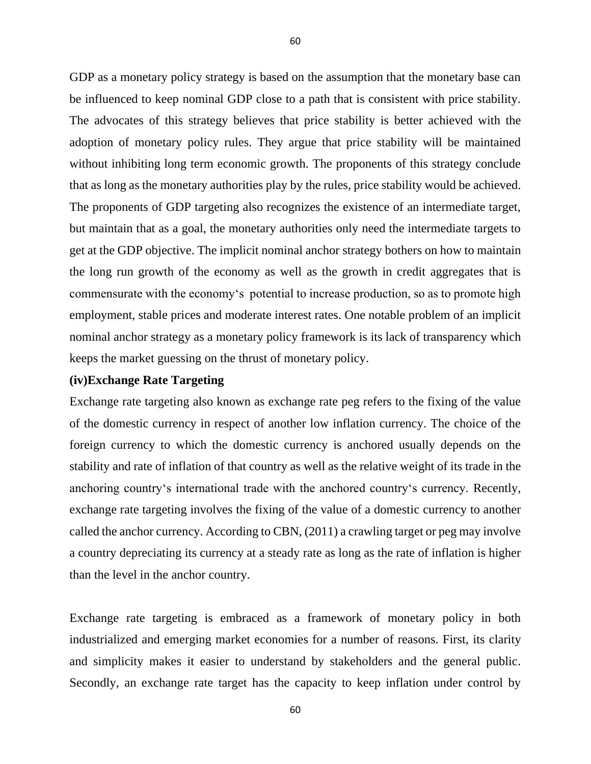GDP as a monetary policy strategy is based on the assumption that the monetary base can be influenced to keep nominal GDP close to a path that is consistent with price stability. The advocates of this strategy believes that price stability is better achieved with the adoption of monetary policy rules. They argue that price stability will be maintained without inhibiting long term economic growth. The proponents of this strategy conclude that as long as the monetary authorities play by the rules, price stability would be achieved. The proponents of GDP targeting also recognizes the existence of an intermediate target, but maintain that as a goal, the monetary authorities only need the intermediate targets to get at the GDP objective. The implicit nominal anchor strategy bothers on how to maintain the long run growth of the economy as well as the growth in credit aggregates that is commensurate with the economy's potential to increase production, so as to promote high employment, stable prices and moderate interest rates. One notable problem of an implicit nominal anchor strategy as a monetary policy framework is its lack of transparency which keeps the market guessing on the thrust of monetary policy.

**(iv)Exchange Rate Targeting**

Exchange rate targeting also known as exchange rate peg refers to the fixing of the value of the domestic currency in respect of another low inflation currency. The choice of the foreign currency to which the domestic currency is anchored usually depends on the stability and rate of inflation of that country as well as the relative weight of its trade in the anchoring country's international trade with the anchored country's currency. Recently, exchange rate targeting involves the fixing of the value of a domestic currency to another called the anchor currency. According to CBN, (2011) a crawling target or peg may involve a country depreciating its currency at a steady rate as long as the rate of inflation is higher than the level in the anchor country.

Exchange rate targeting is embraced as a framework of monetary policy in both industrialized and emerging market economies for a number of reasons. First, its clarity and simplicity makes it easier to understand by stakeholders and the general public. Secondly, an exchange rate target has the capacity to keep inflation under control by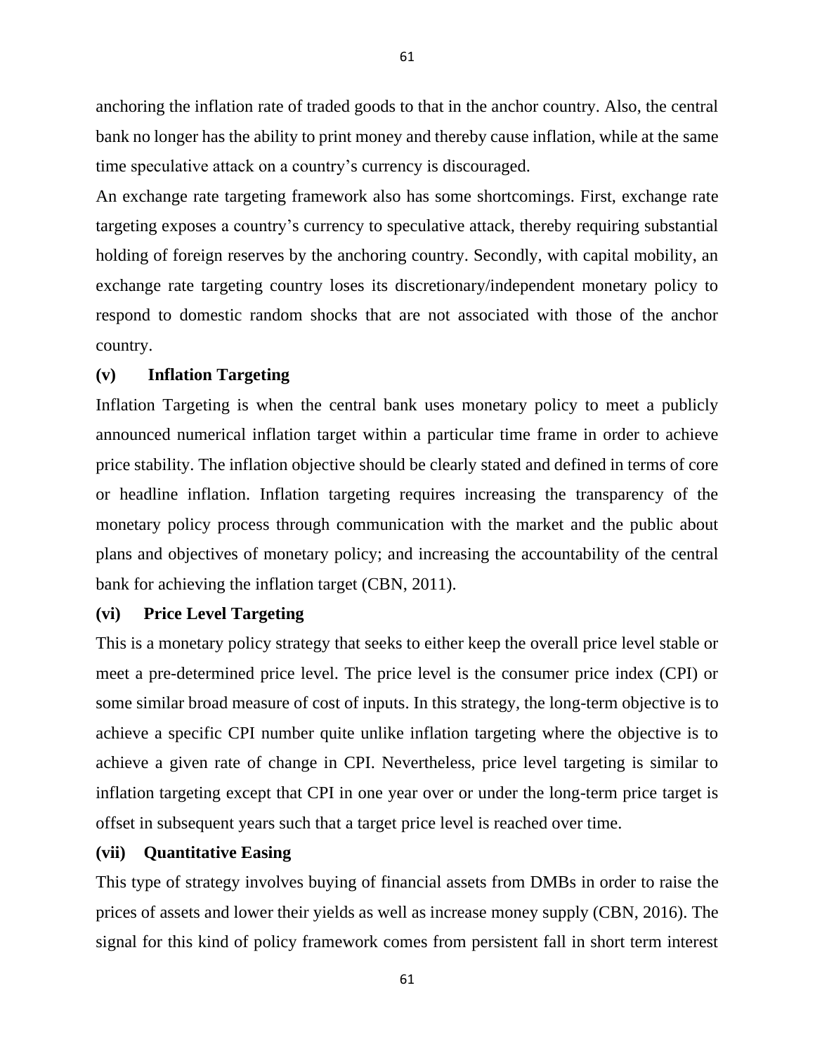anchoring the inflation rate of traded goods to that in the anchor country. Also, the central bank no longer has the ability to print money and thereby cause inflation, while at the same time speculative attack on a country's currency is discouraged.

An exchange rate targeting framework also has some shortcomings. First, exchange rate targeting exposes a country's currency to speculative attack, thereby requiring substantial holding of foreign reserves by the anchoring country. Secondly, with capital mobility, an exchange rate targeting country loses its discretionary/independent monetary policy to respond to domestic random shocks that are not associated with those of the anchor country.

**(v) Inflation Targeting**

Inflation Targeting is when the central bank uses monetary policy to meet a publicly announced numerical inflation target within a particular time frame in order to achieve price stability. The inflation objective should be clearly stated and defined in terms of core or headline inflation. Inflation targeting requires increasing the transparency of the monetary policy process through communication with the market and the public about plans and objectives of monetary policy; and increasing the accountability of the central bank for achieving the inflation target (CBN, 2011).

**(vi) Price Level Targeting**

This is a monetary policy strategy that seeks to either keep the overall price level stable or meet a pre-determined price level. The price level is the consumer price index (CPI) or some similar broad measure of cost of inputs. In this strategy, the long-term objective is to achieve a specific CPI number quite unlike inflation targeting where the objective is to achieve a given rate of change in CPI. Nevertheless, price level targeting is similar to inflation targeting except that CPI in one year over or under the long-term price target is offset in subsequent years such that a target price level is reached over time.

**(vii) Quantitative Easing**

This type of strategy involves buying of financial assets from DMBs in order to raise the prices of assets and lower their yields as well as increase money supply (CBN, 2016). The signal for this kind of policy framework comes from persistent fall in short term interest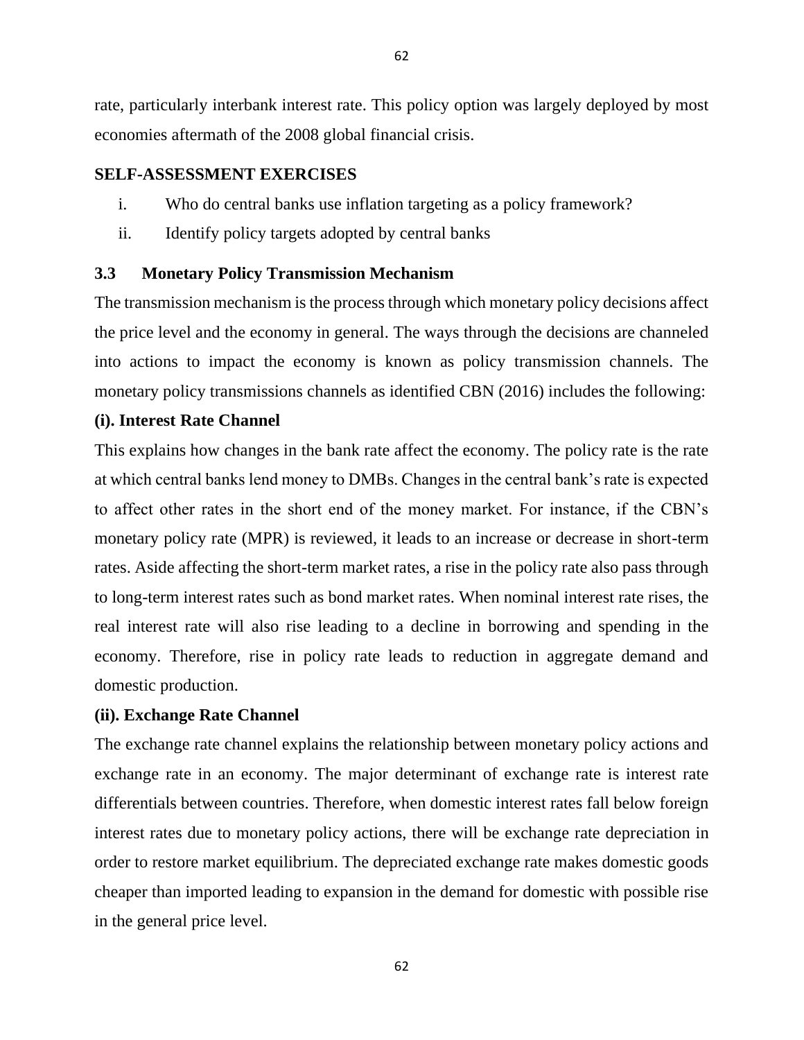rate, particularly interbank interest rate. This policy option was largely deployed by most economies aftermath of the 2008 global financial crisis.

**SELF-ASSESSMENT EXERCISES**

i. Who do central banks use inflation targeting as a policy framework?

ii. Identify policy targets adopted by central banks

## 3.3 Monetary Policy Transmission Mechanism

The transmission mechanism is the process through which monetary policy decisions affect the price level and the economy in general. The ways through the decisions are channeled into actions to impact the economy is known as policy transmission channels. The monetary policy transmissions channels as identified CBN (2016) includes the following:

**(i). Interest Rate Channel**

This explains how changes in the bank rate affect the economy. The policy rate is the rate at which central banks lend money to DMBs. Changes in the central bank's rate is expected to affect other rates in the short end of the money market. For instance, if the CBN's monetary policy rate (MPR) is reviewed, it leads to an increase or decrease in short-term rates. Aside affecting the short-term market rates, a rise in the policy rate also pass through to long-term interest rates such as bond market rates. When nominal interest rate rises, the real interest rate will also rise leading to a decline in borrowing and spending in the economy. Therefore, rise in policy rate leads to reduction in aggregate demand and domestic production.

**(ii). Exchange Rate Channel**

The exchange rate channel explains the relationship between monetary policy actions and exchange rate in an economy. The major determinant of exchange rate is interest rate differentials between countries. Therefore, when domestic interest rates fall below foreign interest rates due to monetary policy actions, there will be exchange rate depreciation in order to restore market equilibrium. The depreciated exchange rate makes domestic goods cheaper than imported leading to expansion in the demand for domestic with possible rise in the general price level.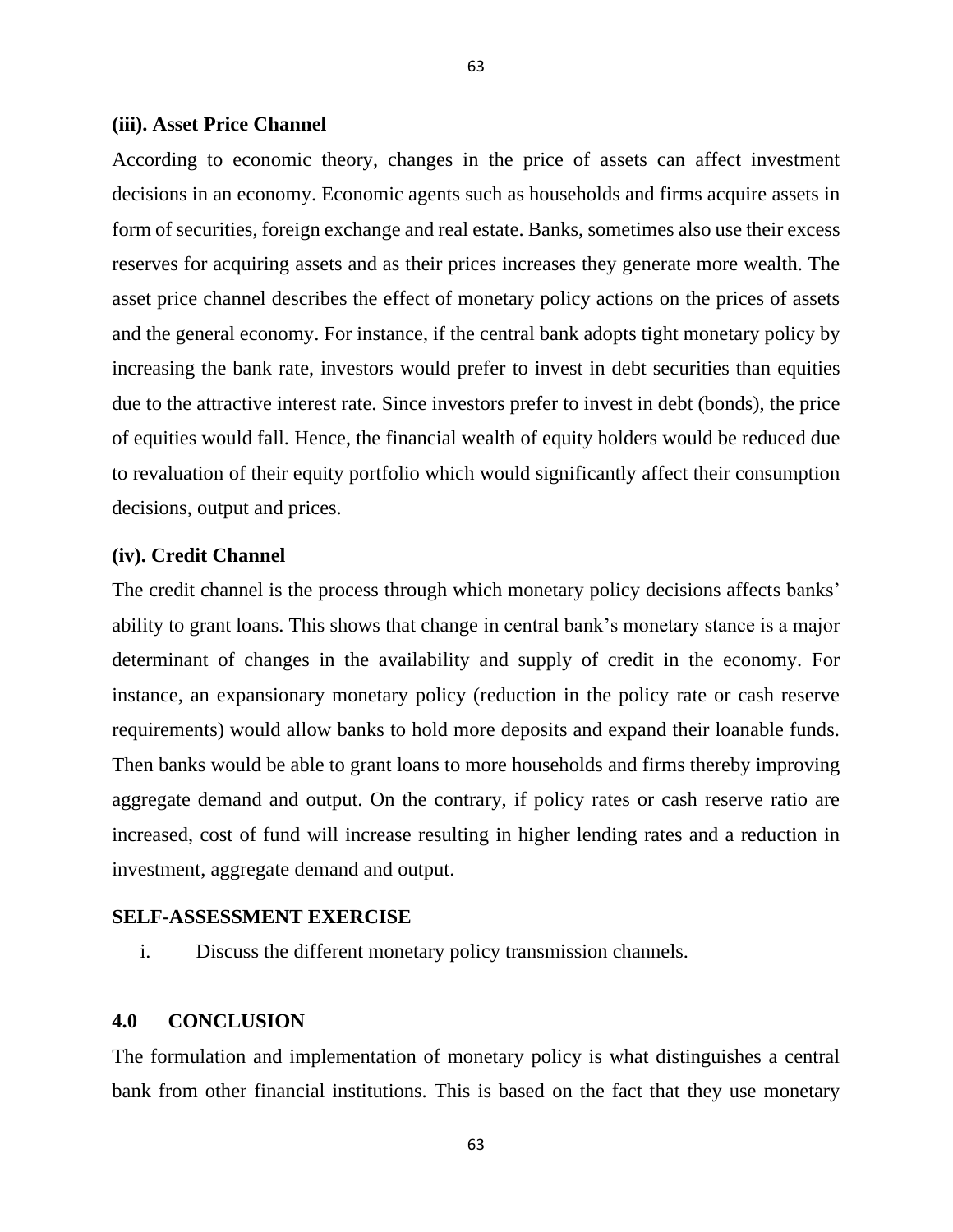### (iii). Asset Price Channel

According to economic theory, changes in the price of assets can affect investment decisions in an economy. Economic agents such as households and firms acquire assets in form of securities, foreign exchange and real estate. Banks, sometimes also use their excess reserves for acquiring assets and as their prices increases they generate more wealth. The asset price channel describes the effect of monetary policy actions on the prices of assets and the general economy. For instance, if the central bank adopts tight monetary policy by increasing the bank rate, investors would prefer to invest in debt securities than equities due to the attractive interest rate. Since investors prefer to invest in debt (bonds), the price of equities would fall. Hence, the financial wealth of equity holders would be reduced due to revaluation of their equity portfolio which would significantly affect their consumption decisions, output and prices.

### (iv). Credit Channel

The credit channel is the process through which monetary policy decisions affects banks' ability to grant loans. This shows that change in central bank's monetary stance is a major determinant of changes in the availability and supply of credit in the economy. For instance, an expansionary monetary policy (reduction in the policy rate or cash reserve requirements) would allow banks to hold more deposits and expand their loanable funds. Then banks would be able to grant loans to more households and firms thereby improving aggregate demand and output. On the contrary, if policy rates or cash reserve ratio are increased, cost of fund will increase resulting in higher lending rates and a reduction in investment, aggregate demand and output.

### SELF-ASSESSMENT EXERCISE

i. Discuss the different monetary policy transmission channels.

## 4.0 CONCLUSION

The formulation and implementation of monetary policy is what distinguishes a central bank from other financial institutions. This is based on the fact that they use monetary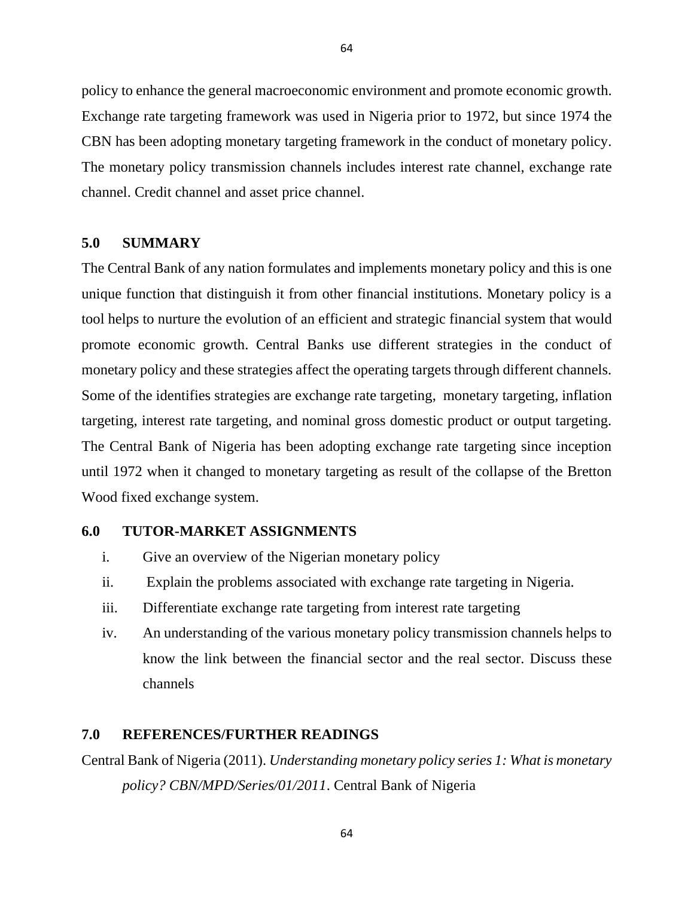policy to enhance the general macroeconomic environment and promote economic growth. Exchange rate targeting framework was used in Nigeria prior to 1972, but since 1974 the CBN has been adopting monetary targeting framework in the conduct of monetary policy. The monetary policy transmission channels includes interest rate channel, exchange rate channel. Credit channel and asset price channel.

## 5.0 SUMMARY

The Central Bank of any nation formulates and implements monetary policy and this is one unique function that distinguish it from other financial institutions. Monetary policy is a tool helps to nurture the evolution of an efficient and strategic financial system that would promote economic growth. Central Banks use different strategies in the conduct of monetary policy and these strategies affect the operating targets through different channels. Some of the identifies strategies are exchange rate targeting, monetary targeting, inflation targeting, interest rate targeting, and nominal gross domestic product or output targeting. The Central Bank of Nigeria has been adopting exchange rate targeting since inception until 1972 when it changed to monetary targeting as result of the collapse of the Bretton Wood fixed exchange system.

## 6.0 TUTOR-MARKET ASSIGNMENTS

i. Give an overview of the Nigerian monetary policy
ii. Explain the problems associated with exchange rate targeting in Nigeria.
iii. Differentiate exchange rate targeting from interest rate targeting
iv. An understanding of the various monetary policy transmission channels helps to know the link between the financial sector and the real sector. Discuss these channels

## 7.0 REFERENCES/FURTHER READINGS

Central Bank of Nigeria (2011). *Understanding monetary policy series 1: What is monetary policy? CBN/MPD/Series/01/2011*. Central Bank of Nigeria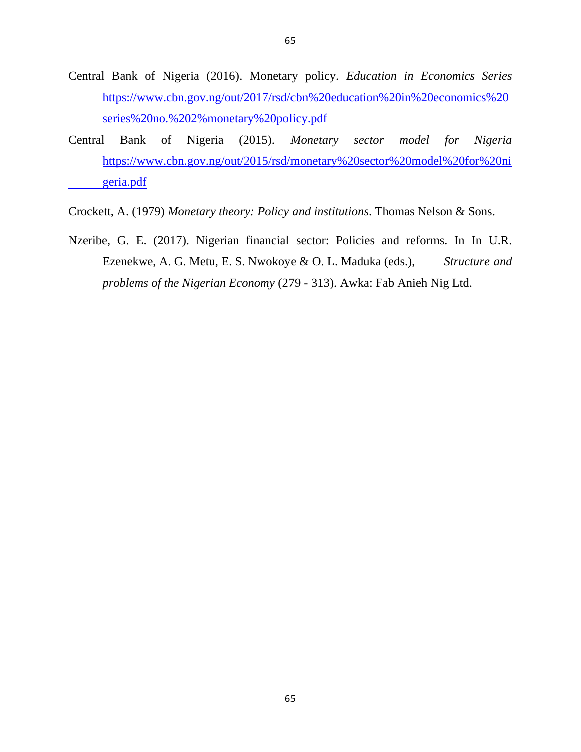Central Bank of Nigeria (2016). Monetary policy. *Education in Economics Series* https://www.cbn.gov.ng/out/2017/rsd/cbn%20education%20in%20economics%20series%20no.%202%monetary%20policy.pdf

Central Bank of Nigeria (2015). *Monetary sector model for Nigeria* https://www.cbn.gov.ng/out/2015/rsd/monetary%20sector%20model%20for%20nigeria.pdf

Crockett, A. (1979) *Monetary theory: Policy and institutions*. Thomas Nelson & Sons.

Nzeribe, G. E. (2017). Nigerian financial sector: Policies and reforms. In In U.R. Ezenekwe, A. G. Metu, E. S. Nwokoye & O. L. Maduka (eds.), *Structure and problems of the Nigerian Economy* (279 - 313). Awka: Fab Anieh Nig Ltd.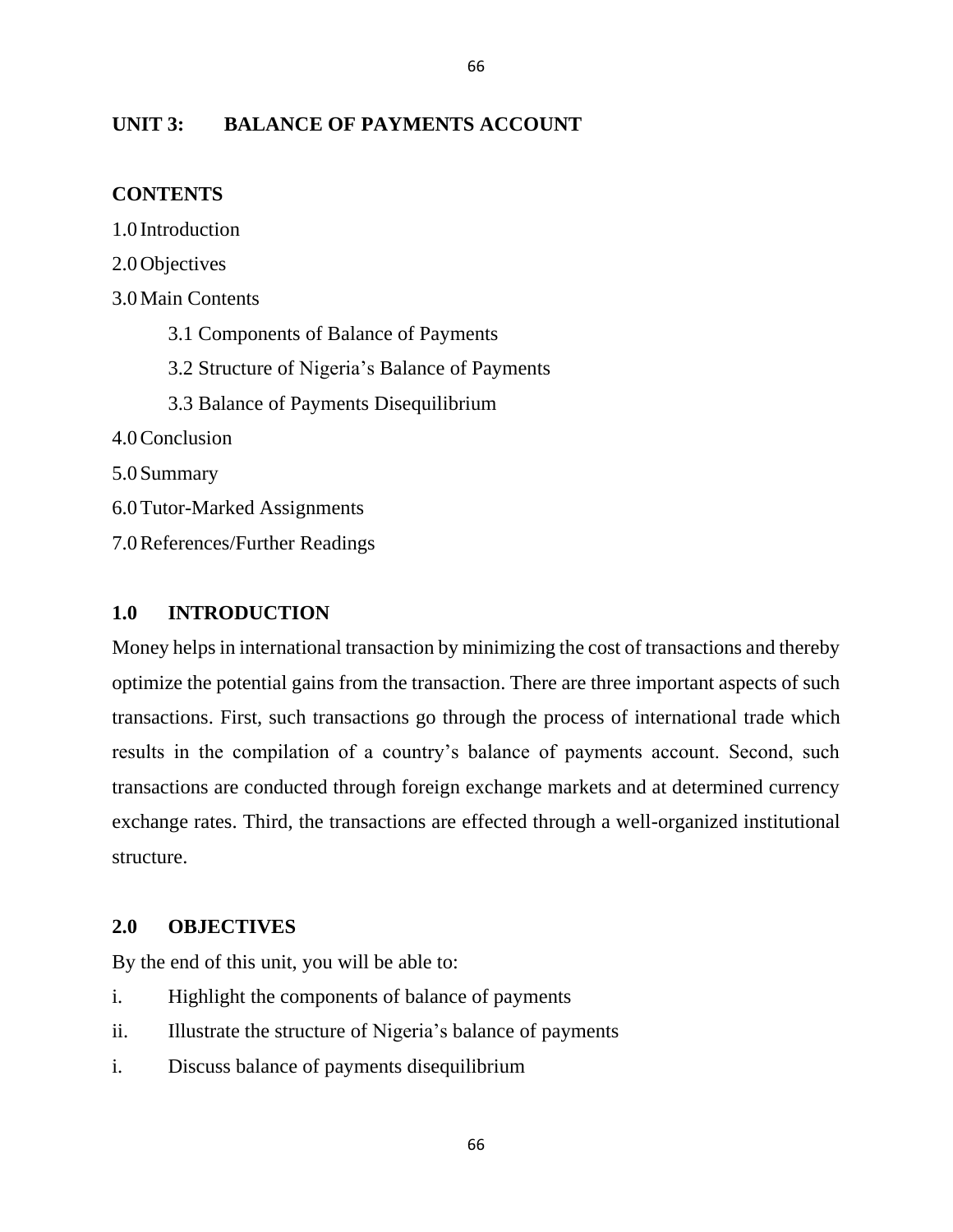## UNIT 3: BALANCE OF PAYMENTS ACCOUNT

**CONTENTS**

1.0 Introduction

2.0 Objectives

3.0 Main Contents

  3.1 Components of Balance of Payments

  3.2 Structure of Nigeria's Balance of Payments

  3.3 Balance of Payments Disequilibrium

4.0 Conclusion

5.0 Summary

6.0 Tutor-Marked Assignments

7.0 References/Further Readings

### 1.0 INTRODUCTION

Money helps in international transaction by minimizing the cost of transactions and thereby optimize the potential gains from the transaction. There are three important aspects of such transactions. First, such transactions go through the process of international trade which results in the compilation of a country's balance of payments account. Second, such transactions are conducted through foreign exchange markets and at determined currency exchange rates. Third, the transactions are effected through a well-organized institutional structure.

### 2.0 OBJECTIVES

By the end of this unit, you will be able to:

i. Highlight the components of balance of payments

ii. Illustrate the structure of Nigeria's balance of payments

i. Discuss balance of payments disequilibrium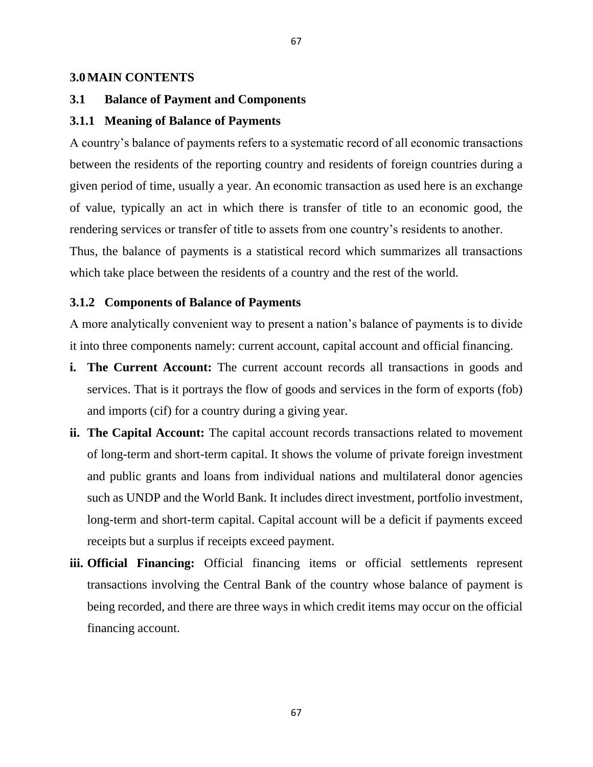## 3.0 MAIN CONTENTS

### 3.1 Balance of Payment and Components

#### 3.1.1 Meaning of Balance of Payments

A country's balance of payments refers to a systematic record of all economic transactions between the residents of the reporting country and residents of foreign countries during a given period of time, usually a year. An economic transaction as used here is an exchange of value, typically an act in which there is transfer of title to an economic good, the rendering services or transfer of title to assets from one country's residents to another.

Thus, the balance of payments is a statistical record which summarizes all transactions which take place between the residents of a country and the rest of the world.

#### 3.1.2 Components of Balance of Payments

A more analytically convenient way to present a nation's balance of payments is to divide it into three components namely: current account, capital account and official financing.

i. **The Current Account:** The current account records all transactions in goods and services. That is it portrays the flow of goods and services in the form of exports (fob) and imports (cif) for a country during a giving year.

ii. **The Capital Account:** The capital account records transactions related to movement of long-term and short-term capital. It shows the volume of private foreign investment and public grants and loans from individual nations and multilateral donor agencies such as UNDP and the World Bank. It includes direct investment, portfolio investment, long-term and short-term capital. Capital account will be a deficit if payments exceed receipts but a surplus if receipts exceed payment.

iii. **Official Financing:** Official financing items or official settlements represent transactions involving the Central Bank of the country whose balance of payment is being recorded, and there are three ways in which credit items may occur on the official financing account.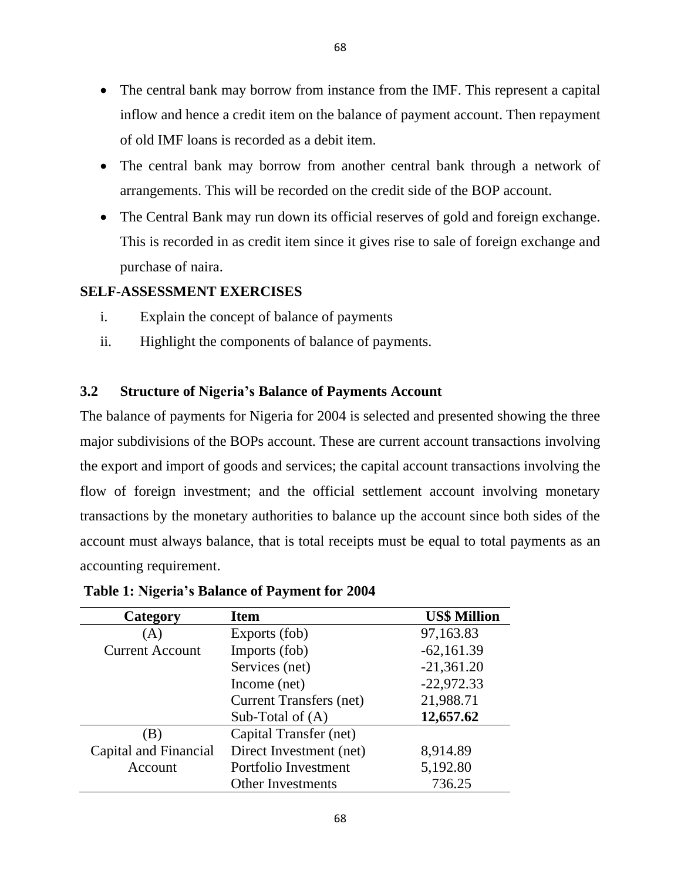- The central bank may borrow from instance from the IMF. This represent a capital inflow and hence a credit item on the balance of payment account. Then repayment of old IMF loans is recorded as a debit item.
- The central bank may borrow from another central bank through a network of arrangements. This will be recorded on the credit side of the BOP account.
- The Central Bank may run down its official reserves of gold and foreign exchange. This is recorded in as credit item since it gives rise to sale of foreign exchange and purchase of naira.

**SELF-ASSESSMENT EXERCISES**

i. Explain the concept of balance of payments
ii. Highlight the components of balance of payments.

### 3.2 Structure of Nigeria's Balance of Payments Account

The balance of payments for Nigeria for 2004 is selected and presented showing the three major subdivisions of the BOPs account. These are current account transactions involving the export and import of goods and services; the capital account transactions involving the flow of foreign investment; and the official settlement account involving monetary transactions by the monetary authorities to balance up the account since both sides of the account must always balance, that is total receipts must be equal to total payments as an accounting requirement.

**Table 1: Nigeria's Balance of Payment for 2004**

| Category | Item | US$ Million |
|---|---|---|
| (A) | Exports (fob) | 97,163.83 |
| Current Account | Imports (fob) | -62,161.39 |
| | Services (net) | -21,361.20 |
| | Income (net) | -22,972.33 |
| | Current Transfers (net) | 21,988.71 |
| | Sub-Total of (A) | **12,657.62** |
| (B) | Capital Transfer (net) | |
| Capital and Financial | Direct Investment (net) | 8,914.89 |
| Account | Portfolio Investment | 5,192.80 |
| | Other Investments | 736.25 |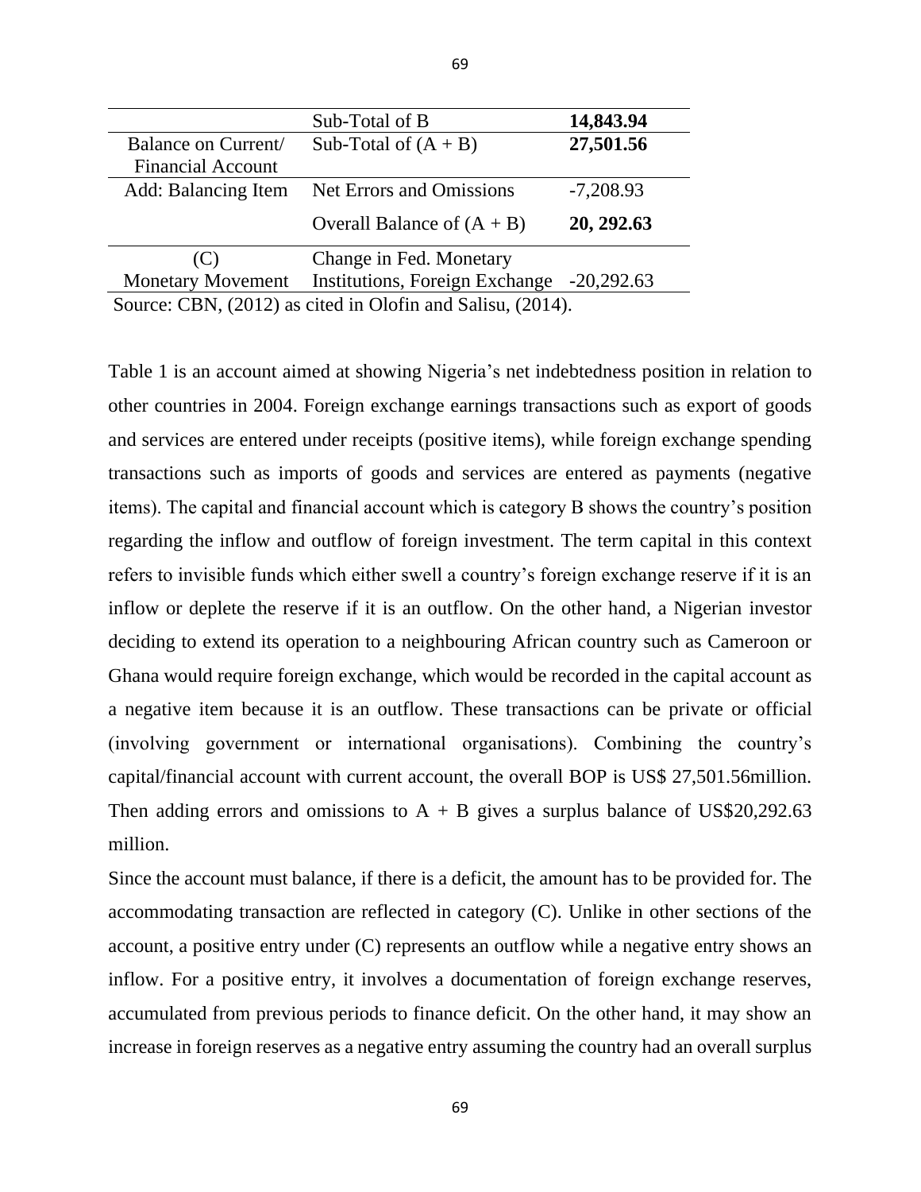| | | |
|---|---|---|
| | Sub-Total of B | **14,843.94** |
| Balance on Current/ Financial Account | Sub-Total of (A + B) | **27,501.56** |
| Add: Balancing Item | Net Errors and Omissions | -7,208.93 |
| | Overall Balance of (A + B) | **20, 292.63** |
| (C) Monetary Movement | Change in Fed. Monetary Institutions, Foreign Exchange | -20,292.63 |

Source: CBN, (2012) as cited in Olofin and Salisu, (2014).

Table 1 is an account aimed at showing Nigeria's net indebtedness position in relation to other countries in 2004. Foreign exchange earnings transactions such as export of goods and services are entered under receipts (positive items), while foreign exchange spending transactions such as imports of goods and services are entered as payments (negative items). The capital and financial account which is category B shows the country's position regarding the inflow and outflow of foreign investment. The term capital in this context refers to invisible funds which either swell a country's foreign exchange reserve if it is an inflow or deplete the reserve if it is an outflow. On the other hand, a Nigerian investor deciding to extend its operation to a neighbouring African country such as Cameroon or Ghana would require foreign exchange, which would be recorded in the capital account as a negative item because it is an outflow. These transactions can be private or official (involving government or international organisations). Combining the country's capital/financial account with current account, the overall BOP is US$ 27,501.56million. Then adding errors and omissions to A + B gives a surplus balance of US$20,292.63 million.

Since the account must balance, if there is a deficit, the amount has to be provided for. The accommodating transaction are reflected in category (C). Unlike in other sections of the account, a positive entry under (C) represents an outflow while a negative entry shows an inflow. For a positive entry, it involves a documentation of foreign exchange reserves, accumulated from previous periods to finance deficit. On the other hand, it may show an increase in foreign reserves as a negative entry assuming the country had an overall surplus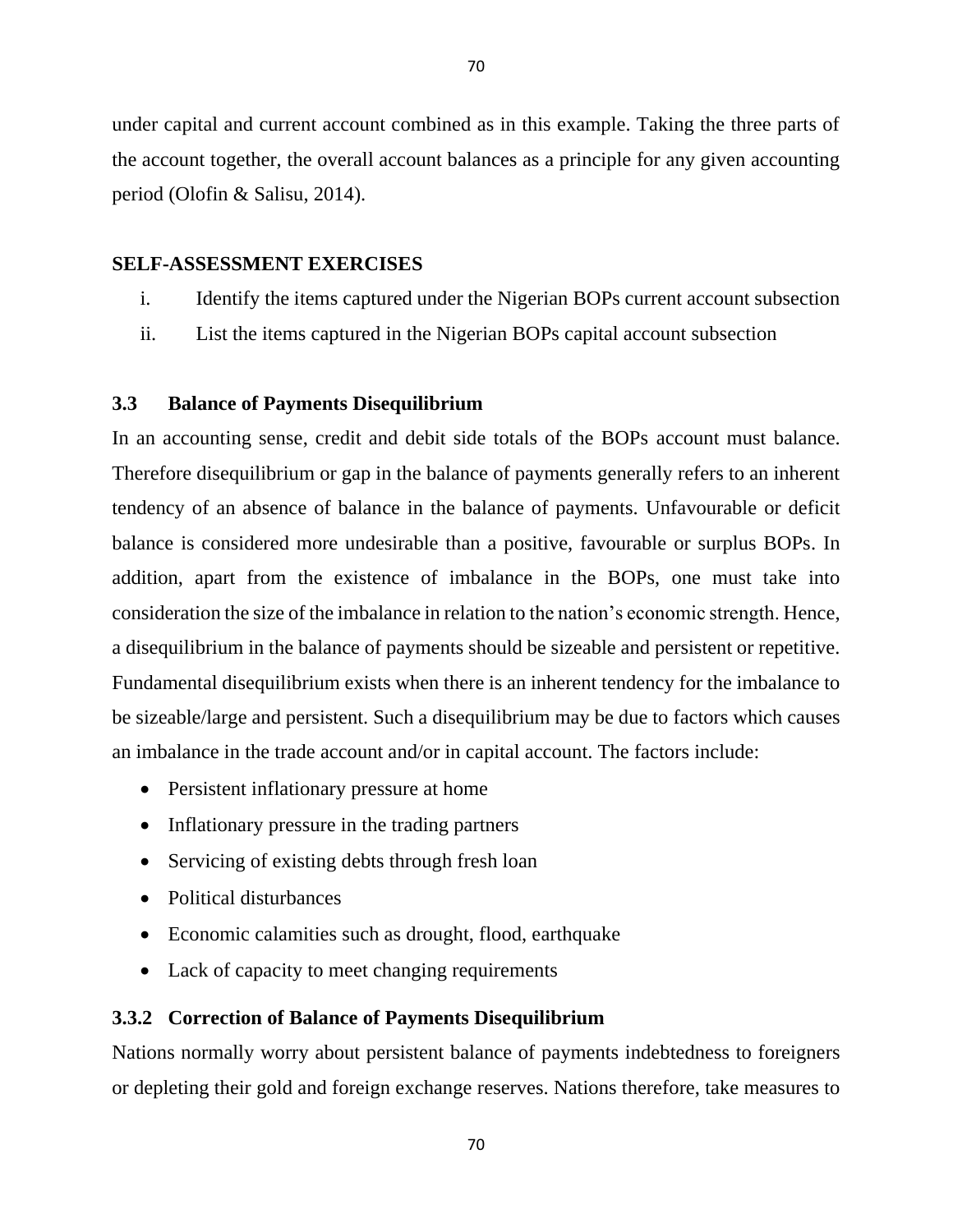under capital and current account combined as in this example. Taking the three parts of the account together, the overall account balances as a principle for any given accounting period (Olofin & Salisu, 2014).

**SELF-ASSESSMENT EXERCISES**

i. Identify the items captured under the Nigerian BOPs current account subsection

ii. List the items captured in the Nigerian BOPs capital account subsection

### 3.3 Balance of Payments Disequilibrium

In an accounting sense, credit and debit side totals of the BOPs account must balance. Therefore disequilibrium or gap in the balance of payments generally refers to an inherent tendency of an absence of balance in the balance of payments. Unfavourable or deficit balance is considered more undesirable than a positive, favourable or surplus BOPs. In addition, apart from the existence of imbalance in the BOPs, one must take into consideration the size of the imbalance in relation to the nation's economic strength. Hence, a disequilibrium in the balance of payments should be sizeable and persistent or repetitive. Fundamental disequilibrium exists when there is an inherent tendency for the imbalance to be sizeable/large and persistent. Such a disequilibrium may be due to factors which causes an imbalance in the trade account and/or in capital account. The factors include:

- Persistent inflationary pressure at home
- Inflationary pressure in the trading partners
- Servicing of existing debts through fresh loan
- Political disturbances
- Economic calamities such as drought, flood, earthquake
- Lack of capacity to meet changing requirements

### 3.3.2 Correction of Balance of Payments Disequilibrium

Nations normally worry about persistent balance of payments indebtedness to foreigners or depleting their gold and foreign exchange reserves. Nations therefore, take measures to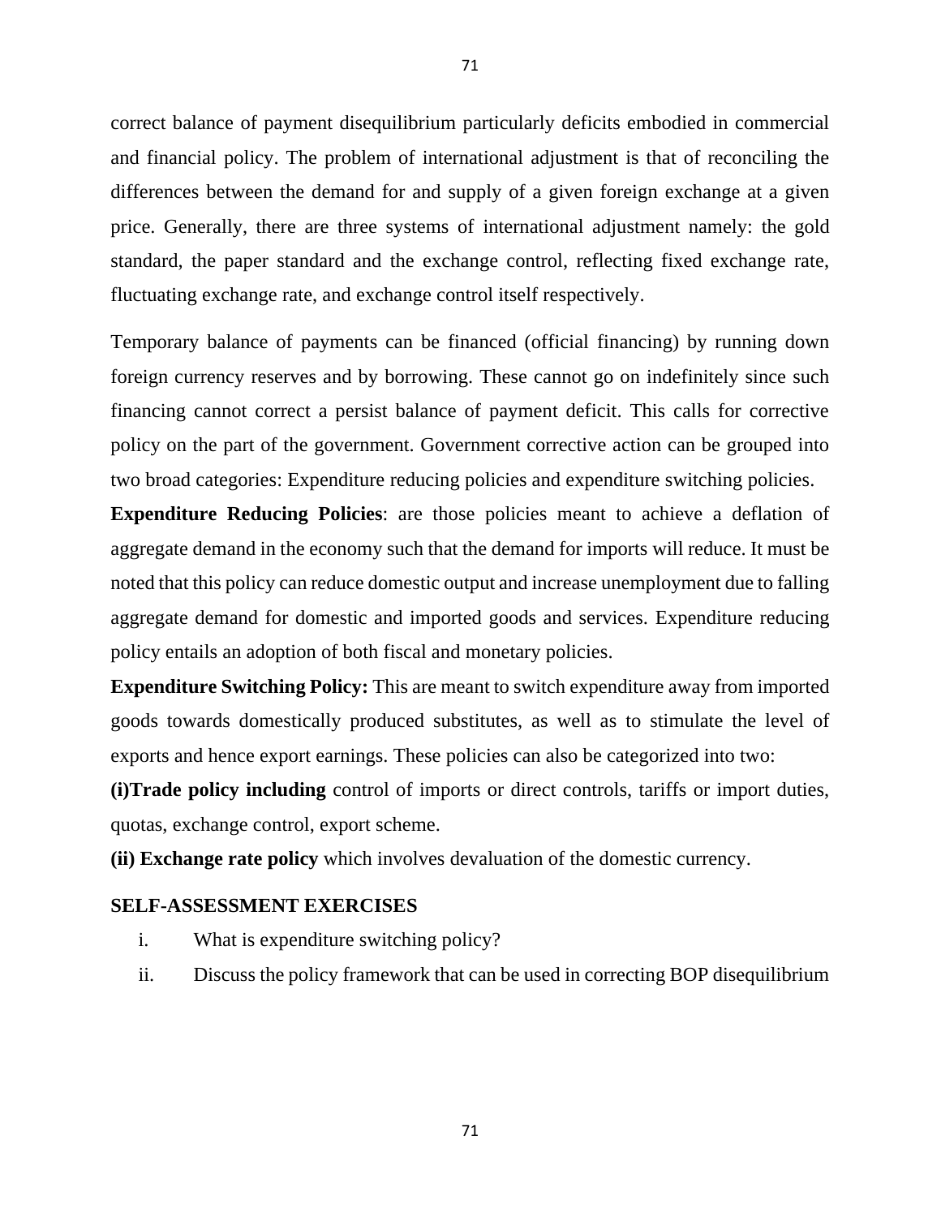correct balance of payment disequilibrium particularly deficits embodied in commercial and financial policy. The problem of international adjustment is that of reconciling the differences between the demand for and supply of a given foreign exchange at a given price. Generally, there are three systems of international adjustment namely: the gold standard, the paper standard and the exchange control, reflecting fixed exchange rate, fluctuating exchange rate, and exchange control itself respectively.

Temporary balance of payments can be financed (official financing) by running down foreign currency reserves and by borrowing. These cannot go on indefinitely since such financing cannot correct a persist balance of payment deficit. This calls for corrective policy on the part of the government. Government corrective action can be grouped into two broad categories: Expenditure reducing policies and expenditure switching policies.

**Expenditure Reducing Policies**: are those policies meant to achieve a deflation of aggregate demand in the economy such that the demand for imports will reduce. It must be noted that this policy can reduce domestic output and increase unemployment due to falling aggregate demand for domestic and imported goods and services. Expenditure reducing policy entails an adoption of both fiscal and monetary policies.

**Expenditure Switching Policy:** This are meant to switch expenditure away from imported goods towards domestically produced substitutes, as well as to stimulate the level of exports and hence export earnings. These policies can also be categorized into two:

**(i)Trade policy including** control of imports or direct controls, tariffs or import duties, quotas, exchange control, export scheme.

**(ii) Exchange rate policy** which involves devaluation of the domestic currency.

**SELF-ASSESSMENT EXERCISES**

i. What is expenditure switching policy?

ii. Discuss the policy framework that can be used in correcting BOP disequilibrium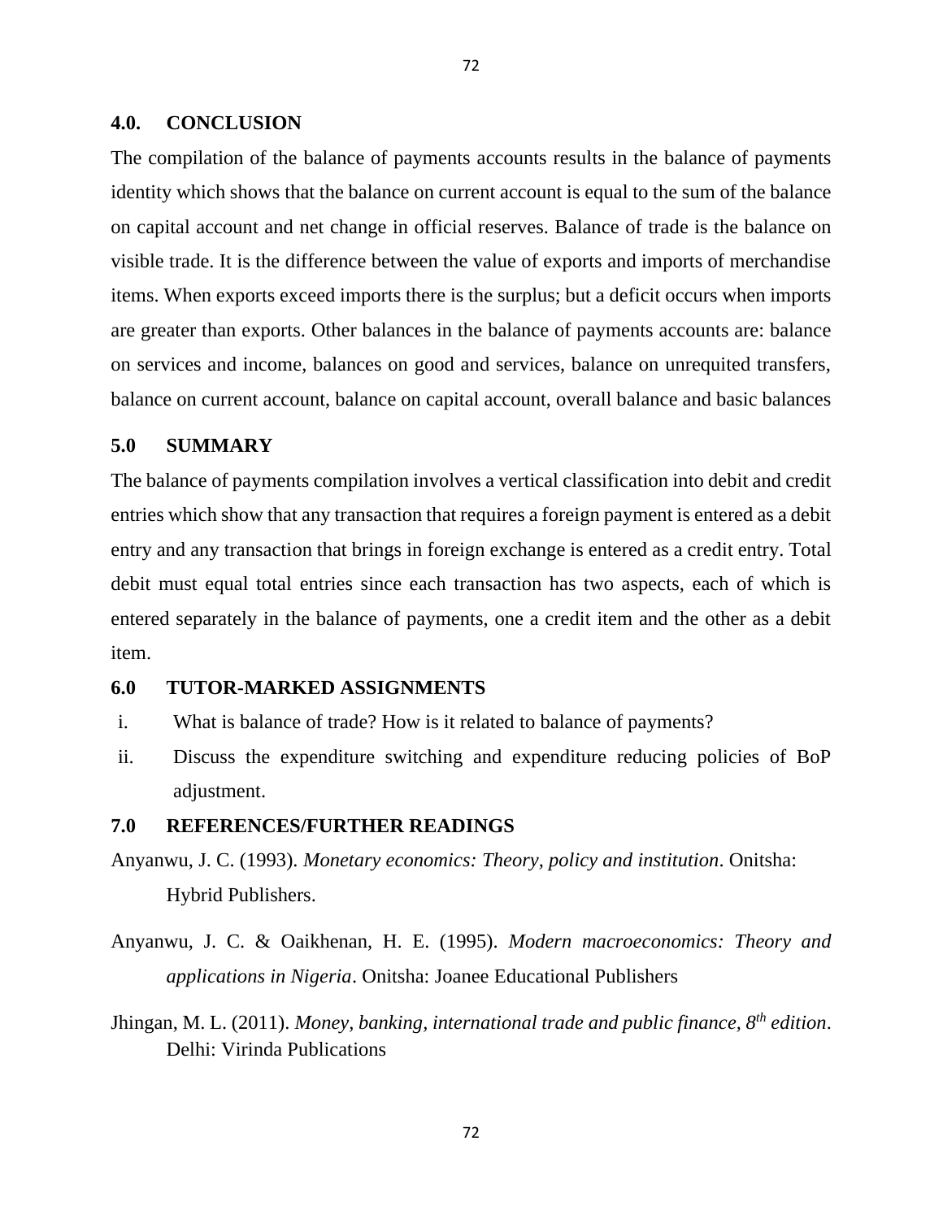## 4.0. CONCLUSION

The compilation of the balance of payments accounts results in the balance of payments identity which shows that the balance on current account is equal to the sum of the balance on capital account and net change in official reserves. Balance of trade is the balance on visible trade. It is the difference between the value of exports and imports of merchandise items. When exports exceed imports there is the surplus; but a deficit occurs when imports are greater than exports. Other balances in the balance of payments accounts are: balance on services and income, balances on good and services, balance on unrequited transfers, balance on current account, balance on capital account, overall balance and basic balances

## 5.0 SUMMARY

The balance of payments compilation involves a vertical classification into debit and credit entries which show that any transaction that requires a foreign payment is entered as a debit entry and any transaction that brings in foreign exchange is entered as a credit entry. Total debit must equal total entries since each transaction has two aspects, each of which is entered separately in the balance of payments, one a credit item and the other as a debit item.

## 6.0 TUTOR-MARKED ASSIGNMENTS

i. What is balance of trade? How is it related to balance of payments?

ii. Discuss the expenditure switching and expenditure reducing policies of BoP adjustment.

## 7.0 REFERENCES/FURTHER READINGS

Anyanwu, J. C. (1993). *Monetary economics: Theory, policy and institution*. Onitsha: Hybrid Publishers.

Anyanwu, J. C. & Oaikhenan, H. E. (1995). *Modern macroeconomics: Theory and applications in Nigeria*. Onitsha: Joanee Educational Publishers

Jhingan, M. L. (2011). *Money, banking, international trade and public finance, 8th edition*. Delhi: Virinda Publications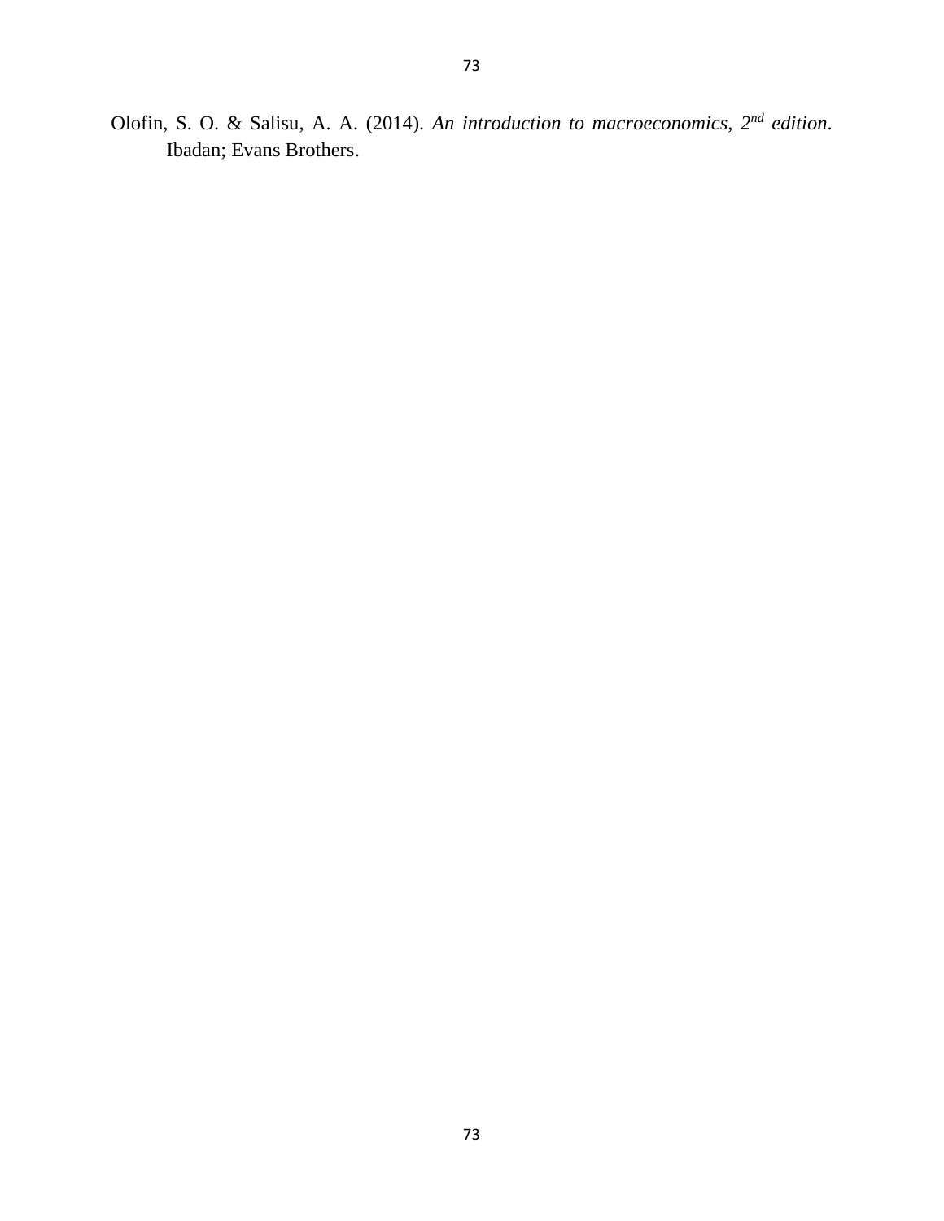Olofin, S. O. & Salisu, A. A. (2014). *An introduction to macroeconomics, 2nd edition*. Ibadan; Evans Brothers.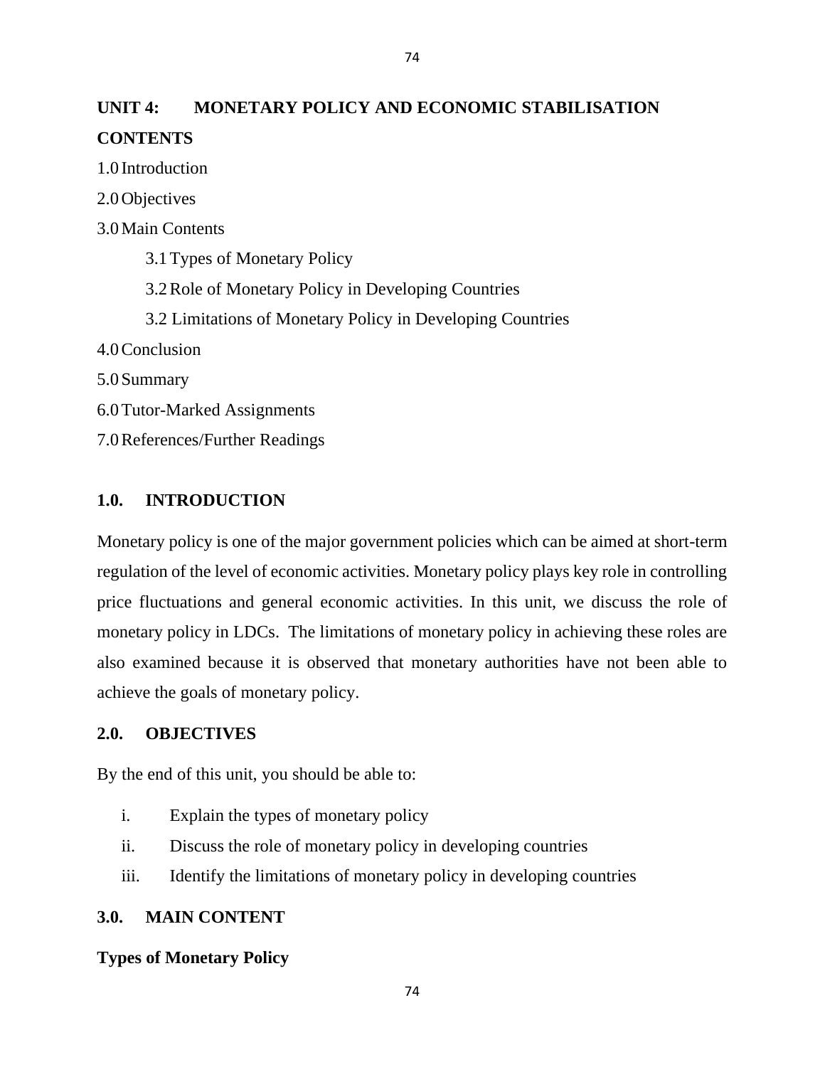## UNIT 4: MONETARY POLICY AND ECONOMIC STABILISATION

**CONTENTS**

1.0 Introduction

2.0 Objectives

3.0 Main Contents

   3.1 Types of Monetary Policy

   3.2 Role of Monetary Policy in Developing Countries

   3.2 Limitations of Monetary Policy in Developing Countries

4.0 Conclusion

5.0 Summary

6.0 Tutor-Marked Assignments

7.0 References/Further Readings

### 1.0. INTRODUCTION

Monetary policy is one of the major government policies which can be aimed at short-term regulation of the level of economic activities. Monetary policy plays key role in controlling price fluctuations and general economic activities. In this unit, we discuss the role of monetary policy in LDCs. The limitations of monetary policy in achieving these roles are also examined because it is observed that monetary authorities have not been able to achieve the goals of monetary policy.

### 2.0. OBJECTIVES

By the end of this unit, you should be able to:

i. Explain the types of monetary policy
ii. Discuss the role of monetary policy in developing countries
iii. Identify the limitations of monetary policy in developing countries

### 3.0. MAIN CONTENT

**Types of Monetary Policy**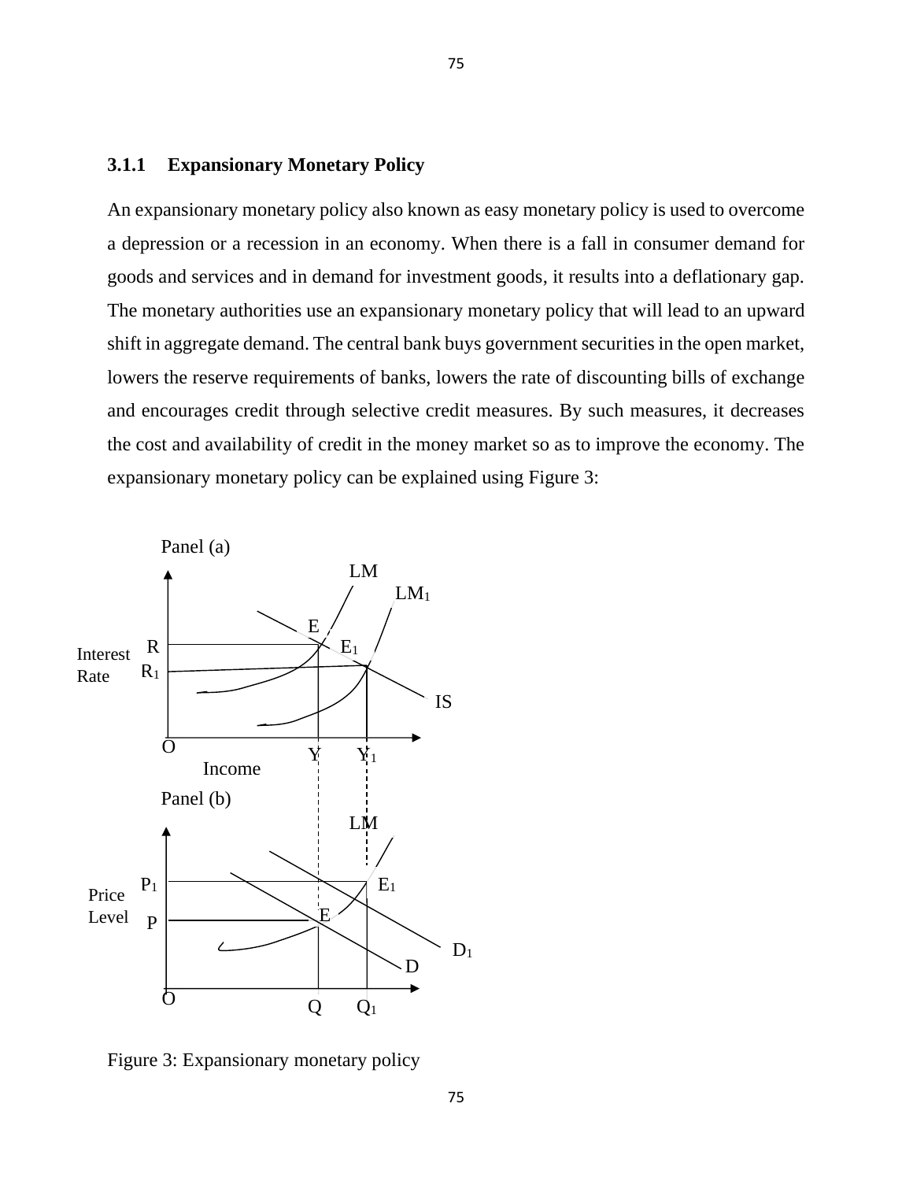### 3.1.1 Expansionary Monetary Policy

An expansionary monetary policy also known as easy monetary policy is used to overcome a depression or a recession in an economy. When there is a fall in consumer demand for goods and services and in demand for investment goods, it results into a deflationary gap. The monetary authorities use an expansionary monetary policy that will lead to an upward shift in aggregate demand. The central bank buys government securities in the open market, lowers the reserve requirements of banks, lowers the rate of discounting bills of exchange and encourages credit through selective credit measures. By such measures, it decreases the cost and availability of credit in the money market so as to improve the economy. The expansionary monetary policy can be explained using Figure 3:

Panel (a)

Panel (b)

Figure 3: Expansionary monetary policy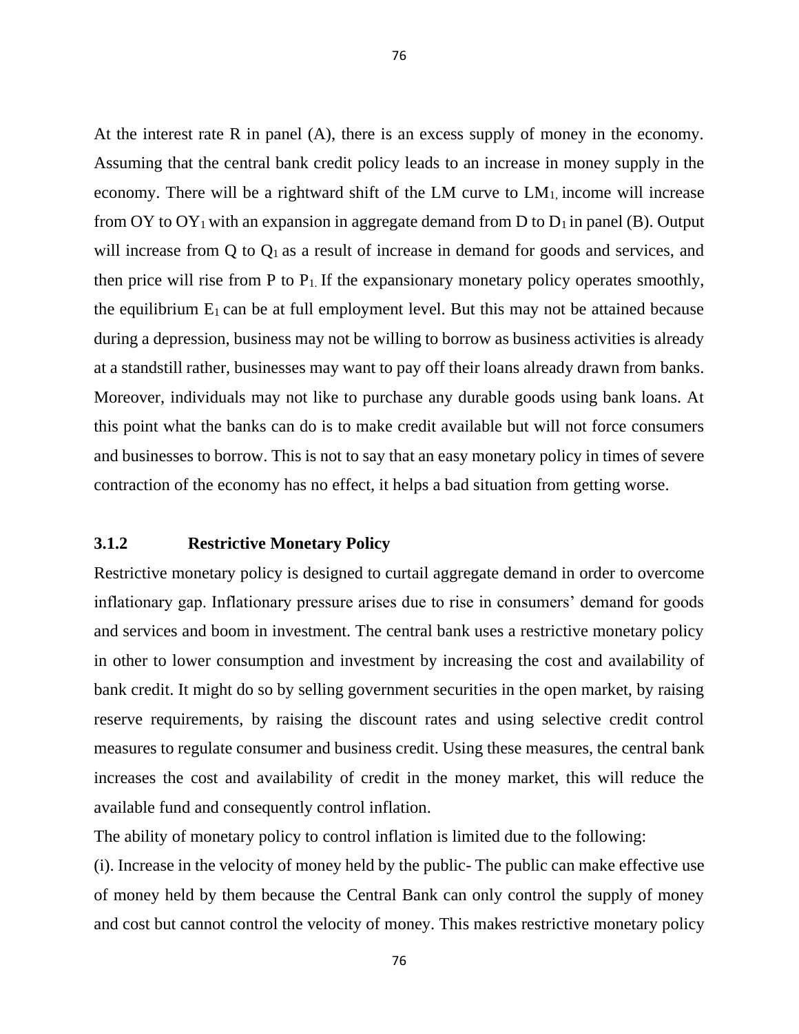At the interest rate R in panel (A), there is an excess supply of money in the economy. Assuming that the central bank credit policy leads to an increase in money supply in the economy. There will be a rightward shift of the LM curve to $LM_1$, income will increase from OY to $OY_1$ with an expansion in aggregate demand from D to $D_1$ in panel (B). Output will increase from Q to $Q_1$ as a result of increase in demand for goods and services, and then price will rise from P to $P_1$. If the expansionary monetary policy operates smoothly, the equilibrium $E_1$ can be at full employment level. But this may not be attained because during a depression, business may not be willing to borrow as business activities is already at a standstill rather, businesses may want to pay off their loans already drawn from banks. Moreover, individuals may not like to purchase any durable goods using bank loans. At this point what the banks can do is to make credit available but will not force consumers and businesses to borrow. This is not to say that an easy monetary policy in times of severe contraction of the economy has no effect, it helps a bad situation from getting worse.

### 3.1.2 Restrictive Monetary Policy

Restrictive monetary policy is designed to curtail aggregate demand in order to overcome inflationary gap. Inflationary pressure arises due to rise in consumers' demand for goods and services and boom in investment. The central bank uses a restrictive monetary policy in other to lower consumption and investment by increasing the cost and availability of bank credit. It might do so by selling government securities in the open market, by raising reserve requirements, by raising the discount rates and using selective credit control measures to regulate consumer and business credit. Using these measures, the central bank increases the cost and availability of credit in the money market, this will reduce the available fund and consequently control inflation.

The ability of monetary policy to control inflation is limited due to the following:

(i). Increase in the velocity of money held by the public- The public can make effective use of money held by them because the Central Bank can only control the supply of money and cost but cannot control the velocity of money. This makes restrictive monetary policy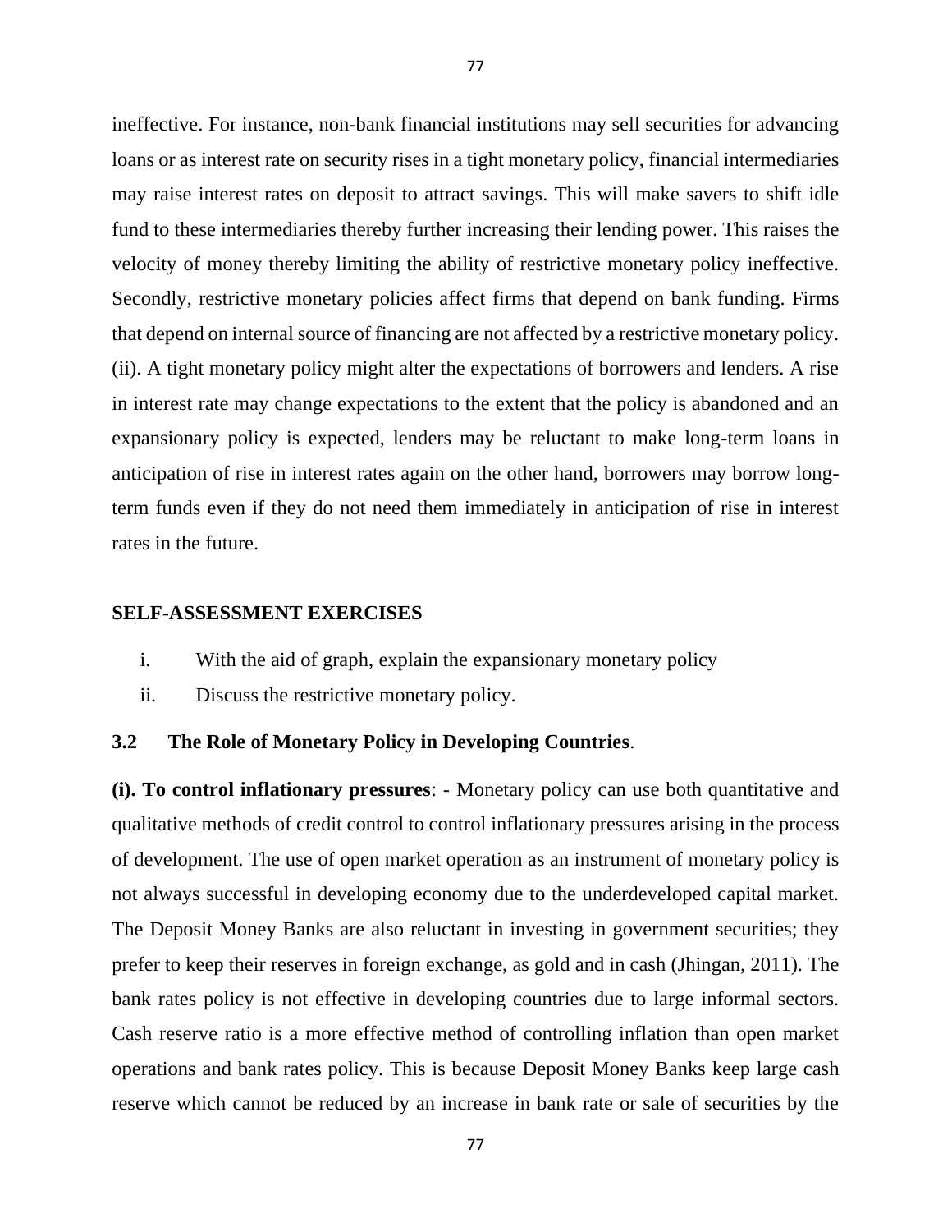ineffective. For instance, non-bank financial institutions may sell securities for advancing loans or as interest rate on security rises in a tight monetary policy, financial intermediaries may raise interest rates on deposit to attract savings. This will make savers to shift idle fund to these intermediaries thereby further increasing their lending power. This raises the velocity of money thereby limiting the ability of restrictive monetary policy ineffective. Secondly, restrictive monetary policies affect firms that depend on bank funding. Firms that depend on internal source of financing are not affected by a restrictive monetary policy. (ii). A tight monetary policy might alter the expectations of borrowers and lenders. A rise in interest rate may change expectations to the extent that the policy is abandoned and an expansionary policy is expected, lenders may be reluctant to make long-term loans in anticipation of rise in interest rates again on the other hand, borrowers may borrow long-term funds even if they do not need them immediately in anticipation of rise in interest rates in the future.

**SELF-ASSESSMENT EXERCISES**

i. With the aid of graph, explain the expansionary monetary policy
ii. Discuss the restrictive monetary policy.

### 3.2 The Role of Monetary Policy in Developing Countries.

**(i). To control inflationary pressures**: - Monetary policy can use both quantitative and qualitative methods of credit control to control inflationary pressures arising in the process of development. The use of open market operation as an instrument of monetary policy is not always successful in developing economy due to the underdeveloped capital market. The Deposit Money Banks are also reluctant in investing in government securities; they prefer to keep their reserves in foreign exchange, as gold and in cash (Jhingan, 2011). The bank rates policy is not effective in developing countries due to large informal sectors. Cash reserve ratio is a more effective method of controlling inflation than open market operations and bank rates policy. This is because Deposit Money Banks keep large cash reserve which cannot be reduced by an increase in bank rate or sale of securities by the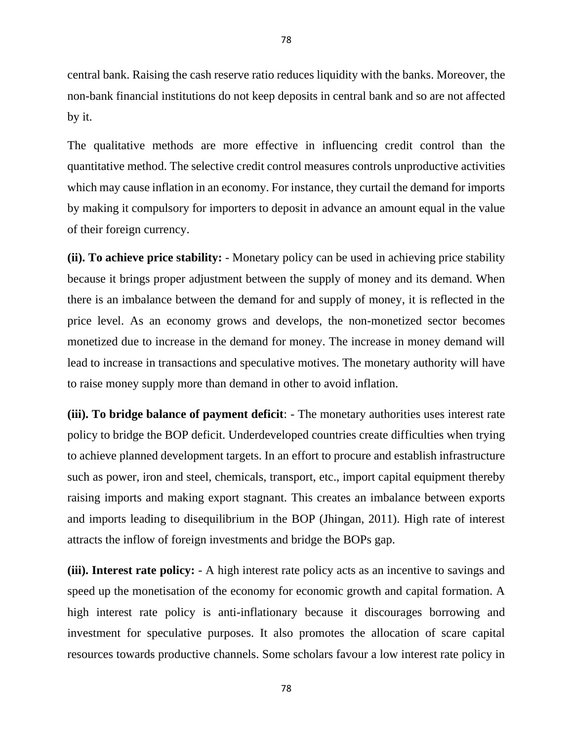central bank. Raising the cash reserve ratio reduces liquidity with the banks. Moreover, the non-bank financial institutions do not keep deposits in central bank and so are not affected by it.

The qualitative methods are more effective in influencing credit control than the quantitative method. The selective credit control measures controls unproductive activities which may cause inflation in an economy. For instance, they curtail the demand for imports by making it compulsory for importers to deposit in advance an amount equal in the value of their foreign currency.

**(ii). To achieve price stability:** - Monetary policy can be used in achieving price stability because it brings proper adjustment between the supply of money and its demand. When there is an imbalance between the demand for and supply of money, it is reflected in the price level. As an economy grows and develops, the non-monetized sector becomes monetized due to increase in the demand for money. The increase in money demand will lead to increase in transactions and speculative motives. The monetary authority will have to raise money supply more than demand in other to avoid inflation.

**(iii). To bridge balance of payment deficit**: - The monetary authorities uses interest rate policy to bridge the BOP deficit. Underdeveloped countries create difficulties when trying to achieve planned development targets. In an effort to procure and establish infrastructure such as power, iron and steel, chemicals, transport, etc., import capital equipment thereby raising imports and making export stagnant. This creates an imbalance between exports and imports leading to disequilibrium in the BOP (Jhingan, 2011). High rate of interest attracts the inflow of foreign investments and bridge the BOPs gap.

**(iii). Interest rate policy:** - A high interest rate policy acts as an incentive to savings and speed up the monetisation of the economy for economic growth and capital formation. A high interest rate policy is anti-inflationary because it discourages borrowing and investment for speculative purposes. It also promotes the allocation of scare capital resources towards productive channels. Some scholars favour a low interest rate policy in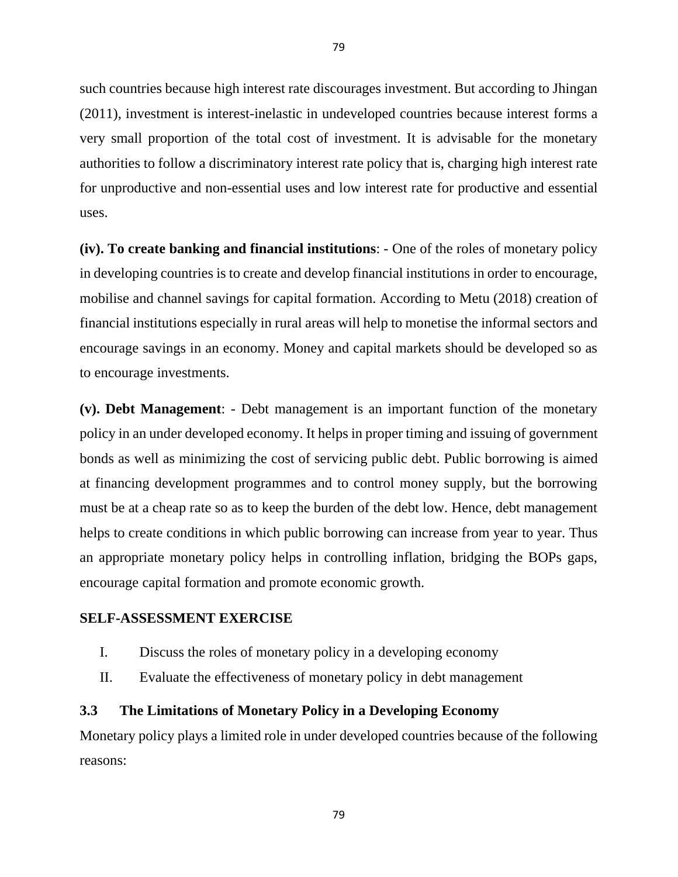such countries because high interest rate discourages investment. But according to Jhingan (2011), investment is interest-inelastic in undeveloped countries because interest forms a very small proportion of the total cost of investment. It is advisable for the monetary authorities to follow a discriminatory interest rate policy that is, charging high interest rate for unproductive and non-essential uses and low interest rate for productive and essential uses.

**(iv). To create banking and financial institutions**: - One of the roles of monetary policy in developing countries is to create and develop financial institutions in order to encourage, mobilise and channel savings for capital formation. According to Metu (2018) creation of financial institutions especially in rural areas will help to monetise the informal sectors and encourage savings in an economy. Money and capital markets should be developed so as to encourage investments.

**(v). Debt Management**: - Debt management is an important function of the monetary policy in an under developed economy. It helps in proper timing and issuing of government bonds as well as minimizing the cost of servicing public debt. Public borrowing is aimed at financing development programmes and to control money supply, but the borrowing must be at a cheap rate so as to keep the burden of the debt low. Hence, debt management helps to create conditions in which public borrowing can increase from year to year. Thus an appropriate monetary policy helps in controlling inflation, bridging the BOPs gaps, encourage capital formation and promote economic growth.

**SELF-ASSESSMENT EXERCISE**

I. Discuss the roles of monetary policy in a developing economy

II. Evaluate the effectiveness of monetary policy in debt management

### 3.3 The Limitations of Monetary Policy in a Developing Economy

Monetary policy plays a limited role in under developed countries because of the following reasons: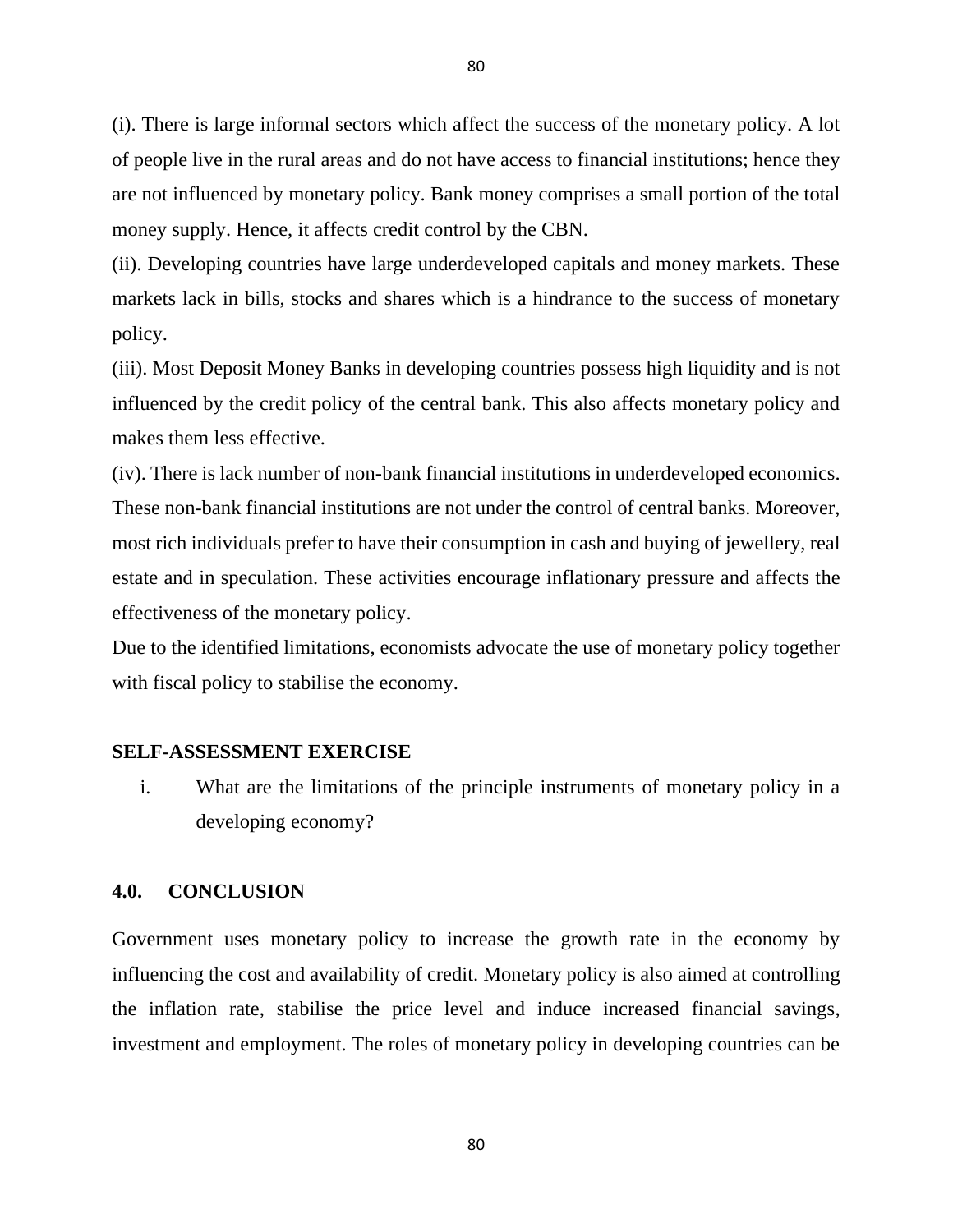(i). There is large informal sectors which affect the success of the monetary policy. A lot of people live in the rural areas and do not have access to financial institutions; hence they are not influenced by monetary policy. Bank money comprises a small portion of the total money supply. Hence, it affects credit control by the CBN.

(ii). Developing countries have large underdeveloped capitals and money markets. These markets lack in bills, stocks and shares which is a hindrance to the success of monetary policy.

(iii). Most Deposit Money Banks in developing countries possess high liquidity and is not influenced by the credit policy of the central bank. This also affects monetary policy and makes them less effective.

(iv). There is lack number of non-bank financial institutions in underdeveloped economics. These non-bank financial institutions are not under the control of central banks. Moreover, most rich individuals prefer to have their consumption in cash and buying of jewellery, real estate and in speculation. These activities encourage inflationary pressure and affects the effectiveness of the monetary policy.

Due to the identified limitations, economists advocate the use of monetary policy together with fiscal policy to stabilise the economy.

**SELF-ASSESSMENT EXERCISE**

i. What are the limitations of the principle instruments of monetary policy in a developing economy?

## 4.0. CONCLUSION

Government uses monetary policy to increase the growth rate in the economy by influencing the cost and availability of credit. Monetary policy is also aimed at controlling the inflation rate, stabilise the price level and induce increased financial savings, investment and employment. The roles of monetary policy in developing countries can be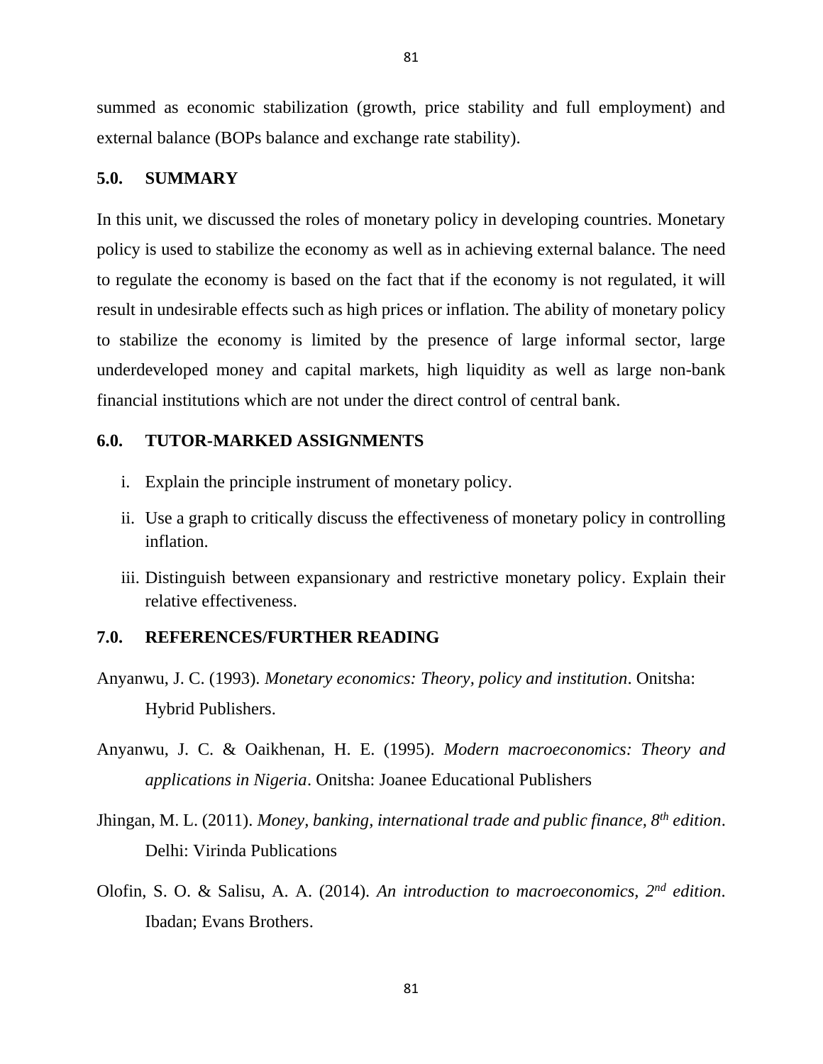summed as economic stabilization (growth, price stability and full employment) and external balance (BOPs balance and exchange rate stability).

## 5.0. SUMMARY

In this unit, we discussed the roles of monetary policy in developing countries. Monetary policy is used to stabilize the economy as well as in achieving external balance. The need to regulate the economy is based on the fact that if the economy is not regulated, it will result in undesirable effects such as high prices or inflation. The ability of monetary policy to stabilize the economy is limited by the presence of large informal sector, large underdeveloped money and capital markets, high liquidity as well as large non-bank financial institutions which are not under the direct control of central bank.

## 6.0. TUTOR-MARKED ASSIGNMENTS

i. Explain the principle instrument of monetary policy.

ii. Use a graph to critically discuss the effectiveness of monetary policy in controlling inflation.

iii. Distinguish between expansionary and restrictive monetary policy. Explain their relative effectiveness.

## 7.0. REFERENCES/FURTHER READING

Anyanwu, J. C. (1993). *Monetary economics: Theory, policy and institution*. Onitsha: Hybrid Publishers.

Anyanwu, J. C. & Oaikhenan, H. E. (1995). *Modern macroeconomics: Theory and applications in Nigeria*. Onitsha: Joanee Educational Publishers

Jhingan, M. L. (2011). *Money, banking, international trade and public finance, 8th edition*. Delhi: Virinda Publications

Olofin, S. O. & Salisu, A. A. (2014). *An introduction to macroeconomics, 2nd edition*. Ibadan; Evans Brothers.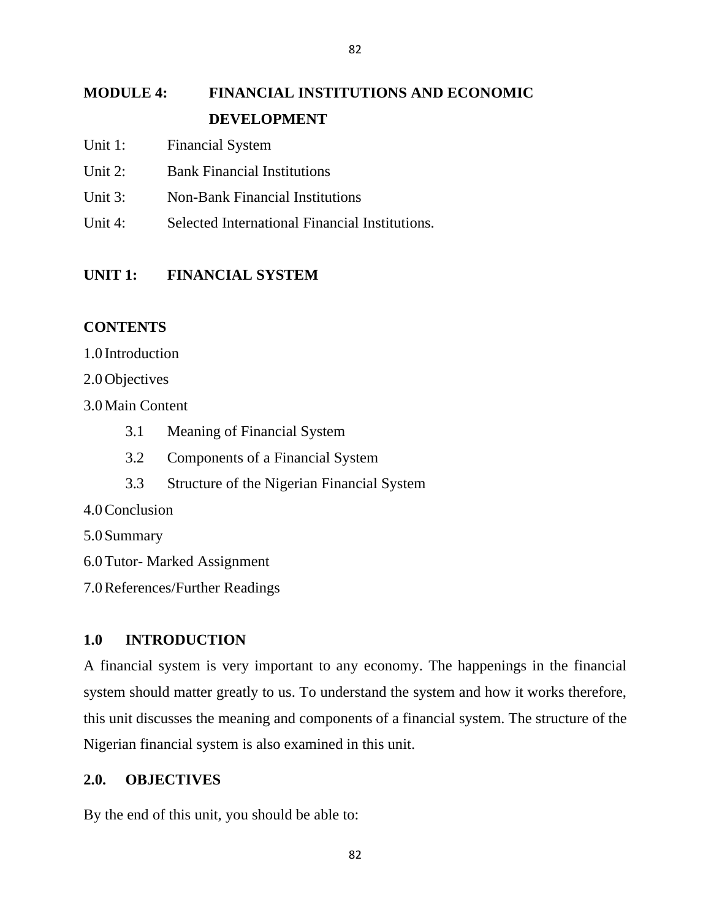# MODULE 4: FINANCIAL INSTITUTIONS AND ECONOMIC DEVELOPMENT

Unit 1: Financial System

Unit 2: Bank Financial Institutions

Unit 3: Non-Bank Financial Institutions

Unit 4: Selected International Financial Institutions.

## UNIT 1: FINANCIAL SYSTEM

### CONTENTS

1.0 Introduction

2.0 Objectives

3.0 Main Content

- 3.1 Meaning of Financial System
- 3.2 Components of a Financial System
- 3.3 Structure of the Nigerian Financial System

4.0 Conclusion

5.0 Summary

6.0 Tutor- Marked Assignment

7.0 References/Further Readings

### 1.0 INTRODUCTION

A financial system is very important to any economy. The happenings in the financial system should matter greatly to us. To understand the system and how it works therefore, this unit discusses the meaning and components of a financial system. The structure of the Nigerian financial system is also examined in this unit.

### 2.0. OBJECTIVES

By the end of this unit, you should be able to: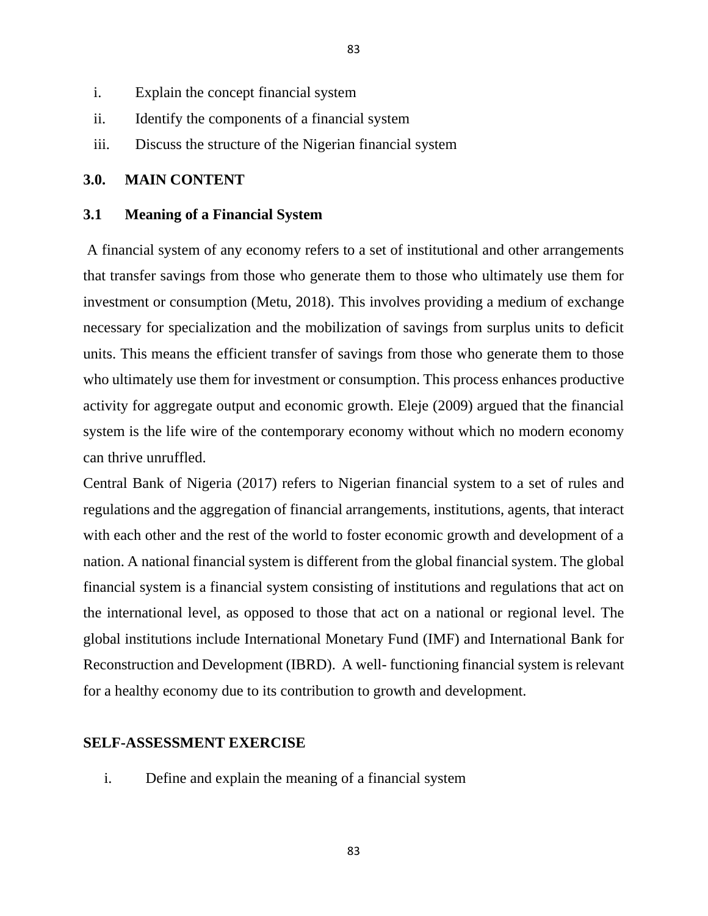i. Explain the concept financial system
ii. Identify the components of a financial system
iii. Discuss the structure of the Nigerian financial system

## 3.0. MAIN CONTENT

### 3.1 Meaning of a Financial System

A financial system of any economy refers to a set of institutional and other arrangements that transfer savings from those who generate them to those who ultimately use them for investment or consumption (Metu, 2018). This involves providing a medium of exchange necessary for specialization and the mobilization of savings from surplus units to deficit units. This means the efficient transfer of savings from those who generate them to those who ultimately use them for investment or consumption. This process enhances productive activity for aggregate output and economic growth. Eleje (2009) argued that the financial system is the life wire of the contemporary economy without which no modern economy can thrive unruffled.

Central Bank of Nigeria (2017) refers to Nigerian financial system to a set of rules and regulations and the aggregation of financial arrangements, institutions, agents, that interact with each other and the rest of the world to foster economic growth and development of a nation. A national financial system is different from the global financial system. The global financial system is a financial system consisting of institutions and regulations that act on the international level, as opposed to those that act on a national or regional level. The global institutions include International Monetary Fund (IMF) and International Bank for Reconstruction and Development (IBRD). A well- functioning financial system is relevant for a healthy economy due to its contribution to growth and development.

**SELF-ASSESSMENT EXERCISE**

i. Define and explain the meaning of a financial system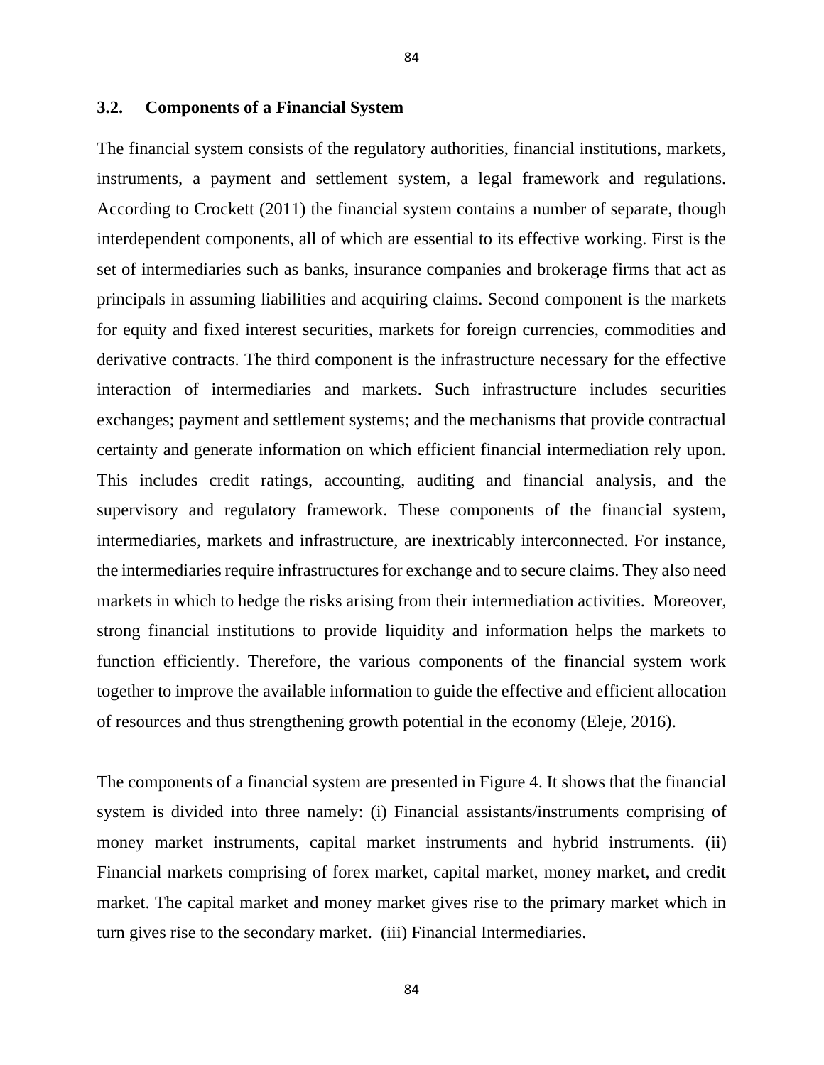## 3.2. Components of a Financial System

The financial system consists of the regulatory authorities, financial institutions, markets, instruments, a payment and settlement system, a legal framework and regulations. According to Crockett (2011) the financial system contains a number of separate, though interdependent components, all of which are essential to its effective working. First is the set of intermediaries such as banks, insurance companies and brokerage firms that act as principals in assuming liabilities and acquiring claims. Second component is the markets for equity and fixed interest securities, markets for foreign currencies, commodities and derivative contracts. The third component is the infrastructure necessary for the effective interaction of intermediaries and markets. Such infrastructure includes securities exchanges; payment and settlement systems; and the mechanisms that provide contractual certainty and generate information on which efficient financial intermediation rely upon. This includes credit ratings, accounting, auditing and financial analysis, and the supervisory and regulatory framework. These components of the financial system, intermediaries, markets and infrastructure, are inextricably interconnected. For instance, the intermediaries require infrastructures for exchange and to secure claims. They also need markets in which to hedge the risks arising from their intermediation activities. Moreover, strong financial institutions to provide liquidity and information helps the markets to function efficiently. Therefore, the various components of the financial system work together to improve the available information to guide the effective and efficient allocation of resources and thus strengthening growth potential in the economy (Eleje, 2016).

The components of a financial system are presented in Figure 4. It shows that the financial system is divided into three namely: (i) Financial assistants/instruments comprising of money market instruments, capital market instruments and hybrid instruments. (ii) Financial markets comprising of forex market, capital market, money market, and credit market. The capital market and money market gives rise to the primary market which in turn gives rise to the secondary market. (iii) Financial Intermediaries.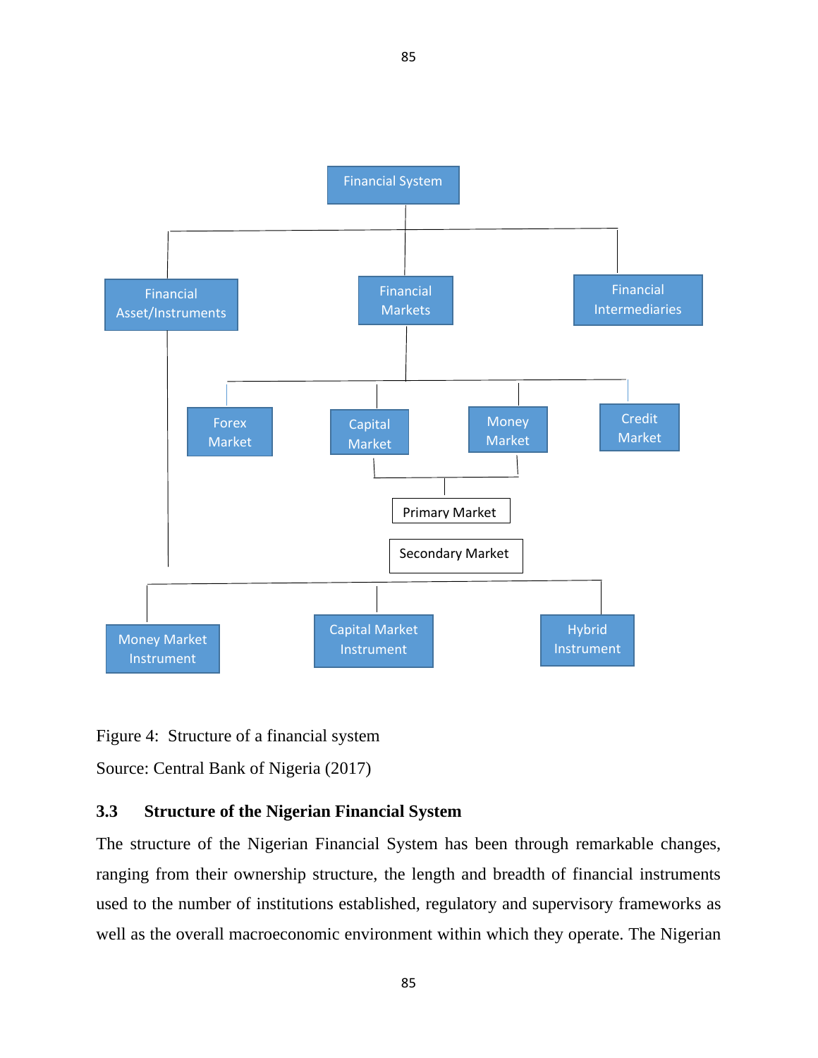- Financial System
  - Financial Asset/Instruments
    - Money Market Instrument
    - Capital Market Instrument
    - Hybrid Instrument
  - Financial Markets
    - Forex Market
    - Capital Market
    - Money Market
    - Credit Market
    - Primary Market
    - Secondary Market
  - Financial Intermediaries

Figure 4: Structure of a financial system

Source: Central Bank of Nigeria (2017)

### 3.3 Structure of the Nigerian Financial System

The structure of the Nigerian Financial System has been through remarkable changes, ranging from their ownership structure, the length and breadth of financial instruments used to the number of institutions established, regulatory and supervisory frameworks as well as the overall macroeconomic environment within which they operate. The Nigerian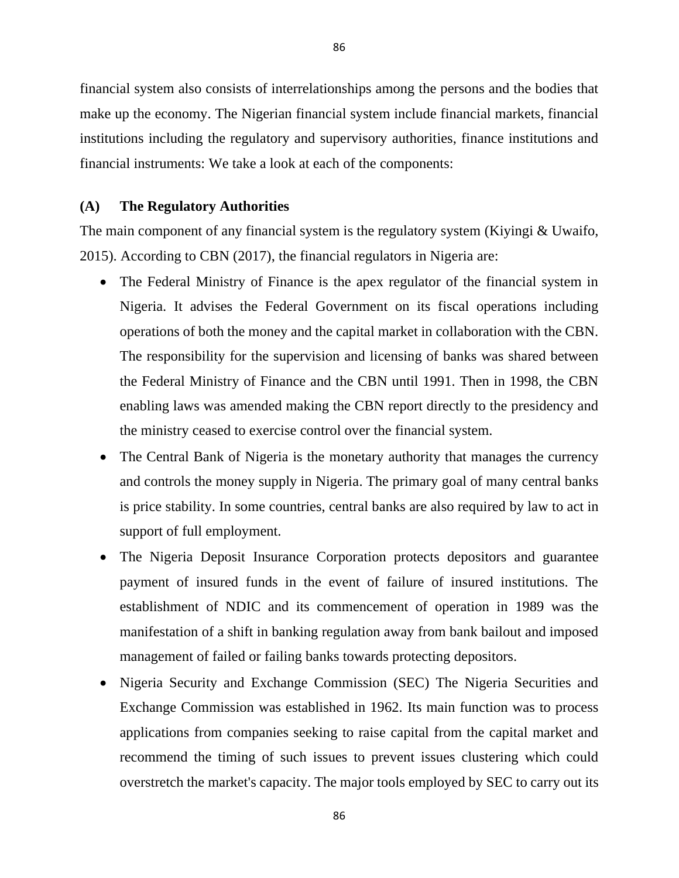financial system also consists of interrelationships among the persons and the bodies that make up the economy. The Nigerian financial system include financial markets, financial institutions including the regulatory and supervisory authorities, finance institutions and financial instruments: We take a look at each of the components:

**(A) The Regulatory Authorities**

The main component of any financial system is the regulatory system (Kiyingi & Uwaifo, 2015). According to CBN (2017), the financial regulators in Nigeria are:

- The Federal Ministry of Finance is the apex regulator of the financial system in Nigeria. It advises the Federal Government on its fiscal operations including operations of both the money and the capital market in collaboration with the CBN. The responsibility for the supervision and licensing of banks was shared between the Federal Ministry of Finance and the CBN until 1991. Then in 1998, the CBN enabling laws was amended making the CBN report directly to the presidency and the ministry ceased to exercise control over the financial system.
- The Central Bank of Nigeria is the monetary authority that manages the currency and controls the money supply in Nigeria. The primary goal of many central banks is price stability. In some countries, central banks are also required by law to act in support of full employment.
- The Nigeria Deposit Insurance Corporation protects depositors and guarantee payment of insured funds in the event of failure of insured institutions. The establishment of NDIC and its commencement of operation in 1989 was the manifestation of a shift in banking regulation away from bank bailout and imposed management of failed or failing banks towards protecting depositors.
- Nigeria Security and Exchange Commission (SEC) The Nigeria Securities and Exchange Commission was established in 1962. Its main function was to process applications from companies seeking to raise capital from the capital market and recommend the timing of such issues to prevent issues clustering which could overstretch the market's capacity. The major tools employed by SEC to carry out its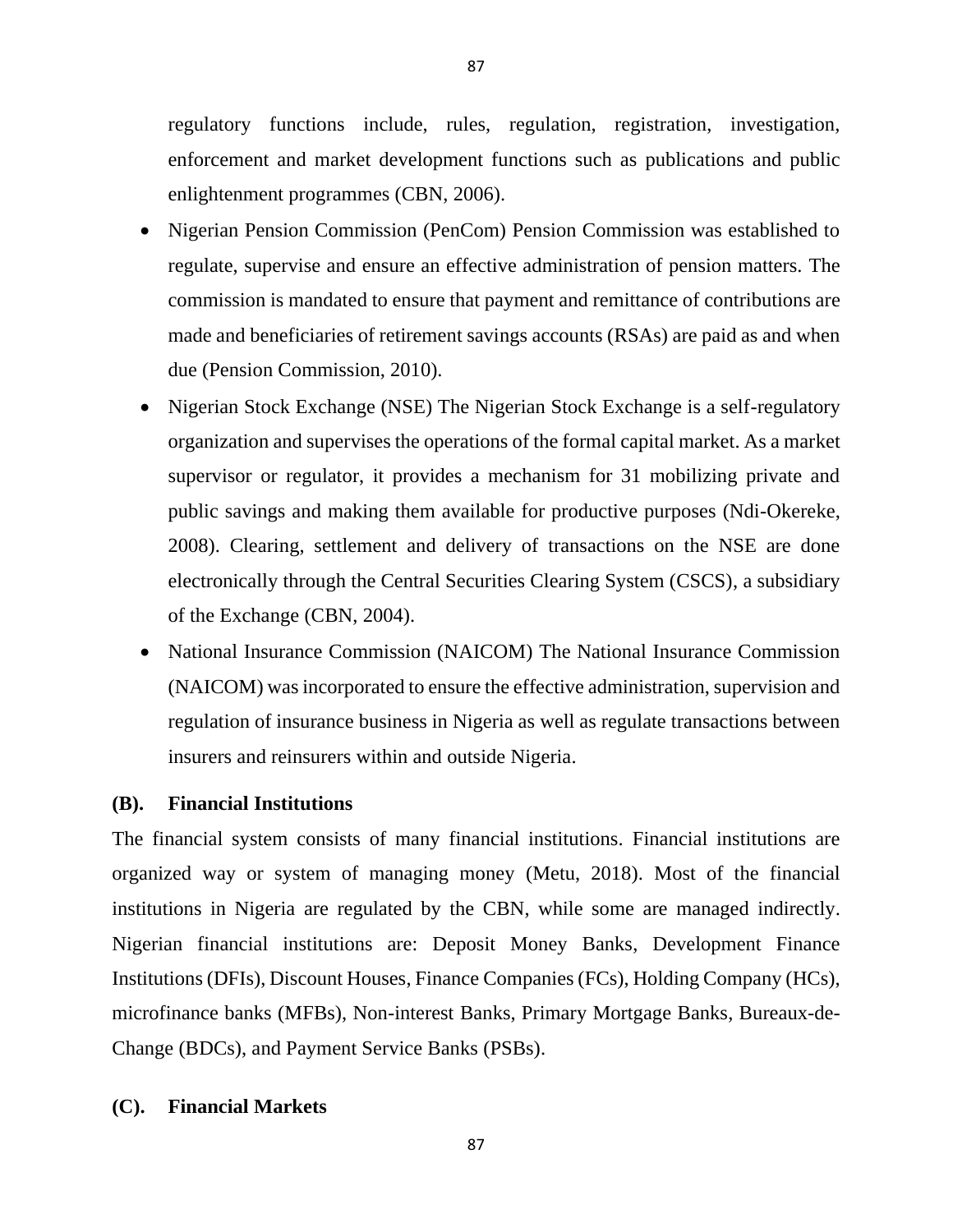regulatory functions include, rules, regulation, registration, investigation, enforcement and market development functions such as publications and public enlightenment programmes (CBN, 2006).

- Nigerian Pension Commission (PenCom) Pension Commission was established to regulate, supervise and ensure an effective administration of pension matters. The commission is mandated to ensure that payment and remittance of contributions are made and beneficiaries of retirement savings accounts (RSAs) are paid as and when due (Pension Commission, 2010).
- Nigerian Stock Exchange (NSE) The Nigerian Stock Exchange is a self-regulatory organization and supervises the operations of the formal capital market. As a market supervisor or regulator, it provides a mechanism for 31 mobilizing private and public savings and making them available for productive purposes (Ndi-Okereke, 2008). Clearing, settlement and delivery of transactions on the NSE are done electronically through the Central Securities Clearing System (CSCS), a subsidiary of the Exchange (CBN, 2004).
- National Insurance Commission (NAICOM) The National Insurance Commission (NAICOM) was incorporated to ensure the effective administration, supervision and regulation of insurance business in Nigeria as well as regulate transactions between insurers and reinsurers within and outside Nigeria.

**(B). Financial Institutions**

The financial system consists of many financial institutions. Financial institutions are organized way or system of managing money (Metu, 2018). Most of the financial institutions in Nigeria are regulated by the CBN, while some are managed indirectly. Nigerian financial institutions are: Deposit Money Banks, Development Finance Institutions (DFIs), Discount Houses, Finance Companies (FCs), Holding Company (HCs), microfinance banks (MFBs), Non-interest Banks, Primary Mortgage Banks, Bureaux-de-Change (BDCs), and Payment Service Banks (PSBs).

**(C). Financial Markets**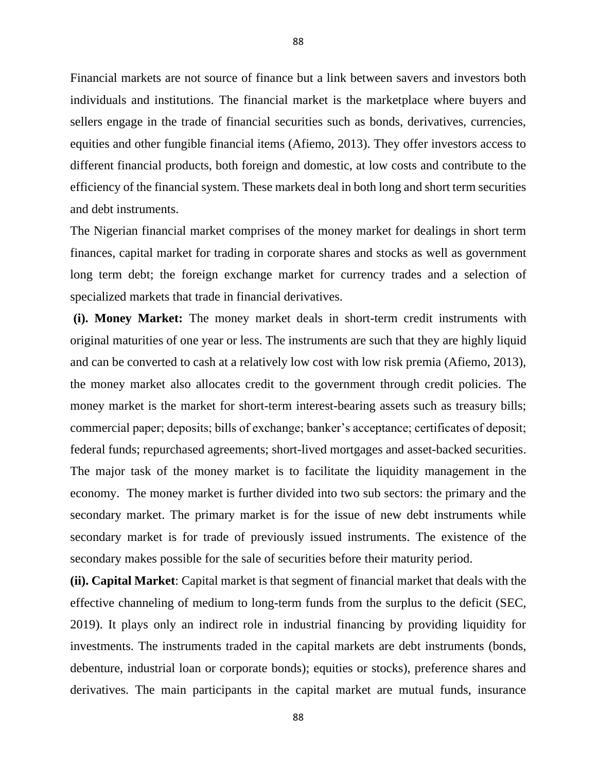Financial markets are not source of finance but a link between savers and investors both individuals and institutions. The financial market is the marketplace where buyers and sellers engage in the trade of financial securities such as bonds, derivatives, currencies, equities and other fungible financial items (Afiemo, 2013). They offer investors access to different financial products, both foreign and domestic, at low costs and contribute to the efficiency of the financial system. These markets deal in both long and short term securities and debt instruments.

The Nigerian financial market comprises of the money market for dealings in short term finances, capital market for trading in corporate shares and stocks as well as government long term debt; the foreign exchange market for currency trades and a selection of specialized markets that trade in financial derivatives.

**(i). Money Market:** The money market deals in short-term credit instruments with original maturities of one year or less. The instruments are such that they are highly liquid and can be converted to cash at a relatively low cost with low risk premia (Afiemo, 2013), the money market also allocates credit to the government through credit policies. The money market is the market for short-term interest-bearing assets such as treasury bills; commercial paper; deposits; bills of exchange; banker's acceptance; certificates of deposit; federal funds; repurchased agreements; short-lived mortgages and asset-backed securities. The major task of the money market is to facilitate the liquidity management in the economy. The money market is further divided into two sub sectors: the primary and the secondary market. The primary market is for the issue of new debt instruments while secondary market is for trade of previously issued instruments. The existence of the secondary makes possible for the sale of securities before their maturity period.

**(ii). Capital Market**: Capital market is that segment of financial market that deals with the effective channeling of medium to long-term funds from the surplus to the deficit (SEC, 2019). It plays only an indirect role in industrial financing by providing liquidity for investments. The instruments traded in the capital markets are debt instruments (bonds, debenture, industrial loan or corporate bonds); equities or stocks), preference shares and derivatives. The main participants in the capital market are mutual funds, insurance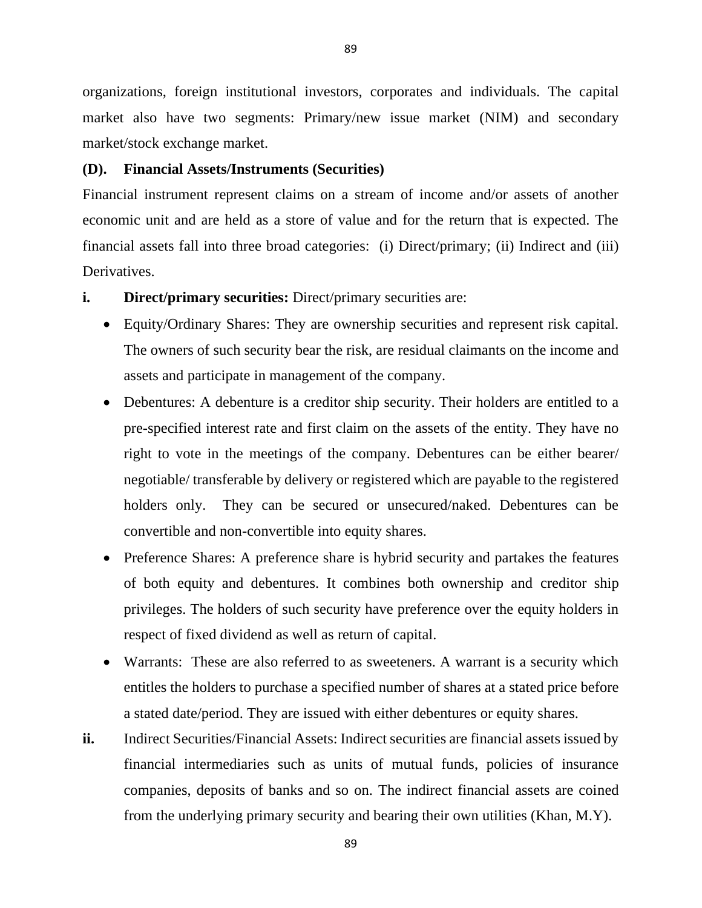organizations, foreign institutional investors, corporates and individuals. The capital market also have two segments: Primary/new issue market (NIM) and secondary market/stock exchange market.

**(D). Financial Assets/Instruments (Securities)**

Financial instrument represent claims on a stream of income and/or assets of another economic unit and are held as a store of value and for the return that is expected. The financial assets fall into three broad categories: (i) Direct/primary; (ii) Indirect and (iii) Derivatives.

**i. Direct/primary securities:** Direct/primary securities are:

- Equity/Ordinary Shares: They are ownership securities and represent risk capital. The owners of such security bear the risk, are residual claimants on the income and assets and participate in management of the company.
- Debentures: A debenture is a creditor ship security. Their holders are entitled to a pre-specified interest rate and first claim on the assets of the entity. They have no right to vote in the meetings of the company. Debentures can be either bearer/ negotiable/ transferable by delivery or registered which are payable to the registered holders only. They can be secured or unsecured/naked. Debentures can be convertible and non-convertible into equity shares.
- Preference Shares: A preference share is hybrid security and partakes the features of both equity and debentures. It combines both ownership and creditor ship privileges. The holders of such security have preference over the equity holders in respect of fixed dividend as well as return of capital.
- Warrants: These are also referred to as sweeteners. A warrant is a security which entitles the holders to purchase a specified number of shares at a stated price before a stated date/period. They are issued with either debentures or equity shares.

**ii.** Indirect Securities/Financial Assets: Indirect securities are financial assets issued by financial intermediaries such as units of mutual funds, policies of insurance companies, deposits of banks and so on. The indirect financial assets are coined from the underlying primary security and bearing their own utilities (Khan, M.Y).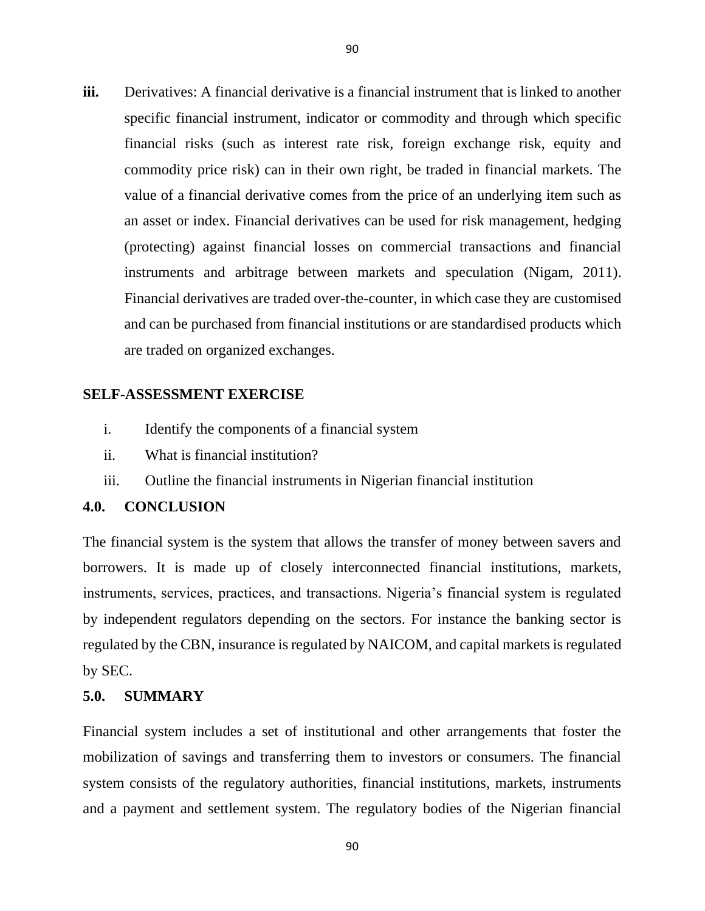iii. Derivatives: A financial derivative is a financial instrument that is linked to another specific financial instrument, indicator or commodity and through which specific financial risks (such as interest rate risk, foreign exchange risk, equity and commodity price risk) can in their own right, be traded in financial markets. The value of a financial derivative comes from the price of an underlying item such as an asset or index. Financial derivatives can be used for risk management, hedging (protecting) against financial losses on commercial transactions and financial instruments and arbitrage between markets and speculation (Nigam, 2011). Financial derivatives are traded over-the-counter, in which case they are customised and can be purchased from financial institutions or are standardised products which are traded on organized exchanges.

**SELF-ASSESSMENT EXERCISE**

i. Identify the components of a financial system
ii. What is financial institution?
iii. Outline the financial instruments in Nigerian financial institution

## 4.0. CONCLUSION

The financial system is the system that allows the transfer of money between savers and borrowers. It is made up of closely interconnected financial institutions, markets, instruments, services, practices, and transactions. Nigeria's financial system is regulated by independent regulators depending on the sectors. For instance the banking sector is regulated by the CBN, insurance is regulated by NAICOM, and capital markets is regulated by SEC.

## 5.0. SUMMARY

Financial system includes a set of institutional and other arrangements that foster the mobilization of savings and transferring them to investors or consumers. The financial system consists of the regulatory authorities, financial institutions, markets, instruments and a payment and settlement system. The regulatory bodies of the Nigerian financial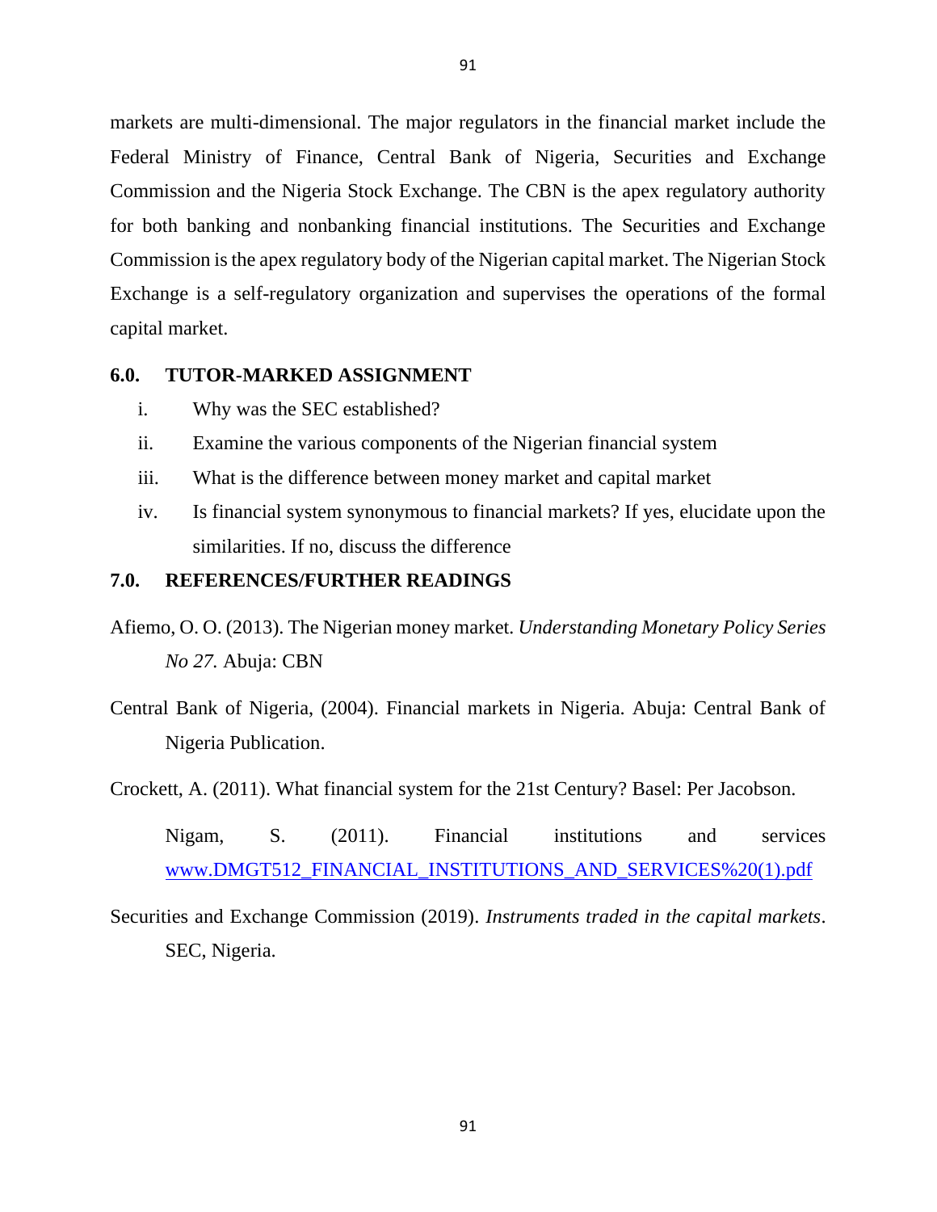markets are multi-dimensional. The major regulators in the financial market include the Federal Ministry of Finance, Central Bank of Nigeria, Securities and Exchange Commission and the Nigeria Stock Exchange. The CBN is the apex regulatory authority for both banking and nonbanking financial institutions. The Securities and Exchange Commission is the apex regulatory body of the Nigerian capital market. The Nigerian Stock Exchange is a self-regulatory organization and supervises the operations of the formal capital market.

## 6.0. TUTOR-MARKED ASSIGNMENT

i. Why was the SEC established?

ii. Examine the various components of the Nigerian financial system

iii. What is the difference between money market and capital market

iv. Is financial system synonymous to financial markets? If yes, elucidate upon the similarities. If no, discuss the difference

## 7.0. REFERENCES/FURTHER READINGS

Afiemo, O. O. (2013). The Nigerian money market. *Understanding Monetary Policy Series No 27.* Abuja: CBN

Central Bank of Nigeria, (2004). Financial markets in Nigeria. Abuja: Central Bank of Nigeria Publication.

Crockett, A. (2011). What financial system for the 21st Century? Basel: Per Jacobson.

Nigam, S. (2011). Financial institutions and services www.DMGT512_FINANCIAL_INSTITUTIONS_AND_SERVICES%20(1).pdf

Securities and Exchange Commission (2019). *Instruments traded in the capital markets*. SEC, Nigeria.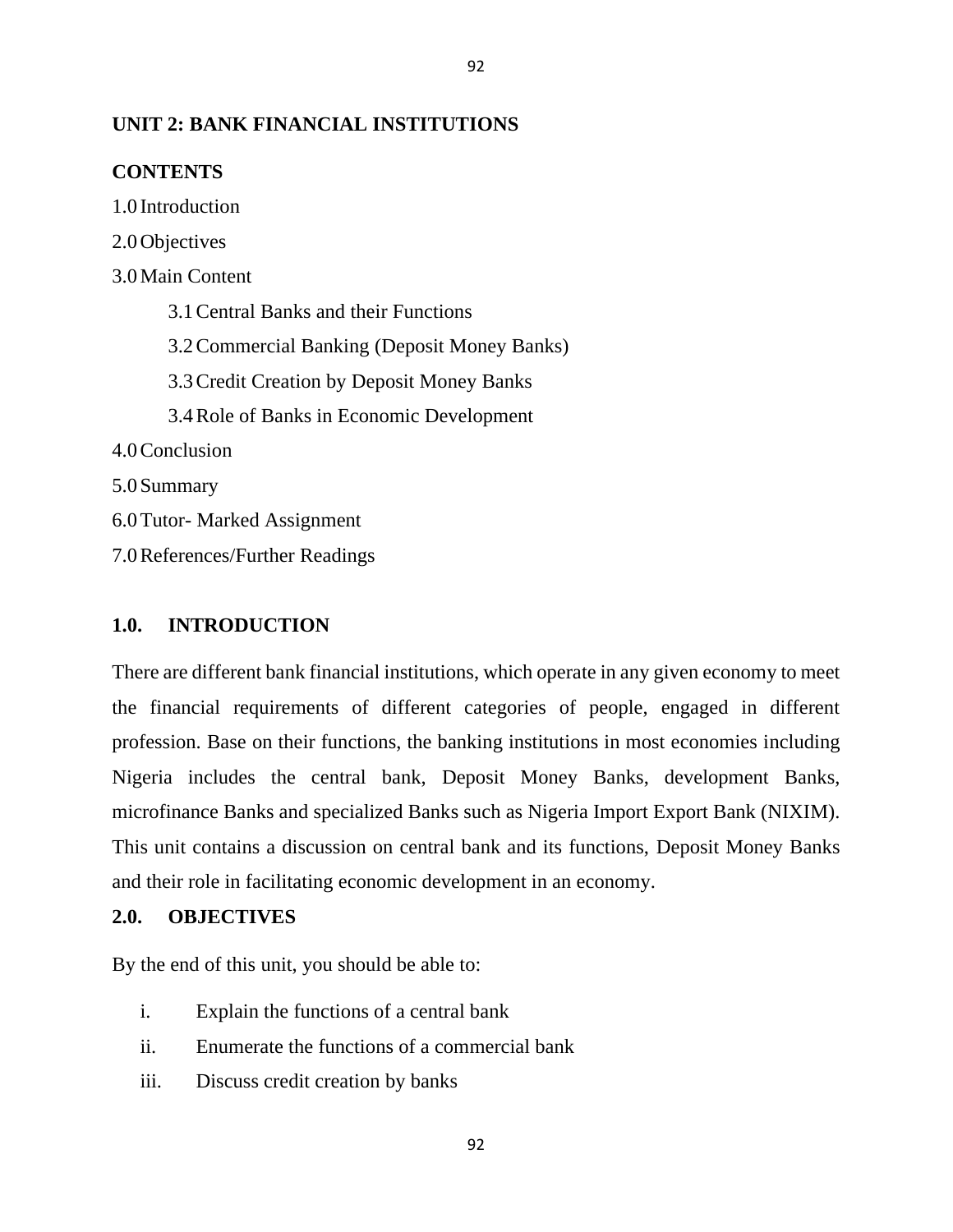## UNIT 2: BANK FINANCIAL INSTITUTIONS

### CONTENTS

1.0 Introduction

2.0 Objectives

3.0 Main Content

- 3.1 Central Banks and their Functions
- 3.2 Commercial Banking (Deposit Money Banks)
- 3.3 Credit Creation by Deposit Money Banks
- 3.4 Role of Banks in Economic Development

4.0 Conclusion

5.0 Summary

6.0 Tutor- Marked Assignment

7.0 References/Further Readings

### 1.0. INTRODUCTION

There are different bank financial institutions, which operate in any given economy to meet the financial requirements of different categories of people, engaged in different profession. Base on their functions, the banking institutions in most economies including Nigeria includes the central bank, Deposit Money Banks, development Banks, microfinance Banks and specialized Banks such as Nigeria Import Export Bank (NIXIM). This unit contains a discussion on central bank and its functions, Deposit Money Banks and their role in facilitating economic development in an economy.

### 2.0. OBJECTIVES

By the end of this unit, you should be able to:

i. Explain the functions of a central bank

ii. Enumerate the functions of a commercial bank

iii. Discuss credit creation by banks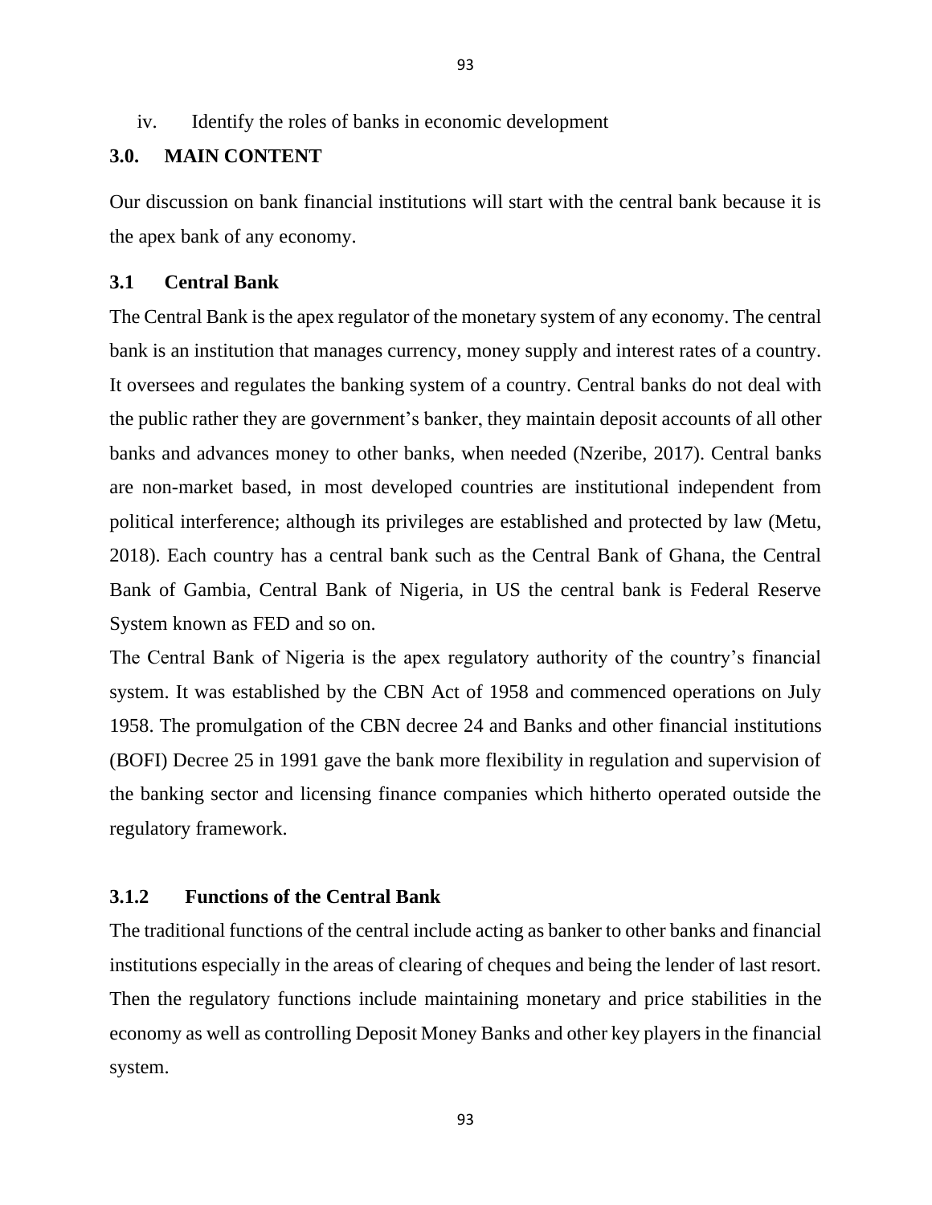iv. Identify the roles of banks in economic development

## 3.0. MAIN CONTENT

Our discussion on bank financial institutions will start with the central bank because it is the apex bank of any economy.

### 3.1 Central Bank

The Central Bank is the apex regulator of the monetary system of any economy. The central bank is an institution that manages currency, money supply and interest rates of a country. It oversees and regulates the banking system of a country. Central banks do not deal with the public rather they are government's banker, they maintain deposit accounts of all other banks and advances money to other banks, when needed (Nzeribe, 2017). Central banks are non-market based, in most developed countries are institutional independent from political interference; although its privileges are established and protected by law (Metu, 2018). Each country has a central bank such as the Central Bank of Ghana, the Central Bank of Gambia, Central Bank of Nigeria, in US the central bank is Federal Reserve System known as FED and so on.

The Central Bank of Nigeria is the apex regulatory authority of the country's financial system. It was established by the CBN Act of 1958 and commenced operations on July 1958. The promulgation of the CBN decree 24 and Banks and other financial institutions (BOFI) Decree 25 in 1991 gave the bank more flexibility in regulation and supervision of the banking sector and licensing finance companies which hitherto operated outside the regulatory framework.

#### 3.1.2 Functions of the Central Bank

The traditional functions of the central include acting as banker to other banks and financial institutions especially in the areas of clearing of cheques and being the lender of last resort. Then the regulatory functions include maintaining monetary and price stabilities in the economy as well as controlling Deposit Money Banks and other key players in the financial system.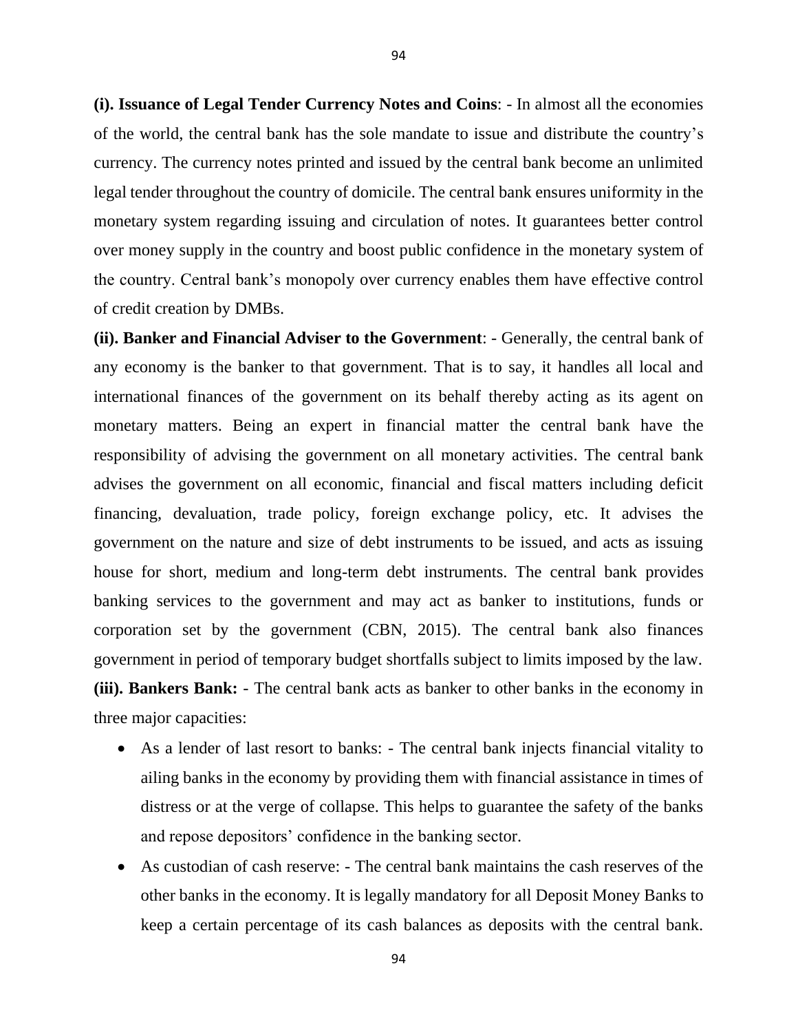**(i). Issuance of Legal Tender Currency Notes and Coins**: - In almost all the economies of the world, the central bank has the sole mandate to issue and distribute the country's currency. The currency notes printed and issued by the central bank become an unlimited legal tender throughout the country of domicile. The central bank ensures uniformity in the monetary system regarding issuing and circulation of notes. It guarantees better control over money supply in the country and boost public confidence in the monetary system of the country. Central bank's monopoly over currency enables them have effective control of credit creation by DMBs.

**(ii). Banker and Financial Adviser to the Government**: - Generally, the central bank of any economy is the banker to that government. That is to say, it handles all local and international finances of the government on its behalf thereby acting as its agent on monetary matters. Being an expert in financial matter the central bank have the responsibility of advising the government on all monetary activities. The central bank advises the government on all economic, financial and fiscal matters including deficit financing, devaluation, trade policy, foreign exchange policy, etc. It advises the government on the nature and size of debt instruments to be issued, and acts as issuing house for short, medium and long-term debt instruments. The central bank provides banking services to the government and may act as banker to institutions, funds or corporation set by the government (CBN, 2015). The central bank also finances government in period of temporary budget shortfalls subject to limits imposed by the law.

**(iii). Bankers Bank:** - The central bank acts as banker to other banks in the economy in three major capacities:

- As a lender of last resort to banks: - The central bank injects financial vitality to ailing banks in the economy by providing them with financial assistance in times of distress or at the verge of collapse. This helps to guarantee the safety of the banks and repose depositors' confidence in the banking sector.
- As custodian of cash reserve: - The central bank maintains the cash reserves of the other banks in the economy. It is legally mandatory for all Deposit Money Banks to keep a certain percentage of its cash balances as deposits with the central bank.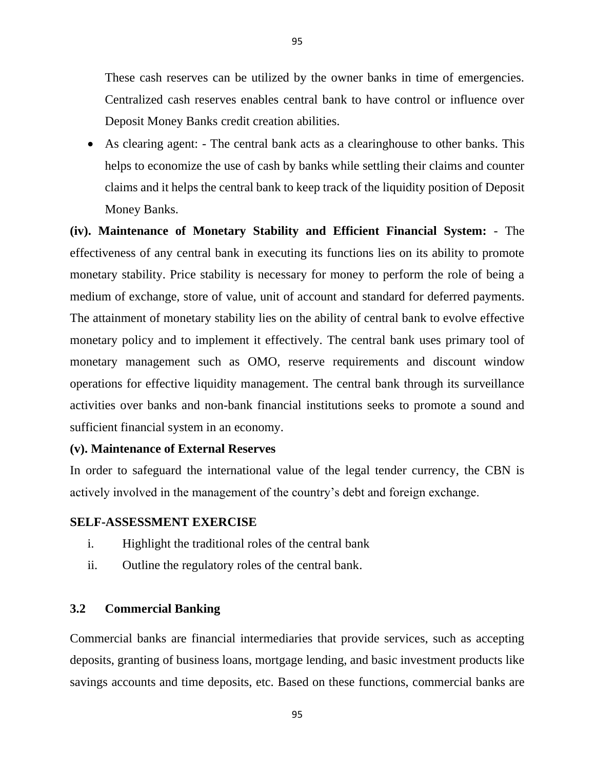These cash reserves can be utilized by the owner banks in time of emergencies. Centralized cash reserves enables central bank to have control or influence over Deposit Money Banks credit creation abilities.

- As clearing agent: - The central bank acts as a clearinghouse to other banks. This helps to economize the use of cash by banks while settling their claims and counter claims and it helps the central bank to keep track of the liquidity position of Deposit Money Banks.

**(iv). Maintenance of Monetary Stability and Efficient Financial System:** - The effectiveness of any central bank in executing its functions lies on its ability to promote monetary stability. Price stability is necessary for money to perform the role of being a medium of exchange, store of value, unit of account and standard for deferred payments. The attainment of monetary stability lies on the ability of central bank to evolve effective monetary policy and to implement it effectively. The central bank uses primary tool of monetary management such as OMO, reserve requirements and discount window operations for effective liquidity management. The central bank through its surveillance activities over banks and non-bank financial institutions seeks to promote a sound and sufficient financial system in an economy.

**(v). Maintenance of External Reserves**

In order to safeguard the international value of the legal tender currency, the CBN is actively involved in the management of the country's debt and foreign exchange.

**SELF-ASSESSMENT EXERCISE**

i. Highlight the traditional roles of the central bank

ii. Outline the regulatory roles of the central bank.

## 3.2 Commercial Banking

Commercial banks are financial intermediaries that provide services, such as accepting deposits, granting of business loans, mortgage lending, and basic investment products like savings accounts and time deposits, etc. Based on these functions, commercial banks are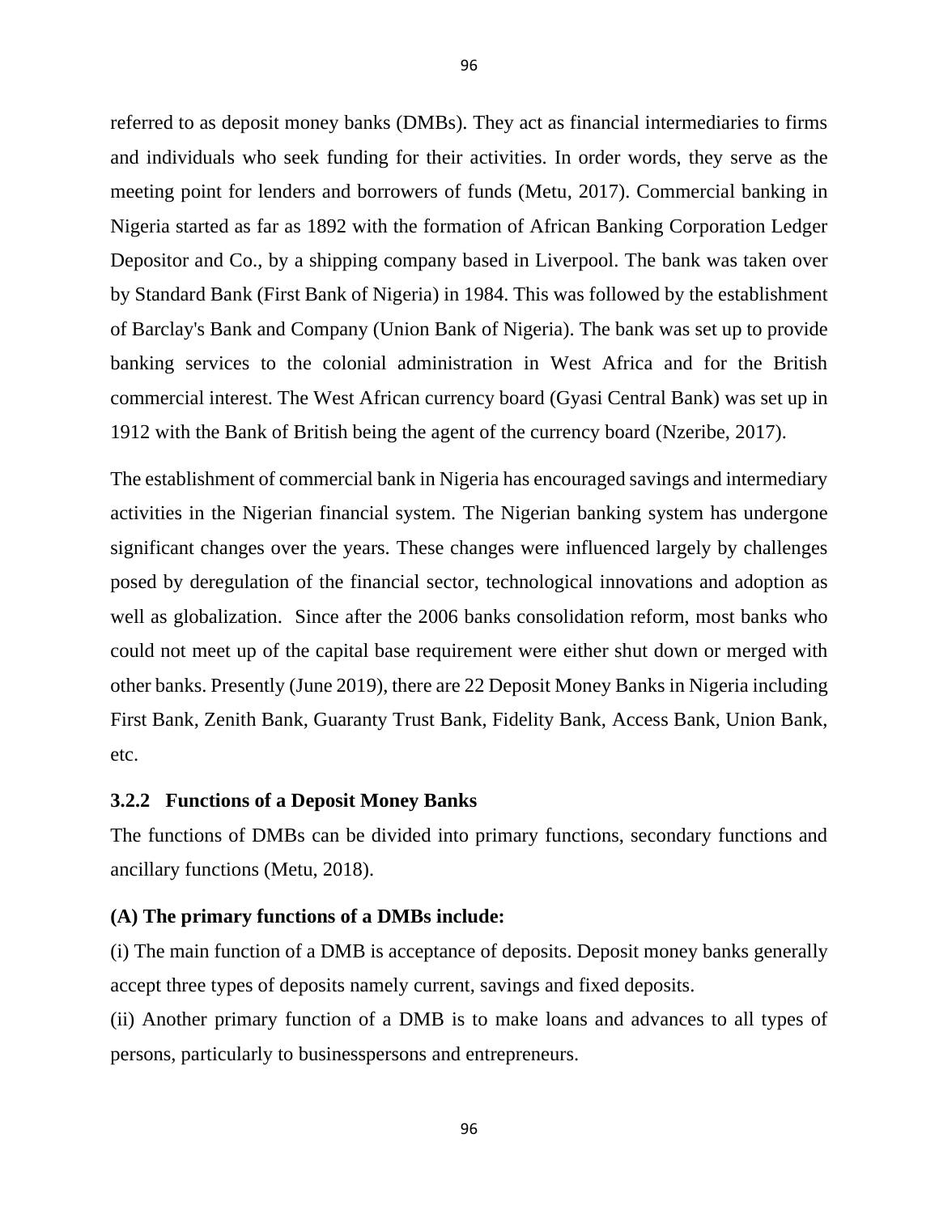referred to as deposit money banks (DMBs). They act as financial intermediaries to firms and individuals who seek funding for their activities. In order words, they serve as the meeting point for lenders and borrowers of funds (Metu, 2017). Commercial banking in Nigeria started as far as 1892 with the formation of African Banking Corporation Ledger Depositor and Co., by a shipping company based in Liverpool. The bank was taken over by Standard Bank (First Bank of Nigeria) in 1984. This was followed by the establishment of Barclay's Bank and Company (Union Bank of Nigeria). The bank was set up to provide banking services to the colonial administration in West Africa and for the British commercial interest. The West African currency board (Gyasi Central Bank) was set up in 1912 with the Bank of British being the agent of the currency board (Nzeribe, 2017).

The establishment of commercial bank in Nigeria has encouraged savings and intermediary activities in the Nigerian financial system. The Nigerian banking system has undergone significant changes over the years. These changes were influenced largely by challenges posed by deregulation of the financial sector, technological innovations and adoption as well as globalization. Since after the 2006 banks consolidation reform, most banks who could not meet up of the capital base requirement were either shut down or merged with other banks. Presently (June 2019), there are 22 Deposit Money Banks in Nigeria including First Bank, Zenith Bank, Guaranty Trust Bank, Fidelity Bank, Access Bank, Union Bank, etc.

### 3.2.2 Functions of a Deposit Money Banks

The functions of DMBs can be divided into primary functions, secondary functions and ancillary functions (Metu, 2018).

**(A) The primary functions of a DMBs include:**

(i) The main function of a DMB is acceptance of deposits. Deposit money banks generally accept three types of deposits namely current, savings and fixed deposits.

(ii) Another primary function of a DMB is to make loans and advances to all types of persons, particularly to businesspersons and entrepreneurs.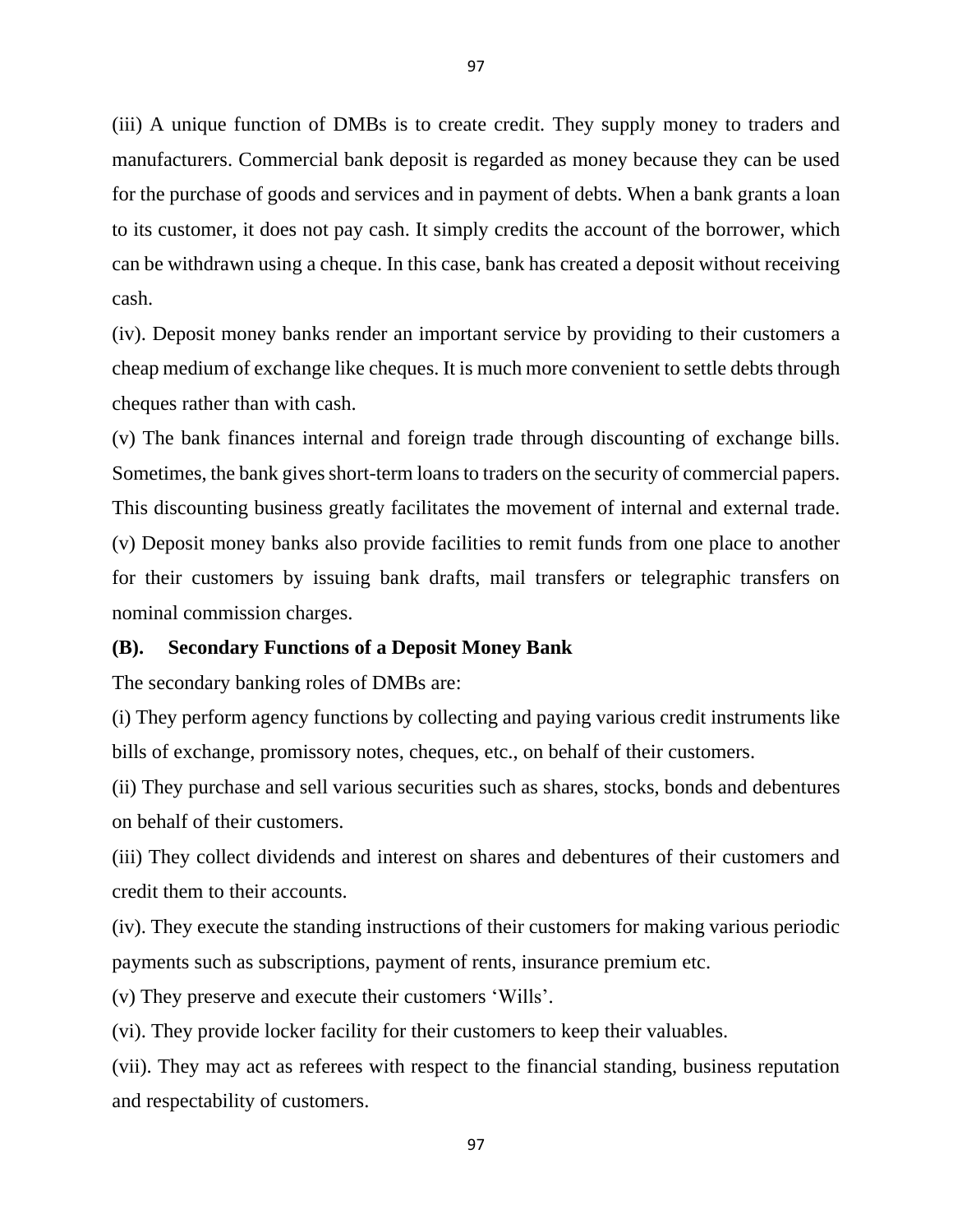(iii) A unique function of DMBs is to create credit. They supply money to traders and manufacturers. Commercial bank deposit is regarded as money because they can be used for the purchase of goods and services and in payment of debts. When a bank grants a loan to its customer, it does not pay cash. It simply credits the account of the borrower, which can be withdrawn using a cheque. In this case, bank has created a deposit without receiving cash.

(iv). Deposit money banks render an important service by providing to their customers a cheap medium of exchange like cheques. It is much more convenient to settle debts through cheques rather than with cash.

(v) The bank finances internal and foreign trade through discounting of exchange bills. Sometimes, the bank gives short-term loans to traders on the security of commercial papers. This discounting business greatly facilitates the movement of internal and external trade.

(v) Deposit money banks also provide facilities to remit funds from one place to another for their customers by issuing bank drafts, mail transfers or telegraphic transfers on nominal commission charges.

**(B). Secondary Functions of a Deposit Money Bank**

The secondary banking roles of DMBs are:

(i) They perform agency functions by collecting and paying various credit instruments like bills of exchange, promissory notes, cheques, etc., on behalf of their customers.

(ii) They purchase and sell various securities such as shares, stocks, bonds and debentures on behalf of their customers.

(iii) They collect dividends and interest on shares and debentures of their customers and credit them to their accounts.

(iv). They execute the standing instructions of their customers for making various periodic payments such as subscriptions, payment of rents, insurance premium etc.

(v) They preserve and execute their customers 'Wills'.

(vi). They provide locker facility for their customers to keep their valuables.

(vii). They may act as referees with respect to the financial standing, business reputation and respectability of customers.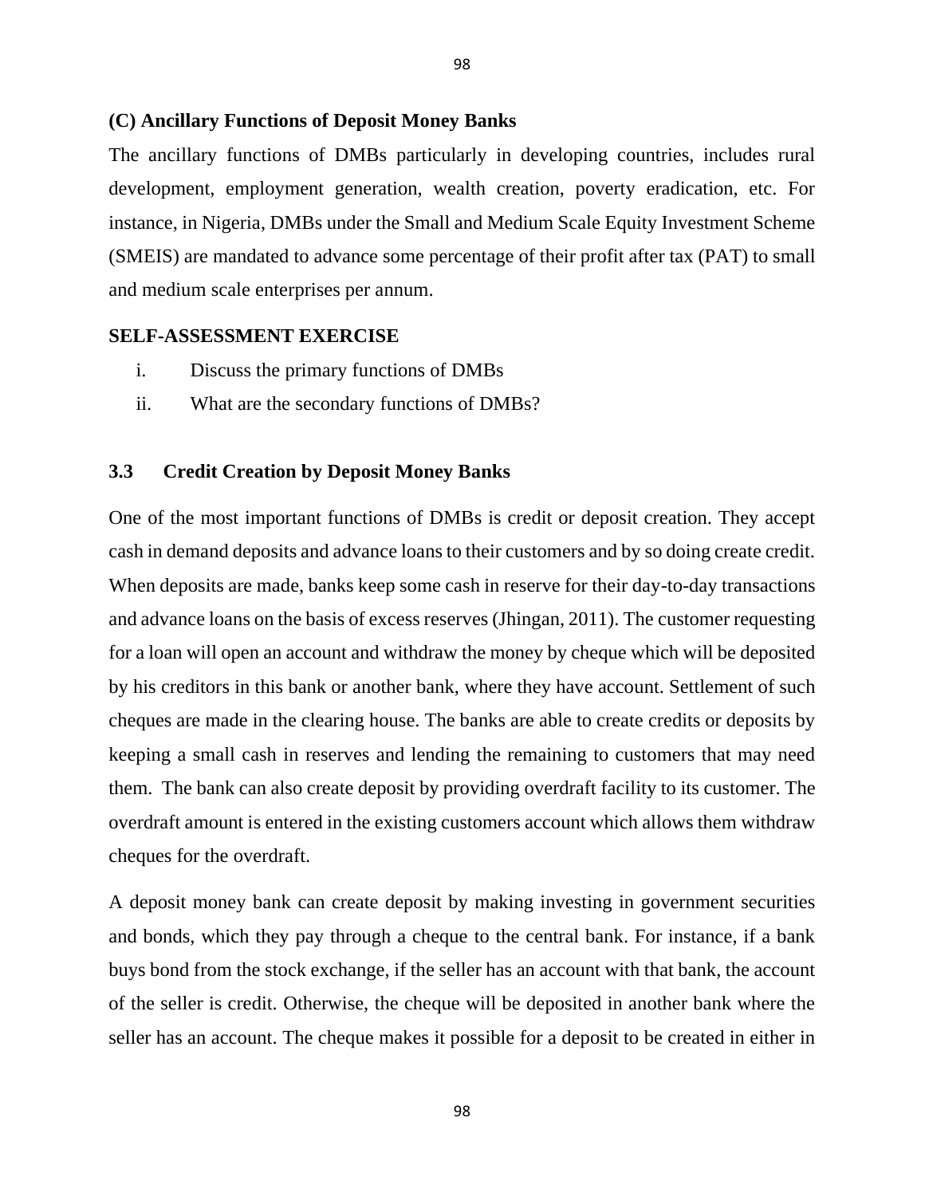**(C) Ancillary Functions of Deposit Money Banks**

The ancillary functions of DMBs particularly in developing countries, includes rural development, employment generation, wealth creation, poverty eradication, etc. For instance, in Nigeria, DMBs under the Small and Medium Scale Equity Investment Scheme (SMEIS) are mandated to advance some percentage of their profit after tax (PAT) to small and medium scale enterprises per annum.

**SELF-ASSESSMENT EXERCISE**

i. Discuss the primary functions of DMBs

ii. What are the secondary functions of DMBs?

### 3.3 Credit Creation by Deposit Money Banks

One of the most important functions of DMBs is credit or deposit creation. They accept cash in demand deposits and advance loans to their customers and by so doing create credit. When deposits are made, banks keep some cash in reserve for their day-to-day transactions and advance loans on the basis of excess reserves (Jhingan, 2011). The customer requesting for a loan will open an account and withdraw the money by cheque which will be deposited by his creditors in this bank or another bank, where they have account. Settlement of such cheques are made in the clearing house. The banks are able to create credits or deposits by keeping a small cash in reserves and lending the remaining to customers that may need them. The bank can also create deposit by providing overdraft facility to its customer. The overdraft amount is entered in the existing customers account which allows them withdraw cheques for the overdraft.

A deposit money bank can create deposit by making investing in government securities and bonds, which they pay through a cheque to the central bank. For instance, if a bank buys bond from the stock exchange, if the seller has an account with that bank, the account of the seller is credit. Otherwise, the cheque will be deposited in another bank where the seller has an account. The cheque makes it possible for a deposit to be created in either in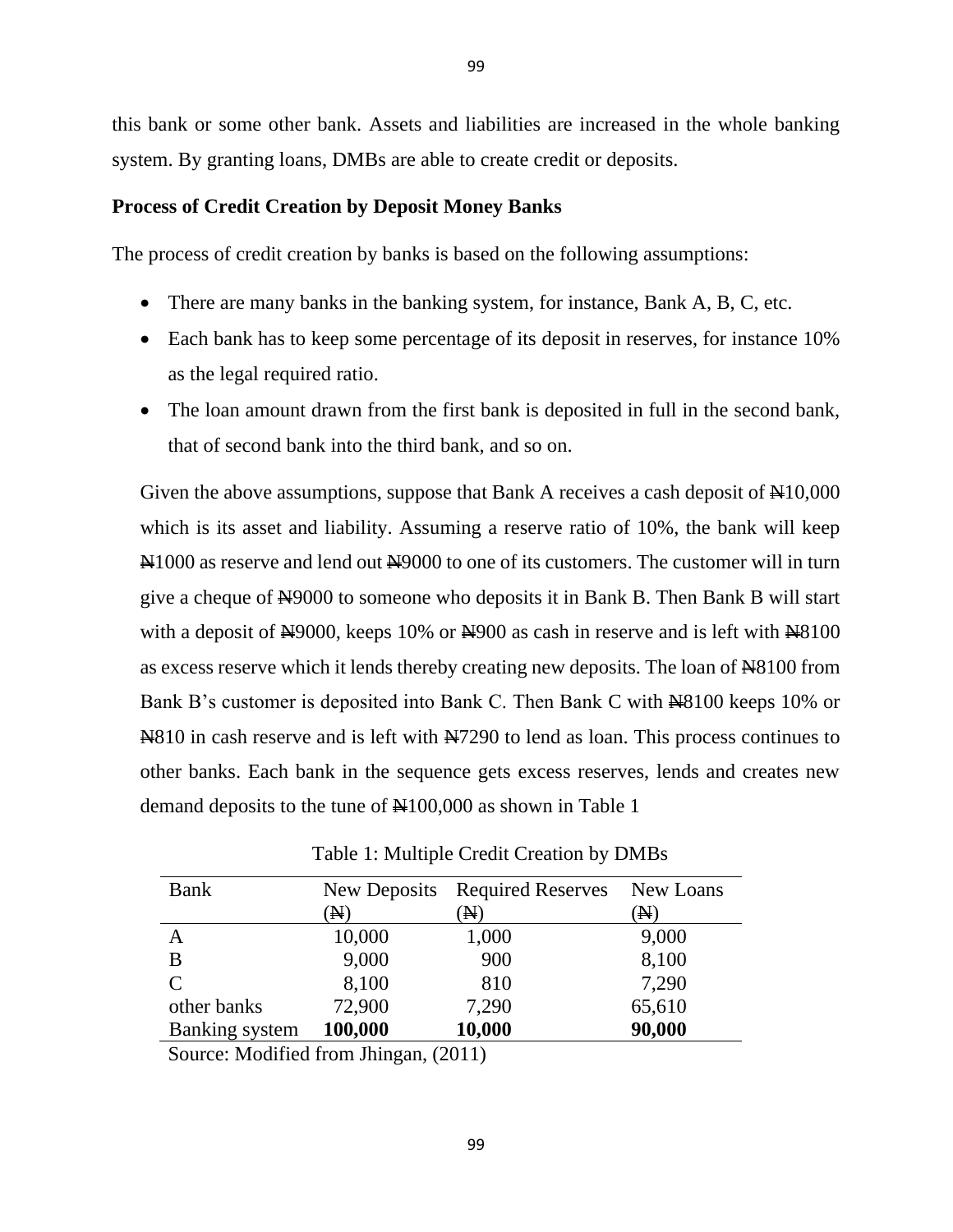this bank or some other bank. Assets and liabilities are increased in the whole banking system. By granting loans, DMBs are able to create credit or deposits.

**Process of Credit Creation by Deposit Money Banks**

The process of credit creation by banks is based on the following assumptions:

- There are many banks in the banking system, for instance, Bank A, B, C, etc.
- Each bank has to keep some percentage of its deposit in reserves, for instance 10% as the legal required ratio.
- The loan amount drawn from the first bank is deposited in full in the second bank, that of second bank into the third bank, and so on.

Given the above assumptions, suppose that Bank A receives a cash deposit of ₦10,000 which is its asset and liability. Assuming a reserve ratio of 10%, the bank will keep ₦1000 as reserve and lend out ₦9000 to one of its customers. The customer will in turn give a cheque of ₦9000 to someone who deposits it in Bank B. Then Bank B will start with a deposit of ₦9000, keeps 10% or ₦900 as cash in reserve and is left with ₦8100 as excess reserve which it lends thereby creating new deposits. The loan of ₦8100 from Bank B's customer is deposited into Bank C. Then Bank C with ₦8100 keeps 10% or ₦810 in cash reserve and is left with ₦7290 to lend as loan. This process continues to other banks. Each bank in the sequence gets excess reserves, lends and creates new demand deposits to the tune of ₦100,000 as shown in Table 1

Table 1: Multiple Credit Creation by DMBs

| Bank | New Deposits (₦) | Required Reserves (₦) | New Loans (₦) |
|---|---|---|---|
| A | 10,000 | 1,000 | 9,000 |
| B | 9,000 | 900 | 8,100 |
| C | 8,100 | 810 | 7,290 |
| other banks | 72,900 | 7,290 | 65,610 |
| Banking system | **100,000** | **10,000** | **90,000** |

Source: Modified from Jhingan, (2011)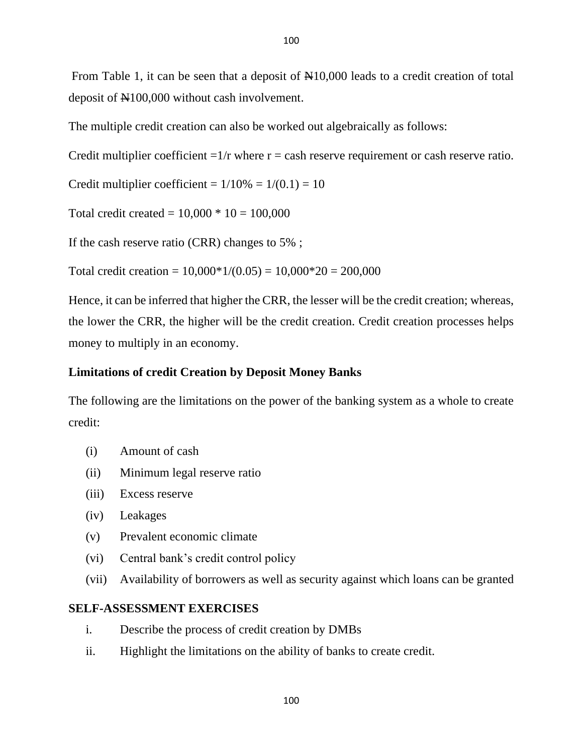From Table 1, it can be seen that a deposit of ₦10,000 leads to a credit creation of total deposit of ₦100,000 without cash involvement.

The multiple credit creation can also be worked out algebraically as follows:

Credit multiplier coefficient =1/r where r = cash reserve requirement or cash reserve ratio.

Credit multiplier coefficient = $1/10\% = 1/(0.1) = 10$

Total credit created = $10,000 * 10 = 100,000$

If the cash reserve ratio (CRR) changes to 5% ;

Total credit creation = $10,000*1/(0.05) = 10,000*20 = 200,000$

Hence, it can be inferred that higher the CRR, the lesser will be the credit creation; whereas, the lower the CRR, the higher will be the credit creation. Credit creation processes helps money to multiply in an economy.

**Limitations of credit Creation by Deposit Money Banks**

The following are the limitations on the power of the banking system as a whole to create credit:

(i) Amount of cash
(ii) Minimum legal reserve ratio
(iii) Excess reserve
(iv) Leakages
(v) Prevalent economic climate
(vi) Central bank's credit control policy
(vii) Availability of borrowers as well as security against which loans can be granted

**SELF-ASSESSMENT EXERCISES**

i. Describe the process of credit creation by DMBs
ii. Highlight the limitations on the ability of banks to create credit.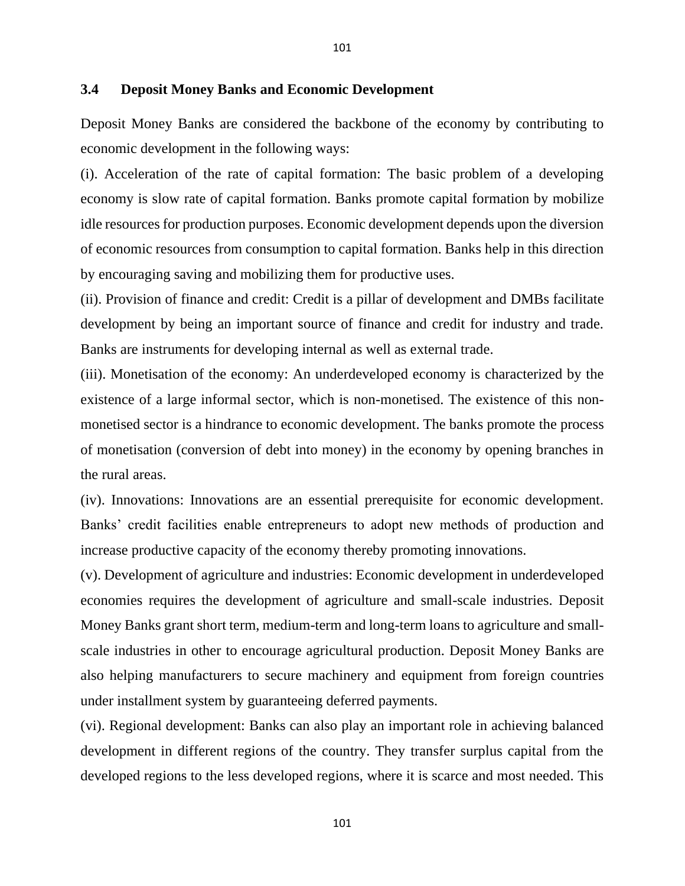### 3.4 Deposit Money Banks and Economic Development

Deposit Money Banks are considered the backbone of the economy by contributing to economic development in the following ways:

(i). Acceleration of the rate of capital formation: The basic problem of a developing economy is slow rate of capital formation. Banks promote capital formation by mobilize idle resources for production purposes. Economic development depends upon the diversion of economic resources from consumption to capital formation. Banks help in this direction by encouraging saving and mobilizing them for productive uses.

(ii). Provision of finance and credit: Credit is a pillar of development and DMBs facilitate development by being an important source of finance and credit for industry and trade. Banks are instruments for developing internal as well as external trade.

(iii). Monetisation of the economy: An underdeveloped economy is characterized by the existence of a large informal sector, which is non-monetised. The existence of this non-monetised sector is a hindrance to economic development. The banks promote the process of monetisation (conversion of debt into money) in the economy by opening branches in the rural areas.

(iv). Innovations: Innovations are an essential prerequisite for economic development. Banks' credit facilities enable entrepreneurs to adopt new methods of production and increase productive capacity of the economy thereby promoting innovations.

(v). Development of agriculture and industries: Economic development in underdeveloped economies requires the development of agriculture and small-scale industries. Deposit Money Banks grant short term, medium-term and long-term loans to agriculture and small-scale industries in other to encourage agricultural production. Deposit Money Banks are also helping manufacturers to secure machinery and equipment from foreign countries under installment system by guaranteeing deferred payments.

(vi). Regional development: Banks can also play an important role in achieving balanced development in different regions of the country. They transfer surplus capital from the developed regions to the less developed regions, where it is scarce and most needed. This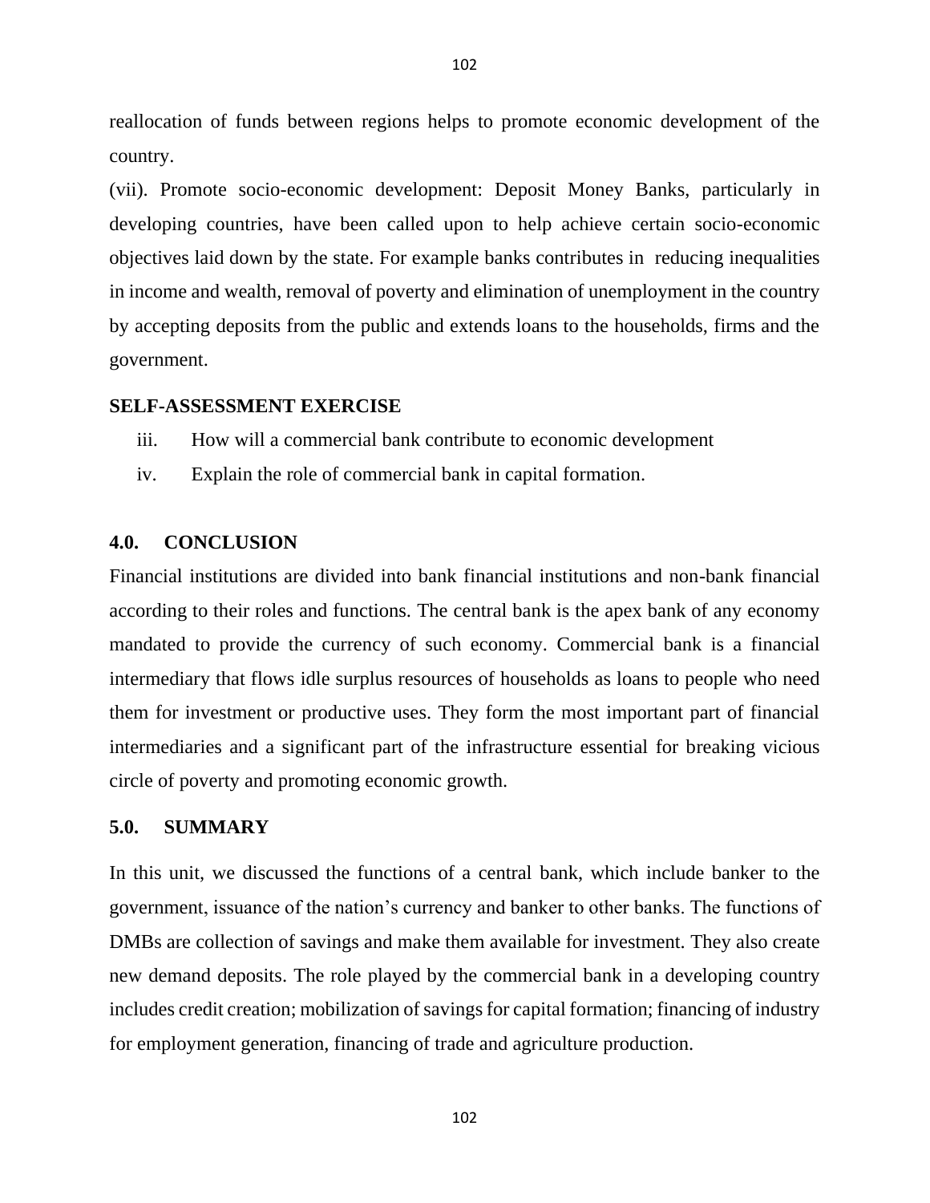reallocation of funds between regions helps to promote economic development of the country.

(vii). Promote socio-economic development: Deposit Money Banks, particularly in developing countries, have been called upon to help achieve certain socio-economic objectives laid down by the state. For example banks contributes in reducing inequalities in income and wealth, removal of poverty and elimination of unemployment in the country by accepting deposits from the public and extends loans to the households, firms and the government.

**SELF-ASSESSMENT EXERCISE**

iii. How will a commercial bank contribute to economic development

iv. Explain the role of commercial bank in capital formation.

## 4.0. CONCLUSION

Financial institutions are divided into bank financial institutions and non-bank financial according to their roles and functions. The central bank is the apex bank of any economy mandated to provide the currency of such economy. Commercial bank is a financial intermediary that flows idle surplus resources of households as loans to people who need them for investment or productive uses. They form the most important part of financial intermediaries and a significant part of the infrastructure essential for breaking vicious circle of poverty and promoting economic growth.

## 5.0. SUMMARY

In this unit, we discussed the functions of a central bank, which include banker to the government, issuance of the nation's currency and banker to other banks. The functions of DMBs are collection of savings and make them available for investment. They also create new demand deposits. The role played by the commercial bank in a developing country includes credit creation; mobilization of savings for capital formation; financing of industry for employment generation, financing of trade and agriculture production.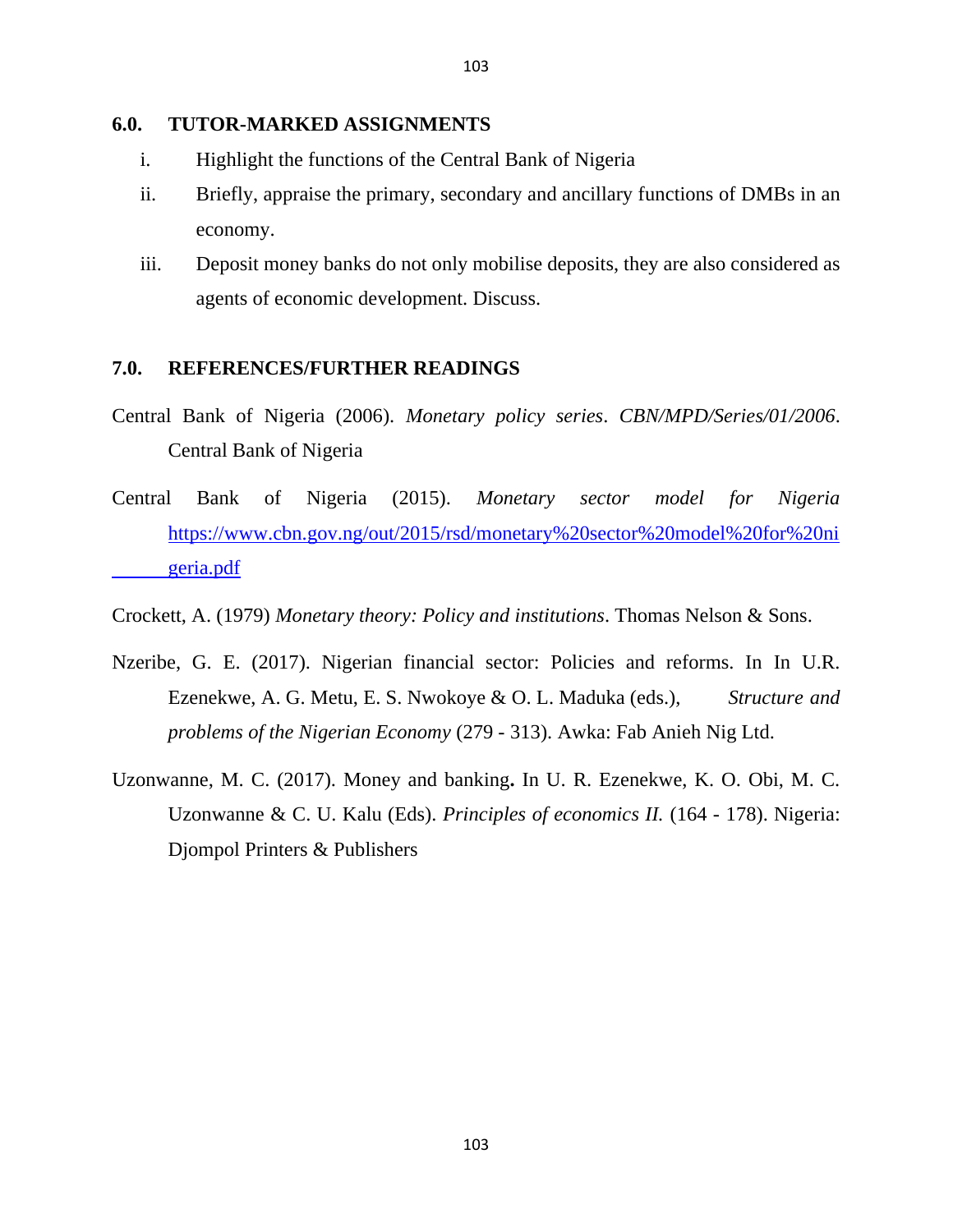## 6.0. TUTOR-MARKED ASSIGNMENTS

i. Highlight the functions of the Central Bank of Nigeria

ii. Briefly, appraise the primary, secondary and ancillary functions of DMBs in an economy.

iii. Deposit money banks do not only mobilise deposits, they are also considered as agents of economic development. Discuss.

## 7.0. REFERENCES/FURTHER READINGS

Central Bank of Nigeria (2006). *Monetary policy series*. *CBN/MPD/Series/01/2006*. Central Bank of Nigeria

Central Bank of Nigeria (2015). *Monetary sector model for Nigeria* https://www.cbn.gov.ng/out/2015/rsd/monetary%20sector%20model%20for%20nigeria.pdf

Crockett, A. (1979) *Monetary theory: Policy and institutions*. Thomas Nelson & Sons.

Nzeribe, G. E. (2017). Nigerian financial sector: Policies and reforms. In In U.R. Ezenekwe, A. G. Metu, E. S. Nwokoye & O. L. Maduka (eds.), *Structure and problems of the Nigerian Economy* (279 - 313). Awka: Fab Anieh Nig Ltd.

Uzonwanne, M. C. (2017). Money and banking**.** In U. R. Ezenekwe, K. O. Obi, M. C. Uzonwanne & C. U. Kalu (Eds). *Principles of economics II.* (164 - 178). Nigeria: Djompol Printers & Publishers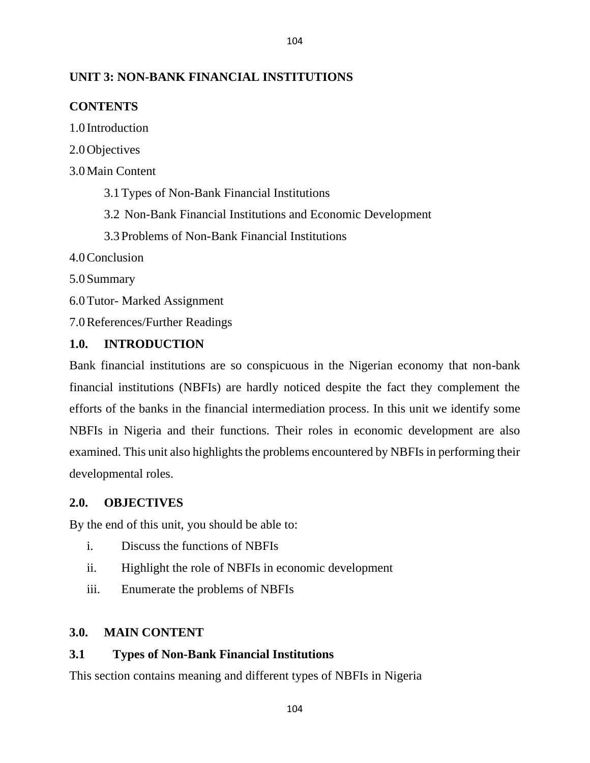## UNIT 3: NON-BANK FINANCIAL INSTITUTIONS

**CONTENTS**

1.0 Introduction

2.0 Objectives

3.0 Main Content

  3.1 Types of Non-Bank Financial Institutions

  3.2 Non-Bank Financial Institutions and Economic Development

  3.3 Problems of Non-Bank Financial Institutions

4.0 Conclusion

5.0 Summary

6.0 Tutor- Marked Assignment

7.0 References/Further Readings

### 1.0. INTRODUCTION

Bank financial institutions are so conspicuous in the Nigerian economy that non-bank financial institutions (NBFIs) are hardly noticed despite the fact they complement the efforts of the banks in the financial intermediation process. In this unit we identify some NBFIs in Nigeria and their functions. Their roles in economic development are also examined. This unit also highlights the problems encountered by NBFIs in performing their developmental roles.

### 2.0. OBJECTIVES

By the end of this unit, you should be able to:

i. Discuss the functions of NBFIs

ii. Highlight the role of NBFIs in economic development

iii. Enumerate the problems of NBFIs

### 3.0. MAIN CONTENT

### 3.1 Types of Non-Bank Financial Institutions

This section contains meaning and different types of NBFIs in Nigeria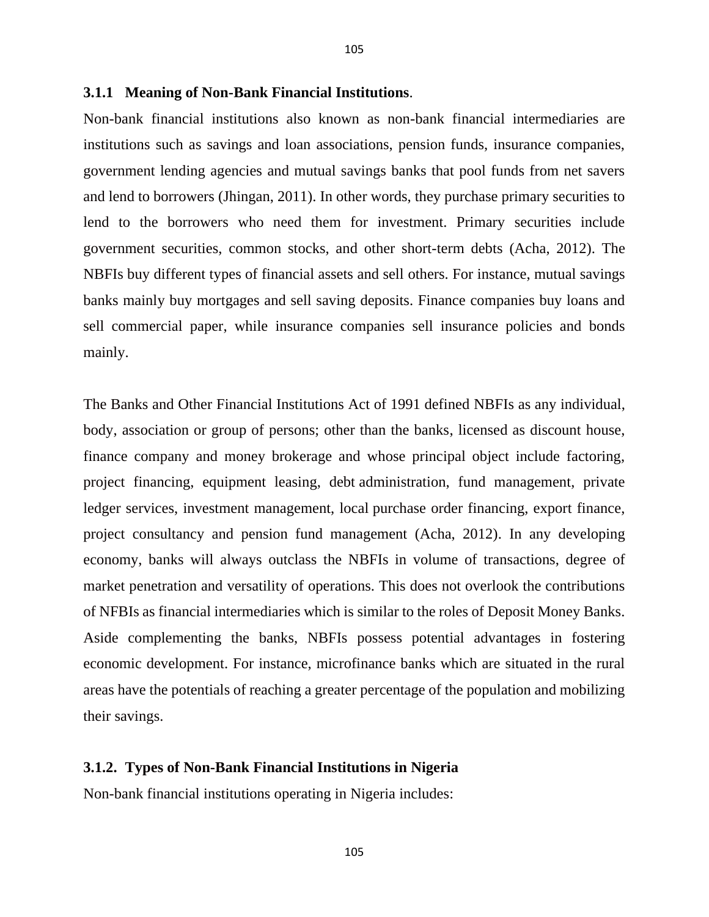### 3.1.1 Meaning of Non-Bank Financial Institutions.

Non-bank financial institutions also known as non-bank financial intermediaries are institutions such as savings and loan associations, pension funds, insurance companies, government lending agencies and mutual savings banks that pool funds from net savers and lend to borrowers (Jhingan, 2011). In other words, they purchase primary securities to lend to the borrowers who need them for investment. Primary securities include government securities, common stocks, and other short-term debts (Acha, 2012). The NBFIs buy different types of financial assets and sell others. For instance, mutual savings banks mainly buy mortgages and sell saving deposits. Finance companies buy loans and sell commercial paper, while insurance companies sell insurance policies and bonds mainly.

The Banks and Other Financial Institutions Act of 1991 defined NBFIs as any individual, body, association or group of persons; other than the banks, licensed as discount house, finance company and money brokerage and whose principal object include factoring, project financing, equipment leasing, debt administration, fund management, private ledger services, investment management, local purchase order financing, export finance, project consultancy and pension fund management (Acha, 2012). In any developing economy, banks will always outclass the NBFIs in volume of transactions, degree of market penetration and versatility of operations. This does not overlook the contributions of NFBIs as financial intermediaries which is similar to the roles of Deposit Money Banks. Aside complementing the banks, NBFIs possess potential advantages in fostering economic development. For instance, microfinance banks which are situated in the rural areas have the potentials of reaching a greater percentage of the population and mobilizing their savings.

### 3.1.2. Types of Non-Bank Financial Institutions in Nigeria

Non-bank financial institutions operating in Nigeria includes: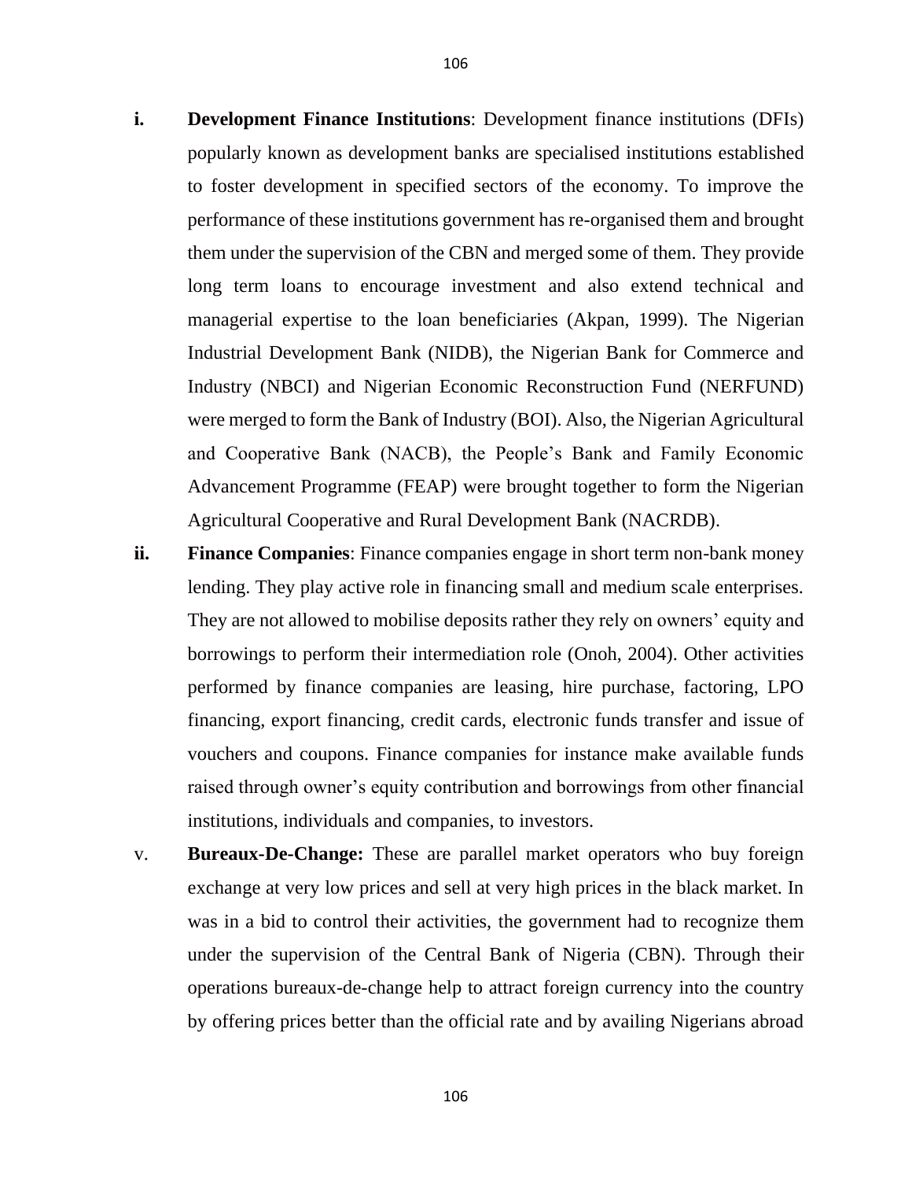i. **Development Finance Institutions**: Development finance institutions (DFIs) popularly known as development banks are specialised institutions established to foster development in specified sectors of the economy. To improve the performance of these institutions government has re-organised them and brought them under the supervision of the CBN and merged some of them. They provide long term loans to encourage investment and also extend technical and managerial expertise to the loan beneficiaries (Akpan, 1999). The Nigerian Industrial Development Bank (NIDB), the Nigerian Bank for Commerce and Industry (NBCI) and Nigerian Economic Reconstruction Fund (NERFUND) were merged to form the Bank of Industry (BOI). Also, the Nigerian Agricultural and Cooperative Bank (NACB), the People's Bank and Family Economic Advancement Programme (FEAP) were brought together to form the Nigerian Agricultural Cooperative and Rural Development Bank (NACRDB).

ii. **Finance Companies**: Finance companies engage in short term non-bank money lending. They play active role in financing small and medium scale enterprises. They are not allowed to mobilise deposits rather they rely on owners' equity and borrowings to perform their intermediation role (Onoh, 2004). Other activities performed by finance companies are leasing, hire purchase, factoring, LPO financing, export financing, credit cards, electronic funds transfer and issue of vouchers and coupons. Finance companies for instance make available funds raised through owner's equity contribution and borrowings from other financial institutions, individuals and companies, to investors.

v. **Bureaux-De-Change:** These are parallel market operators who buy foreign exchange at very low prices and sell at very high prices in the black market. In was in a bid to control their activities, the government had to recognize them under the supervision of the Central Bank of Nigeria (CBN). Through their operations bureaux-de-change help to attract foreign currency into the country by offering prices better than the official rate and by availing Nigerians abroad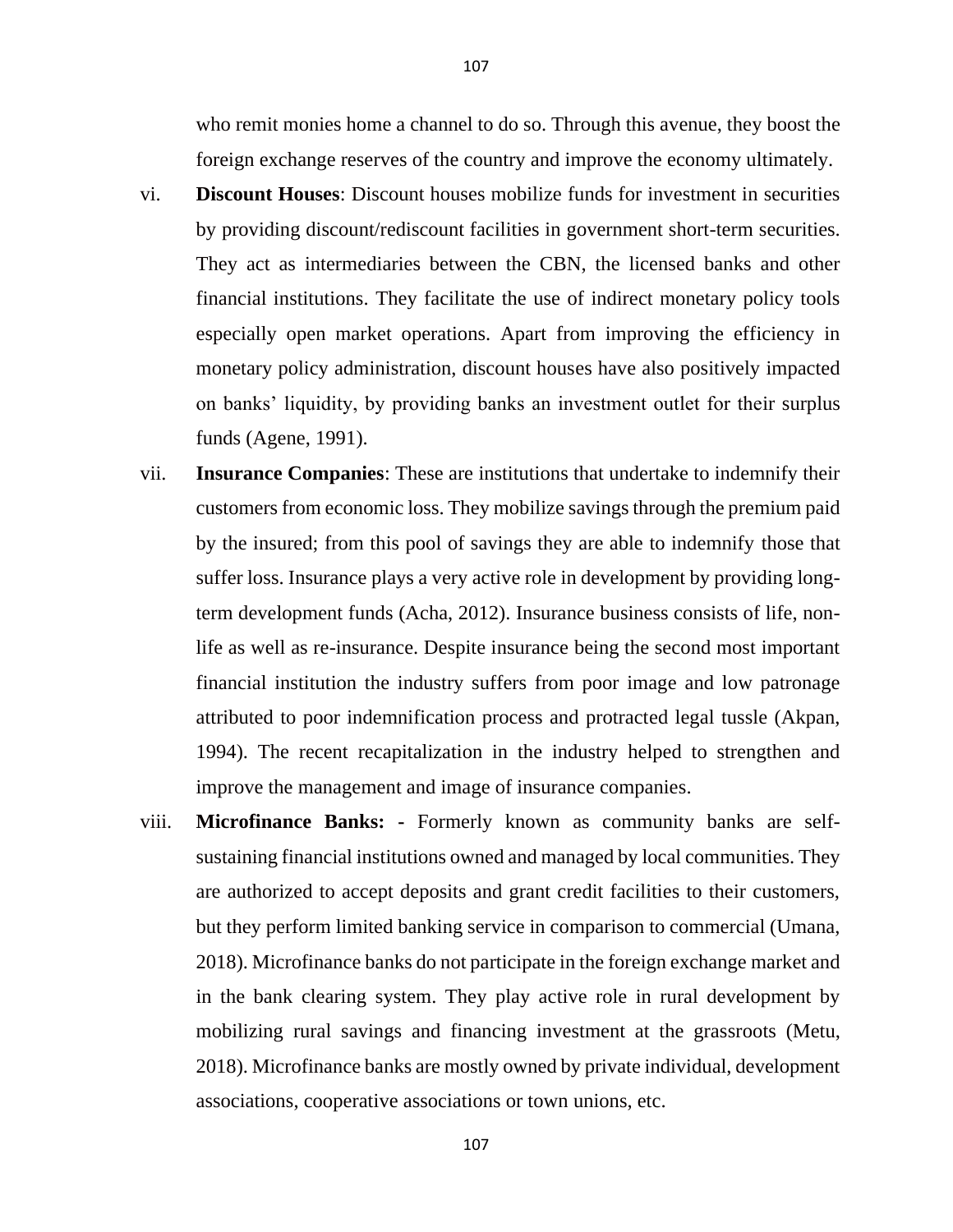who remit monies home a channel to do so. Through this avenue, they boost the foreign exchange reserves of the country and improve the economy ultimately.

vi. **Discount Houses**: Discount houses mobilize funds for investment in securities by providing discount/rediscount facilities in government short-term securities. They act as intermediaries between the CBN, the licensed banks and other financial institutions. They facilitate the use of indirect monetary policy tools especially open market operations. Apart from improving the efficiency in monetary policy administration, discount houses have also positively impacted on banks' liquidity, by providing banks an investment outlet for their surplus funds (Agene, 1991).

vii. **Insurance Companies**: These are institutions that undertake to indemnify their customers from economic loss. They mobilize savings through the premium paid by the insured; from this pool of savings they are able to indemnify those that suffer loss. Insurance plays a very active role in development by providing long-term development funds (Acha, 2012). Insurance business consists of life, non-life as well as re-insurance. Despite insurance being the second most important financial institution the industry suffers from poor image and low patronage attributed to poor indemnification process and protracted legal tussle (Akpan, 1994). The recent recapitalization in the industry helped to strengthen and improve the management and image of insurance companies.

viii. **Microfinance Banks: -** Formerly known as community banks are self-sustaining financial institutions owned and managed by local communities. They are authorized to accept deposits and grant credit facilities to their customers, but they perform limited banking service in comparison to commercial (Umana, 2018). Microfinance banks do not participate in the foreign exchange market and in the bank clearing system. They play active role in rural development by mobilizing rural savings and financing investment at the grassroots (Metu, 2018). Microfinance banks are mostly owned by private individual, development associations, cooperative associations or town unions, etc.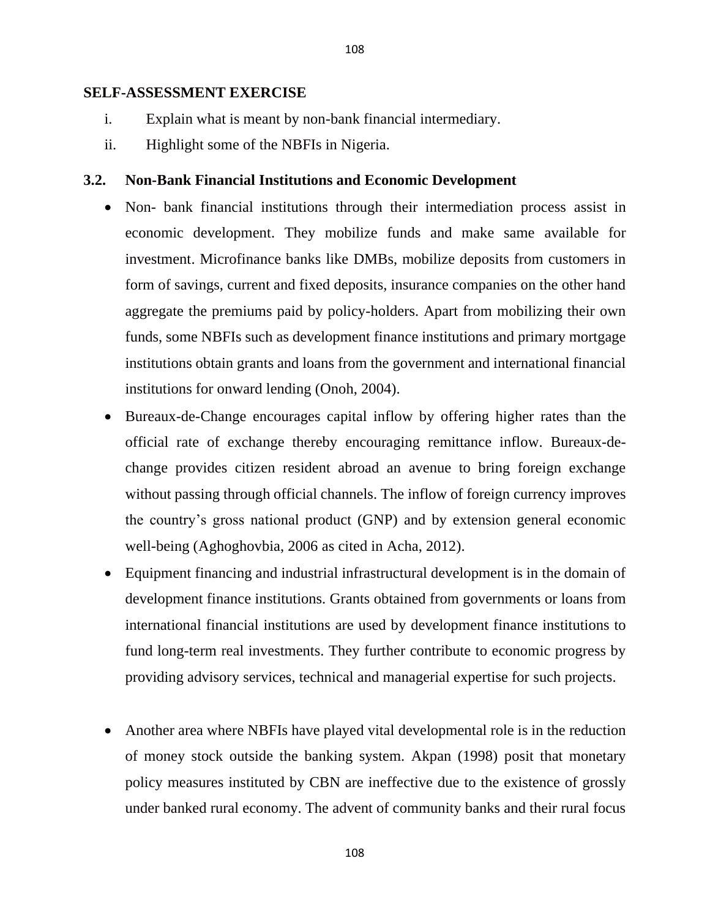**SELF-ASSESSMENT EXERCISE**

i. Explain what is meant by non-bank financial intermediary.

ii. Highlight some of the NBFIs in Nigeria.

## 3.2. Non-Bank Financial Institutions and Economic Development

- Non- bank financial institutions through their intermediation process assist in economic development. They mobilize funds and make same available for investment. Microfinance banks like DMBs, mobilize deposits from customers in form of savings, current and fixed deposits, insurance companies on the other hand aggregate the premiums paid by policy-holders. Apart from mobilizing their own funds, some NBFIs such as development finance institutions and primary mortgage institutions obtain grants and loans from the government and international financial institutions for onward lending (Onoh, 2004).
- Bureaux-de-Change encourages capital inflow by offering higher rates than the official rate of exchange thereby encouraging remittance inflow. Bureaux-de-change provides citizen resident abroad an avenue to bring foreign exchange without passing through official channels. The inflow of foreign currency improves the country's gross national product (GNP) and by extension general economic well-being (Aghoghovbia, 2006 as cited in Acha, 2012).
- Equipment financing and industrial infrastructural development is in the domain of development finance institutions. Grants obtained from governments or loans from international financial institutions are used by development finance institutions to fund long-term real investments. They further contribute to economic progress by providing advisory services, technical and managerial expertise for such projects.
- Another area where NBFIs have played vital developmental role is in the reduction of money stock outside the banking system. Akpan (1998) posit that monetary policy measures instituted by CBN are ineffective due to the existence of grossly under banked rural economy. The advent of community banks and their rural focus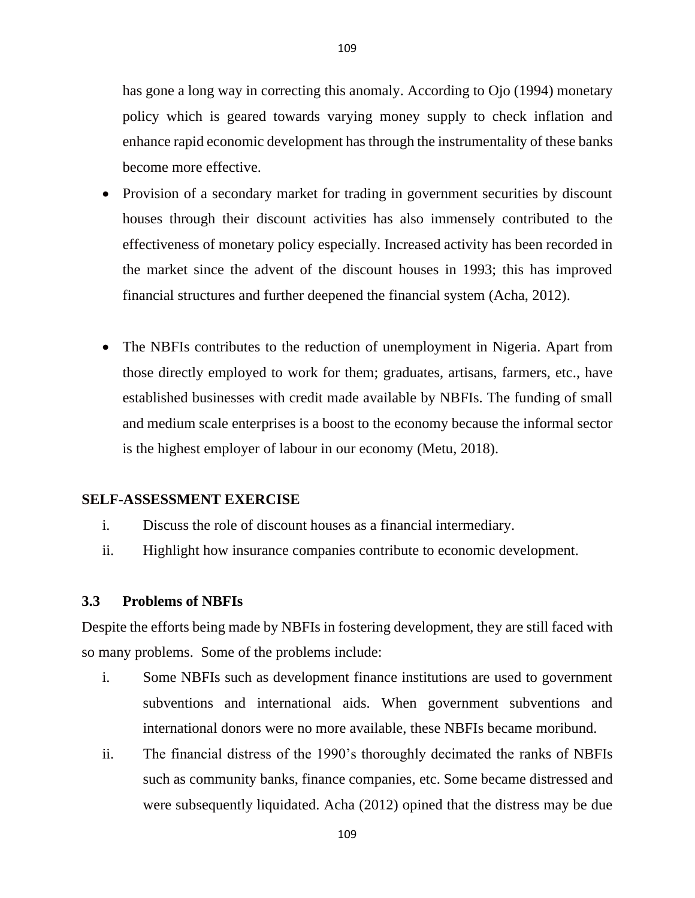has gone a long way in correcting this anomaly. According to Ojo (1994) monetary policy which is geared towards varying money supply to check inflation and enhance rapid economic development has through the instrumentality of these banks become more effective.

- Provision of a secondary market for trading in government securities by discount houses through their discount activities has also immensely contributed to the effectiveness of monetary policy especially. Increased activity has been recorded in the market since the advent of the discount houses in 1993; this has improved financial structures and further deepened the financial system (Acha, 2012).

- The NBFIs contributes to the reduction of unemployment in Nigeria. Apart from those directly employed to work for them; graduates, artisans, farmers, etc., have established businesses with credit made available by NBFIs. The funding of small and medium scale enterprises is a boost to the economy because the informal sector is the highest employer of labour in our economy (Metu, 2018).

**SELF-ASSESSMENT EXERCISE**

i. Discuss the role of discount houses as a financial intermediary.
ii. Highlight how insurance companies contribute to economic development.

### 3.3 Problems of NBFIs

Despite the efforts being made by NBFIs in fostering development, they are still faced with so many problems. Some of the problems include:

i. Some NBFIs such as development finance institutions are used to government subventions and international aids. When government subventions and international donors were no more available, these NBFIs became moribund.
ii. The financial distress of the 1990's thoroughly decimated the ranks of NBFIs such as community banks, finance companies, etc. Some became distressed and were subsequently liquidated. Acha (2012) opined that the distress may be due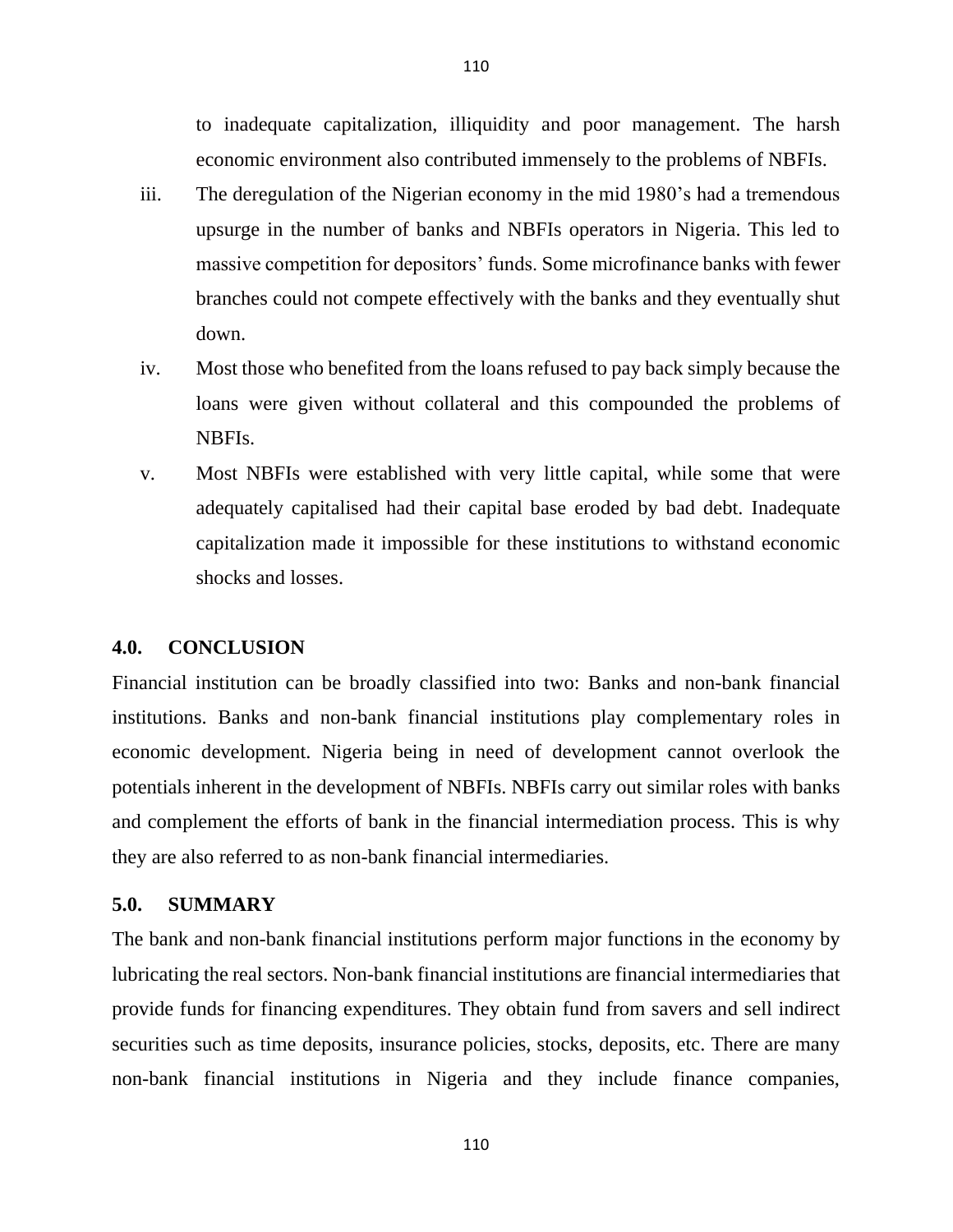to inadequate capitalization, illiquidity and poor management. The harsh economic environment also contributed immensely to the problems of NBFIs.

iii. The deregulation of the Nigerian economy in the mid 1980's had a tremendous upsurge in the number of banks and NBFIs operators in Nigeria. This led to massive competition for depositors' funds. Some microfinance banks with fewer branches could not compete effectively with the banks and they eventually shut down.

iv. Most those who benefited from the loans refused to pay back simply because the loans were given without collateral and this compounded the problems of NBFIs.

v. Most NBFIs were established with very little capital, while some that were adequately capitalised had their capital base eroded by bad debt. Inadequate capitalization made it impossible for these institutions to withstand economic shocks and losses.

## 4.0. CONCLUSION

Financial institution can be broadly classified into two: Banks and non-bank financial institutions. Banks and non-bank financial institutions play complementary roles in economic development. Nigeria being in need of development cannot overlook the potentials inherent in the development of NBFIs. NBFIs carry out similar roles with banks and complement the efforts of bank in the financial intermediation process. This is why they are also referred to as non-bank financial intermediaries.

## 5.0. SUMMARY

The bank and non-bank financial institutions perform major functions in the economy by lubricating the real sectors. Non-bank financial institutions are financial intermediaries that provide funds for financing expenditures. They obtain fund from savers and sell indirect securities such as time deposits, insurance policies, stocks, deposits, etc. There are many non-bank financial institutions in Nigeria and they include finance companies,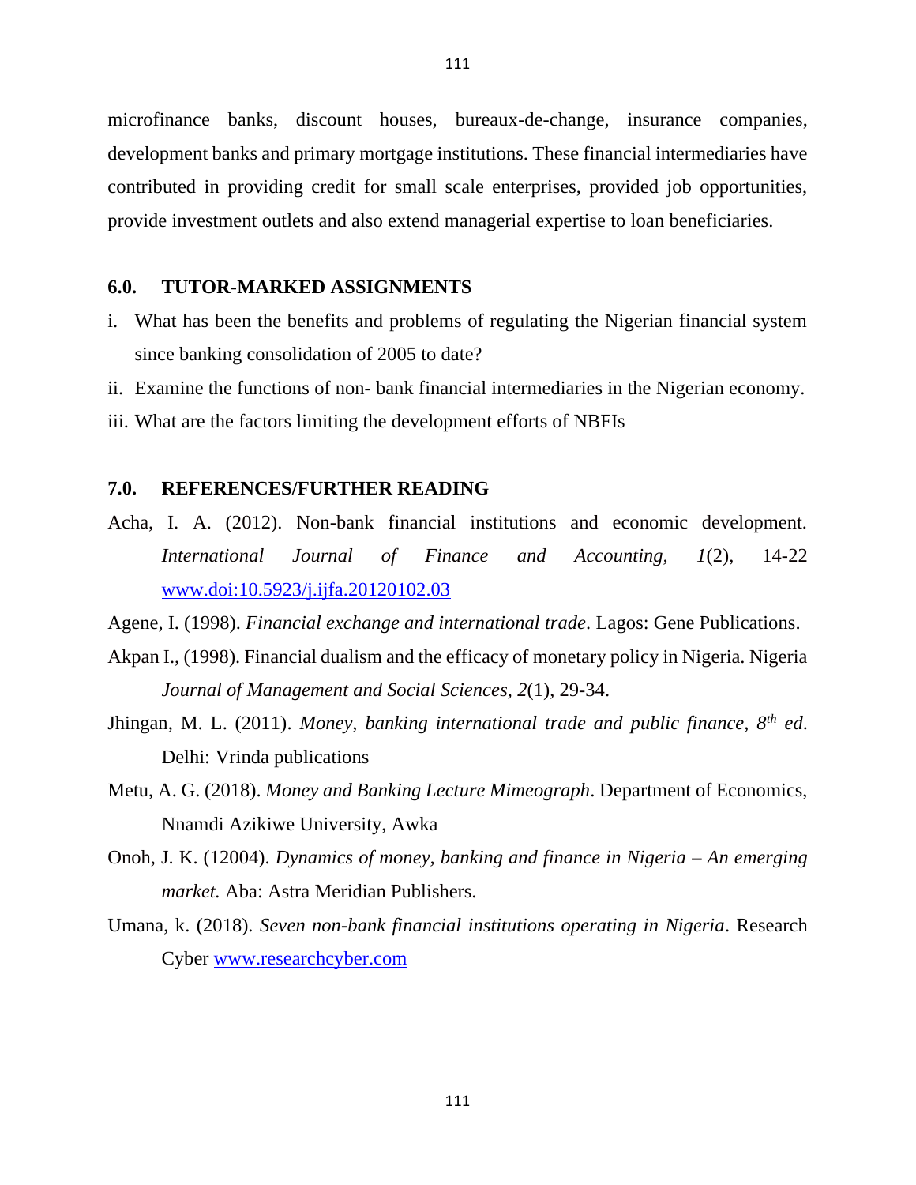microfinance banks, discount houses, bureaux-de-change, insurance companies, development banks and primary mortgage institutions. These financial intermediaries have contributed in providing credit for small scale enterprises, provided job opportunities, provide investment outlets and also extend managerial expertise to loan beneficiaries.

## 6.0. TUTOR-MARKED ASSIGNMENTS

i. What has been the benefits and problems of regulating the Nigerian financial system since banking consolidation of 2005 to date?

ii. Examine the functions of non- bank financial intermediaries in the Nigerian economy.

iii. What are the factors limiting the development efforts of NBFIs

## 7.0. REFERENCES/FURTHER READING

Acha, I. A. (2012). Non-bank financial institutions and economic development. *International Journal of Finance and Accounting, 1*(2), 14-22 www.doi:10.5923/j.ijfa.20120102.03

Agene, I. (1998). *Financial exchange and international trade*. Lagos: Gene Publications.

Akpan I., (1998). Financial dualism and the efficacy of monetary policy in Nigeria. Nigeria *Journal of Management and Social Sciences, 2*(1), 29-34.

Jhingan, M. L. (2011). *Money, banking international trade and public finance, 8th ed*. Delhi: Vrinda publications

Metu, A. G. (2018). *Money and Banking Lecture Mimeograph*. Department of Economics, Nnamdi Azikiwe University, Awka

Onoh, J. K. (12004). *Dynamics of money, banking and finance in Nigeria – An emerging market.* Aba: Astra Meridian Publishers.

Umana, k. (2018). *Seven non-bank financial institutions operating in Nigeria*. Research Cyber www.researchcyber.com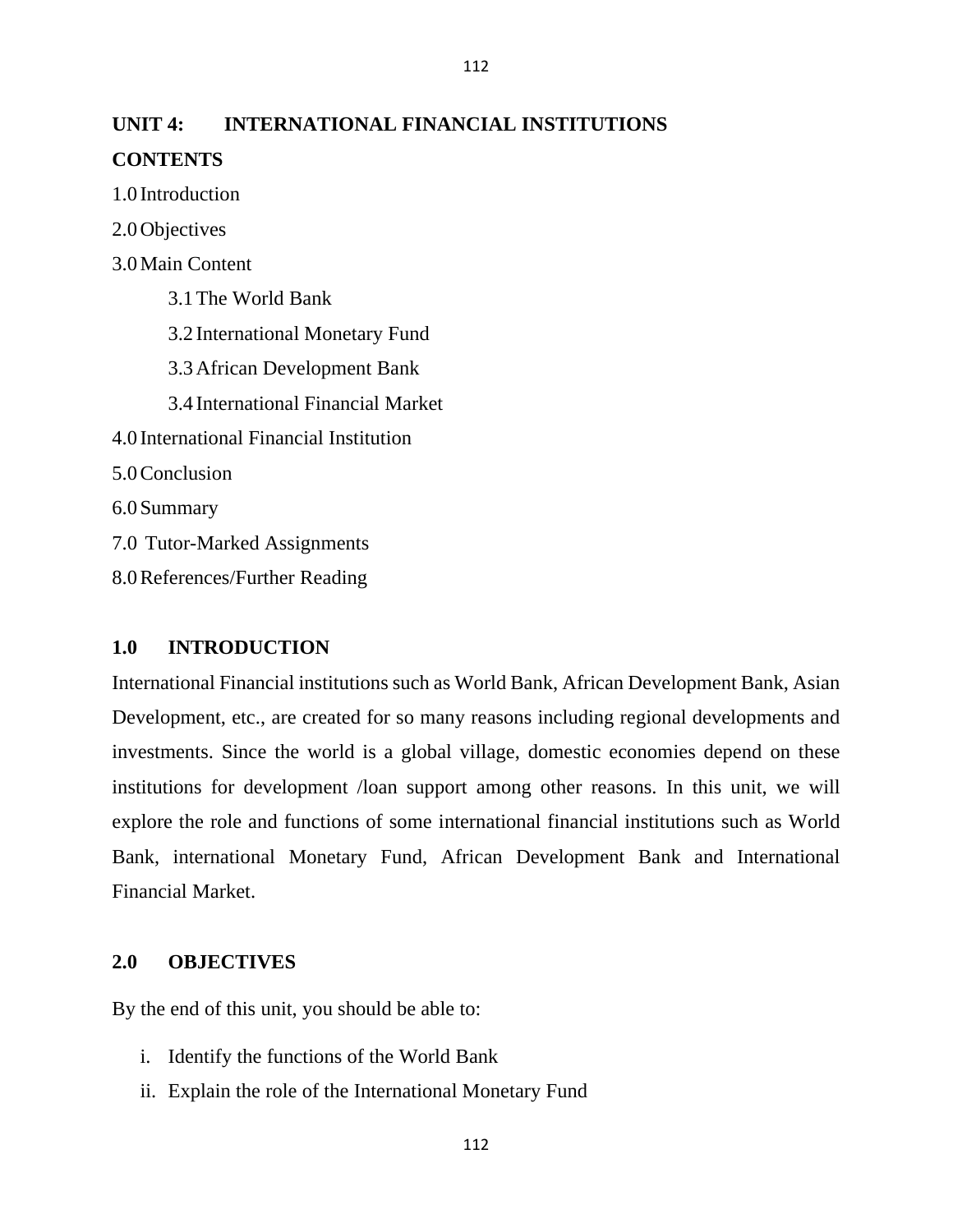## UNIT 4: INTERNATIONAL FINANCIAL INSTITUTIONS

### CONTENTS

1.0 Introduction

2.0 Objectives

3.0 Main Content

- 3.1 The World Bank
- 3.2 International Monetary Fund
- 3.3 African Development Bank
- 3.4 International Financial Market

4.0 International Financial Institution

5.0 Conclusion

6.0 Summary

7.0 Tutor-Marked Assignments

8.0 References/Further Reading

### 1.0 INTRODUCTION

International Financial institutions such as World Bank, African Development Bank, Asian Development, etc., are created for so many reasons including regional developments and investments. Since the world is a global village, domestic economies depend on these institutions for development /loan support among other reasons. In this unit, we will explore the role and functions of some international financial institutions such as World Bank, international Monetary Fund, African Development Bank and International Financial Market.

### 2.0 OBJECTIVES

By the end of this unit, you should be able to:

i. Identify the functions of the World Bank
ii. Explain the role of the International Monetary Fund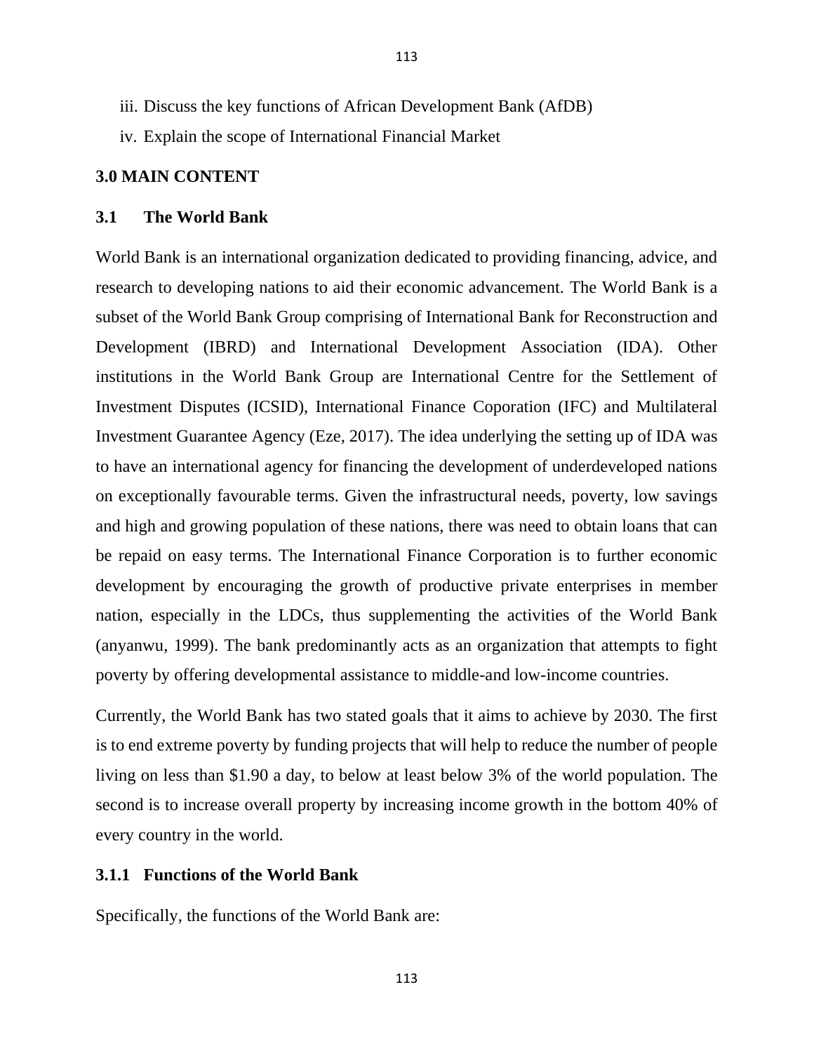iii. Discuss the key functions of African Development Bank (AfDB)
iv. Explain the scope of International Financial Market

## 3.0 MAIN CONTENT

### 3.1 The World Bank

World Bank is an international organization dedicated to providing financing, advice, and research to developing nations to aid their economic advancement. The World Bank is a subset of the World Bank Group comprising of International Bank for Reconstruction and Development (IBRD) and International Development Association (IDA). Other institutions in the World Bank Group are International Centre for the Settlement of Investment Disputes (ICSID), International Finance Coporation (IFC) and Multilateral Investment Guarantee Agency (Eze, 2017). The idea underlying the setting up of IDA was to have an international agency for financing the development of underdeveloped nations on exceptionally favourable terms. Given the infrastructural needs, poverty, low savings and high and growing population of these nations, there was need to obtain loans that can be repaid on easy terms. The International Finance Corporation is to further economic development by encouraging the growth of productive private enterprises in member nation, especially in the LDCs, thus supplementing the activities of the World Bank (anyanwu, 1999). The bank predominantly acts as an organization that attempts to fight poverty by offering developmental assistance to middle-and low-income countries.

Currently, the World Bank has two stated goals that it aims to achieve by 2030. The first is to end extreme poverty by funding projects that will help to reduce the number of people living on less than $1.90 a day, to below at least below 3% of the world population. The second is to increase overall property by increasing income growth in the bottom 40% of every country in the world.

#### 3.1.1 Functions of the World Bank

Specifically, the functions of the World Bank are: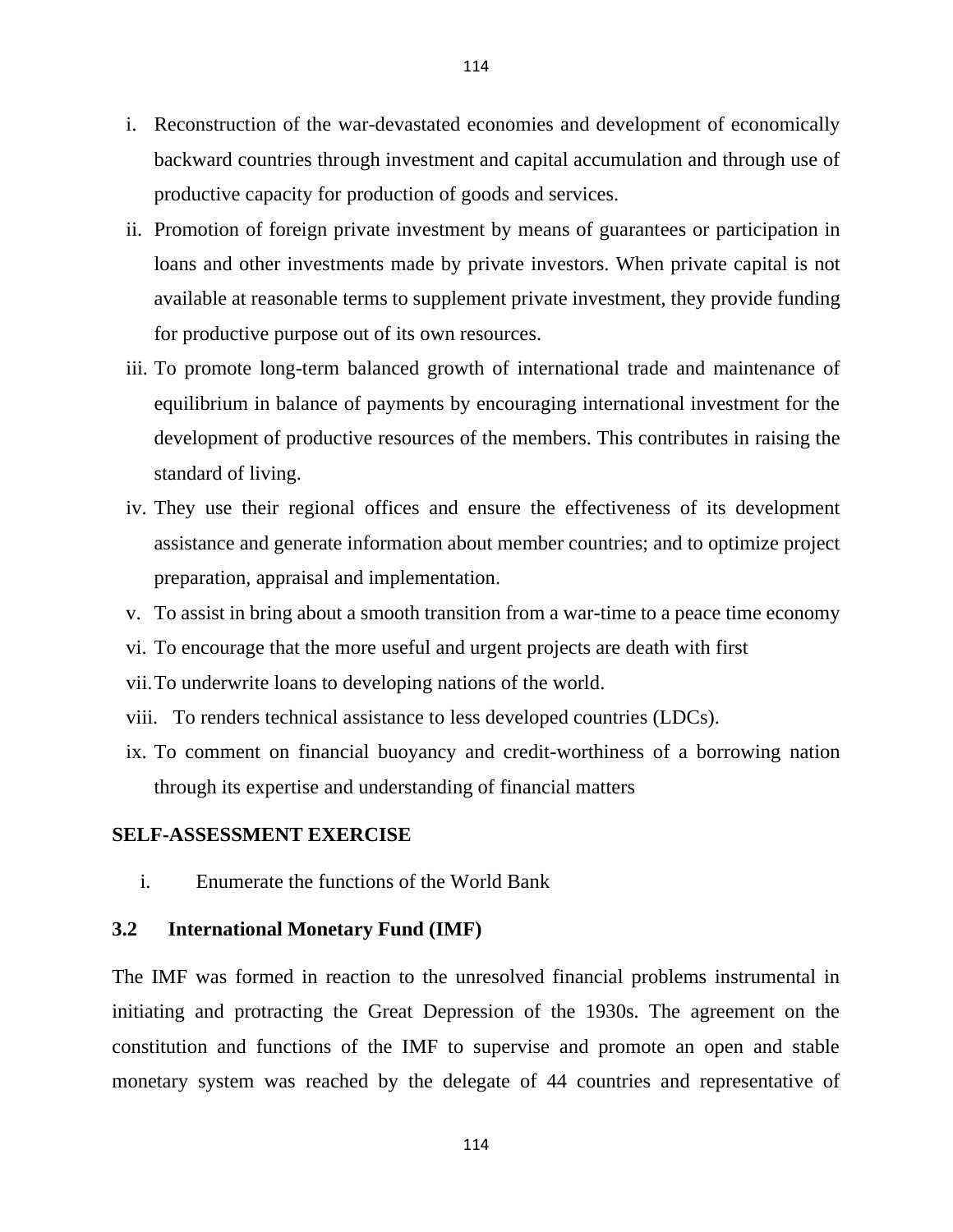i. Reconstruction of the war-devastated economies and development of economically backward countries through investment and capital accumulation and through use of productive capacity for production of goods and services.
ii. Promotion of foreign private investment by means of guarantees or participation in loans and other investments made by private investors. When private capital is not available at reasonable terms to supplement private investment, they provide funding for productive purpose out of its own resources.
iii. To promote long-term balanced growth of international trade and maintenance of equilibrium in balance of payments by encouraging international investment for the development of productive resources of the members. This contributes in raising the standard of living.
iv. They use their regional offices and ensure the effectiveness of its development assistance and generate information about member countries; and to optimize project preparation, appraisal and implementation.
v. To assist in bring about a smooth transition from a war-time to a peace time economy
vi. To encourage that the more useful and urgent projects are death with first
vii. To underwrite loans to developing nations of the world.
viii. To renders technical assistance to less developed countries (LDCs).
ix. To comment on financial buoyancy and credit-worthiness of a borrowing nation through its expertise and understanding of financial matters

**SELF-ASSESSMENT EXERCISE**

i. Enumerate the functions of the World Bank

### 3.2 International Monetary Fund (IMF)

The IMF was formed in reaction to the unresolved financial problems instrumental in initiating and protracting the Great Depression of the 1930s. The agreement on the constitution and functions of the IMF to supervise and promote an open and stable monetary system was reached by the delegate of 44 countries and representative of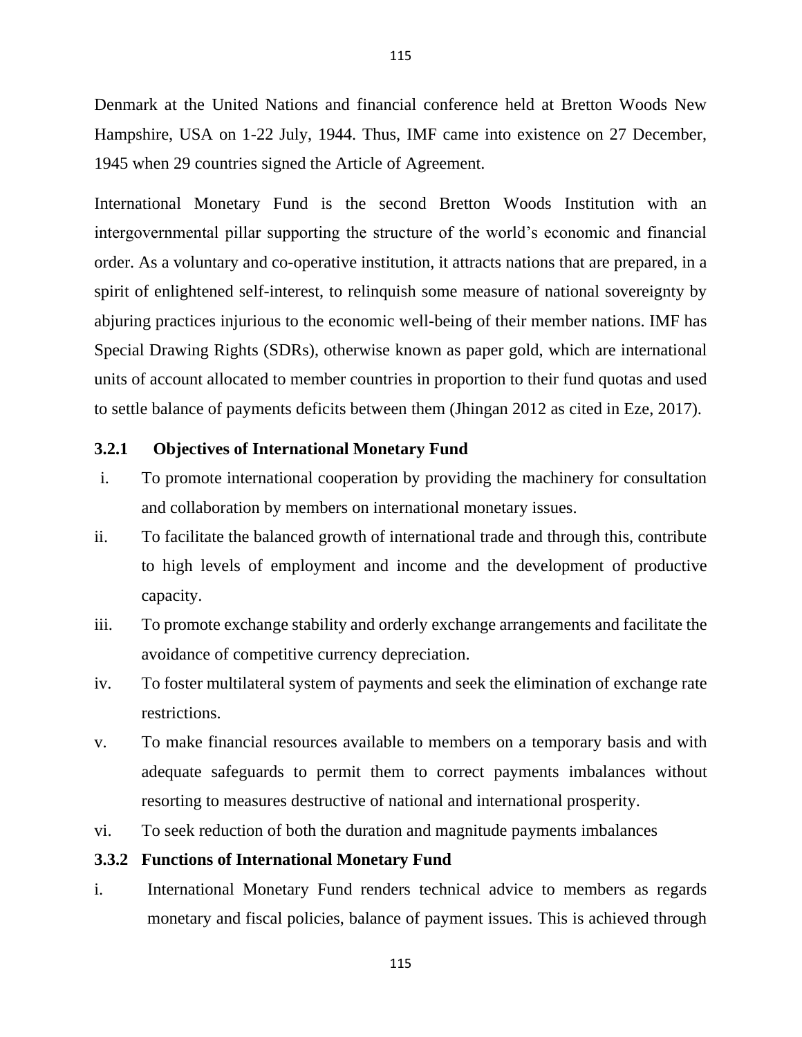Denmark at the United Nations and financial conference held at Bretton Woods New Hampshire, USA on 1-22 July, 1944. Thus, IMF came into existence on 27 December, 1945 when 29 countries signed the Article of Agreement.

International Monetary Fund is the second Bretton Woods Institution with an intergovernmental pillar supporting the structure of the world's economic and financial order. As a voluntary and co-operative institution, it attracts nations that are prepared, in a spirit of enlightened self-interest, to relinquish some measure of national sovereignty by abjuring practices injurious to the economic well-being of their member nations. IMF has Special Drawing Rights (SDRs), otherwise known as paper gold, which are international units of account allocated to member countries in proportion to their fund quotas and used to settle balance of payments deficits between them (Jhingan 2012 as cited in Eze, 2017).

### 3.2.1 Objectives of International Monetary Fund

i. To promote international cooperation by providing the machinery for consultation and collaboration by members on international monetary issues.

ii. To facilitate the balanced growth of international trade and through this, contribute to high levels of employment and income and the development of productive capacity.

iii. To promote exchange stability and orderly exchange arrangements and facilitate the avoidance of competitive currency depreciation.

iv. To foster multilateral system of payments and seek the elimination of exchange rate restrictions.

v. To make financial resources available to members on a temporary basis and with adequate safeguards to permit them to correct payments imbalances without resorting to measures destructive of national and international prosperity.

vi. To seek reduction of both the duration and magnitude payments imbalances

### 3.3.2 Functions of International Monetary Fund

i. International Monetary Fund renders technical advice to members as regards monetary and fiscal policies, balance of payment issues. This is achieved through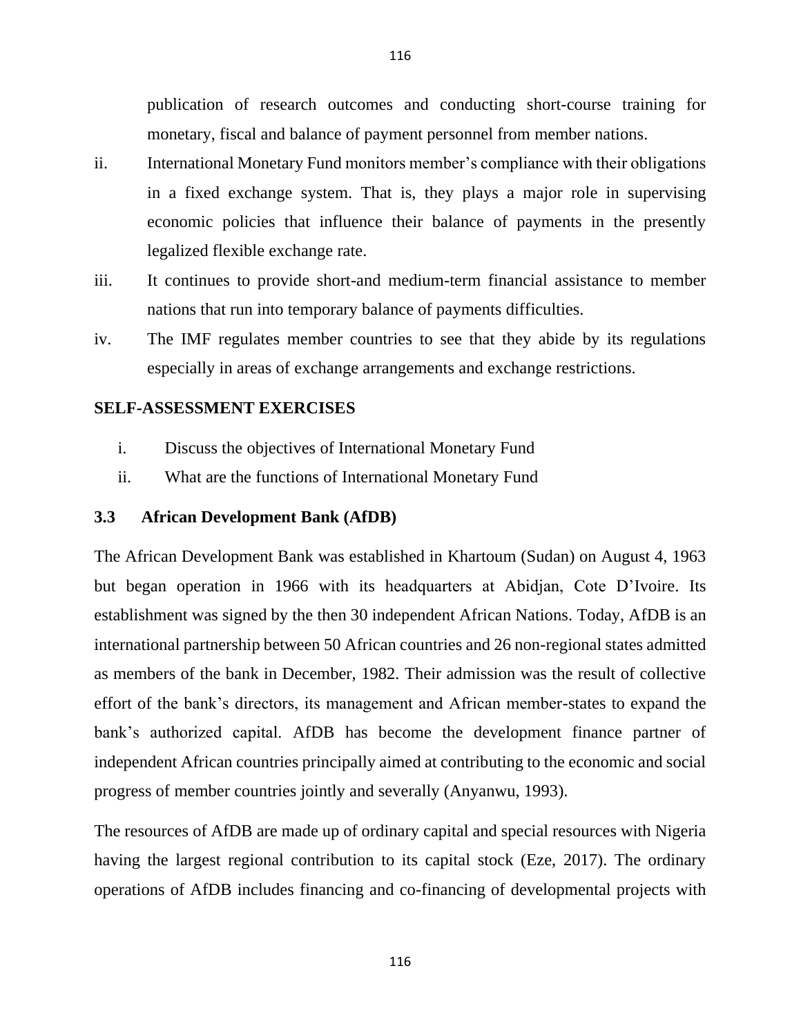publication of research outcomes and conducting short-course training for monetary, fiscal and balance of payment personnel from member nations.

ii. International Monetary Fund monitors member's compliance with their obligations in a fixed exchange system. That is, they plays a major role in supervising economic policies that influence their balance of payments in the presently legalized flexible exchange rate.

iii. It continues to provide short-and medium-term financial assistance to member nations that run into temporary balance of payments difficulties.

iv. The IMF regulates member countries to see that they abide by its regulations especially in areas of exchange arrangements and exchange restrictions.

**SELF-ASSESSMENT EXERCISES**

i. Discuss the objectives of International Monetary Fund

ii. What are the functions of International Monetary Fund

### 3.3 African Development Bank (AfDB)

The African Development Bank was established in Khartoum (Sudan) on August 4, 1963 but began operation in 1966 with its headquarters at Abidjan, Cote D'Ivoire. Its establishment was signed by the then 30 independent African Nations. Today, AfDB is an international partnership between 50 African countries and 26 non-regional states admitted as members of the bank in December, 1982. Their admission was the result of collective effort of the bank's directors, its management and African member-states to expand the bank's authorized capital. AfDB has become the development finance partner of independent African countries principally aimed at contributing to the economic and social progress of member countries jointly and severally (Anyanwu, 1993).

The resources of AfDB are made up of ordinary capital and special resources with Nigeria having the largest regional contribution to its capital stock (Eze, 2017). The ordinary operations of AfDB includes financing and co-financing of developmental projects with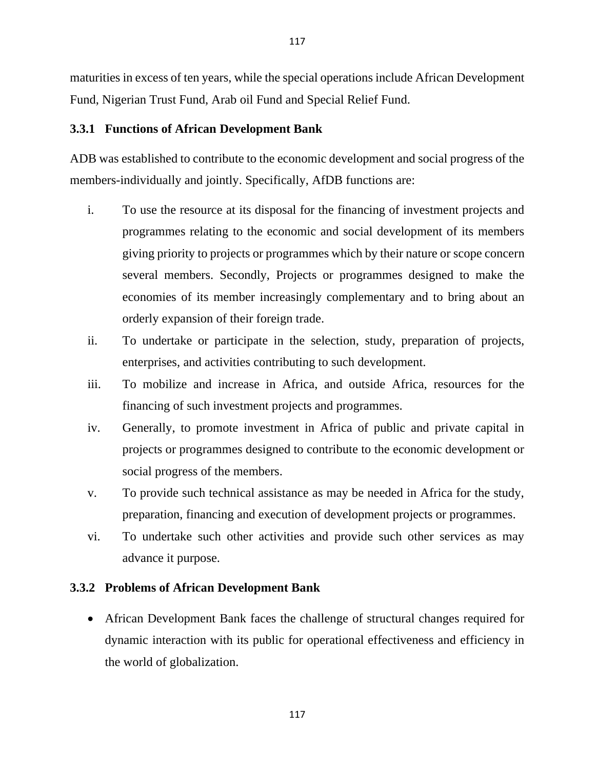maturities in excess of ten years, while the special operations include African Development Fund, Nigerian Trust Fund, Arab oil Fund and Special Relief Fund.

### 3.3.1 Functions of African Development Bank

ADB was established to contribute to the economic development and social progress of the members-individually and jointly. Specifically, AfDB functions are:

i. To use the resource at its disposal for the financing of investment projects and programmes relating to the economic and social development of its members giving priority to projects or programmes which by their nature or scope concern several members. Secondly, Projects or programmes designed to make the economies of its member increasingly complementary and to bring about an orderly expansion of their foreign trade.
ii. To undertake or participate in the selection, study, preparation of projects, enterprises, and activities contributing to such development.
iii. To mobilize and increase in Africa, and outside Africa, resources for the financing of such investment projects and programmes.
iv. Generally, to promote investment in Africa of public and private capital in projects or programmes designed to contribute to the economic development or social progress of the members.
v. To provide such technical assistance as may be needed in Africa for the study, preparation, financing and execution of development projects or programmes.
vi. To undertake such other activities and provide such other services as may advance it purpose.

### 3.3.2 Problems of African Development Bank

- African Development Bank faces the challenge of structural changes required for dynamic interaction with its public for operational effectiveness and efficiency in the world of globalization.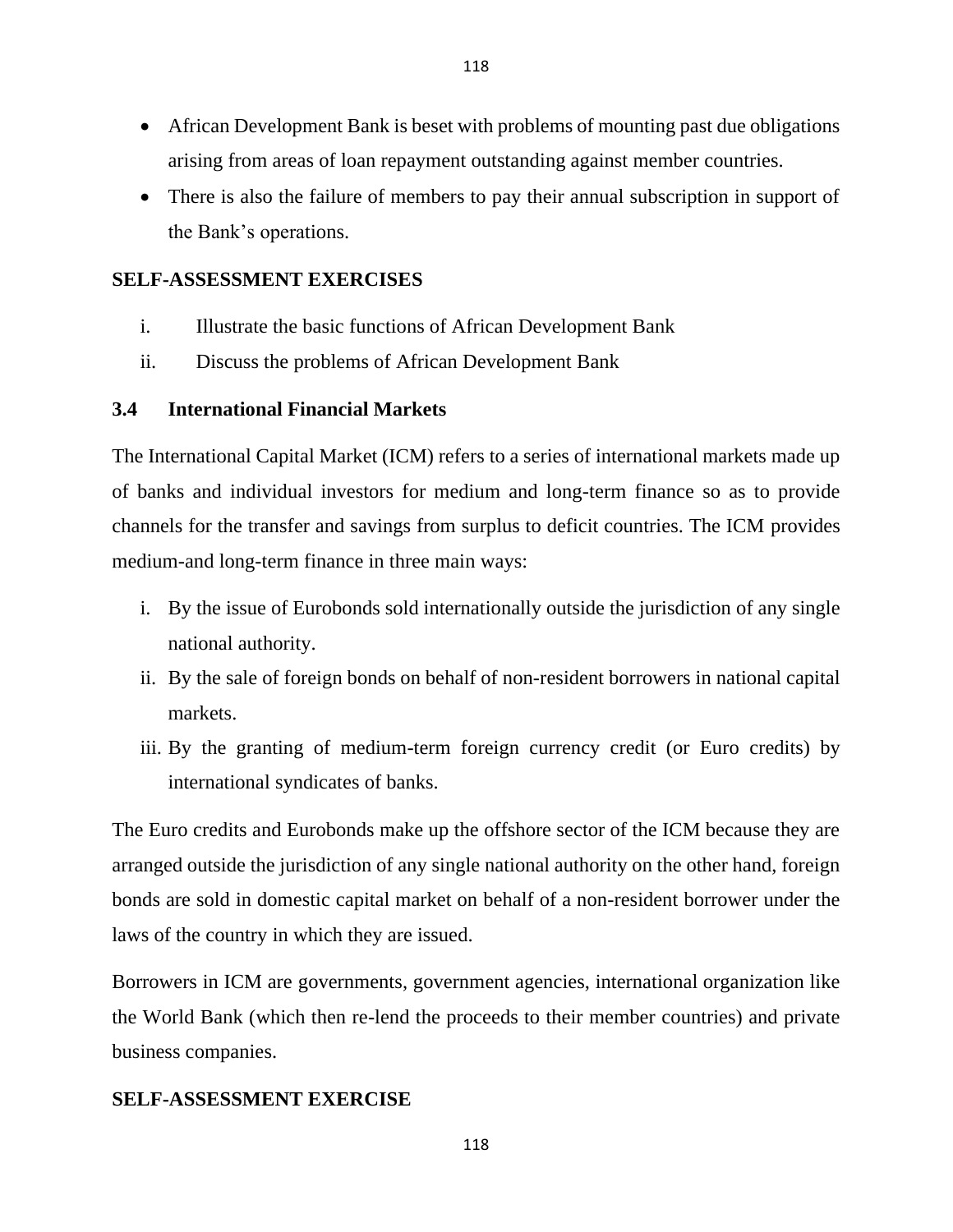- African Development Bank is beset with problems of mounting past due obligations arising from areas of loan repayment outstanding against member countries.
- There is also the failure of members to pay their annual subscription in support of the Bank's operations.

**SELF-ASSESSMENT EXERCISES**

i. Illustrate the basic functions of African Development Bank
ii. Discuss the problems of African Development Bank

## 3.4 International Financial Markets

The International Capital Market (ICM) refers to a series of international markets made up of banks and individual investors for medium and long-term finance so as to provide channels for the transfer and savings from surplus to deficit countries. The ICM provides medium-and long-term finance in three main ways:

i. By the issue of Eurobonds sold internationally outside the jurisdiction of any single national authority.
ii. By the sale of foreign bonds on behalf of non-resident borrowers in national capital markets.
iii. By the granting of medium-term foreign currency credit (or Euro credits) by international syndicates of banks.

The Euro credits and Eurobonds make up the offshore sector of the ICM because they are arranged outside the jurisdiction of any single national authority on the other hand, foreign bonds are sold in domestic capital market on behalf of a non-resident borrower under the laws of the country in which they are issued.

Borrowers in ICM are governments, government agencies, international organization like the World Bank (which then re-lend the proceeds to their member countries) and private business companies.

**SELF-ASSESSMENT EXERCISE**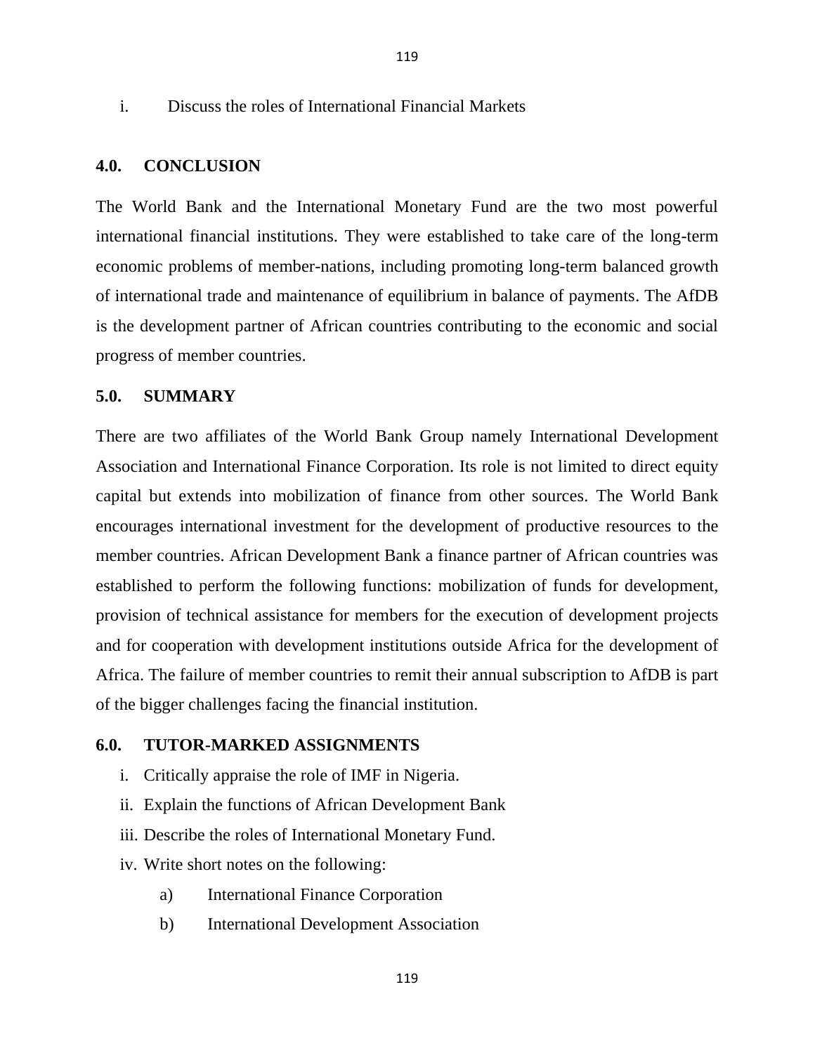i. Discuss the roles of International Financial Markets

## 4.0. CONCLUSION

The World Bank and the International Monetary Fund are the two most powerful international financial institutions. They were established to take care of the long-term economic problems of member-nations, including promoting long-term balanced growth of international trade and maintenance of equilibrium in balance of payments. The AfDB is the development partner of African countries contributing to the economic and social progress of member countries.

## 5.0. SUMMARY

There are two affiliates of the World Bank Group namely International Development Association and International Finance Corporation. Its role is not limited to direct equity capital but extends into mobilization of finance from other sources. The World Bank encourages international investment for the development of productive resources to the member countries. African Development Bank a finance partner of African countries was established to perform the following functions: mobilization of funds for development, provision of technical assistance for members for the execution of development projects and for cooperation with development institutions outside Africa for the development of Africa. The failure of member countries to remit their annual subscription to AfDB is part of the bigger challenges facing the financial institution.

## 6.0. TUTOR-MARKED ASSIGNMENTS

i. Critically appraise the role of IMF in Nigeria.
ii. Explain the functions of African Development Bank
iii. Describe the roles of International Monetary Fund.
iv. Write short notes on the following:
    a) International Finance Corporation
    b) International Development Association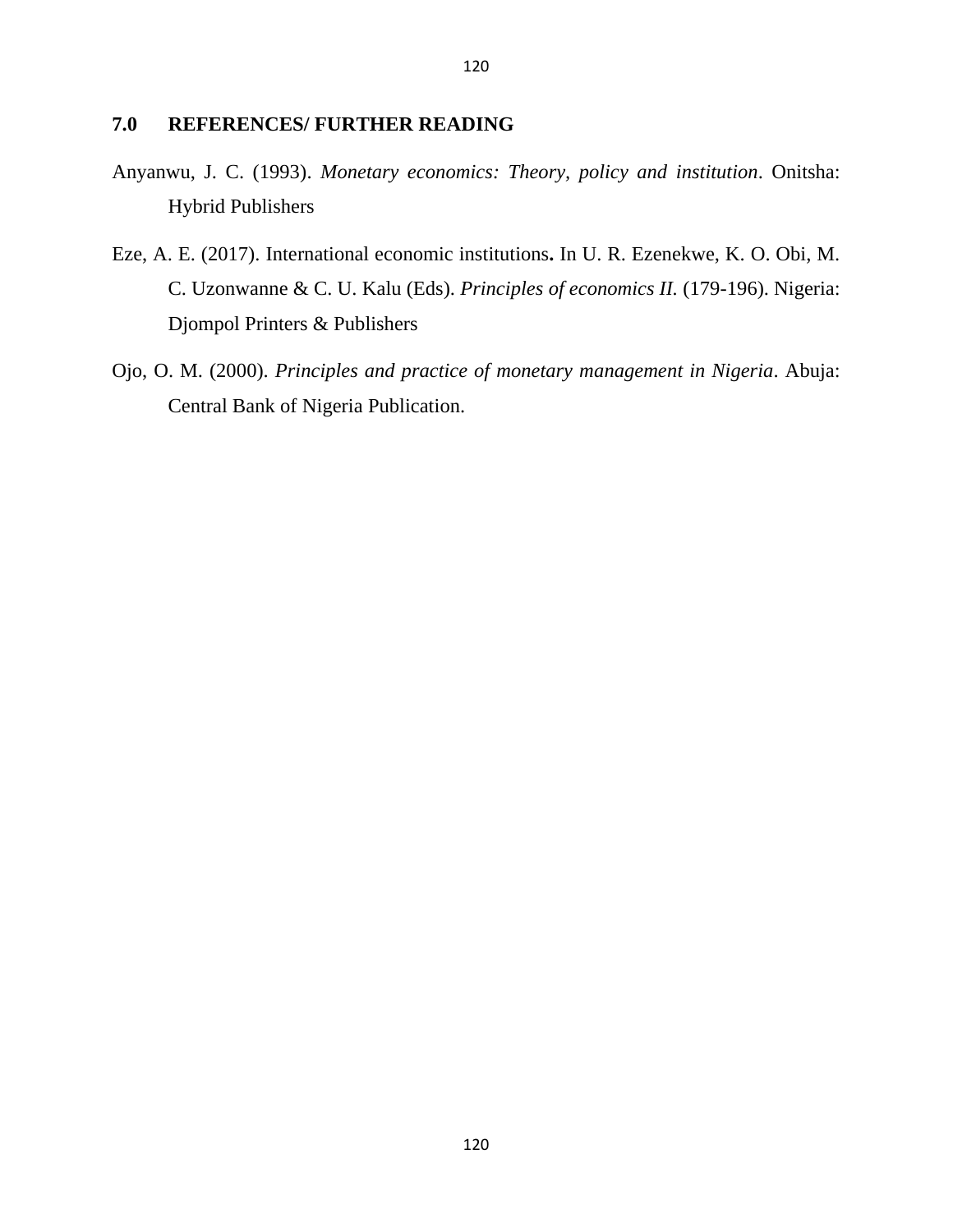## 7.0 REFERENCES/ FURTHER READING

Anyanwu, J. C. (1993). *Monetary economics: Theory, policy and institution*. Onitsha: Hybrid Publishers

Eze, A. E. (2017). International economic institutions**.** In U. R. Ezenekwe, K. O. Obi, M. C. Uzonwanne & C. U. Kalu (Eds). *Principles of economics II.* (179-196). Nigeria: Djompol Printers & Publishers

Ojo, O. M. (2000). *Principles and practice of monetary management in Nigeria*. Abuja: Central Bank of Nigeria Publication.